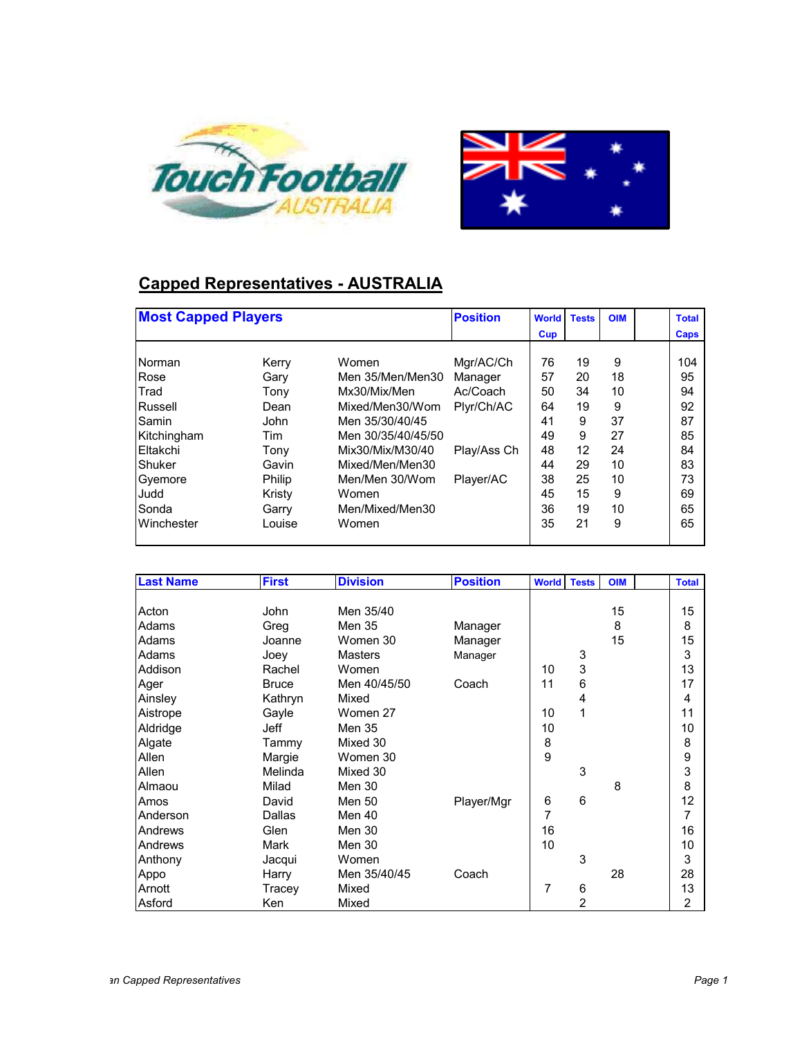## Capped Representatives - AUSTRALIA

| Most Capped Players | | | Position | World Cup | Tests | OIM | | Total Caps |
|---|---|---|---|---|---|---|---|---|
| Norman | Kerry | Women | Mgr/AC/Ch | 76 | 19 | 9 | | 104 |
| Rose | Gary | Men 35/Men/Men30 | Manager | 57 | 20 | 18 | | 95 |
| Trad | Tony | Mx30/Mix/Men | Ac/Coach | 50 | 34 | 10 | | 94 |
| Russell | Dean | Mixed/Men30/Wom | Plyr/Ch/AC | 64 | 19 | 9 | | 92 |
| Samin | John | Men 35/30/40/45 | | 41 | 9 | 37 | | 87 |
| Kitchingham | Tim | Men 30/35/40/45/50 | | 49 | 9 | 27 | | 85 |
| Eltakchi | Tony | Mix30/Mix/M30/40 | Play/Ass Ch | 48 | 12 | 24 | | 84 |
| Shuker | Gavin | Mixed/Men/Men30 | | 44 | 29 | 10 | | 83 |
| Gyemore | Philip | Men/Men 30/Wom | Player/AC | 38 | 25 | 10 | | 73 |
| Judd | Kristy | Women | | 45 | 15 | 9 | | 69 |
| Sonda | Garry | Men/Mixed/Men30 | | 36 | 19 | 10 | | 65 |
| Winchester | Louise | Women | | 35 | 21 | 9 | | 65 |

| Last Name | First | Division | Position | World | Tests | OIM | | Total |
|---|---|---|---|---|---|---|---|---|
| Acton | John | Men 35/40 | | | | 15 | | 15 |
| Adams | Greg | Men 35 | Manager | | | 8 | | 8 |
| Adams | Joanne | Women 30 | Manager | | | 15 | | 15 |
| Adams | Joey | Masters | Manager | | 3 | | | 3 |
| Addison | Rachel | Women | | 10 | 3 | | | 13 |
| Ager | Bruce | Men 40/45/50 | Coach | 11 | 6 | | | 17 |
| Ainsley | Kathryn | Mixed | | | 4 | | | 4 |
| Aistrope | Gayle | Women 27 | | 10 | 1 | | | 11 |
| Aldridge | Jeff | Men 35 | | 10 | | | | 10 |
| Algate | Tammy | Mixed 30 | | 8 | | | | 8 |
| Allen | Margie | Women 30 | | 9 | | | | 9 |
| Allen | Melinda | Mixed 30 | | | 3 | | | 3 |
| Almaou | Milad | Men 30 | | | | 8 | | 8 |
| Amos | David | Men 50 | Player/Mgr | 6 | 6 | | | 12 |
| Anderson | Dallas | Men 40 | | 7 | | | | 7 |
| Andrews | Glen | Men 30 | | 16 | | | | 16 |
| Andrews | Mark | Men 30 | | 10 | | | | 10 |
| Anthony | Jacqui | Women | | | 3 | | | 3 |
| Appo | Harry | Men 35/40/45 | Coach | | | 28 | | 28 |
| Arnott | Tracey | Mixed | | 7 | 6 | | | 13 |
| Asford | Ken | Mixed | | | 2 | | | 2 |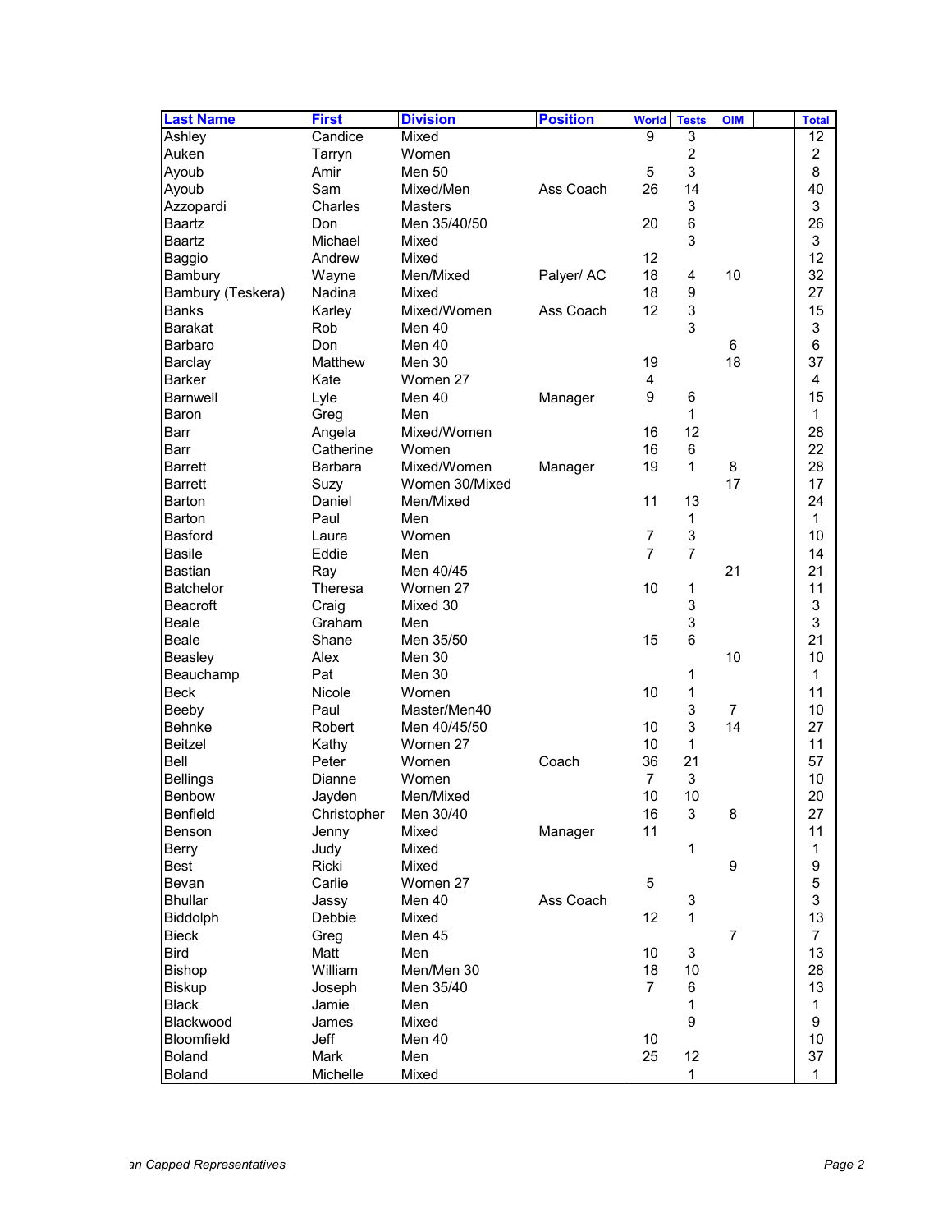| Last Name | First | Division | Position | World | Tests | OIM | | Total |
|---|---|---|---|---|---|---|---|---|
| Ashley | Candice | Mixed | | 9 | 3 | | | 12 |
| Auken | Tarryn | Women | | | 2 | | | 2 |
| Ayoub | Amir | Men 50 | | 5 | 3 | | | 8 |
| Ayoub | Sam | Mixed/Men | Ass Coach | 26 | 14 | | | 40 |
| Azzopardi | Charles | Masters | | | 3 | | | 3 |
| Baartz | Don | Men 35/40/50 | | 20 | 6 | | | 26 |
| Baartz | Michael | Mixed | | | 3 | | | 3 |
| Baggio | Andrew | Mixed | | 12 | | | | 12 |
| Bambury | Wayne | Men/Mixed | Palyer/ AC | 18 | 4 | 10 | | 32 |
| Bambury (Teskera) | Nadina | Mixed | | 18 | 9 | | | 27 |
| Banks | Karley | Mixed/Women | Ass Coach | 12 | 3 | | | 15 |
| Barakat | Rob | Men 40 | | | 3 | | | 3 |
| Barbaro | Don | Men 40 | | | | 6 | | 6 |
| Barclay | Matthew | Men 30 | | 19 | | 18 | | 37 |
| Barker | Kate | Women 27 | | 4 | | | | 4 |
| Barnwell | Lyle | Men 40 | Manager | 9 | 6 | | | 15 |
| Baron | Greg | Men | | | 1 | | | 1 |
| Barr | Angela | Mixed/Women | | 16 | 12 | | | 28 |
| Barr | Catherine | Women | | 16 | 6 | | | 22 |
| Barrett | Barbara | Mixed/Women | Manager | 19 | 1 | 8 | | 28 |
| Barrett | Suzy | Women 30/Mixed | | | | 17 | | 17 |
| Barton | Daniel | Men/Mixed | | 11 | 13 | | | 24 |
| Barton | Paul | Men | | | 1 | | | 1 |
| Basford | Laura | Women | | 7 | 3 | | | 10 |
| Basile | Eddie | Men | | 7 | 7 | | | 14 |
| Bastian | Ray | Men 40/45 | | | | 21 | | 21 |
| Batchelor | Theresa | Women 27 | | 10 | 1 | | | 11 |
| Beacroft | Craig | Mixed 30 | | | 3 | | | 3 |
| Beale | Graham | Men | | | 3 | | | 3 |
| Beale | Shane | Men 35/50 | | 15 | 6 | | | 21 |
| Beasley | Alex | Men 30 | | | | 10 | | 10 |
| Beauchamp | Pat | Men 30 | | | 1 | | | 1 |
| Beck | Nicole | Women | | 10 | 1 | | | 11 |
| Beeby | Paul | Master/Men40 | | | 3 | 7 | | 10 |
| Behnke | Robert | Men 40/45/50 | | 10 | 3 | 14 | | 27 |
| Beitzel | Kathy | Women 27 | | 10 | 1 | | | 11 |
| Bell | Peter | Women | Coach | 36 | 21 | | | 57 |
| Bellings | Dianne | Women | | 7 | 3 | | | 10 |
| Benbow | Jayden | Men/Mixed | | 10 | 10 | | | 20 |
| Benfield | Christopher | Men 30/40 | | 16 | 3 | 8 | | 27 |
| Benson | Jenny | Mixed | Manager | 11 | | | | 11 |
| Berry | Judy | Mixed | | | 1 | | | 1 |
| Best | Ricki | Mixed | | | | 9 | | 9 |
| Bevan | Carlie | Women 27 | | 5 | | | | 5 |
| Bhullar | Jassy | Men 40 | Ass Coach | | 3 | | | 3 |
| Biddolph | Debbie | Mixed | | 12 | 1 | | | 13 |
| Bieck | Greg | Men 45 | | | | 7 | | 7 |
| Bird | Matt | Men | | 10 | 3 | | | 13 |
| Bishop | William | Men/Men 30 | | 18 | 10 | | | 28 |
| Biskup | Joseph | Men 35/40 | | 7 | 6 | | | 13 |
| Black | Jamie | Men | | | 1 | | | 1 |
| Blackwood | James | Mixed | | | 9 | | | 9 |
| Bloomfield | Jeff | Men 40 | | 10 | | | | 10 |
| Boland | Mark | Men | | 25 | 12 | | | 37 |
| Boland | Michelle | Mixed | | | 1 | | | 1 |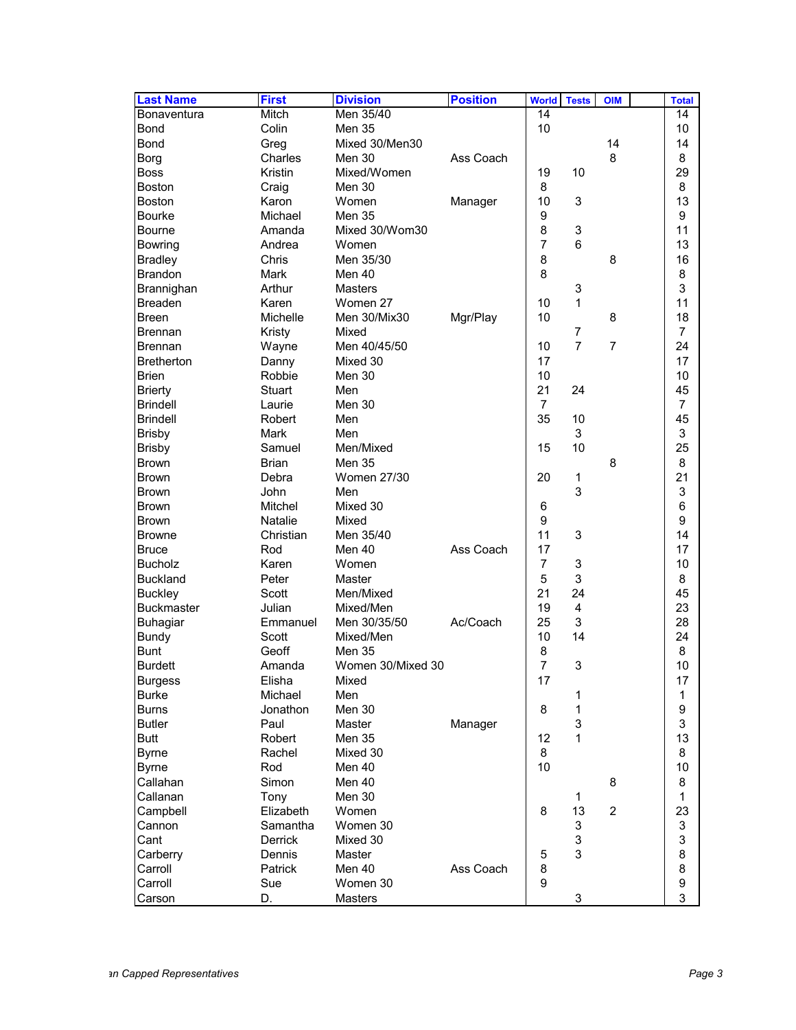| Last Name | First | Division | Position | World | Tests | OIM | | Total |
|---|---|---|---|---|---|---|---|---|
| Bonaventura | Mitch | Men 35/40 | | 14 | | | | 14 |
| Bond | Colin | Men 35 | | 10 | | | | 10 |
| Bond | Greg | Mixed 30/Men30 | | | | 14 | | 14 |
| Borg | Charles | Men 30 | Ass Coach | | | 8 | | 8 |
| Boss | Kristin | Mixed/Women | | 19 | 10 | | | 29 |
| Boston | Craig | Men 30 | | 8 | | | | 8 |
| Boston | Karon | Women | Manager | 10 | 3 | | | 13 |
| Bourke | Michael | Men 35 | | 9 | | | | 9 |
| Bourne | Amanda | Mixed 30/Wom30 | | 8 | 3 | | | 11 |
| Bowring | Andrea | Women | | 7 | 6 | | | 13 |
| Bradley | Chris | Men 35/30 | | 8 | | 8 | | 16 |
| Brandon | Mark | Men 40 | | 8 | | | | 8 |
| Brannighan | Arthur | Masters | | | 3 | | | 3 |
| Breaden | Karen | Women 27 | | 10 | 1 | | | 11 |
| Breen | Michelle | Men 30/Mix30 | Mgr/Play | 10 | | 8 | | 18 |
| Brennan | Kristy | Mixed | | | 7 | | | 7 |
| Brennan | Wayne | Men 40/45/50 | | 10 | 7 | 7 | | 24 |
| Bretherton | Danny | Mixed 30 | | 17 | | | | 17 |
| Brien | Robbie | Men 30 | | 10 | | | | 10 |
| Brierty | Stuart | Men | | 21 | 24 | | | 45 |
| Brindell | Laurie | Men 30 | | 7 | | | | 7 |
| Brindell | Robert | Men | | 35 | 10 | | | 45 |
| Brisby | Mark | Men | | | 3 | | | 3 |
| Brisby | Samuel | Men/Mixed | | 15 | 10 | | | 25 |
| Brown | Brian | Men 35 | | | | 8 | | 8 |
| Brown | Debra | Women 27/30 | | 20 | 1 | | | 21 |
| Brown | John | Men | | | 3 | | | 3 |
| Brown | Mitchel | Mixed 30 | | 6 | | | | 6 |
| Brown | Natalie | Mixed | | 9 | | | | 9 |
| Browne | Christian | Men 35/40 | | 11 | 3 | | | 14 |
| Bruce | Rod | Men 40 | Ass Coach | 17 | | | | 17 |
| Bucholz | Karen | Women | | 7 | 3 | | | 10 |
| Buckland | Peter | Master | | 5 | 3 | | | 8 |
| Buckley | Scott | Men/Mixed | | 21 | 24 | | | 45 |
| Buckmaster | Julian | Mixed/Men | | 19 | 4 | | | 23 |
| Buhagiar | Emmanuel | Men 30/35/50 | Ac/Coach | 25 | 3 | | | 28 |
| Bundy | Scott | Mixed/Men | | 10 | 14 | | | 24 |
| Bunt | Geoff | Men 35 | | 8 | | | | 8 |
| Burdett | Amanda | Women 30/Mixed 30 | | 7 | 3 | | | 10 |
| Burgess | Elisha | Mixed | | 17 | | | | 17 |
| Burke | Michael | Men | | | 1 | | | 1 |
| Burns | Jonathon | Men 30 | | 8 | 1 | | | 9 |
| Butler | Paul | Master | Manager | | 3 | | | 3 |
| Butt | Robert | Men 35 | | 12 | 1 | | | 13 |
| Byrne | Rachel | Mixed 30 | | 8 | | | | 8 |
| Byrne | Rod | Men 40 | | 10 | | | | 10 |
| Callahan | Simon | Men 40 | | | | 8 | | 8 |
| Callanan | Tony | Men 30 | | | 1 | | | 1 |
| Campbell | Elizabeth | Women | | 8 | 13 | 2 | | 23 |
| Cannon | Samantha | Women 30 | | | 3 | | | 3 |
| Cant | Derrick | Mixed 30 | | | 3 | | | 3 |
| Carberry | Dennis | Master | | 5 | 3 | | | 8 |
| Carroll | Patrick | Men 40 | Ass Coach | 8 | | | | 8 |
| Carroll | Sue | Women 30 | | 9 | | | | 9 |
| Carson | D. | Masters | | | 3 | | | 3 |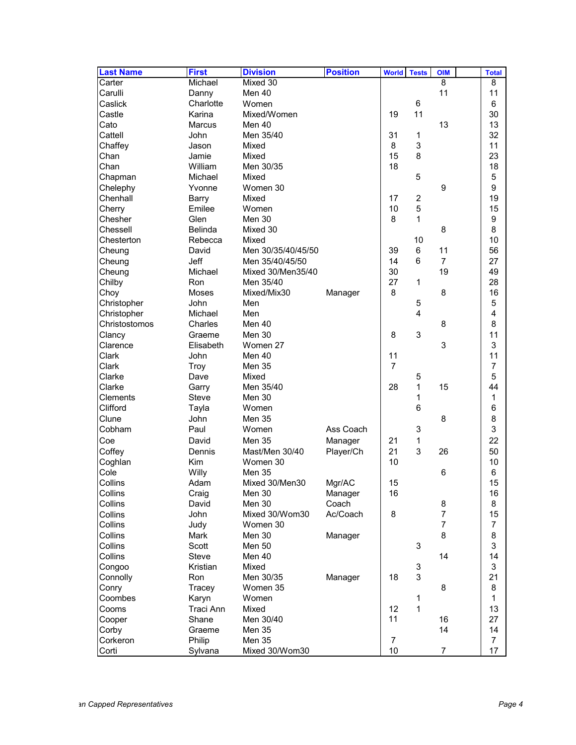| Last Name | First | Division | Position | World | Tests | OIM | | Total |
|---|---|---|---|---|---|---|---|---|
| Carter | Michael | Mixed 30 | | | | 8 | | 8 |
| Carulli | Danny | Men 40 | | | | 11 | | 11 |
| Caslick | Charlotte | Women | | | 6 | | | 6 |
| Castle | Karina | Mixed/Women | | 19 | 11 | | | 30 |
| Cato | Marcus | Men 40 | | | | 13 | | 13 |
| Cattell | John | Men 35/40 | | 31 | 1 | | | 32 |
| Chaffey | Jason | Mixed | | 8 | 3 | | | 11 |
| Chan | Jamie | Mixed | | 15 | 8 | | | 23 |
| Chan | William | Men 30/35 | | 18 | | | | 18 |
| Chapman | Michael | Mixed | | | 5 | | | 5 |
| Chelephy | Yvonne | Women 30 | | | | 9 | | 9 |
| Chenhall | Barry | Mixed | | 17 | 2 | | | 19 |
| Cherry | Emilee | Women | | 10 | 5 | | | 15 |
| Chesher | Glen | Men 30 | | 8 | 1 | | | 9 |
| Chessell | Belinda | Mixed 30 | | | | 8 | | 8 |
| Chesterton | Rebecca | Mixed | | | 10 | | | 10 |
| Cheung | David | Men 30/35/40/45/50 | | 39 | 6 | 11 | | 56 |
| Cheung | Jeff | Men 35/40/45/50 | | 14 | 6 | 7 | | 27 |
| Cheung | Michael | Mixed 30/Men35/40 | | 30 | | 19 | | 49 |
| Chilby | Ron | Men 35/40 | | 27 | 1 | | | 28 |
| Choy | Moses | Mixed/Mix30 | Manager | 8 | | 8 | | 16 |
| Christopher | John | Men | | | 5 | | | 5 |
| Christopher | Michael | Men | | | 4 | | | 4 |
| Christostomos | Charles | Men 40 | | | | 8 | | 8 |
| Clancy | Graeme | Men 30 | | 8 | 3 | | | 11 |
| Clarence | Elisabeth | Women 27 | | | | 3 | | 3 |
| Clark | John | Men 40 | | 11 | | | | 11 |
| Clark | Troy | Men 35 | | 7 | | | | 7 |
| Clarke | Dave | Mixed | | | 5 | | | 5 |
| Clarke | Garry | Men 35/40 | | 28 | 1 | 15 | | 44 |
| Clements | Steve | Men 30 | | | 1 | | | 1 |
| Clifford | Tayla | Women | | | 6 | | | 6 |
| Clune | John | Men 35 | | | | 8 | | 8 |
| Cobham | Paul | Women | Ass Coach | | 3 | | | 3 |
| Coe | David | Men 35 | Manager | 21 | 1 | | | 22 |
| Coffey | Dennis | Mast/Men 30/40 | Player/Ch | 21 | 3 | 26 | | 50 |
| Coghlan | Kim | Women 30 | | 10 | | | | 10 |
| Cole | Willy | Men 35 | | | | 6 | | 6 |
| Collins | Adam | Mixed 30/Men30 | Mgr/AC | 15 | | | | 15 |
| Collins | Craig | Men 30 | Manager | 16 | | | | 16 |
| Collins | David | Men 30 | Coach | | | 8 | | 8 |
| Collins | John | Mixed 30/Wom30 | Ac/Coach | 8 | | 7 | | 15 |
| Collins | Judy | Women 30 | | | | 7 | | 7 |
| Collins | Mark | Men 30 | Manager | | | 8 | | 8 |
| Collins | Scott | Men 50 | | | 3 | | | 3 |
| Collins | Steve | Men 40 | | | | 14 | | 14 |
| Congoo | Kristian | Mixed | | | 3 | | | 3 |
| Connolly | Ron | Men 30/35 | Manager | 18 | 3 | | | 21 |
| Conry | Tracey | Women 35 | | | | 8 | | 8 |
| Coombes | Karyn | Women | | | 1 | | | 1 |
| Cooms | Traci Ann | Mixed | | 12 | 1 | | | 13 |
| Cooper | Shane | Men 30/40 | | 11 | | 16 | | 27 |
| Corby | Graeme | Men 35 | | | | 14 | | 14 |
| Corkeron | Philip | Men 35 | | 7 | | | | 7 |
| Corti | Sylvana | Mixed 30/Wom30 | | 10 | | 7 | | 17 |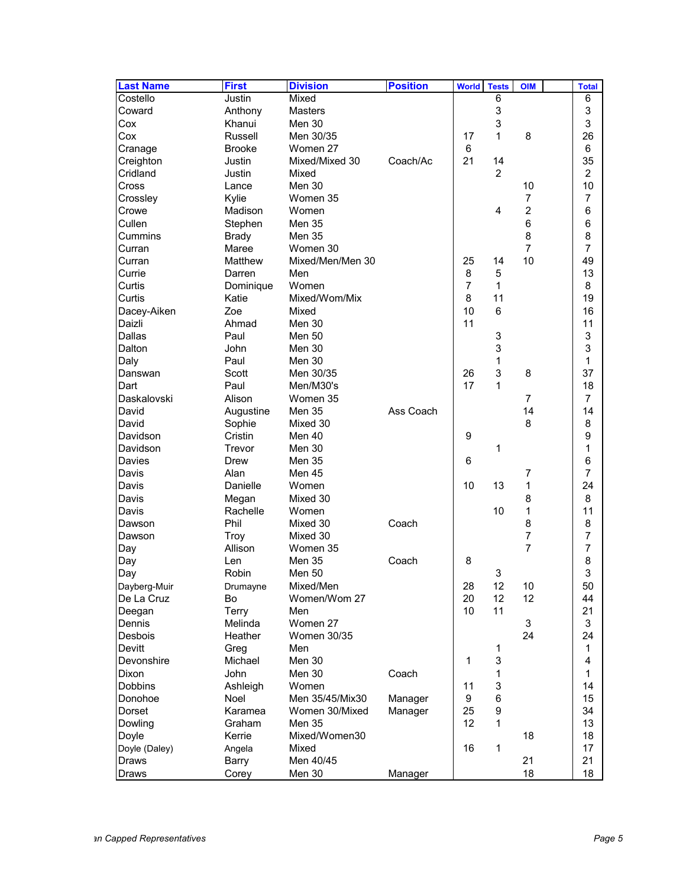| Last Name | First | Division | Position | World | Tests | OIM | | Total |
|---|---|---|---|---|---|---|---|---|
| Costello | Justin | Mixed | | | 6 | | | 6 |
| Coward | Anthony | Masters | | | 3 | | | 3 |
| Cox | Khanui | Men 30 | | | 3 | | | 3 |
| Cox | Russell | Men 30/35 | | 17 | 1 | 8 | | 26 |
| Cranage | Brooke | Women 27 | | 6 | | | | 6 |
| Creighton | Justin | Mixed/Mixed 30 | Coach/Ac | 21 | 14 | | | 35 |
| Cridland | Justin | Mixed | | | 2 | | | 2 |
| Cross | Lance | Men 30 | | | | 10 | | 10 |
| Crossley | Kylie | Women 35 | | | | 7 | | 7 |
| Crowe | Madison | Women | | | 4 | 2 | | 6 |
| Cullen | Stephen | Men 35 | | | | 6 | | 6 |
| Cummins | Brady | Men 35 | | | | 8 | | 8 |
| Curran | Maree | Women 30 | | | | 7 | | 7 |
| Curran | Matthew | Mixed/Men/Men 30 | | 25 | 14 | 10 | | 49 |
| Currie | Darren | Men | | 8 | 5 | | | 13 |
| Curtis | Dominique | Women | | 7 | 1 | | | 8 |
| Curtis | Katie | Mixed/Wom/Mix | | 8 | 11 | | | 19 |
| Dacey-Aiken | Zoe | Mixed | | 10 | 6 | | | 16 |
| Daizli | Ahmad | Men 30 | | 11 | | | | 11 |
| Dallas | Paul | Men 50 | | | 3 | | | 3 |
| Dalton | John | Men 30 | | | 3 | | | 3 |
| Daly | Paul | Men 30 | | | 1 | | | 1 |
| Danswan | Scott | Men 30/35 | | 26 | 3 | 8 | | 37 |
| Dart | Paul | Men/M30's | | 17 | 1 | | | 18 |
| Daskalovski | Alison | Women 35 | | | | 7 | | 7 |
| David | Augustine | Men 35 | Ass Coach | | | 14 | | 14 |
| David | Sophie | Mixed 30 | | | | 8 | | 8 |
| Davidson | Cristin | Men 40 | | 9 | | | | 9 |
| Davidson | Trevor | Men 30 | | | 1 | | | 1 |
| Davies | Drew | Men 35 | | 6 | | | | 6 |
| Davis | Alan | Men 45 | | | | 7 | | 7 |
| Davis | Danielle | Women | | 10 | 13 | 1 | | 24 |
| Davis | Megan | Mixed 30 | | | | 8 | | 8 |
| Davis | Rachelle | Women | | | 10 | 1 | | 11 |
| Dawson | Phil | Mixed 30 | Coach | | | 8 | | 8 |
| Dawson | Troy | Mixed 30 | | | | 7 | | 7 |
| Day | Allison | Women 35 | | | | 7 | | 7 |
| Day | Len | Men 35 | Coach | 8 | | | | 8 |
| Day | Robin | Men 50 | | | 3 | | | 3 |
| Dayberg-Muir | Drumayne | Mixed/Men | | 28 | 12 | 10 | | 50 |
| De La Cruz | Bo | Women/Wom 27 | | 20 | 12 | 12 | | 44 |
| Deegan | Terry | Men | | 10 | 11 | | | 21 |
| Dennis | Melinda | Women 27 | | | | 3 | | 3 |
| Desbois | Heather | Women 30/35 | | | | 24 | | 24 |
| Devitt | Greg | Men | | | 1 | | | 1 |
| Devonshire | Michael | Men 30 | | 1 | 3 | | | 4 |
| Dixon | John | Men 30 | Coach | | 1 | | | 1 |
| Dobbins | Ashleigh | Women | | 11 | 3 | | | 14 |
| Donohoe | Noel | Men 35/45/Mix30 | Manager | 9 | 6 | | | 15 |
| Dorset | Karamea | Women 30/Mixed | Manager | 25 | 9 | | | 34 |
| Dowling | Graham | Men 35 | | 12 | 1 | | | 13 |
| Doyle | Kerrie | Mixed/Women30 | | | | 18 | | 18 |
| Doyle (Daley) | Angela | Mixed | | 16 | 1 | | | 17 |
| Draws | Barry | Men 40/45 | | | | 21 | | 21 |
| Draws | Corey | Men 30 | Manager | | | 18 | | 18 |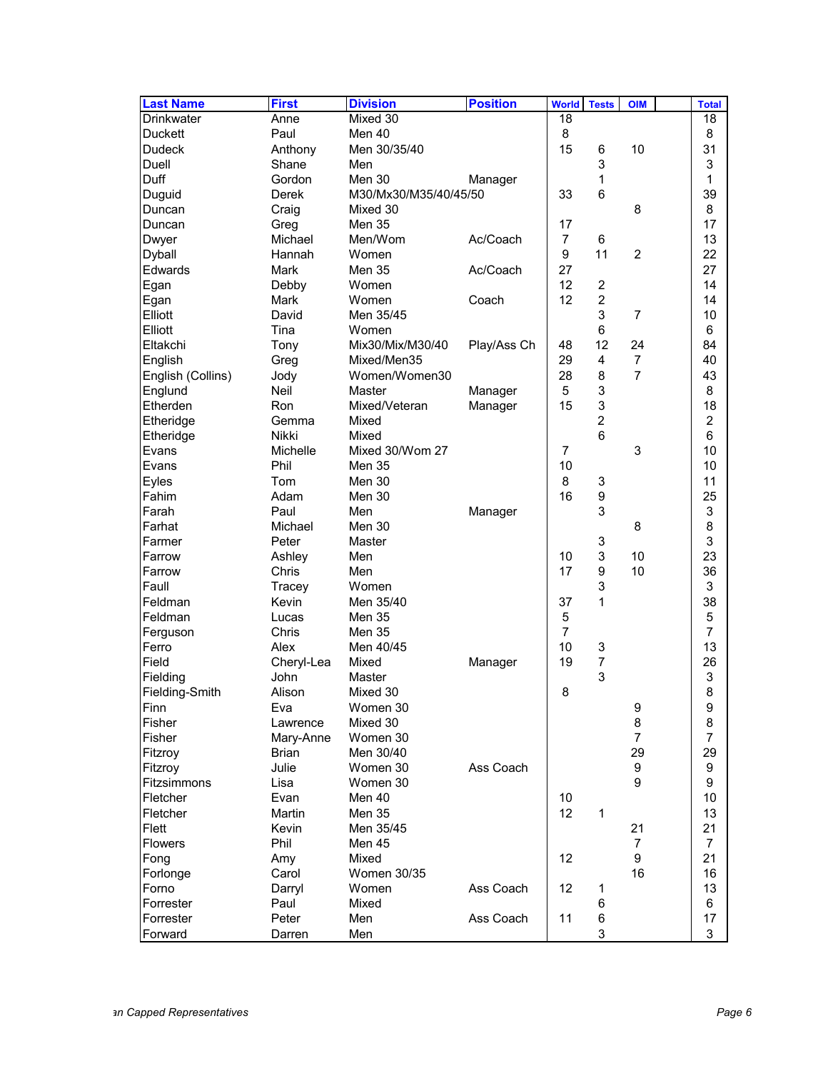| Last Name | First | Division | Position | World | Tests | OIM | | Total |
|---|---|---|---|---|---|---|---|---|
| Drinkwater | Anne | Mixed 30 | | 18 | | | | 18 |
| Duckett | Paul | Men 40 | | 8 | | | | 8 |
| Dudeck | Anthony | Men 30/35/40 | | 15 | 6 | 10 | | 31 |
| Duell | Shane | Men | | | 3 | | | 3 |
| Duff | Gordon | Men 30 | Manager | | 1 | | | 1 |
| Duguid | Derek | M30/Mx30/M35/40/45/50 | | 33 | 6 | | | 39 |
| Duncan | Craig | Mixed 30 | | | | 8 | | 8 |
| Duncan | Greg | Men 35 | | 17 | | | | 17 |
| Dwyer | Michael | Men/Wom | Ac/Coach | 7 | 6 | | | 13 |
| Dyball | Hannah | Women | | 9 | 11 | 2 | | 22 |
| Edwards | Mark | Men 35 | Ac/Coach | 27 | | | | 27 |
| Egan | Debby | Women | | 12 | 2 | | | 14 |
| Egan | Mark | Women | Coach | 12 | 2 | | | 14 |
| Elliott | David | Men 35/45 | | | 3 | 7 | | 10 |
| Elliott | Tina | Women | | | 6 | | | 6 |
| Eltakchi | Tony | Mix30/Mix/M30/40 | Play/Ass Ch | 48 | 12 | 24 | | 84 |
| English | Greg | Mixed/Men35 | | 29 | 4 | 7 | | 40 |
| English (Collins) | Jody | Women/Women30 | | 28 | 8 | 7 | | 43 |
| Englund | Neil | Master | Manager | 5 | 3 | | | 8 |
| Etherden | Ron | Mixed/Veteran | Manager | 15 | 3 | | | 18 |
| Etheridge | Gemma | Mixed | | | 2 | | | 2 |
| Etheridge | Nikki | Mixed | | | 6 | | | 6 |
| Evans | Michelle | Mixed 30/Wom 27 | | 7 | | 3 | | 10 |
| Evans | Phil | Men 35 | | 10 | | | | 10 |
| Eyles | Tom | Men 30 | | 8 | 3 | | | 11 |
| Fahim | Adam | Men 30 | | 16 | 9 | | | 25 |
| Farah | Paul | Men | Manager | | 3 | | | 3 |
| Farhat | Michael | Men 30 | | | | 8 | | 8 |
| Farmer | Peter | Master | | | 3 | | | 3 |
| Farrow | Ashley | Men | | 10 | 3 | 10 | | 23 |
| Farrow | Chris | Men | | 17 | 9 | 10 | | 36 |
| Faull | Tracey | Women | | | 3 | | | 3 |
| Feldman | Kevin | Men 35/40 | | 37 | 1 | | | 38 |
| Feldman | Lucas | Men 35 | | 5 | | | | 5 |
| Ferguson | Chris | Men 35 | | 7 | | | | 7 |
| Ferro | Alex | Men 40/45 | | 10 | 3 | | | 13 |
| Field | Cheryl-Lea | Mixed | Manager | 19 | 7 | | | 26 |
| Fielding | John | Master | | | 3 | | | 3 |
| Fielding-Smith | Alison | Mixed 30 | | 8 | | | | 8 |
| Finn | Eva | Women 30 | | | | 9 | | 9 |
| Fisher | Lawrence | Mixed 30 | | | | 8 | | 8 |
| Fisher | Mary-Anne | Women 30 | | | | 7 | | 7 |
| Fitzroy | Brian | Men 30/40 | | | | 29 | | 29 |
| Fitzroy | Julie | Women 30 | Ass Coach | | | 9 | | 9 |
| Fitzsimmons | Lisa | Women 30 | | | | 9 | | 9 |
| Fletcher | Evan | Men 40 | | 10 | | | | 10 |
| Fletcher | Martin | Men 35 | | 12 | 1 | | | 13 |
| Flett | Kevin | Men 35/45 | | | | 21 | | 21 |
| Flowers | Phil | Men 45 | | | | 7 | | 7 |
| Fong | Amy | Mixed | | 12 | | 9 | | 21 |
| Forlonge | Carol | Women 30/35 | | | | 16 | | 16 |
| Forno | Darryl | Women | Ass Coach | 12 | 1 | | | 13 |
| Forrester | Paul | Mixed | | | 6 | | | 6 |
| Forrester | Peter | Men | Ass Coach | 11 | 6 | | | 17 |
| Forward | Darren | Men | | | 3 | | | 3 |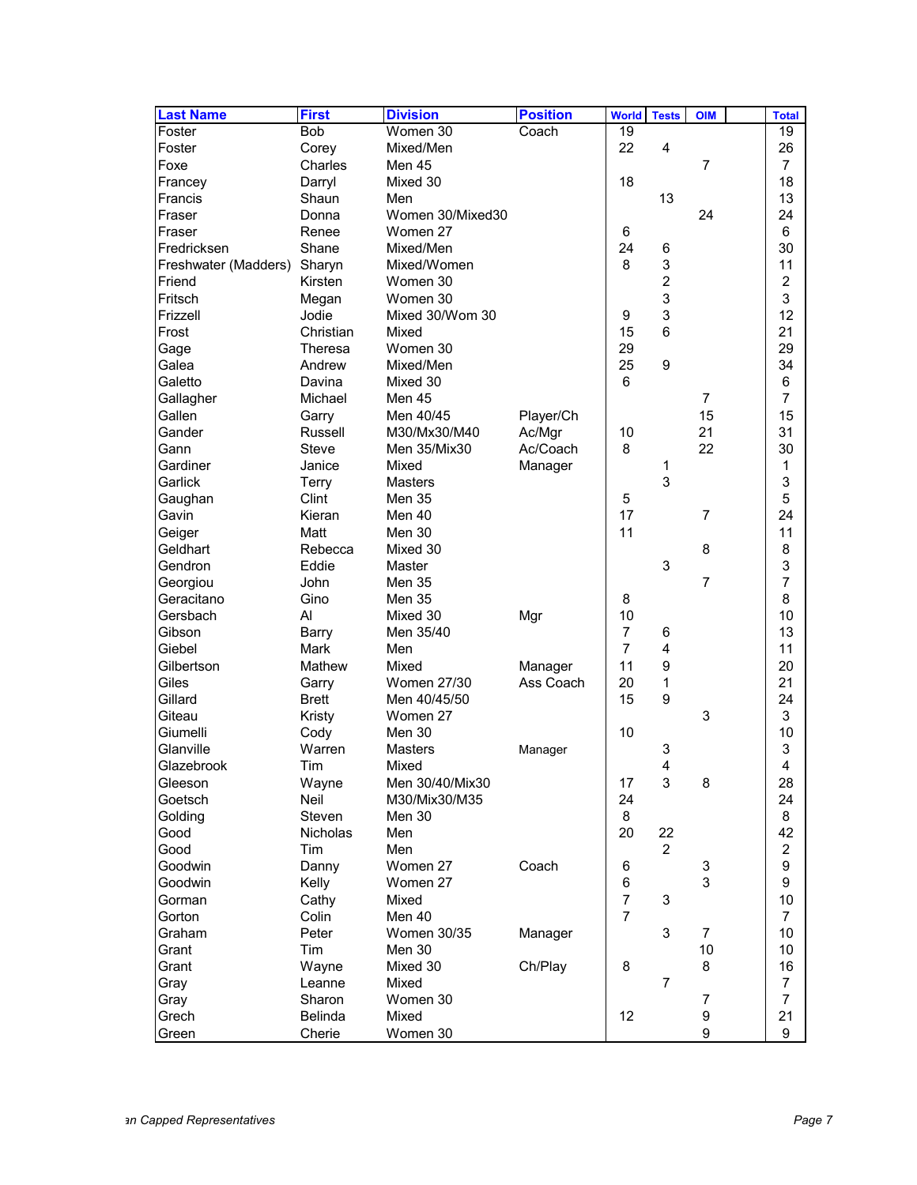| Last Name | First | Division | Position | World | Tests | OIM | | Total |
|---|---|---|---|---|---|---|---|---|
| Foster | Bob | Women 30 | Coach | 19 | | | | 19 |
| Foster | Corey | Mixed/Men | | 22 | 4 | | | 26 |
| Foxe | Charles | Men 45 | | | | 7 | | 7 |
| Francey | Darryl | Mixed 30 | | 18 | | | | 18 |
| Francis | Shaun | Men | | | 13 | | | 13 |
| Fraser | Donna | Women 30/Mixed30 | | | | 24 | | 24 |
| Fraser | Renee | Women 27 | | 6 | | | | 6 |
| Fredricksen | Shane | Mixed/Men | | 24 | 6 | | | 30 |
| Freshwater (Madders) | Sharyn | Mixed/Women | | 8 | 3 | | | 11 |
| Friend | Kirsten | Women 30 | | | 2 | | | 2 |
| Fritsch | Megan | Women 30 | | | 3 | | | 3 |
| Frizzell | Jodie | Mixed 30/Wom 30 | | 9 | 3 | | | 12 |
| Frost | Christian | Mixed | | 15 | 6 | | | 21 |
| Gage | Theresa | Women 30 | | 29 | | | | 29 |
| Galea | Andrew | Mixed/Men | | 25 | 9 | | | 34 |
| Galetto | Davina | Mixed 30 | | 6 | | | | 6 |
| Gallagher | Michael | Men 45 | | | | 7 | | 7 |
| Gallen | Garry | Men 40/45 | Player/Ch | | | 15 | | 15 |
| Gander | Russell | M30/Mx30/M40 | Ac/Mgr | 10 | | 21 | | 31 |
| Gann | Steve | Men 35/Mix30 | Ac/Coach | 8 | | 22 | | 30 |
| Gardiner | Janice | Mixed | Manager | | 1 | | | 1 |
| Garlick | Terry | Masters | | | 3 | | | 3 |
| Gaughan | Clint | Men 35 | | 5 | | | | 5 |
| Gavin | Kieran | Men 40 | | 17 | | 7 | | 24 |
| Geiger | Matt | Men 30 | | 11 | | | | 11 |
| Geldhart | Rebecca | Mixed 30 | | | | 8 | | 8 |
| Gendron | Eddie | Master | | | 3 | | | 3 |
| Georgiou | John | Men 35 | | | | 7 | | 7 |
| Geracitano | Gino | Men 35 | | 8 | | | | 8 |
| Gersbach | Al | Mixed 30 | Mgr | 10 | | | | 10 |
| Gibson | Barry | Men 35/40 | | 7 | 6 | | | 13 |
| Giebel | Mark | Men | | 7 | 4 | | | 11 |
| Gilbertson | Mathew | Mixed | Manager | 11 | 9 | | | 20 |
| Giles | Garry | Women 27/30 | Ass Coach | 20 | 1 | | | 21 |
| Gillard | Brett | Men 40/45/50 | | 15 | 9 | | | 24 |
| Giteau | Kristy | Women 27 | | | | 3 | | 3 |
| Giumelli | Cody | Men 30 | | 10 | | | | 10 |
| Glanville | Warren | Masters | Manager | | 3 | | | 3 |
| Glazebrook | Tim | Mixed | | | 4 | | | 4 |
| Gleeson | Wayne | Men 30/40/Mix30 | | 17 | 3 | 8 | | 28 |
| Goetsch | Neil | M30/Mix30/M35 | | 24 | | | | 24 |
| Golding | Steven | Men 30 | | 8 | | | | 8 |
| Good | Nicholas | Men | | 20 | 22 | | | 42 |
| Good | Tim | Men | | | 2 | | | 2 |
| Goodwin | Danny | Women 27 | Coach | 6 | | 3 | | 9 |
| Goodwin | Kelly | Women 27 | | 6 | | 3 | | 9 |
| Gorman | Cathy | Mixed | | 7 | 3 | | | 10 |
| Gorton | Colin | Men 40 | | 7 | | | | 7 |
| Graham | Peter | Women 30/35 | Manager | | 3 | 7 | | 10 |
| Grant | Tim | Men 30 | | | | 10 | | 10 |
| Grant | Wayne | Mixed 30 | Ch/Play | 8 | | 8 | | 16 |
| Gray | Leanne | Mixed | | | 7 | | | 7 |
| Gray | Sharon | Women 30 | | | | 7 | | 7 |
| Grech | Belinda | Mixed | | 12 | | 9 | | 21 |
| Green | Cherie | Women 30 | | | | 9 | | 9 |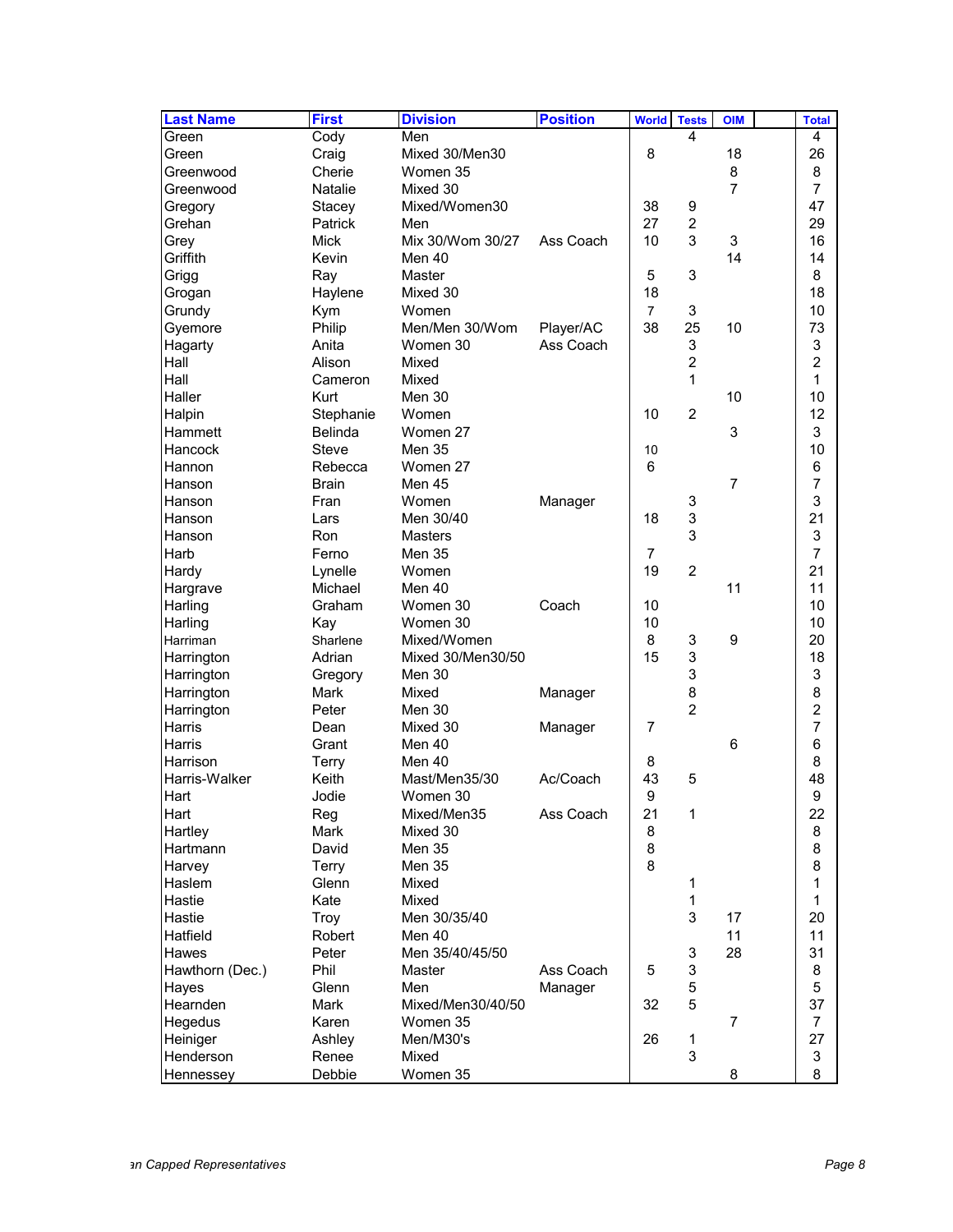| Last Name | First | Division | Position | World | Tests | OIM | | Total |
|---|---|---|---|---|---|---|---|---|
| Green | Cody | Men | | | 4 | | | 4 |
| Green | Craig | Mixed 30/Men30 | | 8 | | 18 | | 26 |
| Greenwood | Cherie | Women 35 | | | | 8 | | 8 |
| Greenwood | Natalie | Mixed 30 | | | | 7 | | 7 |
| Gregory | Stacey | Mixed/Women30 | | 38 | 9 | | | 47 |
| Grehan | Patrick | Men | | 27 | 2 | | | 29 |
| Grey | Mick | Mix 30/Wom 30/27 | Ass Coach | 10 | 3 | 3 | | 16 |
| Griffith | Kevin | Men 40 | | | | 14 | | 14 |
| Grigg | Ray | Master | | 5 | 3 | | | 8 |
| Grogan | Haylene | Mixed 30 | | 18 | | | | 18 |
| Grundy | Kym | Women | | 7 | 3 | | | 10 |
| Gyemore | Philip | Men/Men 30/Wom | Player/AC | 38 | 25 | 10 | | 73 |
| Hagarty | Anita | Women 30 | Ass Coach | | 3 | | | 3 |
| Hall | Alison | Mixed | | | 2 | | | 2 |
| Hall | Cameron | Mixed | | | 1 | | | 1 |
| Haller | Kurt | Men 30 | | | | 10 | | 10 |
| Halpin | Stephanie | Women | | 10 | 2 | | | 12 |
| Hammett | Belinda | Women 27 | | | | 3 | | 3 |
| Hancock | Steve | Men 35 | | 10 | | | | 10 |
| Hannon | Rebecca | Women 27 | | 6 | | | | 6 |
| Hanson | Brain | Men 45 | | | | 7 | | 7 |
| Hanson | Fran | Women | Manager | | 3 | | | 3 |
| Hanson | Lars | Men 30/40 | | 18 | 3 | | | 21 |
| Hanson | Ron | Masters | | | 3 | | | 3 |
| Harb | Ferno | Men 35 | | 7 | | | | 7 |
| Hardy | Lynelle | Women | | 19 | 2 | | | 21 |
| Hargrave | Michael | Men 40 | | | | 11 | | 11 |
| Harling | Graham | Women 30 | Coach | 10 | | | | 10 |
| Harling | Kay | Women 30 | | 10 | | | | 10 |
| Harriman | Sharlene | Mixed/Women | | 8 | 3 | 9 | | 20 |
| Harrington | Adrian | Mixed 30/Men30/50 | | 15 | 3 | | | 18 |
| Harrington | Gregory | Men 30 | | | 3 | | | 3 |
| Harrington | Mark | Mixed | Manager | | 8 | | | 8 |
| Harrington | Peter | Men 30 | | | 2 | | | 2 |
| Harris | Dean | Mixed 30 | Manager | 7 | | | | 7 |
| Harris | Grant | Men 40 | | | | 6 | | 6 |
| Harrison | Terry | Men 40 | | 8 | | | | 8 |
| Harris-Walker | Keith | Mast/Men35/30 | Ac/Coach | 43 | 5 | | | 48 |
| Hart | Jodie | Women 30 | | 9 | | | | 9 |
| Hart | Reg | Mixed/Men35 | Ass Coach | 21 | 1 | | | 22 |
| Hartley | Mark | Mixed 30 | | 8 | | | | 8 |
| Hartmann | David | Men 35 | | 8 | | | | 8 |
| Harvey | Terry | Men 35 | | 8 | | | | 8 |
| Haslem | Glenn | Mixed | | | 1 | | | 1 |
| Hastie | Kate | Mixed | | | 1 | | | 1 |
| Hastie | Troy | Men 30/35/40 | | | 3 | 17 | | 20 |
| Hatfield | Robert | Men 40 | | | | 11 | | 11 |
| Hawes | Peter | Men 35/40/45/50 | | | 3 | 28 | | 31 |
| Hawthorn (Dec.) | Phil | Master | Ass Coach | 5 | 3 | | | 8 |
| Hayes | Glenn | Men | Manager | | 5 | | | 5 |
| Hearnden | Mark | Mixed/Men30/40/50 | | 32 | 5 | | | 37 |
| Hegedus | Karen | Women 35 | | | | 7 | | 7 |
| Heiniger | Ashley | Men/M30's | | 26 | 1 | | | 27 |
| Henderson | Renee | Mixed | | | 3 | | | 3 |
| Hennessey | Debbie | Women 35 | | | | 8 | | 8 |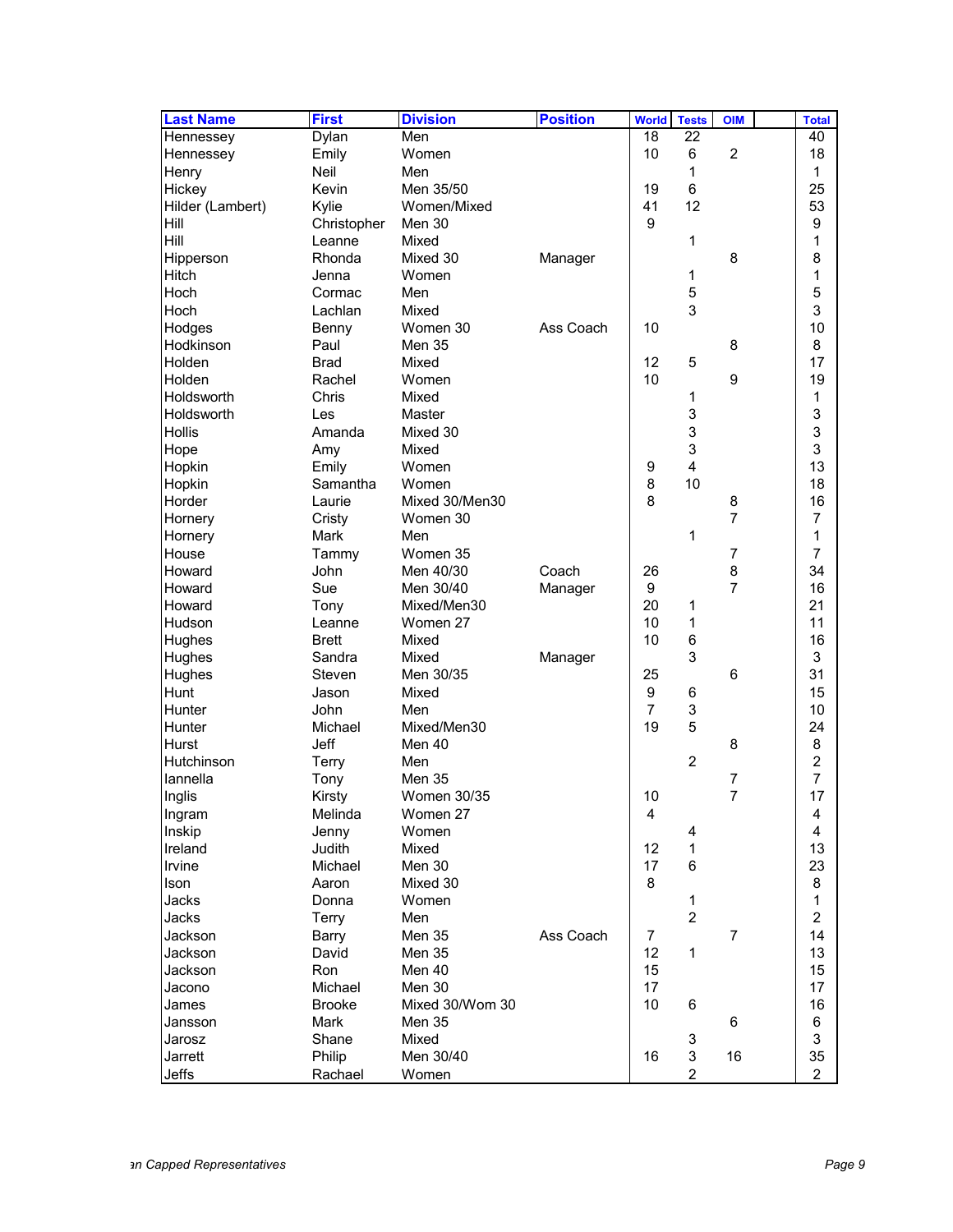| Last Name | First | Division | Position | World | Tests | OIM | | Total |
|---|---|---|---|---|---|---|---|---|
| Hennessey | Dylan | Men | | 18 | 22 | | | 40 |
| Hennessey | Emily | Women | | 10 | 6 | 2 | | 18 |
| Henry | Neil | Men | | | 1 | | | 1 |
| Hickey | Kevin | Men 35/50 | | 19 | 6 | | | 25 |
| Hilder (Lambert) | Kylie | Women/Mixed | | 41 | 12 | | | 53 |
| Hill | Christopher | Men 30 | | 9 | | | | 9 |
| Hill | Leanne | Mixed | | | 1 | | | 1 |
| Hipperson | Rhonda | Mixed 30 | Manager | | | 8 | | 8 |
| Hitch | Jenna | Women | | | 1 | | | 1 |
| Hoch | Cormac | Men | | | 5 | | | 5 |
| Hoch | Lachlan | Mixed | | | 3 | | | 3 |
| Hodges | Benny | Women 30 | Ass Coach | 10 | | | | 10 |
| Hodkinson | Paul | Men 35 | | | | 8 | | 8 |
| Holden | Brad | Mixed | | 12 | 5 | | | 17 |
| Holden | Rachel | Women | | 10 | | 9 | | 19 |
| Holdsworth | Chris | Mixed | | | 1 | | | 1 |
| Holdsworth | Les | Master | | | 3 | | | 3 |
| Hollis | Amanda | Mixed 30 | | | 3 | | | 3 |
| Hope | Amy | Mixed | | | 3 | | | 3 |
| Hopkin | Emily | Women | | 9 | 4 | | | 13 |
| Hopkin | Samantha | Women | | 8 | 10 | | | 18 |
| Horder | Laurie | Mixed 30/Men30 | | 8 | | 8 | | 16 |
| Hornery | Cristy | Women 30 | | | | 7 | | 7 |
| Hornery | Mark | Men | | | 1 | | | 1 |
| House | Tammy | Women 35 | | | | 7 | | 7 |
| Howard | John | Men 40/30 | Coach | 26 | | 8 | | 34 |
| Howard | Sue | Men 30/40 | Manager | 9 | | 7 | | 16 |
| Howard | Tony | Mixed/Men30 | | 20 | 1 | | | 21 |
| Hudson | Leanne | Women 27 | | 10 | 1 | | | 11 |
| Hughes | Brett | Mixed | | 10 | 6 | | | 16 |
| Hughes | Sandra | Mixed | Manager | | 3 | | | 3 |
| Hughes | Steven | Men 30/35 | | 25 | | 6 | | 31 |
| Hunt | Jason | Mixed | | 9 | 6 | | | 15 |
| Hunter | John | Men | | 7 | 3 | | | 10 |
| Hunter | Michael | Mixed/Men30 | | 19 | 5 | | | 24 |
| Hurst | Jeff | Men 40 | | | | 8 | | 8 |
| Hutchinson | Terry | Men | | | 2 | | | 2 |
| Iannella | Tony | Men 35 | | | | 7 | | 7 |
| Inglis | Kirsty | Women 30/35 | | 10 | | 7 | | 17 |
| Ingram | Melinda | Women 27 | | 4 | | | | 4 |
| Inskip | Jenny | Women | | | 4 | | | 4 |
| Ireland | Judith | Mixed | | 12 | 1 | | | 13 |
| Irvine | Michael | Men 30 | | 17 | 6 | | | 23 |
| Ison | Aaron | Mixed 30 | | 8 | | | | 8 |
| Jacks | Donna | Women | | | 1 | | | 1 |
| Jacks | Terry | Men | | | 2 | | | 2 |
| Jackson | Barry | Men 35 | Ass Coach | 7 | | 7 | | 14 |
| Jackson | David | Men 35 | | 12 | 1 | | | 13 |
| Jackson | Ron | Men 40 | | 15 | | | | 15 |
| Jacono | Michael | Men 30 | | 17 | | | | 17 |
| James | Brooke | Mixed 30/Wom 30 | | 10 | 6 | | | 16 |
| Jansson | Mark | Men 35 | | | | 6 | | 6 |
| Jarosz | Shane | Mixed | | | 3 | | | 3 |
| Jarrett | Philip | Men 30/40 | | 16 | 3 | 16 | | 35 |
| Jeffs | Rachael | Women | | | 2 | | | 2 |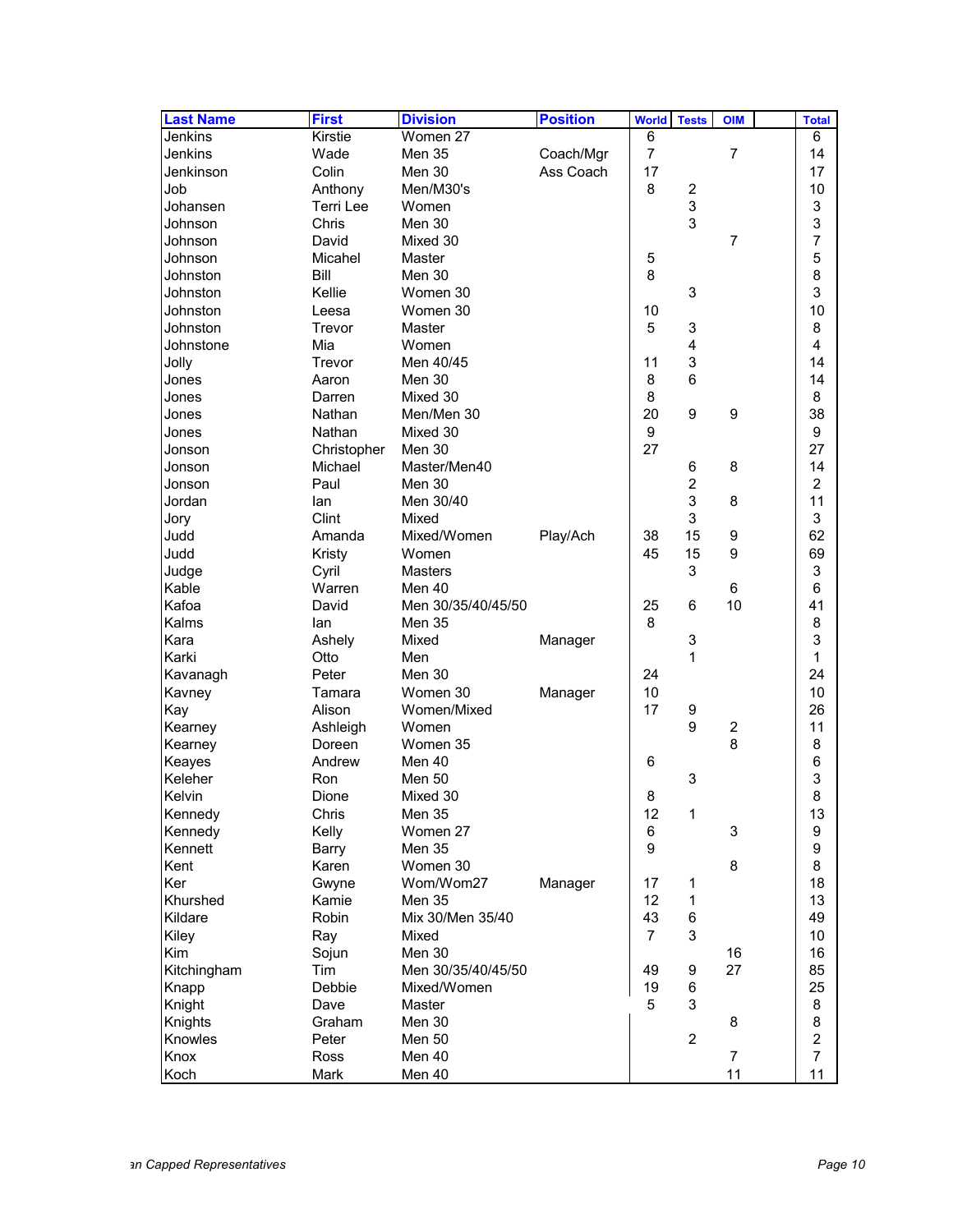| Last Name | First | Division | Position | World | Tests | OIM | | Total |
|---|---|---|---|---|---|---|---|---|
| Jenkins | Kirstie | Women 27 | | 6 | | | | 6 |
| Jenkins | Wade | Men 35 | Coach/Mgr | 7 | | 7 | | 14 |
| Jenkinson | Colin | Men 30 | Ass Coach | 17 | | | | 17 |
| Job | Anthony | Men/M30's | | 8 | 2 | | | 10 |
| Johansen | Terri Lee | Women | | | 3 | | | 3 |
| Johnson | Chris | Men 30 | | | 3 | | | 3 |
| Johnson | David | Mixed 30 | | | | 7 | | 7 |
| Johnson | Micahel | Master | | 5 | | | | 5 |
| Johnston | Bill | Men 30 | | 8 | | | | 8 |
| Johnston | Kellie | Women 30 | | | 3 | | | 3 |
| Johnston | Leesa | Women 30 | | 10 | | | | 10 |
| Johnston | Trevor | Master | | 5 | 3 | | | 8 |
| Johnstone | Mia | Women | | | 4 | | | 4 |
| Jolly | Trevor | Men 40/45 | | 11 | 3 | | | 14 |
| Jones | Aaron | Men 30 | | 8 | 6 | | | 14 |
| Jones | Darren | Mixed 30 | | 8 | | | | 8 |
| Jones | Nathan | Men/Men 30 | | 20 | 9 | 9 | | 38 |
| Jones | Nathan | Mixed 30 | | 9 | | | | 9 |
| Jonson | Christopher | Men 30 | | 27 | | | | 27 |
| Jonson | Michael | Master/Men40 | | | 6 | 8 | | 14 |
| Jonson | Paul | Men 30 | | | 2 | | | 2 |
| Jordan | Ian | Men 30/40 | | | 3 | 8 | | 11 |
| Jory | Clint | Mixed | | | 3 | | | 3 |
| Judd | Amanda | Mixed/Women | Play/Ach | 38 | 15 | 9 | | 62 |
| Judd | Kristy | Women | | 45 | 15 | 9 | | 69 |
| Judge | Cyril | Masters | | | 3 | | | 3 |
| Kable | Warren | Men 40 | | | | 6 | | 6 |
| Kafoa | David | Men 30/35/40/45/50 | | 25 | 6 | 10 | | 41 |
| Kalms | Ian | Men 35 | | 8 | | | | 8 |
| Kara | Ashely | Mixed | Manager | | 3 | | | 3 |
| Karki | Otto | Men | | | 1 | | | 1 |
| Kavanagh | Peter | Men 30 | | 24 | | | | 24 |
| Kavney | Tamara | Women 30 | Manager | 10 | | | | 10 |
| Kay | Alison | Women/Mixed | | 17 | 9 | | | 26 |
| Kearney | Ashleigh | Women | | | 9 | 2 | | 11 |
| Kearney | Doreen | Women 35 | | | | 8 | | 8 |
| Keayes | Andrew | Men 40 | | 6 | | | | 6 |
| Keleher | Ron | Men 50 | | | 3 | | | 3 |
| Kelvin | Dione | Mixed 30 | | 8 | | | | 8 |
| Kennedy | Chris | Men 35 | | 12 | 1 | | | 13 |
| Kennedy | Kelly | Women 27 | | 6 | | 3 | | 9 |
| Kennett | Barry | Men 35 | | 9 | | | | 9 |
| Kent | Karen | Women 30 | | | | 8 | | 8 |
| Ker | Gwyne | Wom/Wom27 | Manager | 17 | 1 | | | 18 |
| Khurshed | Kamie | Men 35 | | 12 | 1 | | | 13 |
| Kildare | Robin | Mix 30/Men 35/40 | | 43 | 6 | | | 49 |
| Kiley | Ray | Mixed | | 7 | 3 | | | 10 |
| Kim | Sojun | Men 30 | | | | 16 | | 16 |
| Kitchingham | Tim | Men 30/35/40/45/50 | | 49 | 9 | 27 | | 85 |
| Knapp | Debbie | Mixed/Women | | 19 | 6 | | | 25 |
| Knight | Dave | Master | | 5 | 3 | | | 8 |
| Knights | Graham | Men 30 | | | | 8 | | 8 |
| Knowles | Peter | Men 50 | | | 2 | | | 2 |
| Knox | Ross | Men 40 | | | | 7 | | 7 |
| Koch | Mark | Men 40 | | | | 11 | | 11 |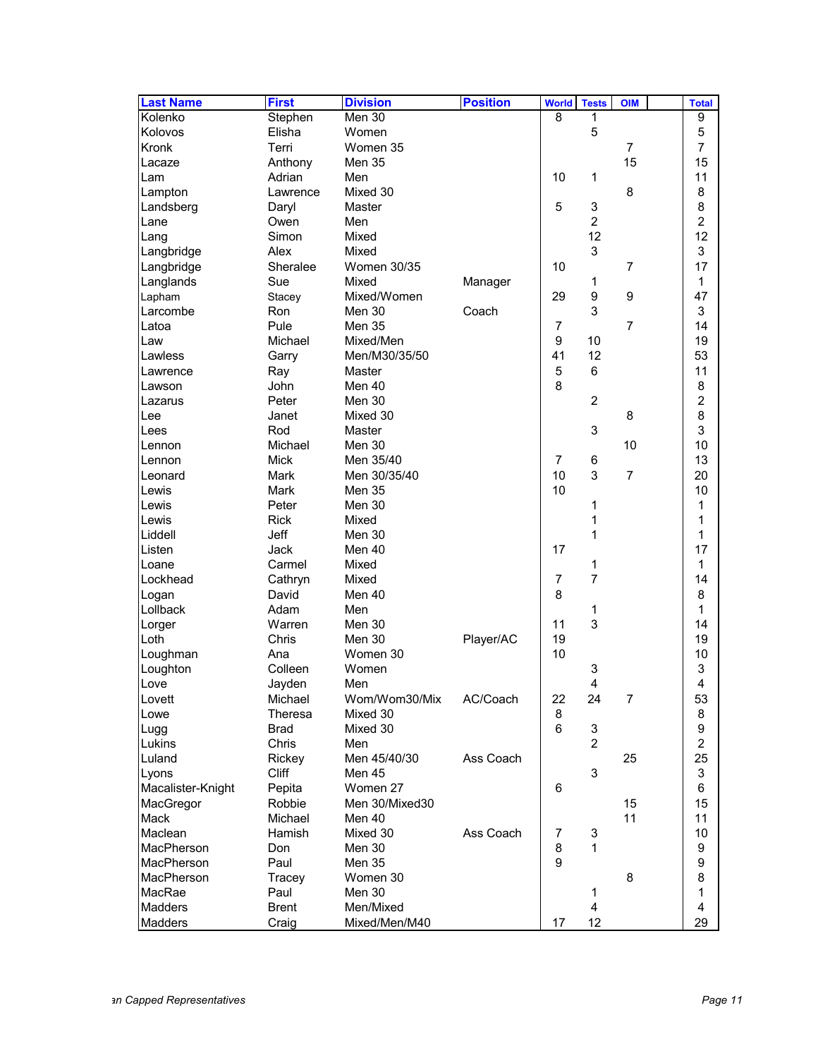| Last Name | First | Division | Position | World | Tests | OIM | | Total |
|---|---|---|---|---|---|---|---|---|
| Kolenko | Stephen | Men 30 | | 8 | 1 | | | 9 |
| Kolovos | Elisha | Women | | | 5 | | | 5 |
| Kronk | Terri | Women 35 | | | | 7 | | 7 |
| Lacaze | Anthony | Men 35 | | | | 15 | | 15 |
| Lam | Adrian | Men | | 10 | 1 | | | 11 |
| Lampton | Lawrence | Mixed 30 | | | | 8 | | 8 |
| Landsberg | Daryl | Master | | 5 | 3 | | | 8 |
| Lane | Owen | Men | | | 2 | | | 2 |
| Lang | Simon | Mixed | | | 12 | | | 12 |
| Langbridge | Alex | Mixed | | | 3 | | | 3 |
| Langbridge | Sheralee | Women 30/35 | | 10 | | 7 | | 17 |
| Langlands | Sue | Mixed | Manager | | 1 | | | 1 |
| Lapham | Stacey | Mixed/Women | | 29 | 9 | 9 | | 47 |
| Larcombe | Ron | Men 30 | Coach | | 3 | | | 3 |
| Latoa | Pule | Men 35 | | 7 | | 7 | | 14 |
| Law | Michael | Mixed/Men | | 9 | 10 | | | 19 |
| Lawless | Garry | Men/M30/35/50 | | 41 | 12 | | | 53 |
| Lawrence | Ray | Master | | 5 | 6 | | | 11 |
| Lawson | John | Men 40 | | 8 | | | | 8 |
| Lazarus | Peter | Men 30 | | | 2 | | | 2 |
| Lee | Janet | Mixed 30 | | | | 8 | | 8 |
| Lees | Rod | Master | | | 3 | | | 3 |
| Lennon | Michael | Men 30 | | | | 10 | | 10 |
| Lennon | Mick | Men 35/40 | | 7 | 6 | | | 13 |
| Leonard | Mark | Men 30/35/40 | | 10 | 3 | 7 | | 20 |
| Lewis | Mark | Men 35 | | 10 | | | | 10 |
| Lewis | Peter | Men 30 | | | 1 | | | 1 |
| Lewis | Rick | Mixed | | | 1 | | | 1 |
| Liddell | Jeff | Men 30 | | | 1 | | | 1 |
| Listen | Jack | Men 40 | | 17 | | | | 17 |
| Loane | Carmel | Mixed | | | 1 | | | 1 |
| Lockhead | Cathryn | Mixed | | 7 | 7 | | | 14 |
| Logan | David | Men 40 | | 8 | | | | 8 |
| Lollback | Adam | Men | | | 1 | | | 1 |
| Lorger | Warren | Men 30 | | 11 | 3 | | | 14 |
| Loth | Chris | Men 30 | Player/AC | 19 | | | | 19 |
| Loughman | Ana | Women 30 | | 10 | | | | 10 |
| Loughton | Colleen | Women | | | 3 | | | 3 |
| Love | Jayden | Men | | | 4 | | | 4 |
| Lovett | Michael | Wom/Wom30/Mix | AC/Coach | 22 | 24 | 7 | | 53 |
| Lowe | Theresa | Mixed 30 | | 8 | | | | 8 |
| Lugg | Brad | Mixed 30 | | 6 | 3 | | | 9 |
| Lukins | Chris | Men | | | 2 | | | 2 |
| Luland | Rickey | Men 45/40/30 | Ass Coach | | | 25 | | 25 |
| Lyons | Cliff | Men 45 | | | 3 | | | 3 |
| Macalister-Knight | Pepita | Women 27 | | 6 | | | | 6 |
| MacGregor | Robbie | Men 30/Mixed30 | | | | 15 | | 15 |
| Mack | Michael | Men 40 | | | | 11 | | 11 |
| Maclean | Hamish | Mixed 30 | Ass Coach | 7 | 3 | | | 10 |
| MacPherson | Don | Men 30 | | 8 | 1 | | | 9 |
| MacPherson | Paul | Men 35 | | 9 | | | | 9 |
| MacPherson | Tracey | Women 30 | | | | 8 | | 8 |
| MacRae | Paul | Men 30 | | | 1 | | | 1 |
| Madders | Brent | Men/Mixed | | | 4 | | | 4 |
| Madders | Craig | Mixed/Men/M40 | | 17 | 12 | | | 29 |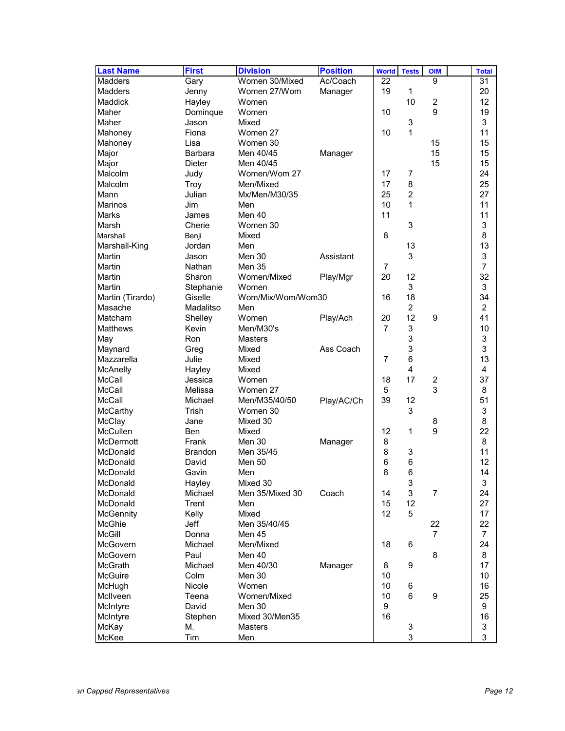| Last Name | First | Division | Position | World | Tests | OIM | | Total |
|---|---|---|---|---|---|---|---|---|
| Madders | Gary | Women 30/Mixed | Ac/Coach | 22 | | 9 | | 31 |
| Madders | Jenny | Women 27/Wom | Manager | 19 | 1 | | | 20 |
| Maddick | Hayley | Women | | | 10 | 2 | | 12 |
| Maher | Dominque | Women | | 10 | | 9 | | 19 |
| Maher | Jason | Mixed | | | 3 | | | 3 |
| Mahoney | Fiona | Women 27 | | 10 | 1 | | | 11 |
| Mahoney | Lisa | Women 30 | | | | 15 | | 15 |
| Major | Barbara | Men 40/45 | Manager | | | 15 | | 15 |
| Major | Dieter | Men 40/45 | | | | 15 | | 15 |
| Malcolm | Judy | Women/Wom 27 | | 17 | 7 | | | 24 |
| Malcolm | Troy | Men/Mixed | | 17 | 8 | | | 25 |
| Mann | Julian | Mx/Men/M30/35 | | 25 | 2 | | | 27 |
| Marinos | Jim | Men | | 10 | 1 | | | 11 |
| Marks | James | Men 40 | | 11 | | | | 11 |
| Marsh | Cherie | Women 30 | | | 3 | | | 3 |
| Marshall | Benji | Mixed | | 8 | | | | 8 |
| Marshall-King | Jordan | Men | | | 13 | | | 13 |
| Martin | Jason | Men 30 | Assistant | | 3 | | | 3 |
| Martin | Nathan | Men 35 | | 7 | | | | 7 |
| Martin | Sharon | Women/Mixed | Play/Mgr | 20 | 12 | | | 32 |
| Martin | Stephanie | Women | | | 3 | | | 3 |
| Martin (Tirardo) | Giselle | Wom/Mix/Wom/Wom30 | | 16 | 18 | | | 34 |
| Masache | Madalitso | Men | | | 2 | | | 2 |
| Matcham | Shelley | Women | Play/Ach | 20 | 12 | 9 | | 41 |
| Matthews | Kevin | Men/M30's | | 7 | 3 | | | 10 |
| May | Ron | Masters | | | 3 | | | 3 |
| Maynard | Greg | Mixed | Ass Coach | | 3 | | | 3 |
| Mazzarella | Julie | Mixed | | 7 | 6 | | | 13 |
| McAnelly | Hayley | Mixed | | | 4 | | | 4 |
| McCall | Jessica | Women | | 18 | 17 | 2 | | 37 |
| McCall | Melissa | Women 27 | | 5 | | 3 | | 8 |
| McCall | Michael | Men/M35/40/50 | Play/AC/Ch | 39 | 12 | | | 51 |
| McCarthy | Trish | Women 30 | | | 3 | | | 3 |
| McClay | Jane | Mixed 30 | | | | 8 | | 8 |
| McCullen | Ben | Mixed | | 12 | 1 | 9 | | 22 |
| McDermott | Frank | Men 30 | Manager | 8 | | | | 8 |
| McDonald | Brandon | Men 35/45 | | 8 | 3 | | | 11 |
| McDonald | David | Men 50 | | 6 | 6 | | | 12 |
| McDonald | Gavin | Men | | 8 | 6 | | | 14 |
| McDonald | Hayley | Mixed 30 | | | 3 | | | 3 |
| McDonald | Michael | Men 35/Mixed 30 | Coach | 14 | 3 | 7 | | 24 |
| McDonald | Trent | Men | | 15 | 12 | | | 27 |
| McGennity | Kelly | Mixed | | 12 | 5 | | | 17 |
| McGhie | Jeff | Men 35/40/45 | | | | 22 | | 22 |
| McGill | Donna | Men 45 | | | | 7 | | 7 |
| McGovern | Michael | Men/Mixed | | 18 | 6 | | | 24 |
| McGovern | Paul | Men 40 | | | | 8 | | 8 |
| McGrath | Michael | Men 40/30 | Manager | 8 | 9 | | | 17 |
| McGuire | Colm | Men 30 | | 10 | | | | 10 |
| McHugh | Nicole | Women | | 10 | 6 | | | 16 |
| McIlveen | Teena | Women/Mixed | | 10 | 6 | 9 | | 25 |
| McIntyre | David | Men 30 | | 9 | | | | 9 |
| McIntyre | Stephen | Mixed 30/Men35 | | 16 | | | | 16 |
| McKay | M. | Masters | | | 3 | | | 3 |
| McKee | Tim | Men | | | 3 | | | 3 |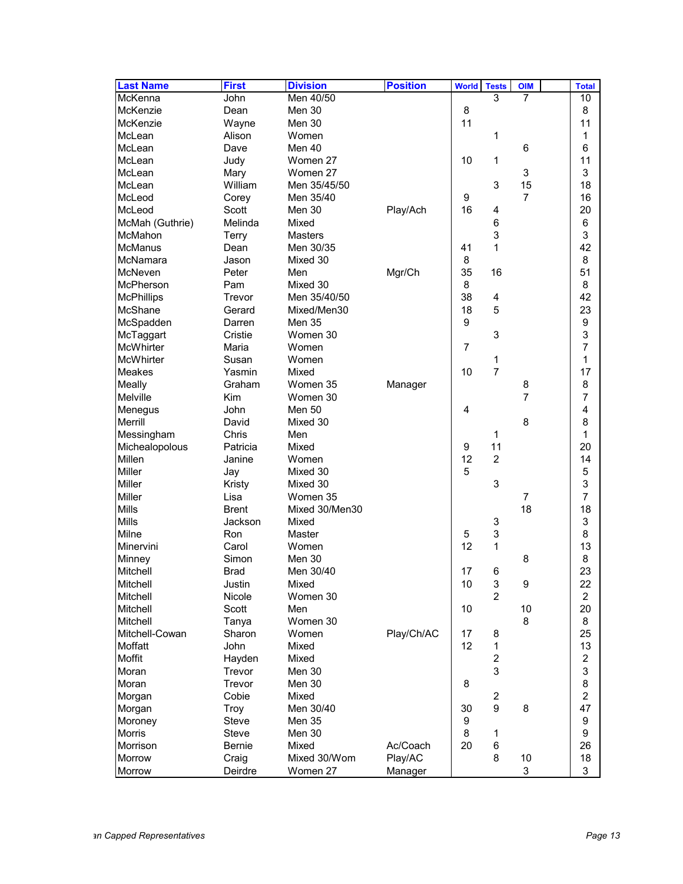| Last Name | First | Division | Position | World | Tests | OIM | | Total |
|---|---|---|---|---|---|---|---|---|
| McKenna | John | Men 40/50 | | | 3 | 7 | | 10 |
| McKenzie | Dean | Men 30 | | 8 | | | | 8 |
| McKenzie | Wayne | Men 30 | | 11 | | | | 11 |
| McLean | Alison | Women | | | 1 | | | 1 |
| McLean | Dave | Men 40 | | | | 6 | | 6 |
| McLean | Judy | Women 27 | | 10 | 1 | | | 11 |
| McLean | Mary | Women 27 | | | | 3 | | 3 |
| McLean | William | Men 35/45/50 | | | 3 | 15 | | 18 |
| McLeod | Corey | Men 35/40 | | 9 | | 7 | | 16 |
| McLeod | Scott | Men 30 | Play/Ach | 16 | 4 | | | 20 |
| McMah (Guthrie) | Melinda | Mixed | | | 6 | | | 6 |
| McMahon | Terry | Masters | | | 3 | | | 3 |
| McManus | Dean | Men 30/35 | | 41 | 1 | | | 42 |
| McNamara | Jason | Mixed 30 | | 8 | | | | 8 |
| McNeven | Peter | Men | Mgr/Ch | 35 | 16 | | | 51 |
| McPherson | Pam | Mixed 30 | | 8 | | | | 8 |
| McPhillips | Trevor | Men 35/40/50 | | 38 | 4 | | | 42 |
| McShane | Gerard | Mixed/Men30 | | 18 | 5 | | | 23 |
| McSpadden | Darren | Men 35 | | 9 | | | | 9 |
| McTaggart | Cristie | Women 30 | | | 3 | | | 3 |
| McWhirter | Maria | Women | | 7 | | | | 7 |
| McWhirter | Susan | Women | | | 1 | | | 1 |
| Meakes | Yasmin | Mixed | | 10 | 7 | | | 17 |
| Meally | Graham | Women 35 | Manager | | | 8 | | 8 |
| Melville | Kim | Women 30 | | | | 7 | | 7 |
| Menegus | John | Men 50 | | 4 | | | | 4 |
| Merrill | David | Mixed 30 | | | | 8 | | 8 |
| Messingham | Chris | Men | | | 1 | | | 1 |
| Michealopolous | Patricia | Mixed | | 9 | 11 | | | 20 |
| Millen | Janine | Women | | 12 | 2 | | | 14 |
| Miller | Jay | Mixed 30 | | 5 | | | | 5 |
| Miller | Kristy | Mixed 30 | | | 3 | | | 3 |
| Miller | Lisa | Women 35 | | | | 7 | | 7 |
| Mills | Brent | Mixed 30/Men30 | | | | 18 | | 18 |
| Mills | Jackson | Mixed | | | 3 | | | 3 |
| Milne | Ron | Master | | 5 | 3 | | | 8 |
| Minervini | Carol | Women | | 12 | 1 | | | 13 |
| Minney | Simon | Men 30 | | | | 8 | | 8 |
| Mitchell | Brad | Men 30/40 | | 17 | 6 | | | 23 |
| Mitchell | Justin | Mixed | | 10 | 3 | 9 | | 22 |
| Mitchell | Nicole | Women 30 | | | 2 | | | 2 |
| Mitchell | Scott | Men | | 10 | | 10 | | 20 |
| Mitchell | Tanya | Women 30 | | | | 8 | | 8 |
| Mitchell-Cowan | Sharon | Women | Play/Ch/AC | 17 | 8 | | | 25 |
| Moffatt | John | Mixed | | 12 | 1 | | | 13 |
| Moffit | Hayden | Mixed | | | 2 | | | 2 |
| Moran | Trevor | Men 30 | | | 3 | | | 3 |
| Moran | Trevor | Men 30 | | 8 | | | | 8 |
| Morgan | Cobie | Mixed | | | 2 | | | 2 |
| Morgan | Troy | Men 30/40 | | 30 | 9 | 8 | | 47 |
| Moroney | Steve | Men 35 | | 9 | | | | 9 |
| Morris | Steve | Men 30 | | 8 | 1 | | | 9 |
| Morrison | Bernie | Mixed | Ac/Coach | 20 | 6 | | | 26 |
| Morrow | Craig | Mixed 30/Wom | Play/AC | | 8 | 10 | | 18 |
| Morrow | Deirdre | Women 27 | Manager | | | 3 | | 3 |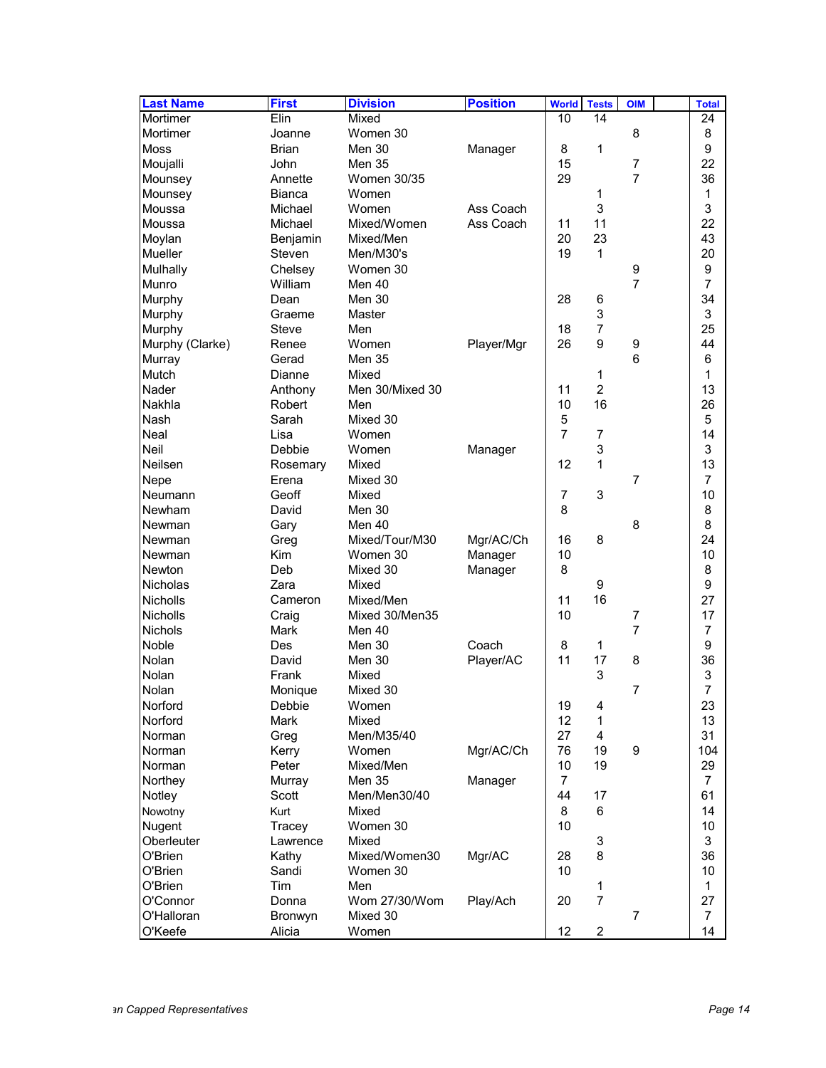| Last Name | First | Division | Position | World | Tests | OIM | | Total |
|---|---|---|---|---|---|---|---|---|
| Mortimer | Elin | Mixed | | 10 | 14 | | | 24 |
| Mortimer | Joanne | Women 30 | | | | 8 | | 8 |
| Moss | Brian | Men 30 | Manager | 8 | 1 | | | 9 |
| Moujalli | John | Men 35 | | 15 | | 7 | | 22 |
| Mounsey | Annette | Women 30/35 | | 29 | | 7 | | 36 |
| Mounsey | Bianca | Women | | | 1 | | | 1 |
| Moussa | Michael | Women | Ass Coach | | 3 | | | 3 |
| Moussa | Michael | Mixed/Women | Ass Coach | 11 | 11 | | | 22 |
| Moylan | Benjamin | Mixed/Men | | 20 | 23 | | | 43 |
| Mueller | Steven | Men/M30's | | 19 | 1 | | | 20 |
| Mulhally | Chelsey | Women 30 | | | | 9 | | 9 |
| Munro | William | Men 40 | | | | 7 | | 7 |
| Murphy | Dean | Men 30 | | 28 | 6 | | | 34 |
| Murphy | Graeme | Master | | | 3 | | | 3 |
| Murphy | Steve | Men | | 18 | 7 | | | 25 |
| Murphy (Clarke) | Renee | Women | Player/Mgr | 26 | 9 | 9 | | 44 |
| Murray | Gerad | Men 35 | | | | 6 | | 6 |
| Mutch | Dianne | Mixed | | | 1 | | | 1 |
| Nader | Anthony | Men 30/Mixed 30 | | 11 | 2 | | | 13 |
| Nakhla | Robert | Men | | 10 | 16 | | | 26 |
| Nash | Sarah | Mixed 30 | | 5 | | | | 5 |
| Neal | Lisa | Women | | 7 | 7 | | | 14 |
| Neil | Debbie | Women | Manager | | 3 | | | 3 |
| Neilsen | Rosemary | Mixed | | 12 | 1 | | | 13 |
| Nepe | Erena | Mixed 30 | | | | 7 | | 7 |
| Neumann | Geoff | Mixed | | 7 | 3 | | | 10 |
| Newham | David | Men 30 | | 8 | | | | 8 |
| Newman | Gary | Men 40 | | | | 8 | | 8 |
| Newman | Greg | Mixed/Tour/M30 | Mgr/AC/Ch | 16 | 8 | | | 24 |
| Newman | Kim | Women 30 | Manager | 10 | | | | 10 |
| Newton | Deb | Mixed 30 | Manager | 8 | | | | 8 |
| Nicholas | Zara | Mixed | | | 9 | | | 9 |
| Nicholls | Cameron | Mixed/Men | | 11 | 16 | | | 27 |
| Nicholls | Craig | Mixed 30/Men35 | | 10 | | 7 | | 17 |
| Nichols | Mark | Men 40 | | | | 7 | | 7 |
| Noble | Des | Men 30 | Coach | 8 | 1 | | | 9 |
| Nolan | David | Men 30 | Player/AC | 11 | 17 | 8 | | 36 |
| Nolan | Frank | Mixed | | | 3 | | | 3 |
| Nolan | Monique | Mixed 30 | | | | 7 | | 7 |
| Norford | Debbie | Women | | 19 | 4 | | | 23 |
| Norford | Mark | Mixed | | 12 | 1 | | | 13 |
| Norman | Greg | Men/M35/40 | | 27 | 4 | | | 31 |
| Norman | Kerry | Women | Mgr/AC/Ch | 76 | 19 | 9 | | 104 |
| Norman | Peter | Mixed/Men | | 10 | 19 | | | 29 |
| Northey | Murray | Men 35 | Manager | 7 | | | | 7 |
| Notley | Scott | Men/Men30/40 | | 44 | 17 | | | 61 |
| Nowotny | Kurt | Mixed | | 8 | 6 | | | 14 |
| Nugent | Tracey | Women 30 | | 10 | | | | 10 |
| Oberleuter | Lawrence | Mixed | | | 3 | | | 3 |
| O'Brien | Kathy | Mixed/Women30 | Mgr/AC | 28 | 8 | | | 36 |
| O'Brien | Sandi | Women 30 | | 10 | | | | 10 |
| O'Brien | Tim | Men | | | 1 | | | 1 |
| O'Connor | Donna | Wom 27/30/Wom | Play/Ach | 20 | 7 | | | 27 |
| O'Halloran | Bronwyn | Mixed 30 | | | | 7 | | 7 |
| O'Keefe | Alicia | Women | | 12 | 2 | | | 14 |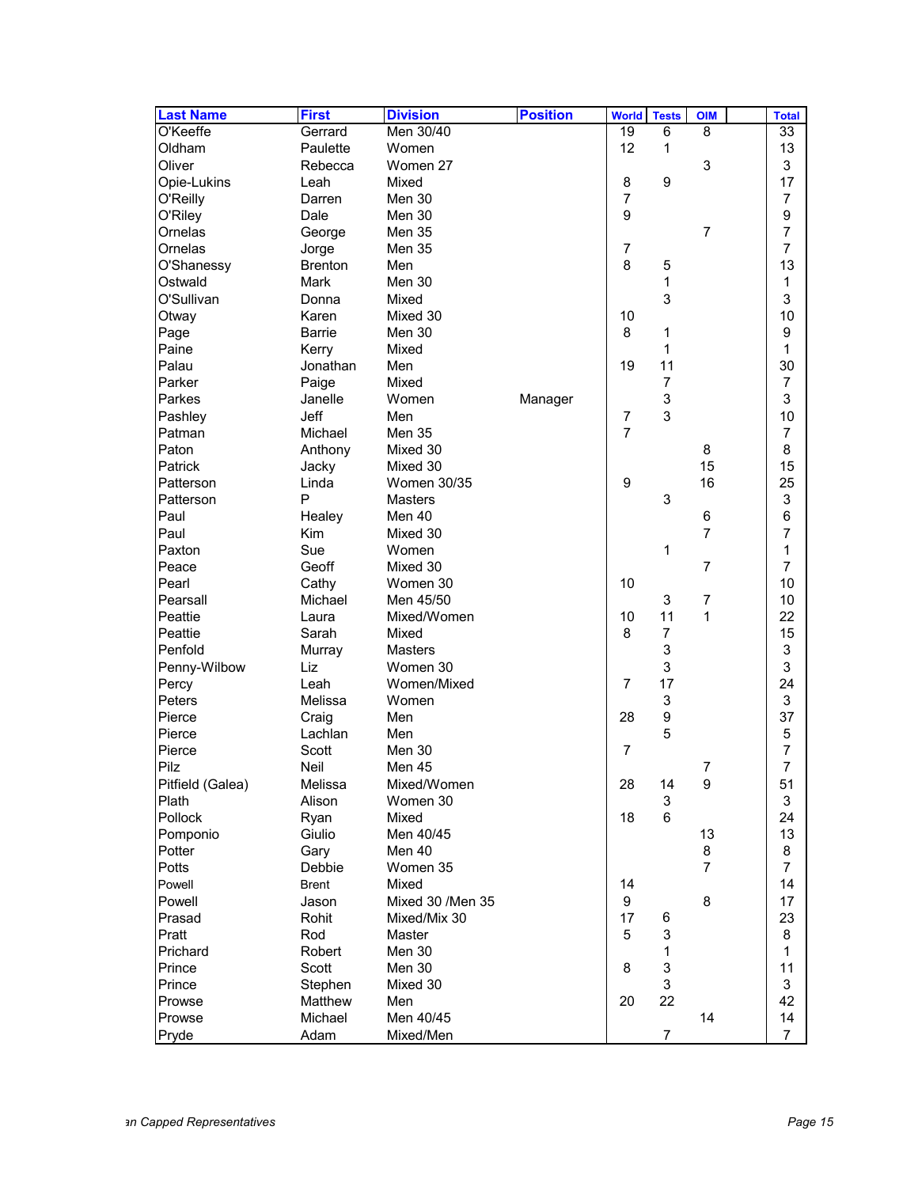| Last Name | First | Division | Position | World | Tests | OIM | | Total |
|---|---|---|---|---|---|---|---|---|
| O'Keeffe | Gerrard | Men 30/40 | | 19 | 6 | 8 | | 33 |
| Oldham | Paulette | Women | | 12 | 1 | | | 13 |
| Oliver | Rebecca | Women 27 | | | | 3 | | 3 |
| Opie-Lukins | Leah | Mixed | | 8 | 9 | | | 17 |
| O'Reilly | Darren | Men 30 | | 7 | | | | 7 |
| O'Riley | Dale | Men 30 | | 9 | | | | 9 |
| Ornelas | George | Men 35 | | | | 7 | | 7 |
| Ornelas | Jorge | Men 35 | | 7 | | | | 7 |
| O'Shanessy | Brenton | Men | | 8 | 5 | | | 13 |
| Ostwald | Mark | Men 30 | | | 1 | | | 1 |
| O'Sullivan | Donna | Mixed | | | 3 | | | 3 |
| Otway | Karen | Mixed 30 | | 10 | | | | 10 |
| Page | Barrie | Men 30 | | 8 | 1 | | | 9 |
| Paine | Kerry | Mixed | | | 1 | | | 1 |
| Palau | Jonathan | Men | | 19 | 11 | | | 30 |
| Parker | Paige | Mixed | | | 7 | | | 7 |
| Parkes | Janelle | Women | Manager | | 3 | | | 3 |
| Pashley | Jeff | Men | | 7 | 3 | | | 10 |
| Patman | Michael | Men 35 | | 7 | | | | 7 |
| Paton | Anthony | Mixed 30 | | | | 8 | | 8 |
| Patrick | Jacky | Mixed 30 | | | | 15 | | 15 |
| Patterson | Linda | Women 30/35 | | 9 | | 16 | | 25 |
| Patterson | P | Masters | | | 3 | | | 3 |
| Paul | Healey | Men 40 | | | | 6 | | 6 |
| Paul | Kim | Mixed 30 | | | | 7 | | 7 |
| Paxton | Sue | Women | | | 1 | | | 1 |
| Peace | Geoff | Mixed 30 | | | | 7 | | 7 |
| Pearl | Cathy | Women 30 | | 10 | | | | 10 |
| Pearsall | Michael | Men 45/50 | | | 3 | 7 | | 10 |
| Peattie | Laura | Mixed/Women | | 10 | 11 | 1 | | 22 |
| Peattie | Sarah | Mixed | | 8 | 7 | | | 15 |
| Penfold | Murray | Masters | | | 3 | | | 3 |
| Penny-Wilbow | Liz | Women 30 | | | 3 | | | 3 |
| Percy | Leah | Women/Mixed | | 7 | 17 | | | 24 |
| Peters | Melissa | Women | | | 3 | | | 3 |
| Pierce | Craig | Men | | 28 | 9 | | | 37 |
| Pierce | Lachlan | Men | | | 5 | | | 5 |
| Pierce | Scott | Men 30 | | 7 | | | | 7 |
| Pilz | Neil | Men 45 | | | | 7 | | 7 |
| Pitfield (Galea) | Melissa | Mixed/Women | | 28 | 14 | 9 | | 51 |
| Plath | Alison | Women 30 | | | 3 | | | 3 |
| Pollock | Ryan | Mixed | | 18 | 6 | | | 24 |
| Pomponio | Giulio | Men 40/45 | | | | 13 | | 13 |
| Potter | Gary | Men 40 | | | | 8 | | 8 |
| Potts | Debbie | Women 35 | | | | 7 | | 7 |
| Powell | Brent | Mixed | | 14 | | | | 14 |
| Powell | Jason | Mixed 30 /Men 35 | | 9 | | 8 | | 17 |
| Prasad | Rohit | Mixed/Mix 30 | | 17 | 6 | | | 23 |
| Pratt | Rod | Master | | 5 | 3 | | | 8 |
| Prichard | Robert | Men 30 | | | 1 | | | 1 |
| Prince | Scott | Men 30 | | 8 | 3 | | | 11 |
| Prince | Stephen | Mixed 30 | | | 3 | | | 3 |
| Prowse | Matthew | Men | | 20 | 22 | | | 42 |
| Prowse | Michael | Men 40/45 | | | | 14 | | 14 |
| Pryde | Adam | Mixed/Men | | | 7 | | | 7 |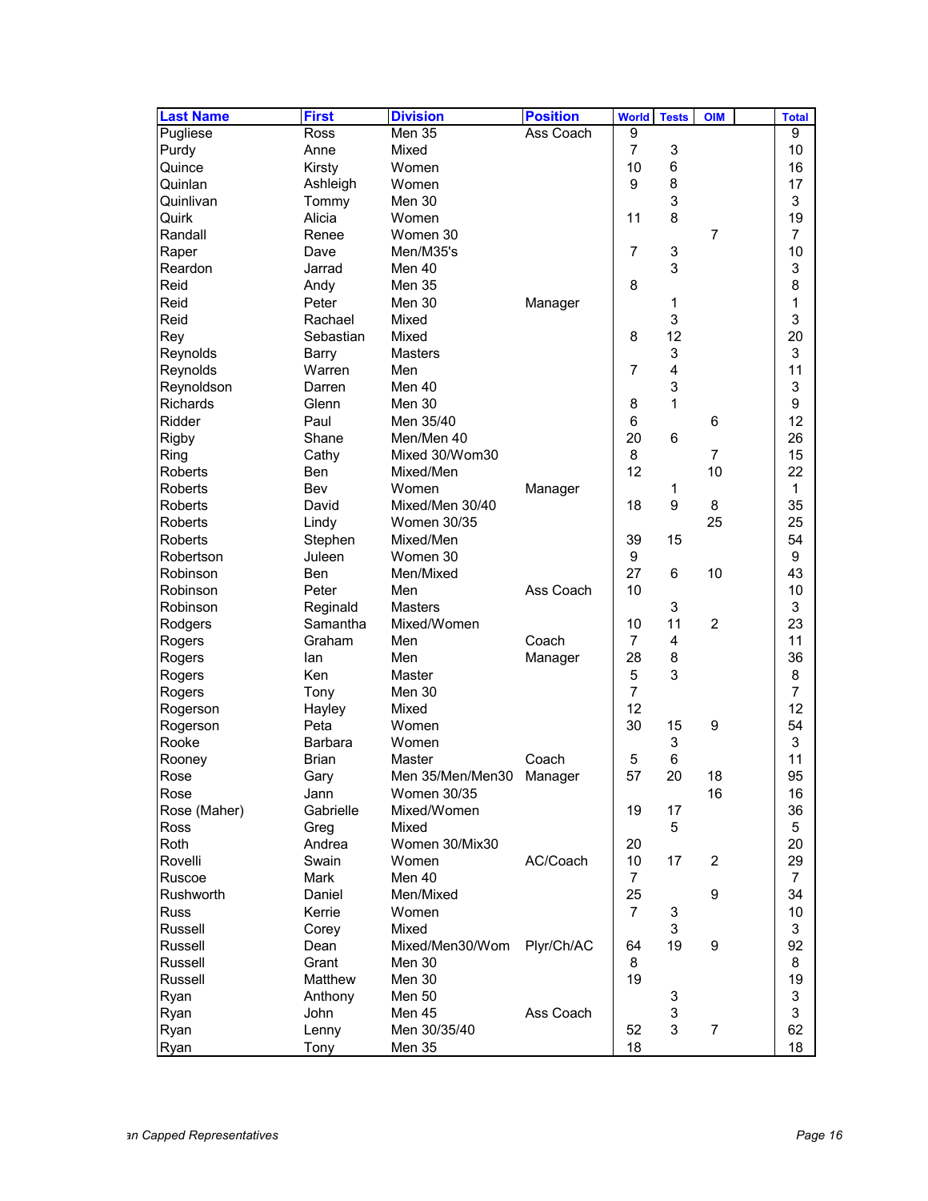| Last Name | First | Division | Position | World | Tests | OIM | | Total |
|---|---|---|---|---|---|---|---|---|
| Pugliese | Ross | Men 35 | Ass Coach | 9 | | | | 9 |
| Purdy | Anne | Mixed | | 7 | 3 | | | 10 |
| Quince | Kirsty | Women | | 10 | 6 | | | 16 |
| Quinlan | Ashleigh | Women | | 9 | 8 | | | 17 |
| Quinlivan | Tommy | Men 30 | | | 3 | | | 3 |
| Quirk | Alicia | Women | | 11 | 8 | | | 19 |
| Randall | Renee | Women 30 | | | | 7 | | 7 |
| Raper | Dave | Men/M35's | | 7 | 3 | | | 10 |
| Reardon | Jarrad | Men 40 | | | 3 | | | 3 |
| Reid | Andy | Men 35 | | 8 | | | | 8 |
| Reid | Peter | Men 30 | Manager | | 1 | | | 1 |
| Reid | Rachael | Mixed | | | 3 | | | 3 |
| Rey | Sebastian | Mixed | | 8 | 12 | | | 20 |
| Reynolds | Barry | Masters | | | 3 | | | 3 |
| Reynolds | Warren | Men | | 7 | 4 | | | 11 |
| Reynoldson | Darren | Men 40 | | | 3 | | | 3 |
| Richards | Glenn | Men 30 | | 8 | 1 | | | 9 |
| Ridder | Paul | Men 35/40 | | 6 | | 6 | | 12 |
| Rigby | Shane | Men/Men 40 | | 20 | 6 | | | 26 |
| Ring | Cathy | Mixed 30/Wom30 | | 8 | | 7 | | 15 |
| Roberts | Ben | Mixed/Men | | 12 | | 10 | | 22 |
| Roberts | Bev | Women | Manager | | 1 | | | 1 |
| Roberts | David | Mixed/Men 30/40 | | 18 | 9 | 8 | | 35 |
| Roberts | Lindy | Women 30/35 | | | | 25 | | 25 |
| Roberts | Stephen | Mixed/Men | | 39 | 15 | | | 54 |
| Robertson | Juleen | Women 30 | | 9 | | | | 9 |
| Robinson | Ben | Men/Mixed | | 27 | 6 | 10 | | 43 |
| Robinson | Peter | Men | Ass Coach | 10 | | | | 10 |
| Robinson | Reginald | Masters | | | 3 | | | 3 |
| Rodgers | Samantha | Mixed/Women | | 10 | 11 | 2 | | 23 |
| Rogers | Graham | Men | Coach | 7 | 4 | | | 11 |
| Rogers | Ian | Men | Manager | 28 | 8 | | | 36 |
| Rogers | Ken | Master | | 5 | 3 | | | 8 |
| Rogers | Tony | Men 30 | | 7 | | | | 7 |
| Rogerson | Hayley | Mixed | | 12 | | | | 12 |
| Rogerson | Peta | Women | | 30 | 15 | 9 | | 54 |
| Rooke | Barbara | Women | | | 3 | | | 3 |
| Rooney | Brian | Master | Coach | 5 | 6 | | | 11 |
| Rose | Gary | Men 35/Men/Men30 | Manager | 57 | 20 | 18 | | 95 |
| Rose | Jann | Women 30/35 | | | | 16 | | 16 |
| Rose (Maher) | Gabrielle | Mixed/Women | | 19 | 17 | | | 36 |
| Ross | Greg | Mixed | | | 5 | | | 5 |
| Roth | Andrea | Women 30/Mix30 | | 20 | | | | 20 |
| Rovelli | Swain | Women | AC/Coach | 10 | 17 | 2 | | 29 |
| Ruscoe | Mark | Men 40 | | 7 | | | | 7 |
| Rushworth | Daniel | Men/Mixed | | 25 | | 9 | | 34 |
| Russ | Kerrie | Women | | 7 | 3 | | | 10 |
| Russell | Corey | Mixed | | | 3 | | | 3 |
| Russell | Dean | Mixed/Men30/Wom | Plyr/Ch/AC | 64 | 19 | 9 | | 92 |
| Russell | Grant | Men 30 | | 8 | | | | 8 |
| Russell | Matthew | Men 30 | | 19 | | | | 19 |
| Ryan | Anthony | Men 50 | | | 3 | | | 3 |
| Ryan | John | Men 45 | Ass Coach | | 3 | | | 3 |
| Ryan | Lenny | Men 30/35/40 | | 52 | 3 | 7 | | 62 |
| Ryan | Tony | Men 35 | | 18 | | | | 18 |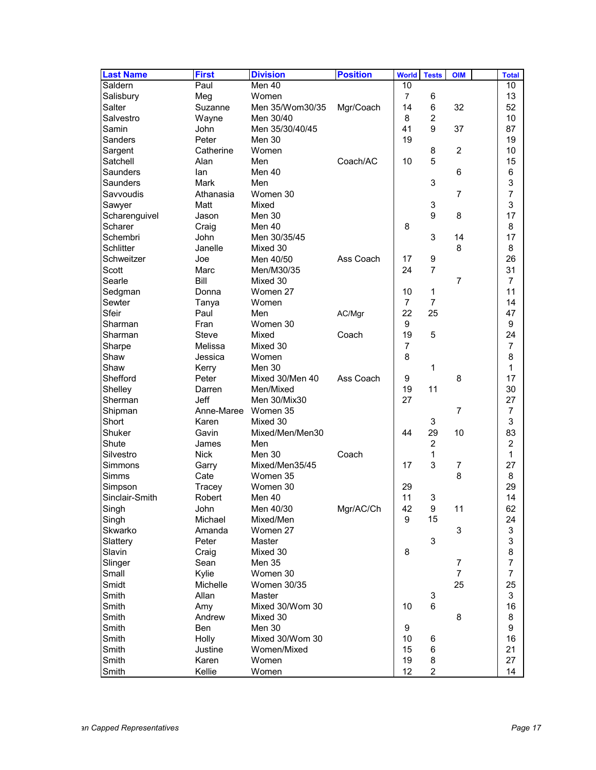| Last Name | First | Division | Position | World | Tests | OIM | | Total |
|---|---|---|---|---|---|---|---|---|
| Saldern | Paul | Men 40 | | 10 | | | | 10 |
| Salisbury | Meg | Women | | 7 | 6 | | | 13 |
| Salter | Suzanne | Men 35/Wom30/35 | Mgr/Coach | 14 | 6 | 32 | | 52 |
| Salvestro | Wayne | Men 30/40 | | 8 | 2 | | | 10 |
| Samin | John | Men 35/30/40/45 | | 41 | 9 | 37 | | 87 |
| Sanders | Peter | Men 30 | | 19 | | | | 19 |
| Sargent | Catherine | Women | | | 8 | 2 | | 10 |
| Satchell | Alan | Men | Coach/AC | 10 | 5 | | | 15 |
| Saunders | Ian | Men 40 | | | | 6 | | 6 |
| Saunders | Mark | Men | | | 3 | | | 3 |
| Savvoudis | Athanasia | Women 30 | | | | 7 | | 7 |
| Sawyer | Matt | Mixed | | | 3 | | | 3 |
| Scharenguivel | Jason | Men 30 | | | 9 | 8 | | 17 |
| Scharer | Craig | Men 40 | | 8 | | | | 8 |
| Schembri | John | Men 30/35/45 | | | 3 | 14 | | 17 |
| Schlitter | Janelle | Mixed 30 | | | | 8 | | 8 |
| Schweitzer | Joe | Men 40/50 | Ass Coach | 17 | 9 | | | 26 |
| Scott | Marc | Men/M30/35 | | 24 | 7 | | | 31 |
| Searle | Bill | Mixed 30 | | | | 7 | | 7 |
| Sedgman | Donna | Women 27 | | 10 | 1 | | | 11 |
| Sewter | Tanya | Women | | 7 | 7 | | | 14 |
| Sfeir | Paul | Men | AC/Mgr | 22 | 25 | | | 47 |
| Sharman | Fran | Women 30 | | 9 | | | | 9 |
| Sharman | Steve | Mixed | Coach | 19 | 5 | | | 24 |
| Sharpe | Melissa | Mixed 30 | | 7 | | | | 7 |
| Shaw | Jessica | Women | | 8 | | | | 8 |
| Shaw | Kerry | Men 30 | | | 1 | | | 1 |
| Shefford | Peter | Mixed 30/Men 40 | Ass Coach | 9 | | 8 | | 17 |
| Shelley | Darren | Men/Mixed | | 19 | 11 | | | 30 |
| Sherman | Jeff | Men 30/Mix30 | | 27 | | | | 27 |
| Shipman | Anne-Maree | Women 35 | | | | 7 | | 7 |
| Short | Karen | Mixed 30 | | | 3 | | | 3 |
| Shuker | Gavin | Mixed/Men/Men30 | | 44 | 29 | 10 | | 83 |
| Shute | James | Men | | | 2 | | | 2 |
| Silvestro | Nick | Men 30 | Coach | | 1 | | | 1 |
| Simmons | Garry | Mixed/Men35/45 | | 17 | 3 | 7 | | 27 |
| Simms | Cate | Women 35 | | | | 8 | | 8 |
| Simpson | Tracey | Women 30 | | 29 | | | | 29 |
| Sinclair-Smith | Robert | Men 40 | | 11 | 3 | | | 14 |
| Singh | John | Men 40/30 | Mgr/AC/Ch | 42 | 9 | 11 | | 62 |
| Singh | Michael | Mixed/Men | | 9 | 15 | | | 24 |
| Skwarko | Amanda | Women 27 | | | | 3 | | 3 |
| Slattery | Peter | Master | | | 3 | | | 3 |
| Slavin | Craig | Mixed 30 | | 8 | | | | 8 |
| Slinger | Sean | Men 35 | | | | 7 | | 7 |
| Small | Kylie | Women 30 | | | | 7 | | 7 |
| Smidt | Michelle | Women 30/35 | | | | 25 | | 25 |
| Smith | Allan | Master | | | 3 | | | 3 |
| Smith | Amy | Mixed 30/Wom 30 | | 10 | 6 | | | 16 |
| Smith | Andrew | Mixed 30 | | | | 8 | | 8 |
| Smith | Ben | Men 30 | | 9 | | | | 9 |
| Smith | Holly | Mixed 30/Wom 30 | | 10 | 6 | | | 16 |
| Smith | Justine | Women/Mixed | | 15 | 6 | | | 21 |
| Smith | Karen | Women | | 19 | 8 | | | 27 |
| Smith | Kellie | Women | | 12 | 2 | | | 14 |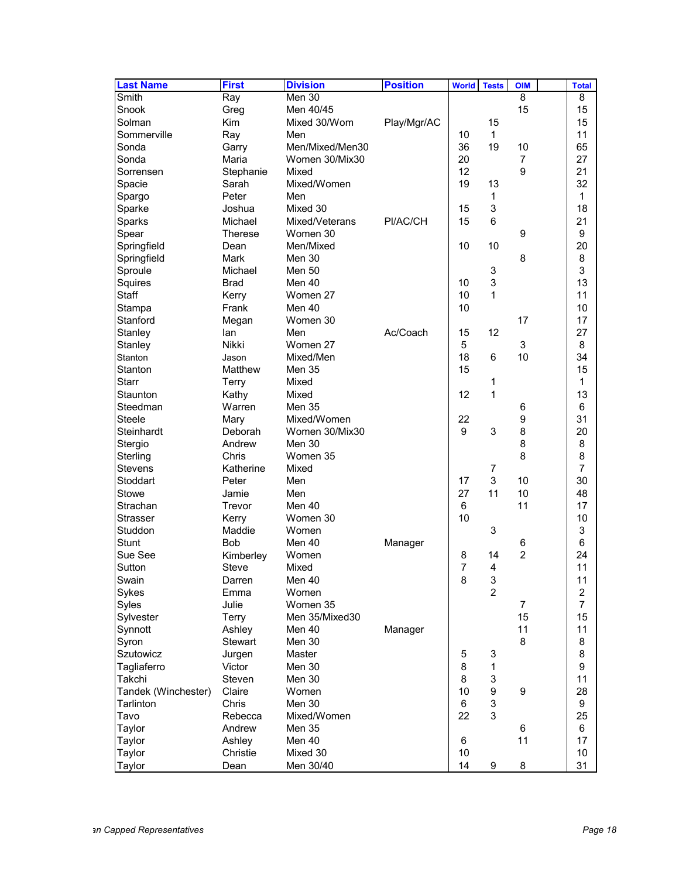| Last Name | First | Division | Position | World | Tests | OIM | | Total |
|---|---|---|---|---|---|---|---|---|
| Smith | Ray | Men 30 | | | | 8 | | 8 |
| Snook | Greg | Men 40/45 | | | | 15 | | 15 |
| Solman | Kim | Mixed 30/Wom | Play/Mgr/AC | | 15 | | | 15 |
| Sommerville | Ray | Men | | 10 | 1 | | | 11 |
| Sonda | Garry | Men/Mixed/Men30 | | 36 | 19 | 10 | | 65 |
| Sonda | Maria | Women 30/Mix30 | | 20 | | 7 | | 27 |
| Sorrensen | Stephanie | Mixed | | 12 | | 9 | | 21 |
| Spacie | Sarah | Mixed/Women | | 19 | 13 | | | 32 |
| Spargo | Peter | Men | | | 1 | | | 1 |
| Sparke | Joshua | Mixed 30 | | 15 | 3 | | | 18 |
| Sparks | Michael | Mixed/Veterans | Pl/AC/CH | 15 | 6 | | | 21 |
| Spear | Therese | Women 30 | | | | 9 | | 9 |
| Springfield | Dean | Men/Mixed | | 10 | 10 | | | 20 |
| Springfield | Mark | Men 30 | | | | 8 | | 8 |
| Sproule | Michael | Men 50 | | | 3 | | | 3 |
| Squires | Brad | Men 40 | | 10 | 3 | | | 13 |
| Staff | Kerry | Women 27 | | 10 | 1 | | | 11 |
| Stampa | Frank | Men 40 | | 10 | | | | 10 |
| Stanford | Megan | Women 30 | | | | 17 | | 17 |
| Stanley | Ian | Men | Ac/Coach | 15 | 12 | | | 27 |
| Stanley | Nikki | Women 27 | | 5 | | 3 | | 8 |
| Stanton | Jason | Mixed/Men | | 18 | 6 | 10 | | 34 |
| Stanton | Matthew | Men 35 | | 15 | | | | 15 |
| Starr | Terry | Mixed | | | 1 | | | 1 |
| Staunton | Kathy | Mixed | | 12 | 1 | | | 13 |
| Steedman | Warren | Men 35 | | | | 6 | | 6 |
| Steele | Mary | Mixed/Women | | 22 | | 9 | | 31 |
| Steinhardt | Deborah | Women 30/Mix30 | | 9 | 3 | 8 | | 20 |
| Stergio | Andrew | Men 30 | | | | 8 | | 8 |
| Sterling | Chris | Women 35 | | | | 8 | | 8 |
| Stevens | Katherine | Mixed | | | 7 | | | 7 |
| Stoddart | Peter | Men | | 17 | 3 | 10 | | 30 |
| Stowe | Jamie | Men | | 27 | 11 | 10 | | 48 |
| Strachan | Trevor | Men 40 | | 6 | | 11 | | 17 |
| Strasser | Kerry | Women 30 | | 10 | | | | 10 |
| Studdon | Maddie | Women | | | 3 | | | 3 |
| Stunt | Bob | Men 40 | Manager | | | 6 | | 6 |
| Sue See | Kimberley | Women | | 8 | 14 | 2 | | 24 |
| Sutton | Steve | Mixed | | 7 | 4 | | | 11 |
| Swain | Darren | Men 40 | | 8 | 3 | | | 11 |
| Sykes | Emma | Women | | | 2 | | | 2 |
| Syles | Julie | Women 35 | | | | 7 | | 7 |
| Sylvester | Terry | Men 35/Mixed30 | | | | 15 | | 15 |
| Synnott | Ashley | Men 40 | Manager | | | 11 | | 11 |
| Syron | Stewart | Men 30 | | | | 8 | | 8 |
| Szutowicz | Jurgen | Master | | 5 | 3 | | | 8 |
| Tagliaferro | Victor | Men 30 | | 8 | 1 | | | 9 |
| Takchi | Steven | Men 30 | | 8 | 3 | | | 11 |
| Tandek (Winchester) | Claire | Women | | 10 | 9 | 9 | | 28 |
| Tarlinton | Chris | Men 30 | | 6 | 3 | | | 9 |
| Tavo | Rebecca | Mixed/Women | | 22 | 3 | | | 25 |
| Taylor | Andrew | Men 35 | | | | 6 | | 6 |
| Taylor | Ashley | Men 40 | | 6 | | 11 | | 17 |
| Taylor | Christie | Mixed 30 | | 10 | | | | 10 |
| Taylor | Dean | Men 30/40 | | 14 | 9 | 8 | | 31 |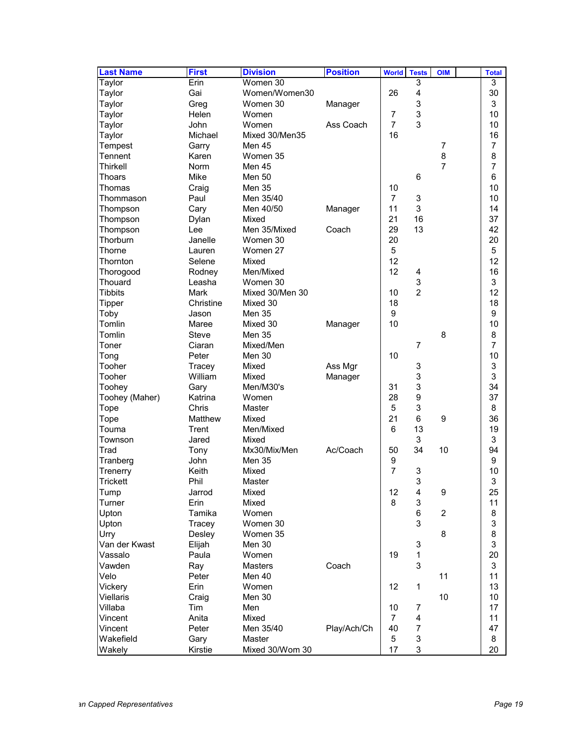| Last Name | First | Division | Position | World | Tests | OIM | | Total |
|---|---|---|---|---|---|---|---|---|
| Taylor | Erin | Women 30 | | | 3 | | | 3 |
| Taylor | Gai | Women/Women30 | | 26 | 4 | | | 30 |
| Taylor | Greg | Women 30 | Manager | | 3 | | | 3 |
| Taylor | Helen | Women | | 7 | 3 | | | 10 |
| Taylor | John | Women | Ass Coach | 7 | 3 | | | 10 |
| Taylor | Michael | Mixed 30/Men35 | | 16 | | | | 16 |
| Tempest | Garry | Men 45 | | | | 7 | | 7 |
| Tennent | Karen | Women 35 | | | | 8 | | 8 |
| Thirkell | Norm | Men 45 | | | | 7 | | 7 |
| Thoars | Mike | Men 50 | | | 6 | | | 6 |
| Thomas | Craig | Men 35 | | 10 | | | | 10 |
| Thommason | Paul | Men 35/40 | | 7 | 3 | | | 10 |
| Thompson | Cary | Men 40/50 | Manager | 11 | 3 | | | 14 |
| Thompson | Dylan | Mixed | | 21 | 16 | | | 37 |
| Thompson | Lee | Men 35/Mixed | Coach | 29 | 13 | | | 42 |
| Thorburn | Janelle | Women 30 | | 20 | | | | 20 |
| Thorne | Lauren | Women 27 | | 5 | | | | 5 |
| Thornton | Selene | Mixed | | 12 | | | | 12 |
| Thorogood | Rodney | Men/Mixed | | 12 | 4 | | | 16 |
| Thouard | Leasha | Women 30 | | | 3 | | | 3 |
| Tibbits | Mark | Mixed 30/Men 30 | | 10 | 2 | | | 12 |
| Tipper | Christine | Mixed 30 | | 18 | | | | 18 |
| Toby | Jason | Men 35 | | 9 | | | | 9 |
| Tomlin | Maree | Mixed 30 | Manager | 10 | | | | 10 |
| Tomlin | Steve | Men 35 | | | | 8 | | 8 |
| Toner | Ciaran | Mixed/Men | | | 7 | | | 7 |
| Tong | Peter | Men 30 | | 10 | | | | 10 |
| Tooher | Tracey | Mixed | Ass Mgr | | 3 | | | 3 |
| Tooher | William | Mixed | Manager | | 3 | | | 3 |
| Toohey | Gary | Men/M30's | | 31 | 3 | | | 34 |
| Toohey (Maher) | Katrina | Women | | 28 | 9 | | | 37 |
| Tope | Chris | Master | | 5 | 3 | | | 8 |
| Tope | Matthew | Mixed | | 21 | 6 | 9 | | 36 |
| Touma | Trent | Men/Mixed | | 6 | 13 | | | 19 |
| Townson | Jared | Mixed | | | 3 | | | 3 |
| Trad | Tony | Mx30/Mix/Men | Ac/Coach | 50 | 34 | 10 | | 94 |
| Tranberg | John | Men 35 | | 9 | | | | 9 |
| Trenerry | Keith | Mixed | | 7 | 3 | | | 10 |
| Trickett | Phil | Master | | | 3 | | | 3 |
| Tump | Jarrod | Mixed | | 12 | 4 | 9 | | 25 |
| Turner | Erin | Mixed | | 8 | 3 | | | 11 |
| Upton | Tamika | Women | | | 6 | 2 | | 8 |
| Upton | Tracey | Women 30 | | | 3 | | | 3 |
| Urry | Desley | Women 35 | | | | 8 | | 8 |
| Van der Kwast | Elijah | Men 30 | | | 3 | | | 3 |
| Vassalo | Paula | Women | | 19 | 1 | | | 20 |
| Vawden | Ray | Masters | Coach | | 3 | | | 3 |
| Velo | Peter | Men 40 | | | | 11 | | 11 |
| Vickery | Erin | Women | | 12 | 1 | | | 13 |
| Viellaris | Craig | Men 30 | | | | 10 | | 10 |
| Villaba | Tim | Men | | 10 | 7 | | | 17 |
| Vincent | Anita | Mixed | | 7 | 4 | | | 11 |
| Vincent | Peter | Men 35/40 | Play/Ach/Ch | 40 | 7 | | | 47 |
| Wakefield | Gary | Master | | 5 | 3 | | | 8 |
| Wakely | Kirstie | Mixed 30/Wom 30 | | 17 | 3 | | | 20 |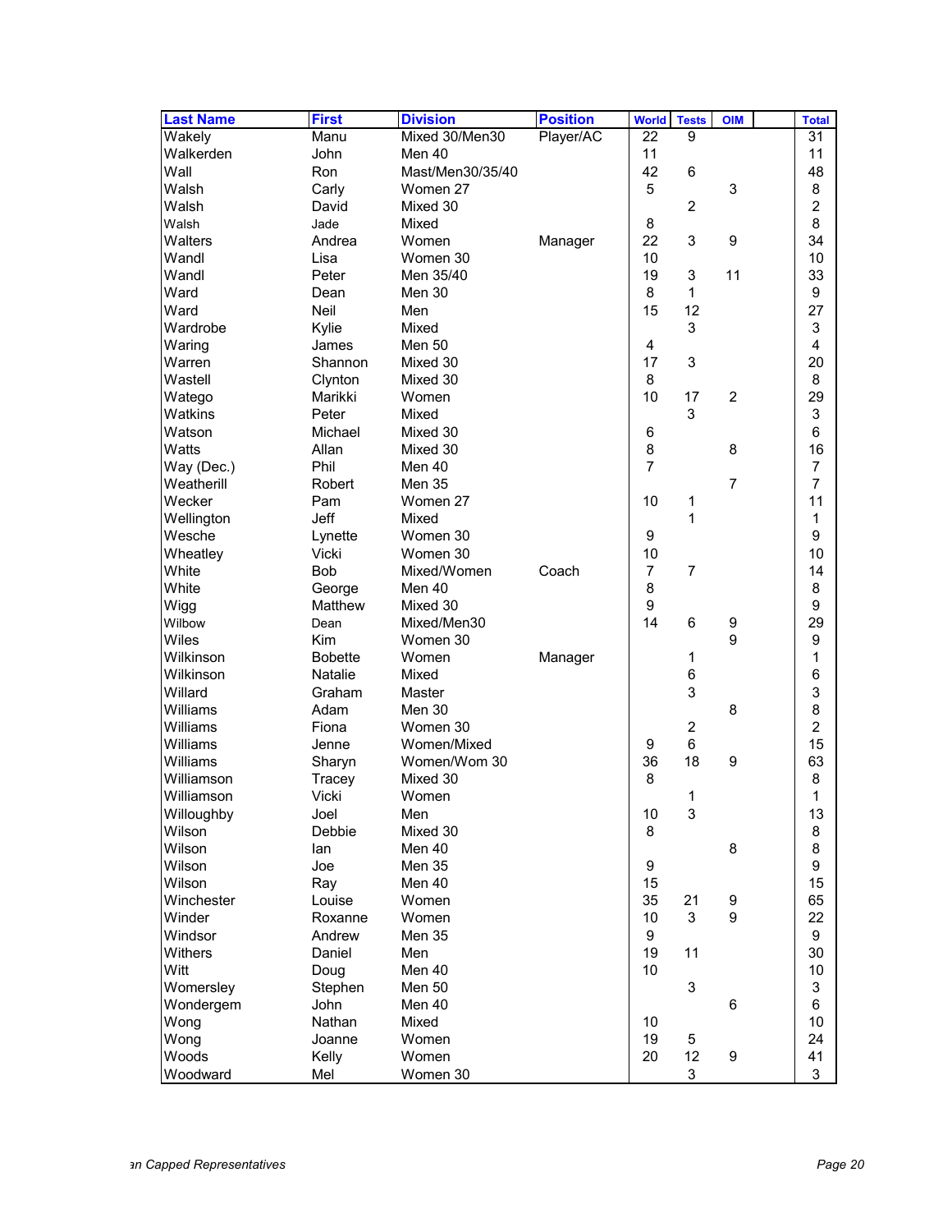| Last Name | First | Division | Position | World | Tests | OIM | | Total |
|---|---|---|---|---|---|---|---|---|
| Wakely | Manu | Mixed 30/Men30 | Player/AC | 22 | 9 | | | 31 |
| Walkerden | John | Men 40 | | 11 | | | | 11 |
| Wall | Ron | Mast/Men30/35/40 | | 42 | 6 | | | 48 |
| Walsh | Carly | Women 27 | | 5 | | 3 | | 8 |
| Walsh | David | Mixed 30 | | | 2 | | | 2 |
| Walsh | Jade | Mixed | | 8 | | | | 8 |
| Walters | Andrea | Women | Manager | 22 | 3 | 9 | | 34 |
| Wandl | Lisa | Women 30 | | 10 | | | | 10 |
| Wandl | Peter | Men 35/40 | | 19 | 3 | 11 | | 33 |
| Ward | Dean | Men 30 | | 8 | 1 | | | 9 |
| Ward | Neil | Men | | 15 | 12 | | | 27 |
| Wardrobe | Kylie | Mixed | | | 3 | | | 3 |
| Waring | James | Men 50 | | 4 | | | | 4 |
| Warren | Shannon | Mixed 30 | | 17 | 3 | | | 20 |
| Wastell | Clynton | Mixed 30 | | 8 | | | | 8 |
| Watego | Marikki | Women | | 10 | 17 | 2 | | 29 |
| Watkins | Peter | Mixed | | | 3 | | | 3 |
| Watson | Michael | Mixed 30 | | 6 | | | | 6 |
| Watts | Allan | Mixed 30 | | 8 | | 8 | | 16 |
| Way (Dec.) | Phil | Men 40 | | 7 | | | | 7 |
| Weatherill | Robert | Men 35 | | | | 7 | | 7 |
| Wecker | Pam | Women 27 | | 10 | 1 | | | 11 |
| Wellington | Jeff | Mixed | | | 1 | | | 1 |
| Wesche | Lynette | Women 30 | | 9 | | | | 9 |
| Wheatley | Vicki | Women 30 | | 10 | | | | 10 |
| White | Bob | Mixed/Women | Coach | 7 | 7 | | | 14 |
| White | George | Men 40 | | 8 | | | | 8 |
| Wigg | Matthew | Mixed 30 | | 9 | | | | 9 |
| Wilbow | Dean | Mixed/Men30 | | 14 | 6 | 9 | | 29 |
| Wiles | Kim | Women 30 | | | | 9 | | 9 |
| Wilkinson | Bobette | Women | Manager | | 1 | | | 1 |
| Wilkinson | Natalie | Mixed | | | 6 | | | 6 |
| Willard | Graham | Master | | | 3 | | | 3 |
| Williams | Adam | Men 30 | | | | 8 | | 8 |
| Williams | Fiona | Women 30 | | | 2 | | | 2 |
| Williams | Jenne | Women/Mixed | | 9 | 6 | | | 15 |
| Williams | Sharyn | Women/Wom 30 | | 36 | 18 | 9 | | 63 |
| Williamson | Tracey | Mixed 30 | | 8 | | | | 8 |
| Williamson | Vicki | Women | | | 1 | | | 1 |
| Willoughby | Joel | Men | | 10 | 3 | | | 13 |
| Wilson | Debbie | Mixed 30 | | 8 | | | | 8 |
| Wilson | Ian | Men 40 | | | | 8 | | 8 |
| Wilson | Joe | Men 35 | | 9 | | | | 9 |
| Wilson | Ray | Men 40 | | 15 | | | | 15 |
| Winchester | Louise | Women | | 35 | 21 | 9 | | 65 |
| Winder | Roxanne | Women | | 10 | 3 | 9 | | 22 |
| Windsor | Andrew | Men 35 | | 9 | | | | 9 |
| Withers | Daniel | Men | | 19 | 11 | | | 30 |
| Witt | Doug | Men 40 | | 10 | | | | 10 |
| Womersley | Stephen | Men 50 | | | 3 | | | 3 |
| Wondergem | John | Men 40 | | | | 6 | | 6 |
| Wong | Nathan | Mixed | | 10 | | | | 10 |
| Wong | Joanne | Women | | 19 | 5 | | | 24 |
| Woods | Kelly | Women | | 20 | 12 | 9 | | 41 |
| Woodward | Mel | Women 30 | | | 3 | | | 3 |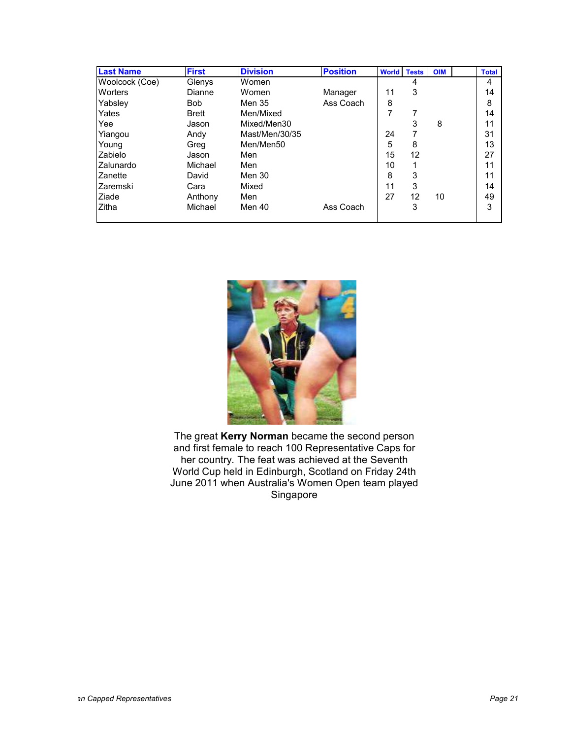| Last Name | First | Division | Position | World | Tests | OIM | | Total |
|---|---|---|---|---|---|---|---|---|
| Woolcock (Coe) | Glenys | Women | | | 4 | | | 4 |
| Worters | Dianne | Women | Manager | 11 | 3 | | | 14 |
| Yabsley | Bob | Men 35 | Ass Coach | 8 | | | | 8 |
| Yates | Brett | Men/Mixed | | 7 | 7 | | | 14 |
| Yee | Jason | Mixed/Men30 | | | 3 | 8 | | 11 |
| Yiangou | Andy | Mast/Men/30/35 | | 24 | 7 | | | 31 |
| Young | Greg | Men/Men50 | | 5 | 8 | | | 13 |
| Zabielo | Jason | Men | | 15 | 12 | | | 27 |
| Zalunardo | Michael | Men | | 10 | 1 | | | 11 |
| Zanette | David | Men 30 | | 8 | 3 | | | 11 |
| Zaremski | Cara | Mixed | | 11 | 3 | | | 14 |
| Ziade | Anthony | Men | | 27 | 12 | 10 | | 49 |
| Zitha | Michael | Men 40 | Ass Coach | | 3 | | | 3 |

The great **Kerry Norman** became the second person and first female to reach 100 Representative Caps for her country. The feat was achieved at the Seventh World Cup held in Edinburgh, Scotland on Friday 24th June 2011 when Australia's Women Open team played Singapore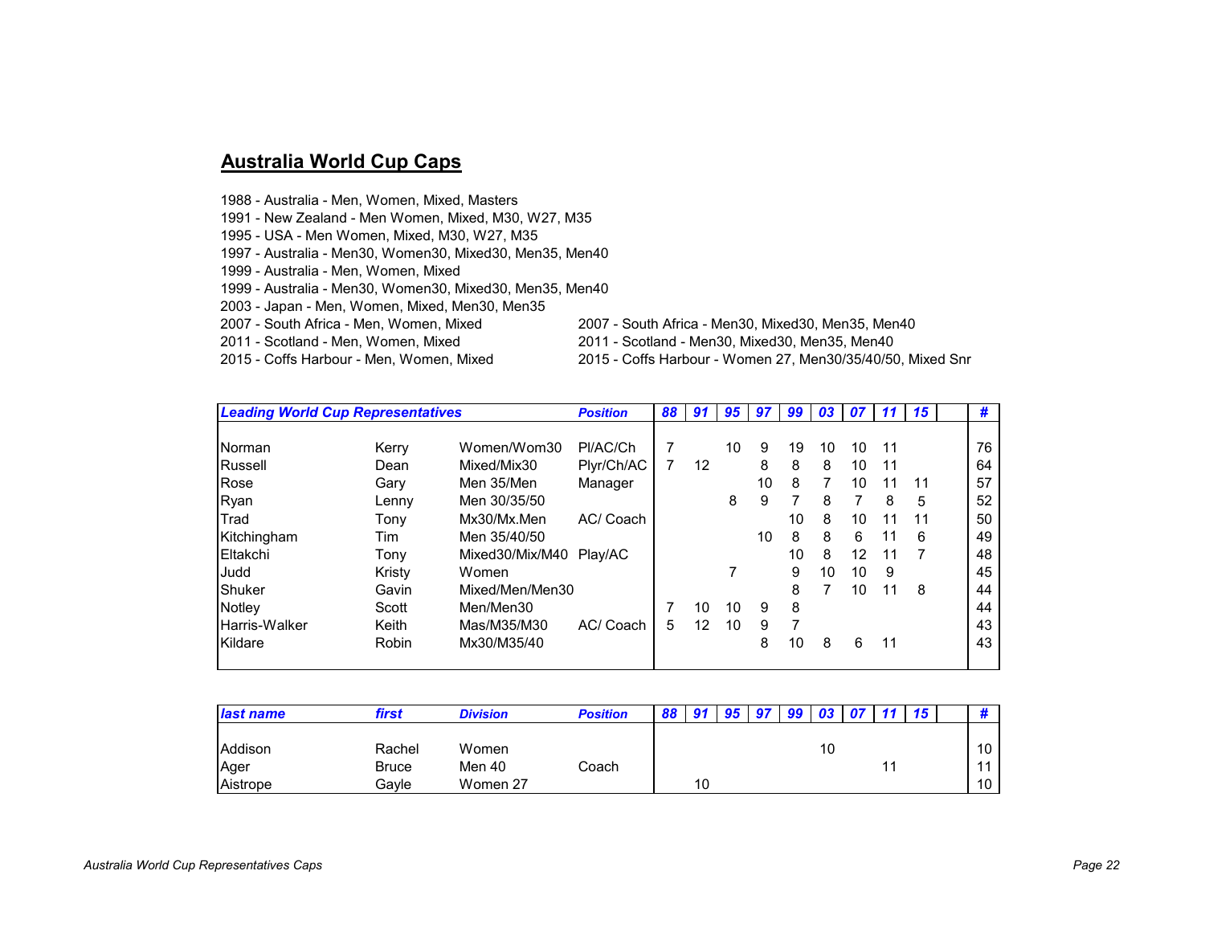## Australia World Cup Caps

1988 - Australia - Men, Women, Mixed, Masters
1991 - New Zealand - Men Women, Mixed, M30, W27, M35
1995 - USA - Men Women, Mixed, M30, W27, M35
1997 - Australia - Men30, Women30, Mixed30, Men35, Men40
1999 - Australia - Men, Women, Mixed
1999 - Australia - Men30, Women30, Mixed30, Men35, Men40
2003 - Japan - Men, Women, Mixed, Men30, Men35
2007 - South Africa - Men, Women, Mixed
2007 - South Africa - Men30, Mixed30, Men35, Men40
2011 - Scotland - Men, Women, Mixed
2011 - Scotland - Men30, Mixed30, Men35, Men40
2015 - Coffs Harbour - Men, Women, Mixed
2015 - Coffs Harbour - Women 27, Men30/35/40/50, Mixed Snr

| ***Leading World Cup Representatives*** | | | ***Position*** | ***88*** | ***91*** | ***95*** | ***97*** | ***99*** | ***03*** | ***07*** | ***11*** | ***15*** | | ***#*** |
|---|---|---|---|---|---|---|---|---|---|---|---|---|---|---|
| Norman | Kerry | Women/Wom30 | Pl/AC/Ch | 7 | | 10 | 9 | 19 | 10 | 10 | 11 | | | 76 |
| Russell | Dean | Mixed/Mix30 | Plyr/Ch/AC | 7 | 12 | | 8 | 8 | 8 | 10 | 11 | | | 64 |
| Rose | Gary | Men 35/Men | Manager | | | | 10 | 8 | 7 | 10 | 11 | 11 | | 57 |
| Ryan | Lenny | Men 30/35/50 | | | | 8 | 9 | 7 | 8 | 7 | 8 | 5 | | 52 |
| Trad | Tony | Mx30/Mx.Men | AC/ Coach | | | | | 10 | 8 | 10 | 11 | 11 | | 50 |
| Kitchingham | Tim | Men 35/40/50 | | | | | 10 | 8 | 8 | 6 | 11 | 6 | | 49 |
| Eltakchi | Tony | Mixed30/Mix/M40 | Play/AC | | | | | 10 | 8 | 12 | 11 | 7 | | 48 |
| Judd | Kristy | Women | | | | 7 | | 9 | 10 | 10 | 9 | | | 45 |
| Shuker | Gavin | Mixed/Men/Men30 | | | | | | 8 | 7 | 10 | 11 | 8 | | 44 |
| Notley | Scott | Men/Men30 | | 7 | 10 | 10 | 9 | 8 | | | | | | 44 |
| Harris-Walker | Keith | Mas/M35/M30 | AC/ Coach | 5 | 12 | 10 | 9 | 7 | | | | | | 43 |
| Kildare | Robin | Mx30/M35/40 | | | | | 8 | 10 | 8 | 6 | 11 | | | 43 |

| ***last name*** | ***first*** | ***Division*** | ***Position*** | ***88*** | ***91*** | ***95*** | ***97*** | ***99*** | ***03*** | ***07*** | ***11*** | ***15*** | | ***#*** |
|---|---|---|---|---|---|---|---|---|---|---|---|---|---|---|
| Addison | Rachel | Women | | | | | | | 10 | | | | | 10 |
| Ager | Bruce | Men 40 | Coach | | | | | | | | 11 | | | 11 |
| Aistrope | Gayle | Women 27 | | | 10 | | | | | | | | | 10 |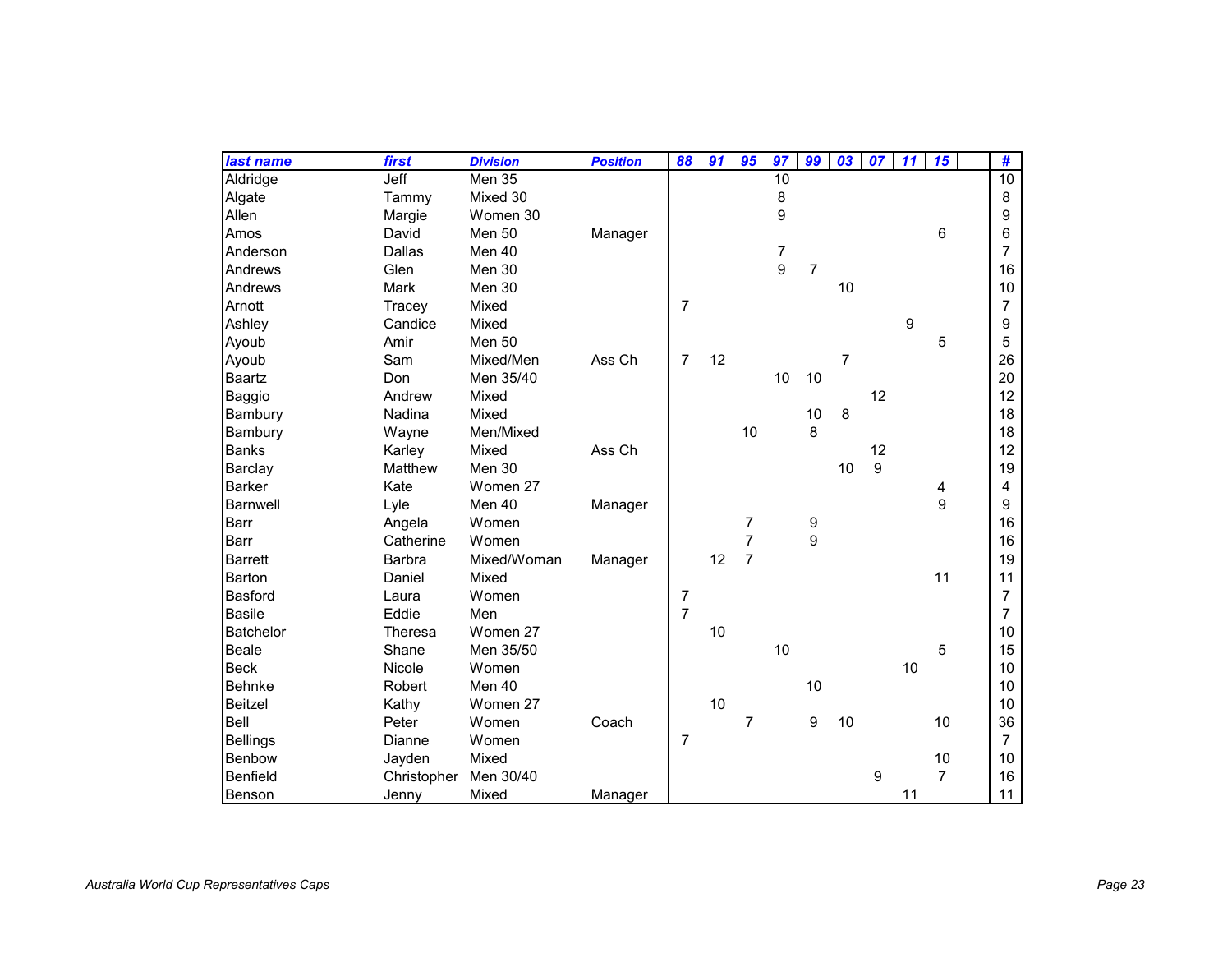| last name | first | Division | Position | 88 | 91 | 95 | 97 | 99 | 03 | 07 | 11 | 15 | | # |
|---|---|---|---|---|---|---|---|---|---|---|---|---|---|---|
| Aldridge | Jeff | Men 35 | | | | | 10 | | | | | | | 10 |
| Algate | Tammy | Mixed 30 | | | | | 8 | | | | | | | 8 |
| Allen | Margie | Women 30 | | | | | 9 | | | | | | | 9 |
| Amos | David | Men 50 | Manager | | | | | | | | | 6 | | 6 |
| Anderson | Dallas | Men 40 | | | | | 7 | | | | | | | 7 |
| Andrews | Glen | Men 30 | | | | | 9 | 7 | | | | | | 16 |
| Andrews | Mark | Men 30 | | | | | | | 10 | | | | | 10 |
| Arnott | Tracey | Mixed | | 7 | | | | | | | | | | 7 |
| Ashley | Candice | Mixed | | | | | | | | | 9 | | | 9 |
| Ayoub | Amir | Men 50 | | | | | | | | | | 5 | | 5 |
| Ayoub | Sam | Mixed/Men | Ass Ch | 7 | 12 | | | | 7 | | | | | 26 |
| Baartz | Don | Men 35/40 | | | | | 10 | 10 | | | | | | 20 |
| Baggio | Andrew | Mixed | | | | | | | | 12 | | | | 12 |
| Bambury | Nadina | Mixed | | | | | | 10 | 8 | | | | | 18 |
| Bambury | Wayne | Men/Mixed | | | | 10 | | 8 | | | | | | 18 |
| Banks | Karley | Mixed | Ass Ch | | | | | | | 12 | | | | 12 |
| Barclay | Matthew | Men 30 | | | | | | | 10 | 9 | | | | 19 |
| Barker | Kate | Women 27 | | | | | | | | | | 4 | | 4 |
| Barnwell | Lyle | Men 40 | Manager | | | | | | | | | 9 | | 9 |
| Barr | Angela | Women | | | | 7 | | 9 | | | | | | 16 |
| Barr | Catherine | Women | | | | 7 | | 9 | | | | | | 16 |
| Barrett | Barbra | Mixed/Woman | Manager | | 12 | 7 | | | | | | | | 19 |
| Barton | Daniel | Mixed | | | | | | | | | | 11 | | 11 |
| Basford | Laura | Women | | 7 | | | | | | | | | | 7 |
| Basile | Eddie | Men | | 7 | | | | | | | | | | 7 |
| Batchelor | Theresa | Women 27 | | | 10 | | | | | | | | | 10 |
| Beale | Shane | Men 35/50 | | | | | 10 | | | | | 5 | | 15 |
| Beck | Nicole | Women | | | | | | | | | 10 | | | 10 |
| Behnke | Robert | Men 40 | | | | | | 10 | | | | | | 10 |
| Beitzel | Kathy | Women 27 | | | 10 | | | | | | | | | 10 |
| Bell | Peter | Women | Coach | | | 7 | | 9 | 10 | | | 10 | | 36 |
| Bellings | Dianne | Women | | 7 | | | | | | | | | | 7 |
| Benbow | Jayden | Mixed | | | | | | | | | | 10 | | 10 |
| Benfield | Christopher | Men 30/40 | | | | | | | | 9 | | 7 | | 16 |
| Benson | Jenny | Mixed | Manager | | | | | | | | 11 | | | 11 |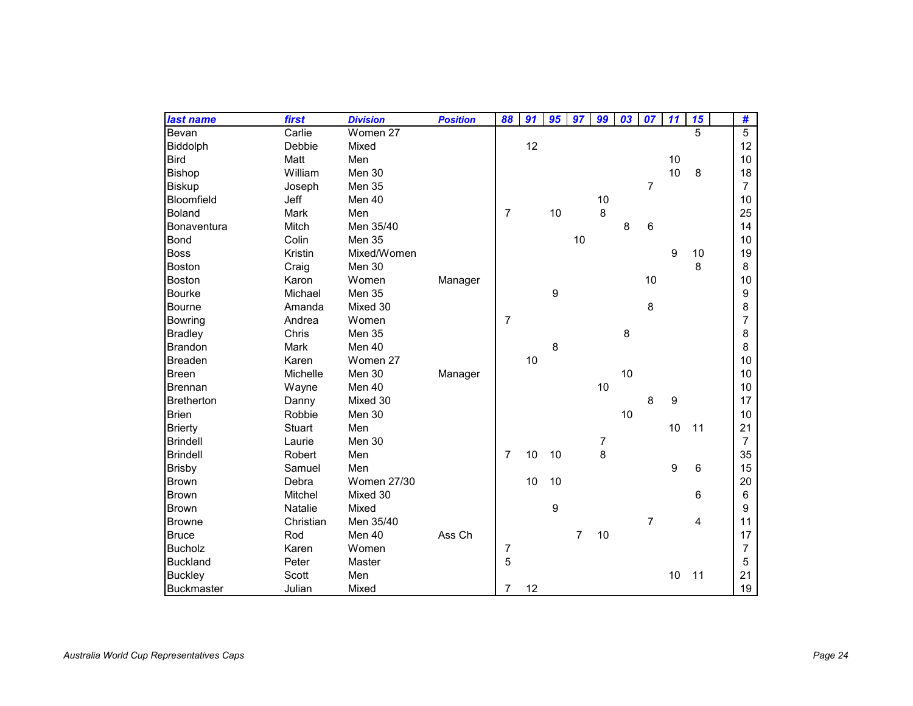| last name | first | Division | Position | 88 | 91 | 95 | 97 | 99 | 03 | 07 | 11 | 15 | | # |
|---|---|---|---|---|---|---|---|---|---|---|---|---|---|---|
| Bevan | Carlie | Women 27 | | | | | | | | | | 5 | | 5 |
| Biddolph | Debbie | Mixed | | | 12 | | | | | | | | | 12 |
| Bird | Matt | Men | | | | | | | | | 10 | | | 10 |
| Bishop | William | Men 30 | | | | | | | | | 10 | 8 | | 18 |
| Biskup | Joseph | Men 35 | | | | | | | | 7 | | | | 7 |
| Bloomfield | Jeff | Men 40 | | | | | | 10 | | | | | | 10 |
| Boland | Mark | Men | | 7 | | 10 | | 8 | | | | | | 25 |
| Bonaventura | Mitch | Men 35/40 | | | | | | | 8 | 6 | | | | 14 |
| Bond | Colin | Men 35 | | | | | 10 | | | | | | | 10 |
| Boss | Kristin | Mixed/Women | | | | | | | | | 9 | 10 | | 19 |
| Boston | Craig | Men 30 | | | | | | | | | | 8 | | 8 |
| Boston | Karon | Women | Manager | | | | | | | 10 | | | | 10 |
| Bourke | Michael | Men 35 | | | | 9 | | | | | | | | 9 |
| Bourne | Amanda | Mixed 30 | | | | | | | | 8 | | | | 8 |
| Bowring | Andrea | Women | | 7 | | | | | | | | | | 7 |
| Bradley | Chris | Men 35 | | | | | | | 8 | | | | | 8 |
| Brandon | Mark | Men 40 | | | | 8 | | | | | | | | 8 |
| Breaden | Karen | Women 27 | | | 10 | | | | | | | | | 10 |
| Breen | Michelle | Men 30 | Manager | | | | | | 10 | | | | | 10 |
| Brennan | Wayne | Men 40 | | | | | | 10 | | | | | | 10 |
| Bretherton | Danny | Mixed 30 | | | | | | | | 8 | 9 | | | 17 |
| Brien | Robbie | Men 30 | | | | | | | 10 | | | | | 10 |
| Brierty | Stuart | Men | | | | | | | | | 10 | 11 | | 21 |
| Brindell | Laurie | Men 30 | | | | | | 7 | | | | | | 7 |
| Brindell | Robert | Men | | 7 | 10 | 10 | | 8 | | | | | | 35 |
| Brisby | Samuel | Men | | | | | | | | | 9 | 6 | | 15 |
| Brown | Debra | Women 27/30 | | | 10 | 10 | | | | | | | | 20 |
| Brown | Mitchel | Mixed 30 | | | | | | | | | | 6 | | 6 |
| Brown | Natalie | Mixed | | | | 9 | | | | | | | | 9 |
| Browne | Christian | Men 35/40 | | | | | | | | 7 | | 4 | | 11 |
| Bruce | Rod | Men 40 | Ass Ch | | | | 7 | 10 | | | | | | 17 |
| Bucholz | Karen | Women | | 7 | | | | | | | | | | 7 |
| Buckland | Peter | Master | | 5 | | | | | | | | | | 5 |
| Buckley | Scott | Men | | | | | | | | | 10 | 11 | | 21 |
| Buckmaster | Julian | Mixed | | 7 | 12 | | | | | | | | | 19 |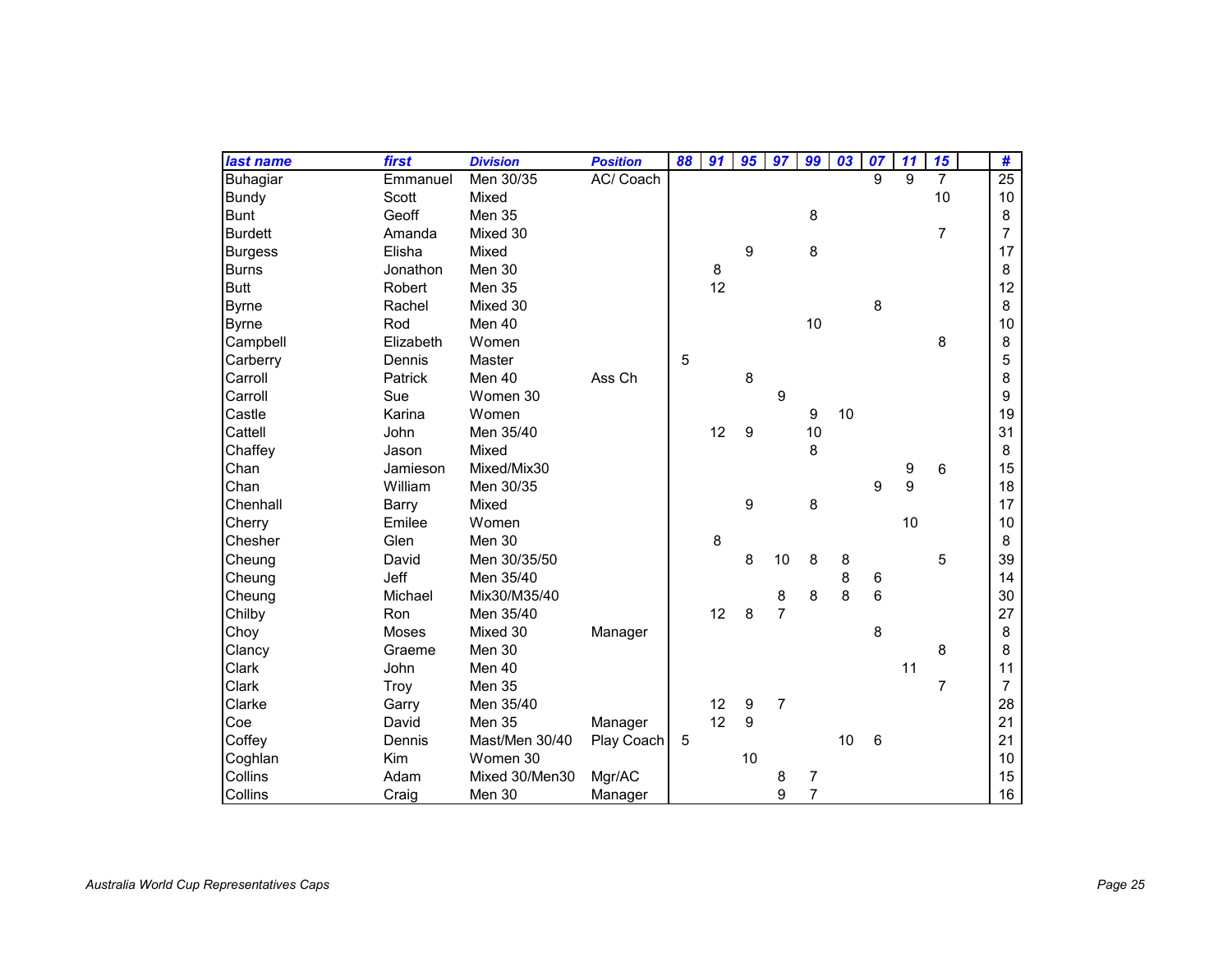| last name | first | Division | Position | 88 | 91 | 95 | 97 | 99 | 03 | 07 | 11 | 15 | | # |
|---|---|---|---|---|---|---|---|---|---|---|---|---|---|---|
| Buhagiar | Emmanuel | Men 30/35 | AC/ Coach | | | | | | | 9 | 9 | 7 | | 25 |
| Bundy | Scott | Mixed | | | | | | | | | | 10 | | 10 |
| Bunt | Geoff | Men 35 | | | | | | 8 | | | | | | 8 |
| Burdett | Amanda | Mixed 30 | | | | | | | | | | 7 | | 7 |
| Burgess | Elisha | Mixed | | | | 9 | | 8 | | | | | | 17 |
| Burns | Jonathon | Men 30 | | | 8 | | | | | | | | | 8 |
| Butt | Robert | Men 35 | | | 12 | | | | | | | | | 12 |
| Byrne | Rachel | Mixed 30 | | | | | | | | 8 | | | | 8 |
| Byrne | Rod | Men 40 | | | | | | 10 | | | | | | 10 |
| Campbell | Elizabeth | Women | | | | | | | | | | 8 | | 8 |
| Carberry | Dennis | Master | | 5 | | | | | | | | | | 5 |
| Carroll | Patrick | Men 40 | Ass Ch | | | 8 | | | | | | | | 8 |
| Carroll | Sue | Women 30 | | | | | 9 | | | | | | | 9 |
| Castle | Karina | Women | | | | | | 9 | 10 | | | | | 19 |
| Cattell | John | Men 35/40 | | | 12 | 9 | | 10 | | | | | | 31 |
| Chaffey | Jason | Mixed | | | | | | 8 | | | | | | 8 |
| Chan | Jamieson | Mixed/Mix30 | | | | | | | | | 9 | 6 | | 15 |
| Chan | William | Men 30/35 | | | | | | | | 9 | 9 | | | 18 |
| Chenhall | Barry | Mixed | | | | 9 | | 8 | | | | | | 17 |
| Cherry | Emilee | Women | | | | | | | | | 10 | | | 10 |
| Chesher | Glen | Men 30 | | | 8 | | | | | | | | | 8 |
| Cheung | David | Men 30/35/50 | | | | 8 | 10 | 8 | 8 | | | 5 | | 39 |
| Cheung | Jeff | Men 35/40 | | | | | | | 8 | 6 | | | | 14 |
| Cheung | Michael | Mix30/M35/40 | | | | | 8 | 8 | 8 | 6 | | | | 30 |
| Chilby | Ron | Men 35/40 | | | 12 | 8 | 7 | | | | | | | 27 |
| Choy | Moses | Mixed 30 | Manager | | | | | | | 8 | | | | 8 |
| Clancy | Graeme | Men 30 | | | | | | | | | | 8 | | 8 |
| Clark | John | Men 40 | | | | | | | | | 11 | | | 11 |
| Clark | Troy | Men 35 | | | | | | | | | | 7 | | 7 |
| Clarke | Garry | Men 35/40 | | | 12 | 9 | 7 | | | | | | | 28 |
| Coe | David | Men 35 | Manager | | 12 | 9 | | | | | | | | 21 |
| Coffey | Dennis | Mast/Men 30/40 | Play Coach | 5 | | | | | 10 | 6 | | | | 21 |
| Coghlan | Kim | Women 30 | | | | 10 | | | | | | | | 10 |
| Collins | Adam | Mixed 30/Men30 | Mgr/AC | | | | 8 | 7 | | | | | | 15 |
| Collins | Craig | Men 30 | Manager | | | | 9 | 7 | | | | | | 16 |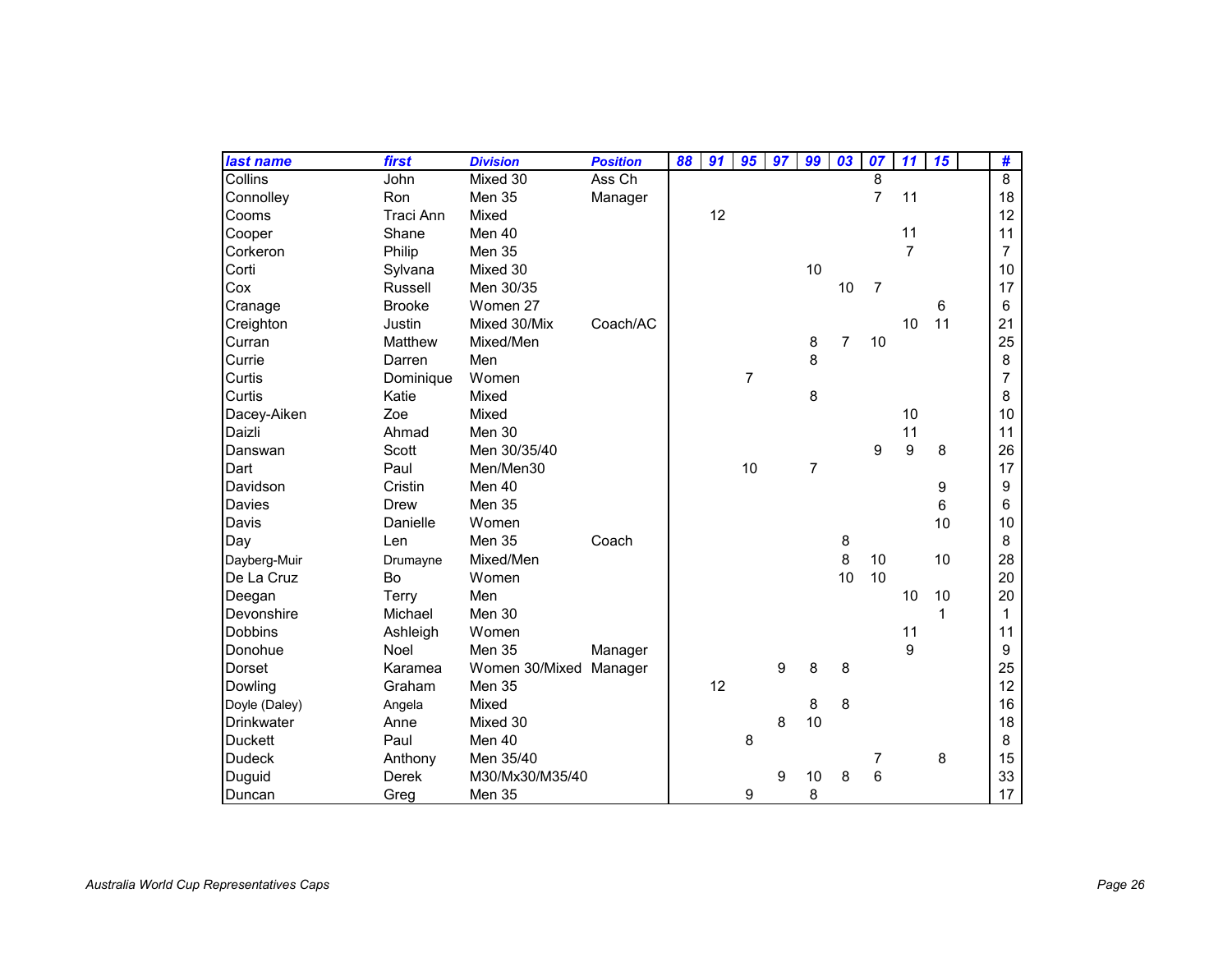| last name | first | Division | Position | 88 | 91 | 95 | 97 | 99 | 03 | 07 | 11 | 15 | | # |
|---|---|---|---|---|---|---|---|---|---|---|---|---|---|---|
| Collins | John | Mixed 30 | Ass Ch | | | | | | | 8 | | | | 8 |
| Connolley | Ron | Men 35 | Manager | | | | | | | 7 | 11 | | | 18 |
| Cooms | Traci Ann | Mixed | | | 12 | | | | | | | | | 12 |
| Cooper | Shane | Men 40 | | | | | | | | | 11 | | | 11 |
| Corkeron | Philip | Men 35 | | | | | | | | | 7 | | | 7 |
| Corti | Sylvana | Mixed 30 | | | | | | 10 | | | | | | 10 |
| Cox | Russell | Men 30/35 | | | | | | | 10 | 7 | | | | 17 |
| Cranage | Brooke | Women 27 | | | | | | | | | | 6 | | 6 |
| Creighton | Justin | Mixed 30/Mix | Coach/AC | | | | | | | | 10 | 11 | | 21 |
| Curran | Matthew | Mixed/Men | | | | | | 8 | 7 | 10 | | | | 25 |
| Currie | Darren | Men | | | | | | 8 | | | | | | 8 |
| Curtis | Dominique | Women | | | | 7 | | | | | | | | 7 |
| Curtis | Katie | Mixed | | | | | | 8 | | | | | | 8 |
| Dacey-Aiken | Zoe | Mixed | | | | | | | | | 10 | | | 10 |
| Daizli | Ahmad | Men 30 | | | | | | | | | 11 | | | 11 |
| Danswan | Scott | Men 30/35/40 | | | | | | | | 9 | 9 | 8 | | 26 |
| Dart | Paul | Men/Men30 | | | | 10 | | 7 | | | | | | 17 |
| Davidson | Cristin | Men 40 | | | | | | | | | | 9 | | 9 |
| Davies | Drew | Men 35 | | | | | | | | | | 6 | | 6 |
| Davis | Danielle | Women | | | | | | | | | | 10 | | 10 |
| Day | Len | Men 35 | Coach | | | | | | 8 | | | | | 8 |
| Dayberg-Muir | Drumayne | Mixed/Men | | | | | | | 8 | 10 | | 10 | | 28 |
| De La Cruz | Bo | Women | | | | | | | 10 | 10 | | | | 20 |
| Deegan | Terry | Men | | | | | | | | | 10 | 10 | | 20 |
| Devonshire | Michael | Men 30 | | | | | | | | | | 1 | | 1 |
| Dobbins | Ashleigh | Women | | | | | | | | | 11 | | | 11 |
| Donohue | Noel | Men 35 | Manager | | | | | | | | 9 | | | 9 |
| Dorset | Karamea | Women 30/Mixed | Manager | | | | 9 | 8 | 8 | | | | | 25 |
| Dowling | Graham | Men 35 | | | 12 | | | | | | | | | 12 |
| Doyle (Daley) | Angela | Mixed | | | | | | 8 | 8 | | | | | 16 |
| Drinkwater | Anne | Mixed 30 | | | | | 8 | 10 | | | | | | 18 |
| Duckett | Paul | Men 40 | | | | 8 | | | | | | | | 8 |
| Dudeck | Anthony | Men 35/40 | | | | | | | | 7 | | 8 | | 15 |
| Duguid | Derek | M30/Mx30/M35/40 | | | | | 9 | 10 | 8 | 6 | | | | 33 |
| Duncan | Greg | Men 35 | | | | 9 | | 8 | | | | | | 17 |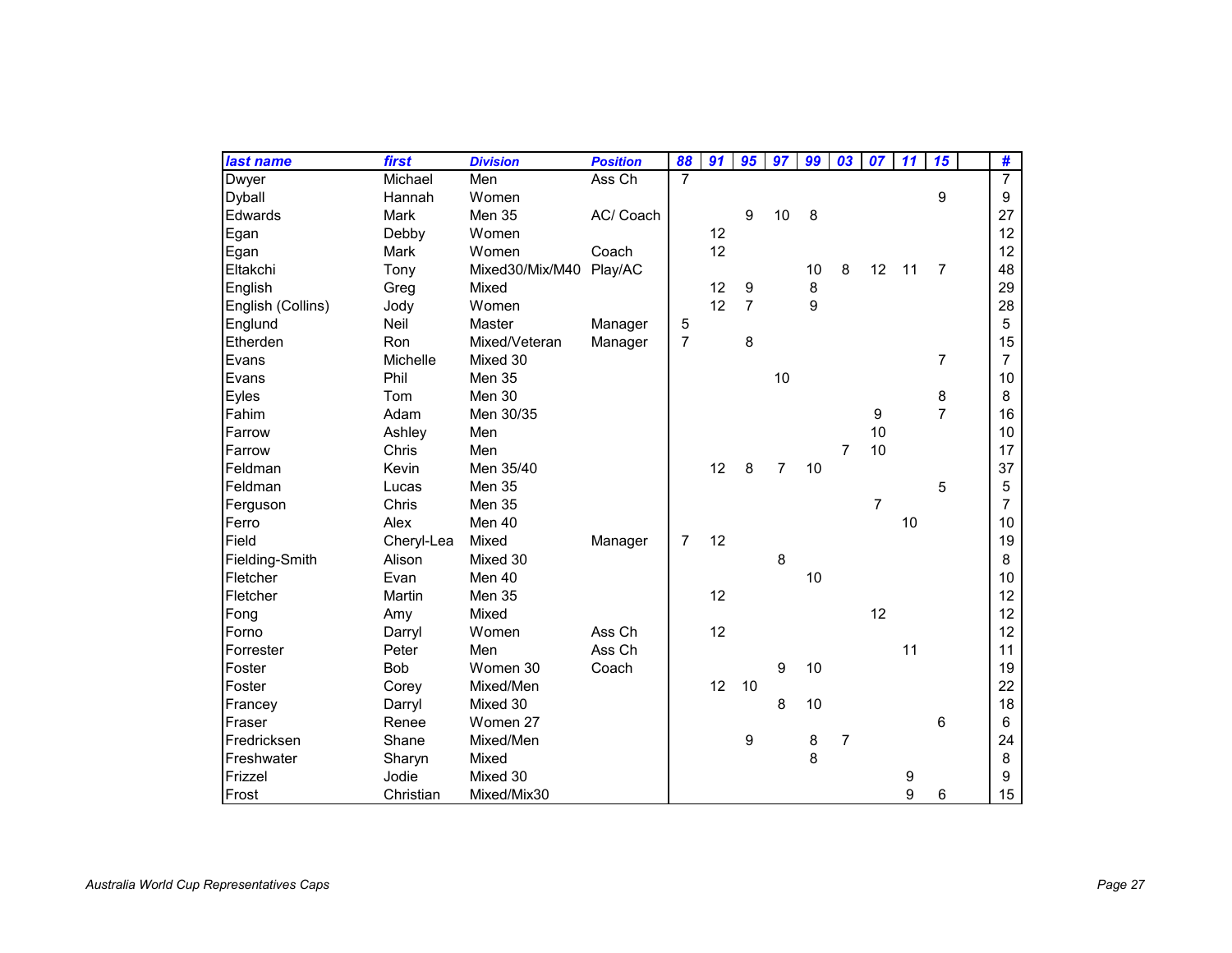| last name | first | Division | Position | 88 | 91 | 95 | 97 | 99 | 03 | 07 | 11 | 15 | | # |
|---|---|---|---|---|---|---|---|---|---|---|---|---|---|---|
| Dwyer | Michael | Men | Ass Ch | 7 | | | | | | | | | | 7 |
| Dyball | Hannah | Women | | | | | | | | | | 9 | | 9 |
| Edwards | Mark | Men 35 | AC/ Coach | | | 9 | 10 | 8 | | | | | | 27 |
| Egan | Debby | Women | | | 12 | | | | | | | | | 12 |
| Egan | Mark | Women | Coach | | 12 | | | | | | | | | 12 |
| Eltakchi | Tony | Mixed30/Mix/M40 | Play/AC | | | | | 10 | 8 | 12 | 11 | 7 | | 48 |
| English | Greg | Mixed | | | 12 | 9 | | 8 | | | | | | 29 |
| English (Collins) | Jody | Women | | | 12 | 7 | | 9 | | | | | | 28 |
| Englund | Neil | Master | Manager | 5 | | | | | | | | | | 5 |
| Etherden | Ron | Mixed/Veteran | Manager | 7 | | 8 | | | | | | | | 15 |
| Evans | Michelle | Mixed 30 | | | | | | | | | | 7 | | 7 |
| Evans | Phil | Men 35 | | | | | 10 | | | | | | | 10 |
| Eyles | Tom | Men 30 | | | | | | | | | | 8 | | 8 |
| Fahim | Adam | Men 30/35 | | | | | | | | 9 | | 7 | | 16 |
| Farrow | Ashley | Men | | | | | | | | 10 | | | | 10 |
| Farrow | Chris | Men | | | | | | | 7 | 10 | | | | 17 |
| Feldman | Kevin | Men 35/40 | | | 12 | 8 | 7 | 10 | | | | | | 37 |
| Feldman | Lucas | Men 35 | | | | | | | | | | 5 | | 5 |
| Ferguson | Chris | Men 35 | | | | | | | | 7 | | | | 7 |
| Ferro | Alex | Men 40 | | | | | | | | | 10 | | | 10 |
| Field | Cheryl-Lea | Mixed | Manager | 7 | 12 | | | | | | | | | 19 |
| Fielding-Smith | Alison | Mixed 30 | | | | | 8 | | | | | | | 8 |
| Fletcher | Evan | Men 40 | | | | | | 10 | | | | | | 10 |
| Fletcher | Martin | Men 35 | | | 12 | | | | | | | | | 12 |
| Fong | Amy | Mixed | | | | | | | | 12 | | | | 12 |
| Forno | Darryl | Women | Ass Ch | | 12 | | | | | | | | | 12 |
| Forrester | Peter | Men | Ass Ch | | | | | | | | 11 | | | 11 |
| Foster | Bob | Women 30 | Coach | | | | 9 | 10 | | | | | | 19 |
| Foster | Corey | Mixed/Men | | | 12 | 10 | | | | | | | | 22 |
| Francey | Darryl | Mixed 30 | | | | | 8 | 10 | | | | | | 18 |
| Fraser | Renee | Women 27 | | | | | | | | | | 6 | | 6 |
| Fredricksen | Shane | Mixed/Men | | | | 9 | | 8 | 7 | | | | | 24 |
| Freshwater | Sharyn | Mixed | | | | | | 8 | | | | | | 8 |
| Frizzel | Jodie | Mixed 30 | | | | | | | | | 9 | | | 9 |
| Frost | Christian | Mixed/Mix30 | | | | | | | | | 9 | 6 | | 15 |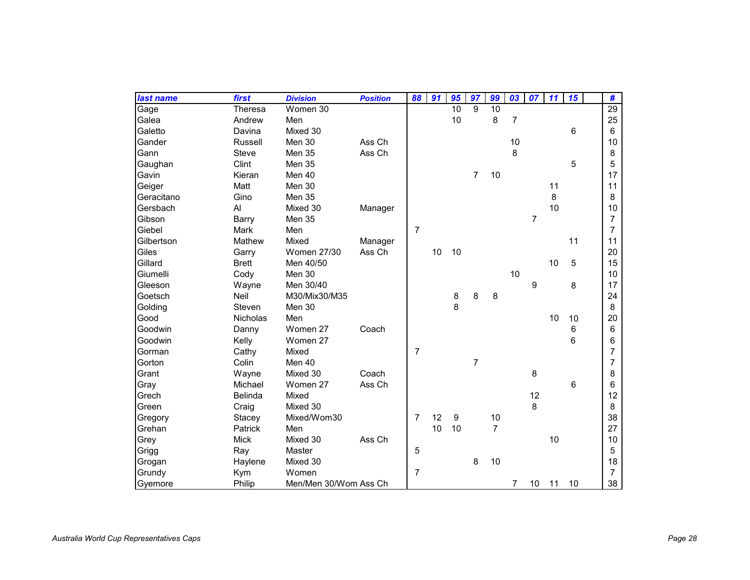| last name | first | Division | Position | 88 | 91 | 95 | 97 | 99 | 03 | 07 | 11 | 15 | | # |
|---|---|---|---|---|---|---|---|---|---|---|---|---|---|---|
| Gage | Theresa | Women 30 | | | | 10 | 9 | 10 | | | | | | 29 |
| Galea | Andrew | Men | | | | 10 | | 8 | 7 | | | | | 25 |
| Galetto | Davina | Mixed 30 | | | | | | | | | | 6 | | 6 |
| Gander | Russell | Men 30 | Ass Ch | | | | | | 10 | | | | | 10 |
| Gann | Steve | Men 35 | Ass Ch | | | | | | 8 | | | | | 8 |
| Gaughan | Clint | Men 35 | | | | | | | | | | 5 | | 5 |
| Gavin | Kieran | Men 40 | | | | | 7 | 10 | | | | | | 17 |
| Geiger | Matt | Men 30 | | | | | | | | | 11 | | | 11 |
| Geracitano | Gino | Men 35 | | | | | | | | | 8 | | | 8 |
| Gersbach | Al | Mixed 30 | Manager | | | | | | | | 10 | | | 10 |
| Gibson | Barry | Men 35 | | | | | | | | 7 | | | | 7 |
| Giebel | Mark | Men | | 7 | | | | | | | | | | 7 |
| Gilbertson | Mathew | Mixed | Manager | | | | | | | | | 11 | | 11 |
| Giles | Garry | Women 27/30 | Ass Ch | | 10 | 10 | | | | | | | | 20 |
| Gillard | Brett | Men 40/50 | | | | | | | | | 10 | 5 | | 15 |
| Giumelli | Cody | Men 30 | | | | | | | 10 | | | | | 10 |
| Gleeson | Wayne | Men 30/40 | | | | | | | | 9 | | 8 | | 17 |
| Goetsch | Neil | M30/Mix30/M35 | | | | 8 | 8 | 8 | | | | | | 24 |
| Golding | Steven | Men 30 | | | | 8 | | | | | | | | 8 |
| Good | Nicholas | Men | | | | | | | | | 10 | 10 | | 20 |
| Goodwin | Danny | Women 27 | Coach | | | | | | | | | 6 | | 6 |
| Goodwin | Kelly | Women 27 | | | | | | | | | | 6 | | 6 |
| Gorman | Cathy | Mixed | | 7 | | | | | | | | | | 7 |
| Gorton | Colin | Men 40 | | | | | 7 | | | | | | | 7 |
| Grant | Wayne | Mixed 30 | Coach | | | | | | | 8 | | | | 8 |
| Gray | Michael | Women 27 | Ass Ch | | | | | | | | | 6 | | 6 |
| Grech | Belinda | Mixed | | | | | | | | 12 | | | | 12 |
| Green | Craig | Mixed 30 | | | | | | | | 8 | | | | 8 |
| Gregory | Stacey | Mixed/Wom30 | | 7 | 12 | 9 | | 10 | | | | | | 38 |
| Grehan | Patrick | Men | | | 10 | 10 | | 7 | | | | | | 27 |
| Grey | Mick | Mixed 30 | Ass Ch | | | | | | | | 10 | | | 10 |
| Grigg | Ray | Master | | 5 | | | | | | | | | | 5 |
| Grogan | Haylene | Mixed 30 | | | | | 8 | 10 | | | | | | 18 |
| Grundy | Kym | Women | | 7 | | | | | | | | | | 7 |
| Gyemore | Philip | Men/Men 30/Wom | Ass Ch | | | | | | 7 | 10 | 11 | 10 | | 38 |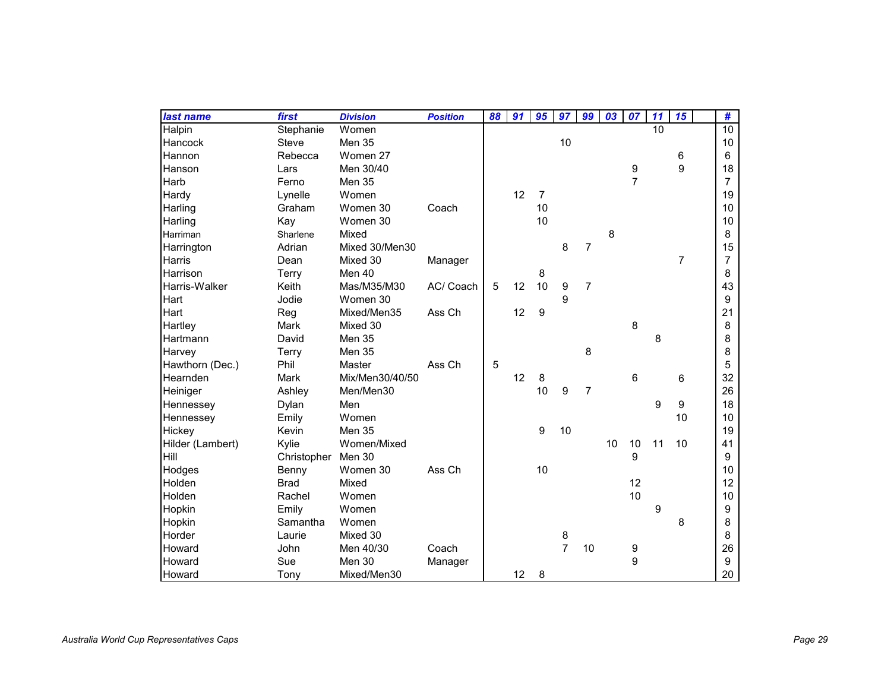| last name | first | Division | Position | 88 | 91 | 95 | 97 | 99 | 03 | 07 | 11 | 15 | | # |
|---|---|---|---|---|---|---|---|---|---|---|---|---|---|---|
| Halpin | Stephanie | Women | | | | | | | | | 10 | | | 10 |
| Hancock | Steve | Men 35 | | | | | 10 | | | | | | | 10 |
| Hannon | Rebecca | Women 27 | | | | | | | | | | 6 | | 6 |
| Hanson | Lars | Men 30/40 | | | | | | | | 9 | | 9 | | 18 |
| Harb | Ferno | Men 35 | | | | | | | | 7 | | | | 7 |
| Hardy | Lynelle | Women | | | 12 | 7 | | | | | | | | 19 |
| Harling | Graham | Women 30 | Coach | | | 10 | | | | | | | | 10 |
| Harling | Kay | Women 30 | | | | 10 | | | | | | | | 10 |
| Harriman | Sharlene | Mixed | | | | | | | 8 | | | | | 8 |
| Harrington | Adrian | Mixed 30/Men30 | | | | | 8 | 7 | | | | | | 15 |
| Harris | Dean | Mixed 30 | Manager | | | | | | | | | 7 | | 7 |
| Harrison | Terry | Men 40 | | | | 8 | | | | | | | | 8 |
| Harris-Walker | Keith | Mas/M35/M30 | AC/ Coach | 5 | 12 | 10 | 9 | 7 | | | | | | 43 |
| Hart | Jodie | Women 30 | | | | | 9 | | | | | | | 9 |
| Hart | Reg | Mixed/Men35 | Ass Ch | | 12 | 9 | | | | | | | | 21 |
| Hartley | Mark | Mixed 30 | | | | | | | | 8 | | | | 8 |
| Hartmann | David | Men 35 | | | | | | | | | 8 | | | 8 |
| Harvey | Terry | Men 35 | | | | | | 8 | | | | | | 8 |
| Hawthorn (Dec.) | Phil | Master | Ass Ch | 5 | | | | | | | | | | 5 |
| Hearnden | Mark | Mix/Men30/40/50 | | | 12 | 8 | | | | 6 | | 6 | | 32 |
| Heiniger | Ashley | Men/Men30 | | | | 10 | 9 | 7 | | | | | | 26 |
| Hennessey | Dylan | Men | | | | | | | | | 9 | 9 | | 18 |
| Hennessey | Emily | Women | | | | | | | | | | 10 | | 10 |
| Hickey | Kevin | Men 35 | | | | 9 | 10 | | | | | | | 19 |
| Hilder (Lambert) | Kylie | Women/Mixed | | | | | | | 10 | 10 | 11 | 10 | | 41 |
| Hill | Christopher | Men 30 | | | | | | | | 9 | | | | 9 |
| Hodges | Benny | Women 30 | Ass Ch | | | 10 | | | | | | | | 10 |
| Holden | Brad | Mixed | | | | | | | | 12 | | | | 12 |
| Holden | Rachel | Women | | | | | | | | 10 | | | | 10 |
| Hopkin | Emily | Women | | | | | | | | | 9 | | | 9 |
| Hopkin | Samantha | Women | | | | | | | | | | 8 | | 8 |
| Horder | Laurie | Mixed 30 | | | | | 8 | | | | | | | 8 |
| Howard | John | Men 40/30 | Coach | | | | 7 | 10 | | 9 | | | | 26 |
| Howard | Sue | Men 30 | Manager | | | | | | | 9 | | | | 9 |
| Howard | Tony | Mixed/Men30 | | | 12 | 8 | | | | | | | | 20 |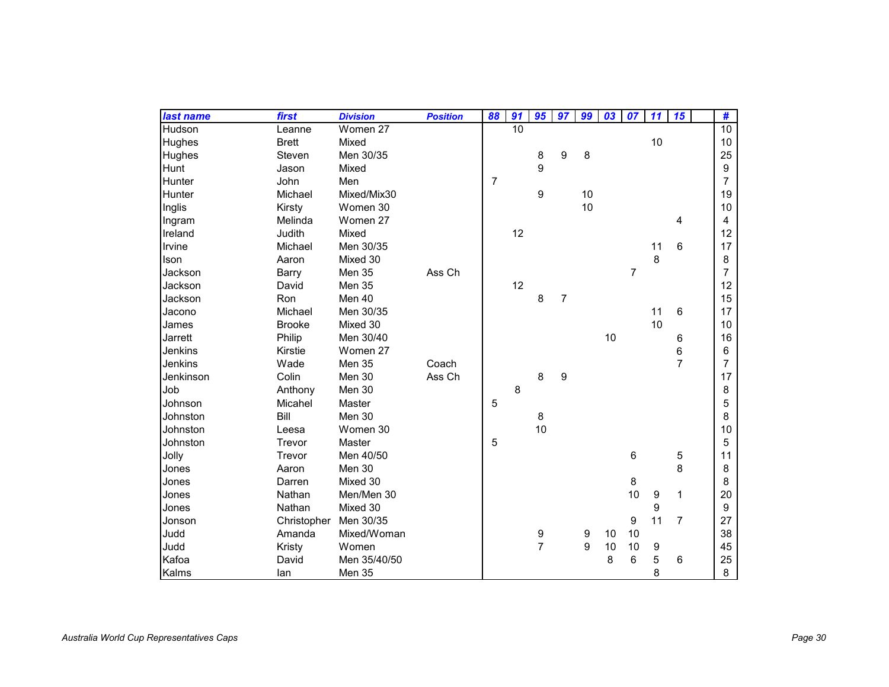| last name | first | Division | Position | 88 | 91 | 95 | 97 | 99 | 03 | 07 | 11 | 15 | | # |
|---|---|---|---|---|---|---|---|---|---|---|---|---|---|---|
| Hudson | Leanne | Women 27 | | | 10 | | | | | | | | | 10 |
| Hughes | Brett | Mixed | | | | | | | | | 10 | | | 10 |
| Hughes | Steven | Men 30/35 | | | | 8 | 9 | 8 | | | | | | 25 |
| Hunt | Jason | Mixed | | | | 9 | | | | | | | | 9 |
| Hunter | John | Men | | 7 | | | | | | | | | | 7 |
| Hunter | Michael | Mixed/Mix30 | | | | 9 | | 10 | | | | | | 19 |
| Inglis | Kirsty | Women 30 | | | | | | 10 | | | | | | 10 |
| Ingram | Melinda | Women 27 | | | | | | | | | | 4 | | 4 |
| Ireland | Judith | Mixed | | | 12 | | | | | | | | | 12 |
| Irvine | Michael | Men 30/35 | | | | | | | | | 11 | 6 | | 17 |
| Ison | Aaron | Mixed 30 | | | | | | | | | 8 | | | 8 |
| Jackson | Barry | Men 35 | Ass Ch | | | | | | | 7 | | | | 7 |
| Jackson | David | Men 35 | | | 12 | | | | | | | | | 12 |
| Jackson | Ron | Men 40 | | | | 8 | 7 | | | | | | | 15 |
| Jacono | Michael | Men 30/35 | | | | | | | | | 11 | 6 | | 17 |
| James | Brooke | Mixed 30 | | | | | | | | | 10 | | | 10 |
| Jarrett | Philip | Men 30/40 | | | | | | | 10 | | | 6 | | 16 |
| Jenkins | Kirstie | Women 27 | | | | | | | | | | 6 | | 6 |
| Jenkins | Wade | Men 35 | Coach | | | | | | | | | 7 | | 7 |
| Jenkinson | Colin | Men 30 | Ass Ch | | | 8 | 9 | | | | | | | 17 |
| Job | Anthony | Men 30 | | | 8 | | | | | | | | | 8 |
| Johnson | Micahel | Master | | 5 | | | | | | | | | | 5 |
| Johnston | Bill | Men 30 | | | | 8 | | | | | | | | 8 |
| Johnston | Leesa | Women 30 | | | | 10 | | | | | | | | 10 |
| Johnston | Trevor | Master | | 5 | | | | | | | | | | 5 |
| Jolly | Trevor | Men 40/50 | | | | | | | | 6 | | 5 | | 11 |
| Jones | Aaron | Men 30 | | | | | | | | | | 8 | | 8 |
| Jones | Darren | Mixed 30 | | | | | | | | 8 | | | | 8 |
| Jones | Nathan | Men/Men 30 | | | | | | | | 10 | 9 | 1 | | 20 |
| Jones | Nathan | Mixed 30 | | | | | | | | | 9 | | | 9 |
| Jonson | Christopher | Men 30/35 | | | | | | | | 9 | 11 | 7 | | 27 |
| Judd | Amanda | Mixed/Woman | | | | 9 | | 9 | 10 | 10 | | | | 38 |
| Judd | Kristy | Women | | | | 7 | | 9 | 10 | 10 | 9 | | | 45 |
| Kafoa | David | Men 35/40/50 | | | | | | | 8 | 6 | 5 | 6 | | 25 |
| Kalms | Ian | Men 35 | | | | | | | | | 8 | | | 8 |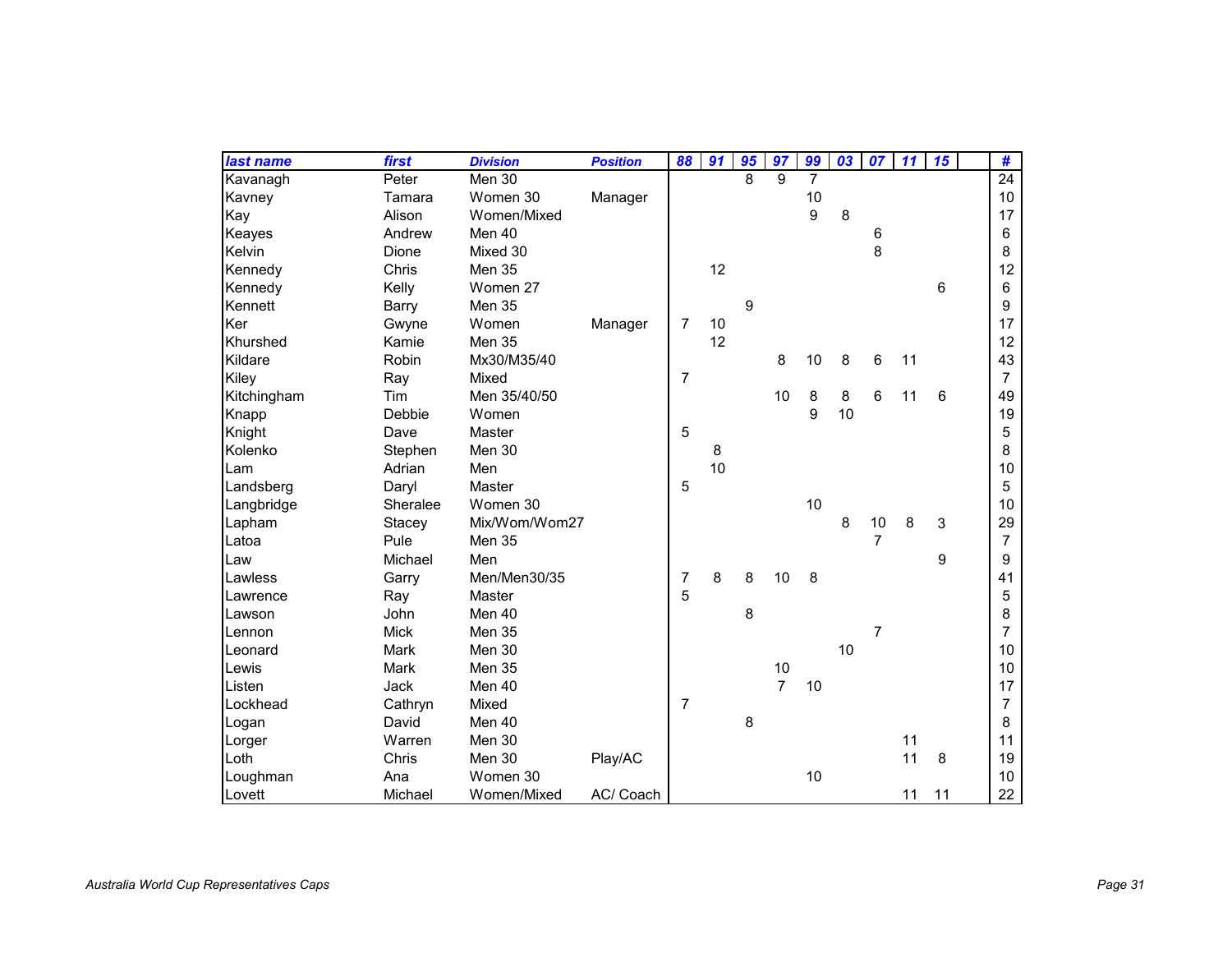| last name | first | Division | Position | 88 | 91 | 95 | 97 | 99 | 03 | 07 | 11 | 15 | | # |
|---|---|---|---|---|---|---|---|---|---|---|---|---|---|---|
| Kavanagh | Peter | Men 30 | | | | 8 | 9 | 7 | | | | | | 24 |
| Kavney | Tamara | Women 30 | Manager | | | | | 10 | | | | | | 10 |
| Kay | Alison | Women/Mixed | | | | | | 9 | 8 | | | | | 17 |
| Keayes | Andrew | Men 40 | | | | | | | | 6 | | | | 6 |
| Kelvin | Dione | Mixed 30 | | | | | | | | 8 | | | | 8 |
| Kennedy | Chris | Men 35 | | | 12 | | | | | | | | | 12 |
| Kennedy | Kelly | Women 27 | | | | | | | | | | 6 | | 6 |
| Kennett | Barry | Men 35 | | | | 9 | | | | | | | | 9 |
| Ker | Gwyne | Women | Manager | 7 | 10 | | | | | | | | | 17 |
| Khurshed | Kamie | Men 35 | | | 12 | | | | | | | | | 12 |
| Kildare | Robin | Mx30/M35/40 | | | | | 8 | 10 | 8 | 6 | 11 | | | 43 |
| Kiley | Ray | Mixed | | 7 | | | | | | | | | | 7 |
| Kitchingham | Tim | Men 35/40/50 | | | | | 10 | 8 | 8 | 6 | 11 | 6 | | 49 |
| Knapp | Debbie | Women | | | | | | 9 | 10 | | | | | 19 |
| Knight | Dave | Master | | 5 | | | | | | | | | | 5 |
| Kolenko | Stephen | Men 30 | | | 8 | | | | | | | | | 8 |
| Lam | Adrian | Men | | | 10 | | | | | | | | | 10 |
| Landsberg | Daryl | Master | | 5 | | | | | | | | | | 5 |
| Langbridge | Sheralee | Women 30 | | | | | | 10 | | | | | | 10 |
| Lapham | Stacey | Mix/Wom/Wom27 | | | | | | | 8 | 10 | 8 | 3 | | 29 |
| Latoa | Pule | Men 35 | | | | | | | | 7 | | | | 7 |
| Law | Michael | Men | | | | | | | | | | 9 | | 9 |
| Lawless | Garry | Men/Men30/35 | | 7 | 8 | 8 | 10 | 8 | | | | | | 41 |
| Lawrence | Ray | Master | | 5 | | | | | | | | | | 5 |
| Lawson | John | Men 40 | | | | 8 | | | | | | | | 8 |
| Lennon | Mick | Men 35 | | | | | | | | 7 | | | | 7 |
| Leonard | Mark | Men 30 | | | | | | | 10 | | | | | 10 |
| Lewis | Mark | Men 35 | | | | | 10 | | | | | | | 10 |
| Listen | Jack | Men 40 | | | | | 7 | 10 | | | | | | 17 |
| Lockhead | Cathryn | Mixed | | 7 | | | | | | | | | | 7 |
| Logan | David | Men 40 | | | | 8 | | | | | | | | 8 |
| Lorger | Warren | Men 30 | | | | | | | | | 11 | | | 11 |
| Loth | Chris | Men 30 | Play/AC | | | | | | | | 11 | 8 | | 19 |
| Loughman | Ana | Women 30 | | | | | | 10 | | | | | | 10 |
| Lovett | Michael | Women/Mixed | AC/ Coach | | | | | | | | 11 | 11 | | 22 |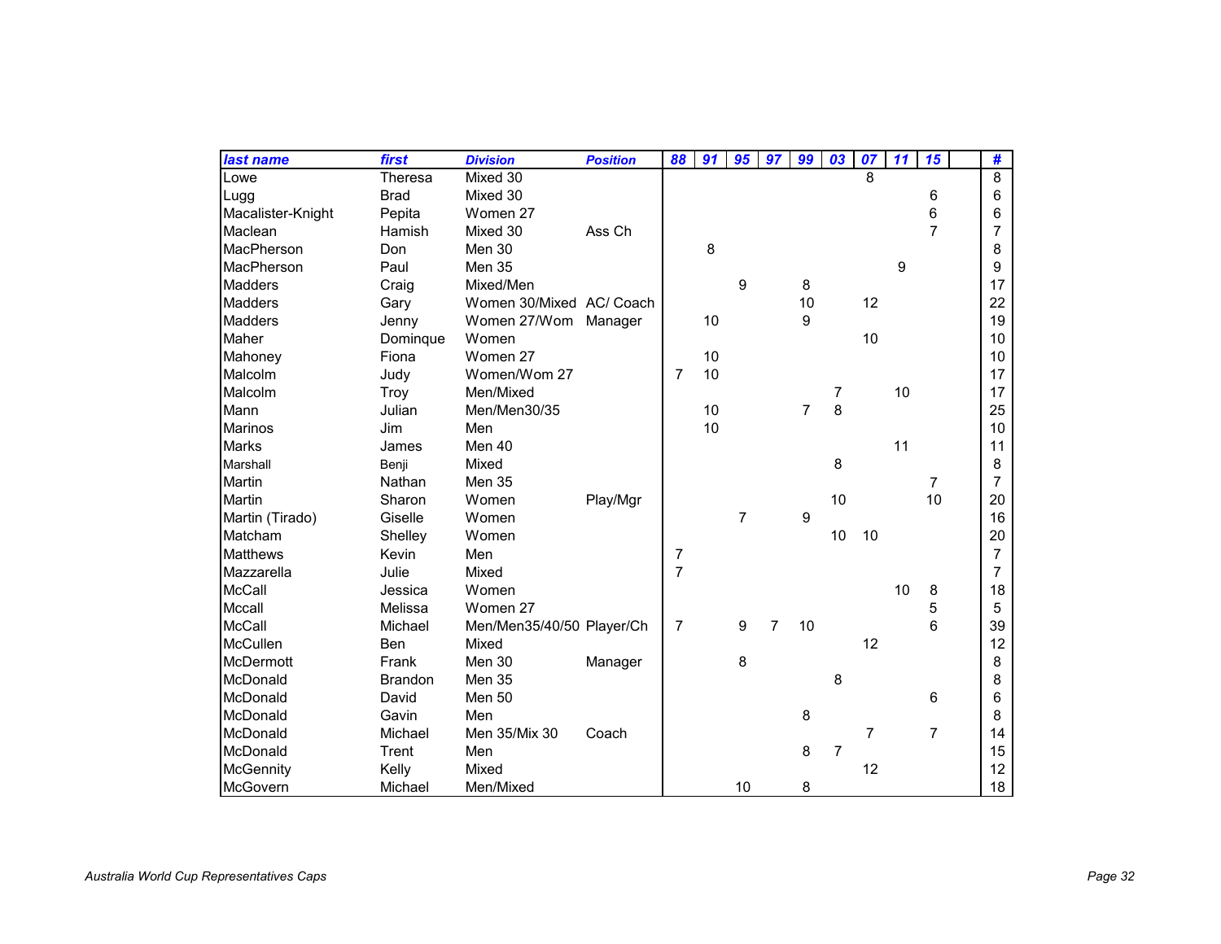| last name | first | Division | Position | 88 | 91 | 95 | 97 | 99 | 03 | 07 | 11 | 15 | | # |
|---|---|---|---|---|---|---|---|---|---|---|---|---|---|---|
| Lowe | Theresa | Mixed 30 | | | | | | | | 8 | | | | 8 |
| Lugg | Brad | Mixed 30 | | | | | | | | | | 6 | | 6 |
| Macalister-Knight | Pepita | Women 27 | | | | | | | | | | 6 | | 6 |
| Maclean | Hamish | Mixed 30 | Ass Ch | | | | | | | | | 7 | | 7 |
| MacPherson | Don | Men 30 | | | 8 | | | | | | | | | 8 |
| MacPherson | Paul | Men 35 | | | | | | | | | 9 | | | 9 |
| Madders | Craig | Mixed/Men | | | | 9 | | 8 | | | | | | 17 |
| Madders | Gary | Women 30/Mixed | AC/ Coach | | | | | 10 | | 12 | | | | 22 |
| Madders | Jenny | Women 27/Wom | Manager | | 10 | | | 9 | | | | | | 19 |
| Maher | Dominque | Women | | | | | | | | 10 | | | | 10 |
| Mahoney | Fiona | Women 27 | | | 10 | | | | | | | | | 10 |
| Malcolm | Judy | Women/Wom 27 | | 7 | 10 | | | | | | | | | 17 |
| Malcolm | Troy | Men/Mixed | | | | | | | 7 | | 10 | | | 17 |
| Mann | Julian | Men/Men30/35 | | | 10 | | | 7 | 8 | | | | | 25 |
| Marinos | Jim | Men | | | 10 | | | | | | | | | 10 |
| Marks | James | Men 40 | | | | | | | | | 11 | | | 11 |
| Marshall | Benji | Mixed | | | | | | | 8 | | | | | 8 |
| Martin | Nathan | Men 35 | | | | | | | | | | 7 | | 7 |
| Martin | Sharon | Women | Play/Mgr | | | | | | 10 | | | 10 | | 20 |
| Martin (Tirado) | Giselle | Women | | | | 7 | | 9 | | | | | | 16 |
| Matcham | Shelley | Women | | | | | | | 10 | 10 | | | | 20 |
| Matthews | Kevin | Men | | 7 | | | | | | | | | | 7 |
| Mazzarella | Julie | Mixed | | 7 | | | | | | | | | | 7 |
| McCall | Jessica | Women | | | | | | | | | 10 | 8 | | 18 |
| Mccall | Melissa | Women 27 | | | | | | | | | | 5 | | 5 |
| McCall | Michael | Men/Men35/40/50 | Player/Ch | 7 | | 9 | 7 | 10 | | | | 6 | | 39 |
| McCullen | Ben | Mixed | | | | | | | | 12 | | | | 12 |
| McDermott | Frank | Men 30 | Manager | | | 8 | | | | | | | | 8 |
| McDonald | Brandon | Men 35 | | | | | | | 8 | | | | | 8 |
| McDonald | David | Men 50 | | | | | | | | | | 6 | | 6 |
| McDonald | Gavin | Men | | | | | | 8 | | | | | | 8 |
| McDonald | Michael | Men 35/Mix 30 | Coach | | | | | | | 7 | | 7 | | 14 |
| McDonald | Trent | Men | | | | | | 8 | 7 | | | | | 15 |
| McGennity | Kelly | Mixed | | | | | | | | 12 | | | | 12 |
| McGovern | Michael | Men/Mixed | | | | 10 | | 8 | | | | | | 18 |

*Australia World Cup Representatives Caps*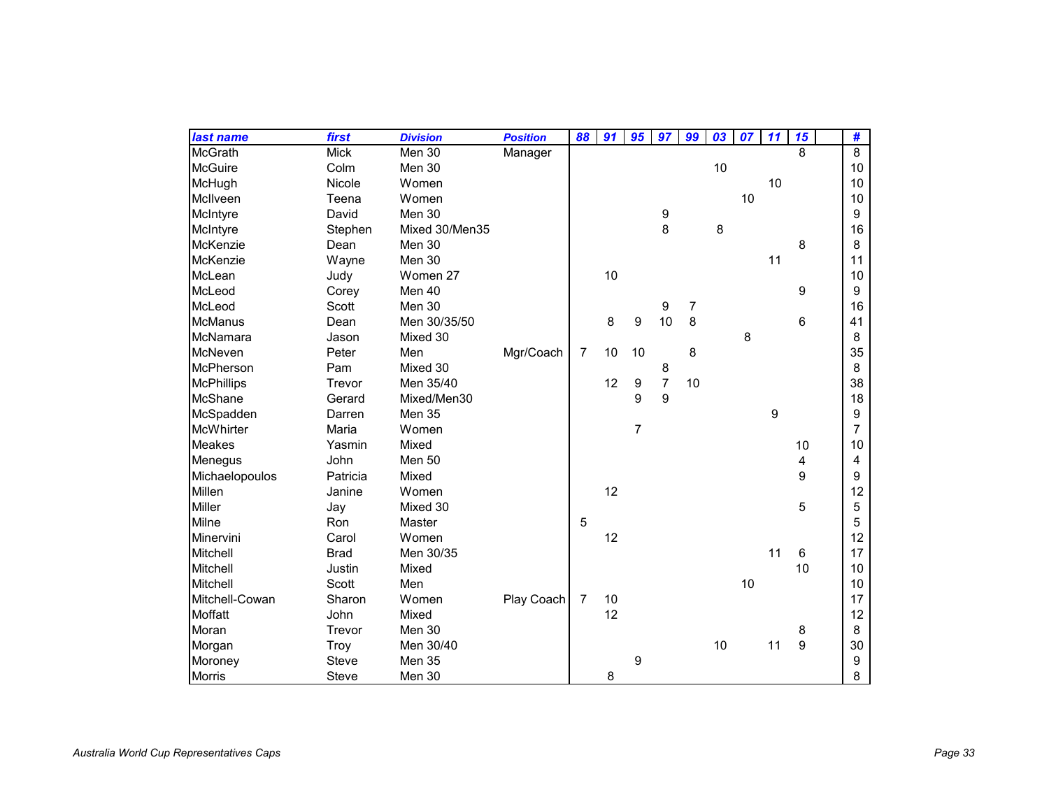| last name | first | Division | Position | 88 | 91 | 95 | 97 | 99 | 03 | 07 | 11 | 15 | | # |
|---|---|---|---|---|---|---|---|---|---|---|---|---|---|---|
| McGrath | Mick | Men 30 | Manager | | | | | | | | | 8 | | 8 |
| McGuire | Colm | Men 30 | | | | | | | 10 | | | | | 10 |
| McHugh | Nicole | Women | | | | | | | | | 10 | | | 10 |
| McIlveen | Teena | Women | | | | | | | | 10 | | | | 10 |
| McIntyre | David | Men 30 | | | | | 9 | | | | | | | 9 |
| McIntyre | Stephen | Mixed 30/Men35 | | | | | 8 | | 8 | | | | | 16 |
| McKenzie | Dean | Men 30 | | | | | | | | | | 8 | | 8 |
| McKenzie | Wayne | Men 30 | | | | | | | | | 11 | | | 11 |
| McLean | Judy | Women 27 | | | 10 | | | | | | | | | 10 |
| McLeod | Corey | Men 40 | | | | | | | | | | 9 | | 9 |
| McLeod | Scott | Men 30 | | | | | 9 | 7 | | | | | | 16 |
| McManus | Dean | Men 30/35/50 | | | 8 | 9 | 10 | 8 | | | | 6 | | 41 |
| McNamara | Jason | Mixed 30 | | | | | | | | 8 | | | | 8 |
| McNeven | Peter | Men | Mgr/Coach | 7 | 10 | 10 | | 8 | | | | | | 35 |
| McPherson | Pam | Mixed 30 | | | | | 8 | | | | | | | 8 |
| McPhillips | Trevor | Men 35/40 | | | 12 | 9 | 7 | 10 | | | | | | 38 |
| McShane | Gerard | Mixed/Men30 | | | | 9 | 9 | | | | | | | 18 |
| McSpadden | Darren | Men 35 | | | | | | | | | 9 | | | 9 |
| McWhirter | Maria | Women | | | | 7 | | | | | | | | 7 |
| Meakes | Yasmin | Mixed | | | | | | | | | | 10 | | 10 |
| Menegus | John | Men 50 | | | | | | | | | | 4 | | 4 |
| Michaelopoulos | Patricia | Mixed | | | | | | | | | | 9 | | 9 |
| Millen | Janine | Women | | | 12 | | | | | | | | | 12 |
| Miller | Jay | Mixed 30 | | | | | | | | | | 5 | | 5 |
| Milne | Ron | Master | | 5 | | | | | | | | | | 5 |
| Minervini | Carol | Women | | | 12 | | | | | | | | | 12 |
| Mitchell | Brad | Men 30/35 | | | | | | | | | 11 | 6 | | 17 |
| Mitchell | Justin | Mixed | | | | | | | | | | 10 | | 10 |
| Mitchell | Scott | Men | | | | | | | | 10 | | | | 10 |
| Mitchell-Cowan | Sharon | Women | Play Coach | 7 | 10 | | | | | | | | | 17 |
| Moffatt | John | Mixed | | | 12 | | | | | | | | | 12 |
| Moran | Trevor | Men 30 | | | | | | | | | | 8 | | 8 |
| Morgan | Troy | Men 30/40 | | | | | | | 10 | | 11 | 9 | | 30 |
| Moroney | Steve | Men 35 | | | | 9 | | | | | | | | 9 |
| Morris | Steve | Men 30 | | | 8 | | | | | | | | | 8 |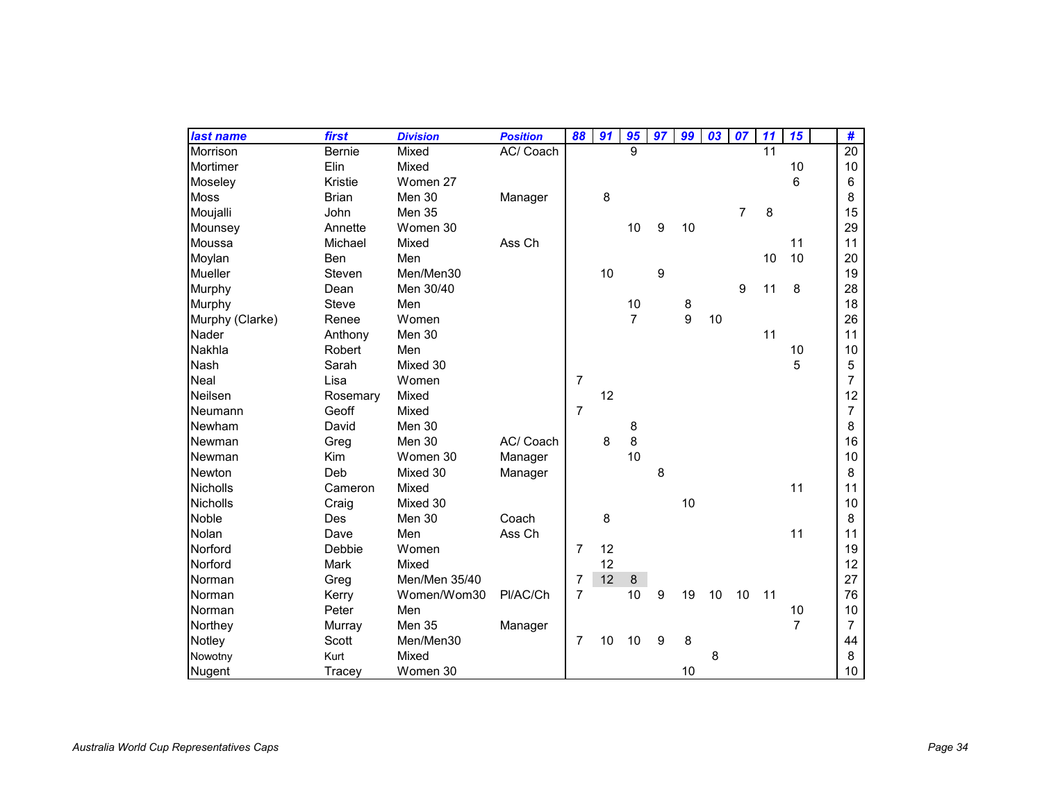| last name | first | Division | Position | 88 | 91 | 95 | 97 | 99 | 03 | 07 | 11 | 15 | | # |
|---|---|---|---|---|---|---|---|---|---|---|---|---|---|---|
| Morrison | Bernie | Mixed | AC/ Coach | | | 9 | | | | | 11 | | | 20 |
| Mortimer | Elin | Mixed | | | | | | | | | | 10 | | 10 |
| Moseley | Kristie | Women 27 | | | | | | | | | | 6 | | 6 |
| Moss | Brian | Men 30 | Manager | | 8 | | | | | | | | | 8 |
| Moujalli | John | Men 35 | | | | | | | | 7 | 8 | | | 15 |
| Mounsey | Annette | Women 30 | | | | 10 | 9 | 10 | | | | | | 29 |
| Moussa | Michael | Mixed | Ass Ch | | | | | | | | | 11 | | 11 |
| Moylan | Ben | Men | | | | | | | | | 10 | 10 | | 20 |
| Mueller | Steven | Men/Men30 | | | 10 | | 9 | | | | | | | 19 |
| Murphy | Dean | Men 30/40 | | | | | | | | 9 | 11 | 8 | | 28 |
| Murphy | Steve | Men | | | | 10 | | 8 | | | | | | 18 |
| Murphy (Clarke) | Renee | Women | | | | 7 | | 9 | 10 | | | | | 26 |
| Nader | Anthony | Men 30 | | | | | | | | | 11 | | | 11 |
| Nakhla | Robert | Men | | | | | | | | | | 10 | | 10 |
| Nash | Sarah | Mixed 30 | | | | | | | | | | 5 | | 5 |
| Neal | Lisa | Women | | 7 | | | | | | | | | | 7 |
| Neilsen | Rosemary | Mixed | | | 12 | | | | | | | | | 12 |
| Neumann | Geoff | Mixed | | 7 | | | | | | | | | | 7 |
| Newham | David | Men 30 | | | | 8 | | | | | | | | 8 |
| Newman | Greg | Men 30 | AC/ Coach | | 8 | 8 | | | | | | | | 16 |
| Newman | Kim | Women 30 | Manager | | | 10 | | | | | | | | 10 |
| Newton | Deb | Mixed 30 | Manager | | | | 8 | | | | | | | 8 |
| Nicholls | Cameron | Mixed | | | | | | | | | | 11 | | 11 |
| Nicholls | Craig | Mixed 30 | | | | | | 10 | | | | | | 10 |
| Noble | Des | Men 30 | Coach | | 8 | | | | | | | | | 8 |
| Nolan | Dave | Men | Ass Ch | | | | | | | | | 11 | | 11 |
| Norford | Debbie | Women | | 7 | 12 | | | | | | | | | 19 |
| Norford | Mark | Mixed | | | 12 | | | | | | | | | 12 |
| Norman | Greg | Men/Men 35/40 | | 7 | 12 | 8 | | | | | | | | 27 |
| Norman | Kerry | Women/Wom30 | Pl/AC/Ch | 7 | | 10 | 9 | 19 | 10 | 10 | 11 | | | 76 |
| Norman | Peter | Men | | | | | | | | | | 10 | | 10 |
| Northey | Murray | Men 35 | Manager | | | | | | | | | 7 | | 7 |
| Notley | Scott | Men/Men30 | | 7 | 10 | 10 | 9 | 8 | | | | | | 44 |
| Nowotny | Kurt | Mixed | | | | | | | 8 | | | | | 8 |
| Nugent | Tracey | Women 30 | | | | | | 10 | | | | | | 10 |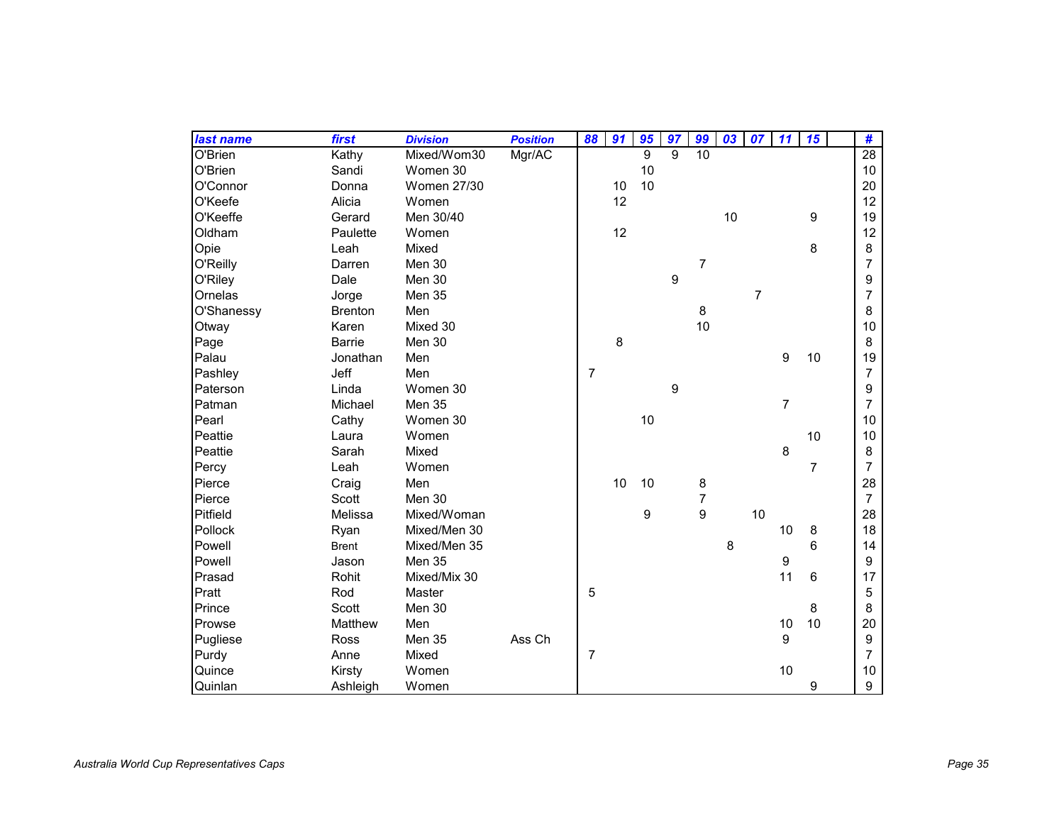| last name | first | Division | Position | 88 | 91 | 95 | 97 | 99 | 03 | 07 | 11 | 15 | | # |
|---|---|---|---|---|---|---|---|---|---|---|---|---|---|---|
| O'Brien | Kathy | Mixed/Wom30 | Mgr/AC | | | 9 | 9 | 10 | | | | | | 28 |
| O'Brien | Sandi | Women 30 | | | | 10 | | | | | | | | 10 |
| O'Connor | Donna | Women 27/30 | | | 10 | 10 | | | | | | | | 20 |
| O'Keefe | Alicia | Women | | | 12 | | | | | | | | | 12 |
| O'Keeffe | Gerard | Men 30/40 | | | | | | | 10 | | | 9 | | 19 |
| Oldham | Paulette | Women | | | 12 | | | | | | | | | 12 |
| Opie | Leah | Mixed | | | | | | | | | | 8 | | 8 |
| O'Reilly | Darren | Men 30 | | | | | | 7 | | | | | | 7 |
| O'Riley | Dale | Men 30 | | | | | 9 | | | | | | | 9 |
| Ornelas | Jorge | Men 35 | | | | | | | | 7 | | | | 7 |
| O'Shanessy | Brenton | Men | | | | | | 8 | | | | | | 8 |
| Otway | Karen | Mixed 30 | | | | | | 10 | | | | | | 10 |
| Page | Barrie | Men 30 | | | 8 | | | | | | | | | 8 |
| Palau | Jonathan | Men | | | | | | | | | 9 | 10 | | 19 |
| Pashley | Jeff | Men | | 7 | | | | | | | | | | 7 |
| Paterson | Linda | Women 30 | | | | | 9 | | | | | | | 9 |
| Patman | Michael | Men 35 | | | | | | | | | 7 | | | 7 |
| Pearl | Cathy | Women 30 | | | | 10 | | | | | | | | 10 |
| Peattie | Laura | Women | | | | | | | | | | 10 | | 10 |
| Peattie | Sarah | Mixed | | | | | | | | | 8 | | | 8 |
| Percy | Leah | Women | | | | | | | | | | 7 | | 7 |
| Pierce | Craig | Men | | | 10 | 10 | | 8 | | | | | | 28 |
| Pierce | Scott | Men 30 | | | | | | 7 | | | | | | 7 |
| Pitfield | Melissa | Mixed/Woman | | | | 9 | | 9 | | 10 | | | | 28 |
| Pollock | Ryan | Mixed/Men 30 | | | | | | | | | 10 | 8 | | 18 |
| Powell | Brent | Mixed/Men 35 | | | | | | | 8 | | | 6 | | 14 |
| Powell | Jason | Men 35 | | | | | | | | | 9 | | | 9 |
| Prasad | Rohit | Mixed/Mix 30 | | | | | | | | | 11 | 6 | | 17 |
| Pratt | Rod | Master | | 5 | | | | | | | | | | 5 |
| Prince | Scott | Men 30 | | | | | | | | | | 8 | | 8 |
| Prowse | Matthew | Men | | | | | | | | | 10 | 10 | | 20 |
| Pugliese | Ross | Men 35 | Ass Ch | | | | | | | | 9 | | | 9 |
| Purdy | Anne | Mixed | | 7 | | | | | | | | | | 7 |
| Quince | Kirsty | Women | | | | | | | | | 10 | | | 10 |
| Quinlan | Ashleigh | Women | | | | | | | | | | 9 | | 9 |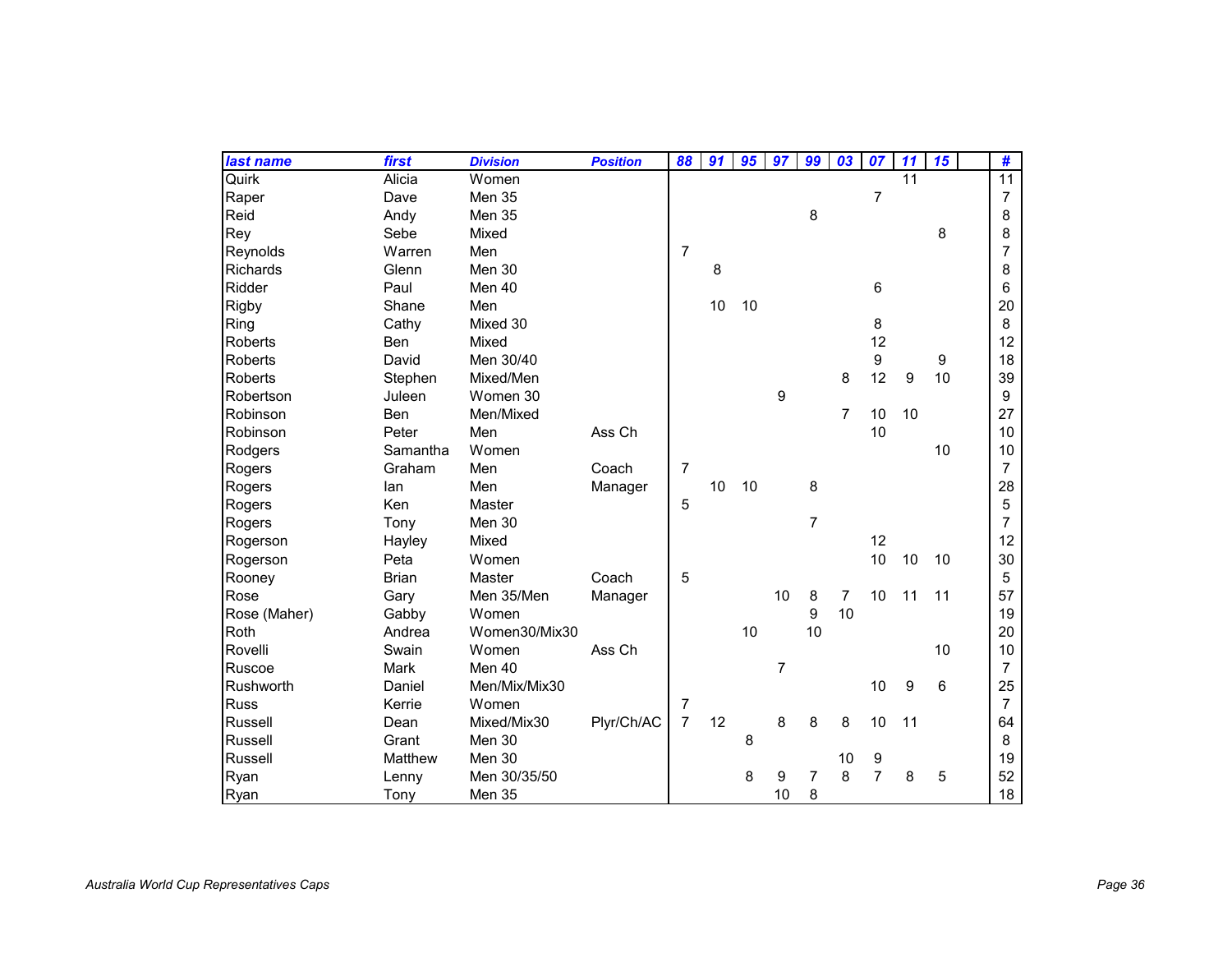| last name | first | Division | Position | 88 | 91 | 95 | 97 | 99 | 03 | 07 | 11 | 15 | | # |
|---|---|---|---|---|---|---|---|---|---|---|---|---|---|---|
| Quirk | Alicia | Women | | | | | | | | | 11 | | | 11 |
| Raper | Dave | Men 35 | | | | | | | | 7 | | | | 7 |
| Reid | Andy | Men 35 | | | | | | 8 | | | | | | 8 |
| Rey | Sebe | Mixed | | | | | | | | | | 8 | | 8 |
| Reynolds | Warren | Men | | 7 | | | | | | | | | | 7 |
| Richards | Glenn | Men 30 | | | 8 | | | | | | | | | 8 |
| Ridder | Paul | Men 40 | | | | | | | | 6 | | | | 6 |
| Rigby | Shane | Men | | | 10 | 10 | | | | | | | | 20 |
| Ring | Cathy | Mixed 30 | | | | | | | | 8 | | | | 8 |
| Roberts | Ben | Mixed | | | | | | | | 12 | | | | 12 |
| Roberts | David | Men 30/40 | | | | | | | | 9 | | 9 | | 18 |
| Roberts | Stephen | Mixed/Men | | | | | | | 8 | 12 | 9 | 10 | | 39 |
| Robertson | Juleen | Women 30 | | | | | 9 | | | | | | | 9 |
| Robinson | Ben | Men/Mixed | | | | | | | 7 | 10 | 10 | | | 27 |
| Robinson | Peter | Men | Ass Ch | | | | | | | 10 | | | | 10 |
| Rodgers | Samantha | Women | | | | | | | | | | 10 | | 10 |
| Rogers | Graham | Men | Coach | 7 | | | | | | | | | | 7 |
| Rogers | Ian | Men | Manager | | 10 | 10 | | 8 | | | | | | 28 |
| Rogers | Ken | Master | | 5 | | | | | | | | | | 5 |
| Rogers | Tony | Men 30 | | | | | | 7 | | | | | | 7 |
| Rogerson | Hayley | Mixed | | | | | | | | 12 | | | | 12 |
| Rogerson | Peta | Women | | | | | | | | 10 | 10 | 10 | | 30 |
| Rooney | Brian | Master | Coach | 5 | | | | | | | | | | 5 |
| Rose | Gary | Men 35/Men | Manager | | | | 10 | 8 | 7 | 10 | 11 | 11 | | 57 |
| Rose (Maher) | Gabby | Women | | | | | | 9 | 10 | | | | | 19 |
| Roth | Andrea | Women30/Mix30 | | | | 10 | | 10 | | | | | | 20 |
| Rovelli | Swain | Women | Ass Ch | | | | | | | | | 10 | | 10 |
| Ruscoe | Mark | Men 40 | | | | | 7 | | | | | | | 7 |
| Rushworth | Daniel | Men/Mix/Mix30 | | | | | | | | 10 | 9 | 6 | | 25 |
| Russ | Kerrie | Women | | 7 | | | | | | | | | | 7 |
| Russell | Dean | Mixed/Mix30 | Plyr/Ch/AC | 7 | 12 | | 8 | 8 | 8 | 10 | 11 | | | 64 |
| Russell | Grant | Men 30 | | | | 8 | | | | | | | | 8 |
| Russell | Matthew | Men 30 | | | | | | | 10 | 9 | | | | 19 |
| Ryan | Lenny | Men 30/35/50 | | | | 8 | 9 | 7 | 8 | 7 | 8 | 5 | | 52 |
| Ryan | Tony | Men 35 | | | | | 10 | 8 | | | | | | 18 |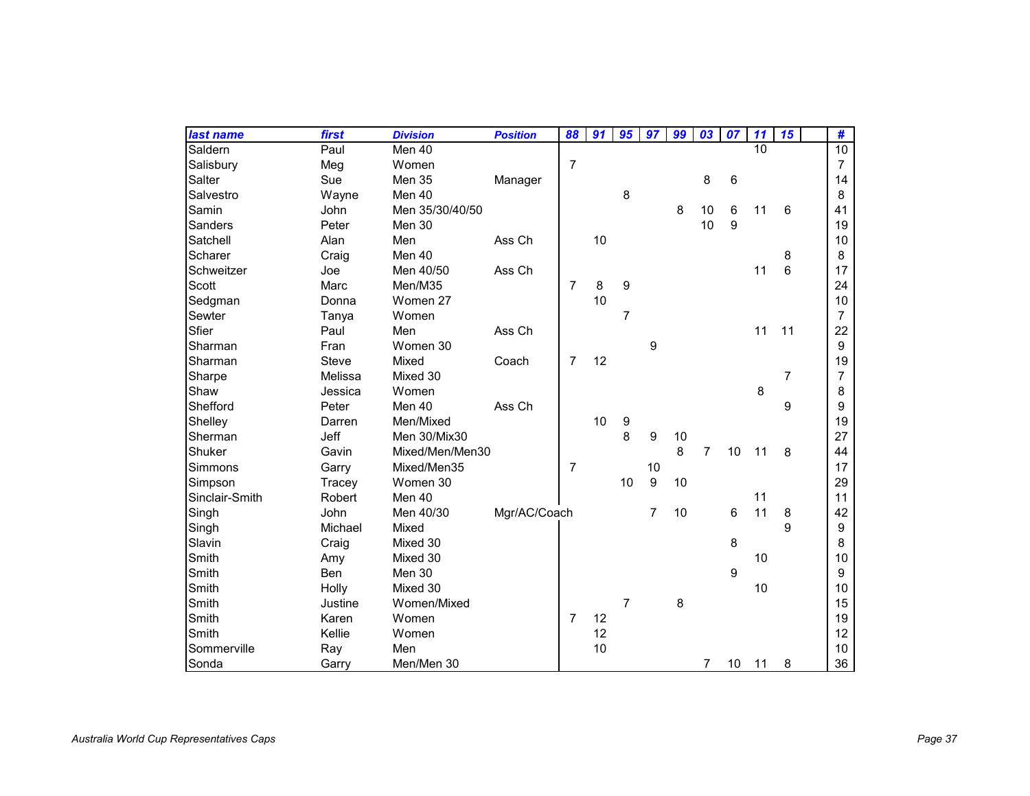| last name | first | Division | Position | 88 | 91 | 95 | 97 | 99 | 03 | 07 | 11 | 15 | | # |
|---|---|---|---|---|---|---|---|---|---|---|---|---|---|---|
| Saldern | Paul | Men 40 | | | | | | | | | 10 | | | 10 |
| Salisbury | Meg | Women | | 7 | | | | | | | | | | 7 |
| Salter | Sue | Men 35 | Manager | | | | | | 8 | 6 | | | | 14 |
| Salvestro | Wayne | Men 40 | | | | 8 | | | | | | | | 8 |
| Samin | John | Men 35/30/40/50 | | | | | | 8 | 10 | 6 | 11 | 6 | | 41 |
| Sanders | Peter | Men 30 | | | | | | | 10 | 9 | | | | 19 |
| Satchell | Alan | Men | Ass Ch | | 10 | | | | | | | | | 10 |
| Scharer | Craig | Men 40 | | | | | | | | | | 8 | | 8 |
| Schweitzer | Joe | Men 40/50 | Ass Ch | | | | | | | | 11 | 6 | | 17 |
| Scott | Marc | Men/M35 | | 7 | 8 | 9 | | | | | | | | 24 |
| Sedgman | Donna | Women 27 | | | 10 | | | | | | | | | 10 |
| Sewter | Tanya | Women | | | | 7 | | | | | | | | 7 |
| Sfier | Paul | Men | Ass Ch | | | | | | | | 11 | 11 | | 22 |
| Sharman | Fran | Women 30 | | | | | 9 | | | | | | | 9 |
| Sharman | Steve | Mixed | Coach | 7 | 12 | | | | | | | | | 19 |
| Sharpe | Melissa | Mixed 30 | | | | | | | | | | 7 | | 7 |
| Shaw | Jessica | Women | | | | | | | | | 8 | | | 8 |
| Shefford | Peter | Men 40 | Ass Ch | | | | | | | | | 9 | | 9 |
| Shelley | Darren | Men/Mixed | | | 10 | 9 | | | | | | | | 19 |
| Sherman | Jeff | Men 30/Mix30 | | | | 8 | 9 | 10 | | | | | | 27 |
| Shuker | Gavin | Mixed/Men/Men30 | | | | | | 8 | 7 | 10 | 11 | 8 | | 44 |
| Simmons | Garry | Mixed/Men35 | | 7 | | | 10 | | | | | | | 17 |
| Simpson | Tracey | Women 30 | | | | 10 | 9 | 10 | | | | | | 29 |
| Sinclair-Smith | Robert | Men 40 | | | | | | | | | 11 | | | 11 |
| Singh | John | Men 40/30 | Mgr/AC/Coach | | | | 7 | 10 | | 6 | 11 | 8 | | 42 |
| Singh | Michael | Mixed | | | | | | | | | | 9 | | 9 |
| Slavin | Craig | Mixed 30 | | | | | | | | 8 | | | | 8 |
| Smith | Amy | Mixed 30 | | | | | | | | | 10 | | | 10 |
| Smith | Ben | Men 30 | | | | | | | | 9 | | | | 9 |
| Smith | Holly | Mixed 30 | | | | | | | | | 10 | | | 10 |
| Smith | Justine | Women/Mixed | | | | 7 | | 8 | | | | | | 15 |
| Smith | Karen | Women | | 7 | 12 | | | | | | | | | 19 |
| Smith | Kellie | Women | | | 12 | | | | | | | | | 12 |
| Sommerville | Ray | Men | | | 10 | | | | | | | | | 10 |
| Sonda | Garry | Men/Men 30 | | | | | | | 7 | 10 | 11 | 8 | | 36 |

*Australia World Cup Representatives Caps*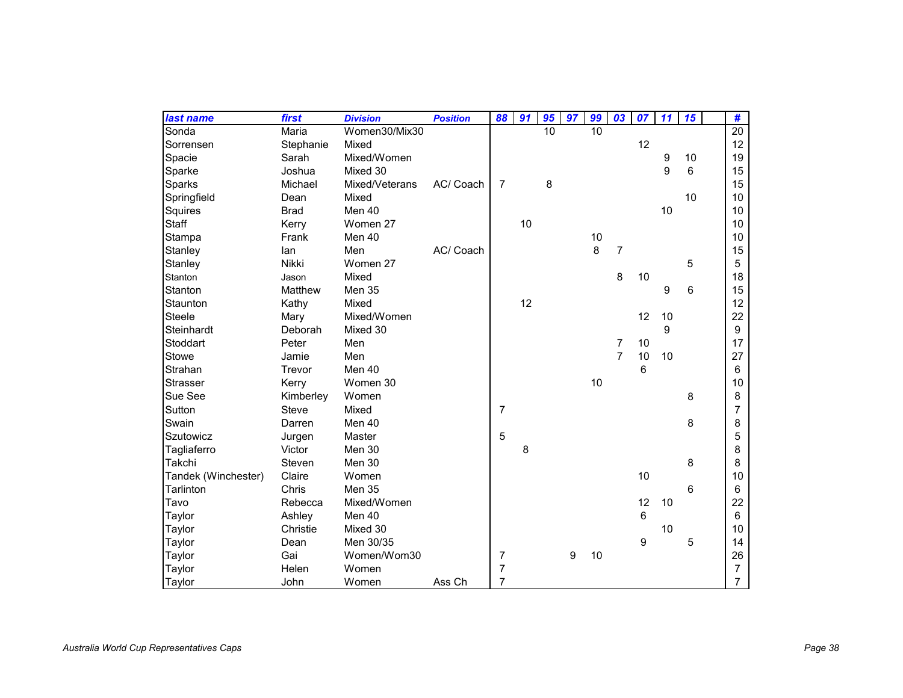| last name | first | Division | Position | 88 | 91 | 95 | 97 | 99 | 03 | 07 | 11 | 15 | | # |
|---|---|---|---|---|---|---|---|---|---|---|---|---|---|---|
| Sonda | Maria | Women30/Mix30 | | | | 10 | | 10 | | | | | | 20 |
| Sorrensen | Stephanie | Mixed | | | | | | | | 12 | | | | 12 |
| Spacie | Sarah | Mixed/Women | | | | | | | | | 9 | 10 | | 19 |
| Sparke | Joshua | Mixed 30 | | | | | | | | | 9 | 6 | | 15 |
| Sparks | Michael | Mixed/Veterans | AC/ Coach | 7 | | 8 | | | | | | | | 15 |
| Springfield | Dean | Mixed | | | | | | | | | | 10 | | 10 |
| Squires | Brad | Men 40 | | | | | | | | | 10 | | | 10 |
| Staff | Kerry | Women 27 | | | 10 | | | | | | | | | 10 |
| Stampa | Frank | Men 40 | | | | | | 10 | | | | | | 10 |
| Stanley | Ian | Men | AC/ Coach | | | | | 8 | 7 | | | | | 15 |
| Stanley | Nikki | Women 27 | | | | | | | | | | 5 | | 5 |
| Stanton | Jason | Mixed | | | | | | | 8 | 10 | | | | 18 |
| Stanton | Matthew | Men 35 | | | | | | | | | 9 | 6 | | 15 |
| Staunton | Kathy | Mixed | | | 12 | | | | | | | | | 12 |
| Steele | Mary | Mixed/Women | | | | | | | | 12 | 10 | | | 22 |
| Steinhardt | Deborah | Mixed 30 | | | | | | | | | 9 | | | 9 |
| Stoddart | Peter | Men | | | | | | | 7 | 10 | | | | 17 |
| Stowe | Jamie | Men | | | | | | | 7 | 10 | 10 | | | 27 |
| Strahan | Trevor | Men 40 | | | | | | | | 6 | | | | 6 |
| Strasser | Kerry | Women 30 | | | | | | 10 | | | | | | 10 |
| Sue See | Kimberley | Women | | | | | | | | | | 8 | | 8 |
| Sutton | Steve | Mixed | | 7 | | | | | | | | | | 7 |
| Swain | Darren | Men 40 | | | | | | | | | | 8 | | 8 |
| Szutowicz | Jurgen | Master | | 5 | | | | | | | | | | 5 |
| Tagliaferro | Victor | Men 30 | | | 8 | | | | | | | | | 8 |
| Takchi | Steven | Men 30 | | | | | | | | | | 8 | | 8 |
| Tandek (Winchester) | Claire | Women | | | | | | | | 10 | | | | 10 |
| Tarlinton | Chris | Men 35 | | | | | | | | | | 6 | | 6 |
| Tavo | Rebecca | Mixed/Women | | | | | | | | 12 | 10 | | | 22 |
| Taylor | Ashley | Men 40 | | | | | | | | 6 | | | | 6 |
| Taylor | Christie | Mixed 30 | | | | | | | | | 10 | | | 10 |
| Taylor | Dean | Men 30/35 | | | | | | | | 9 | | 5 | | 14 |
| Taylor | Gai | Women/Wom30 | | 7 | | | 9 | 10 | | | | | | 26 |
| Taylor | Helen | Women | | 7 | | | | | | | | | | 7 |
| Taylor | John | Women | Ass Ch | 7 | | | | | | | | | | 7 |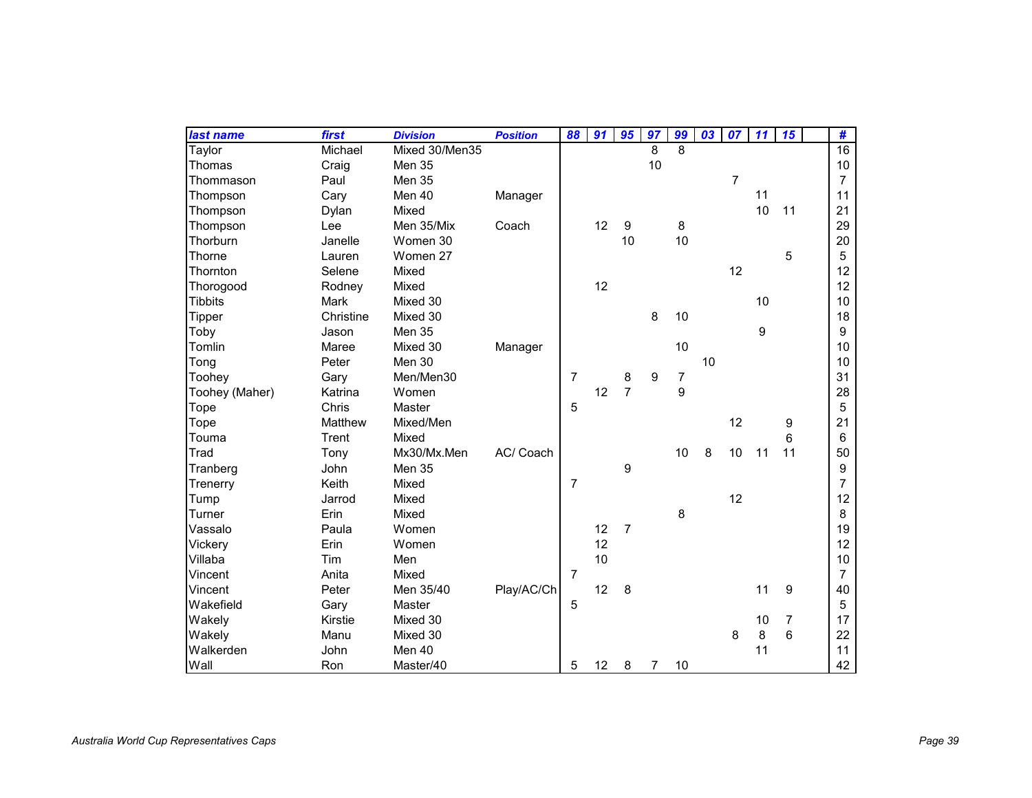| last name | first | Division | Position | 88 | 91 | 95 | 97 | 99 | 03 | 07 | 11 | 15 | | # |
|---|---|---|---|---|---|---|---|---|---|---|---|---|---|---|
| Taylor | Michael | Mixed 30/Men35 | | | | | 8 | 8 | | | | | | 16 |
| Thomas | Craig | Men 35 | | | | | 10 | | | | | | | 10 |
| Thommason | Paul | Men 35 | | | | | | | | 7 | | | | 7 |
| Thompson | Cary | Men 40 | Manager | | | | | | | | 11 | | | 11 |
| Thompson | Dylan | Mixed | | | | | | | | | 10 | 11 | | 21 |
| Thompson | Lee | Men 35/Mix | Coach | | 12 | 9 | | 8 | | | | | | 29 |
| Thorburn | Janelle | Women 30 | | | | 10 | | 10 | | | | | | 20 |
| Thorne | Lauren | Women 27 | | | | | | | | | | 5 | | 5 |
| Thornton | Selene | Mixed | | | | | | | | 12 | | | | 12 |
| Thorogood | Rodney | Mixed | | | 12 | | | | | | | | | 12 |
| Tibbits | Mark | Mixed 30 | | | | | | | | | 10 | | | 10 |
| Tipper | Christine | Mixed 30 | | | | | 8 | 10 | | | | | | 18 |
| Toby | Jason | Men 35 | | | | | | | | | 9 | | | 9 |
| Tomlin | Maree | Mixed 30 | Manager | | | | | 10 | | | | | | 10 |
| Tong | Peter | Men 30 | | | | | | | 10 | | | | | 10 |
| Toohey | Gary | Men/Men30 | | 7 | | 8 | 9 | 7 | | | | | | 31 |
| Toohey (Maher) | Katrina | Women | | | 12 | 7 | | 9 | | | | | | 28 |
| Tope | Chris | Master | | 5 | | | | | | | | | | 5 |
| Tope | Matthew | Mixed/Men | | | | | | | | 12 | | 9 | | 21 |
| Touma | Trent | Mixed | | | | | | | | | | 6 | | 6 |
| Trad | Tony | Mx30/Mx.Men | AC/ Coach | | | | | 10 | 8 | 10 | 11 | 11 | | 50 |
| Tranberg | John | Men 35 | | | | 9 | | | | | | | | 9 |
| Trenerry | Keith | Mixed | | 7 | | | | | | | | | | 7 |
| Tump | Jarrod | Mixed | | | | | | | | 12 | | | | 12 |
| Turner | Erin | Mixed | | | | | | 8 | | | | | | 8 |
| Vassalo | Paula | Women | | | 12 | 7 | | | | | | | | 19 |
| Vickery | Erin | Women | | | 12 | | | | | | | | | 12 |
| Villaba | Tim | Men | | | 10 | | | | | | | | | 10 |
| Vincent | Anita | Mixed | | 7 | | | | | | | | | | 7 |
| Vincent | Peter | Men 35/40 | Play/AC/Ch | | 12 | 8 | | | | | 11 | 9 | | 40 |
| Wakefield | Gary | Master | | 5 | | | | | | | | | | 5 |
| Wakely | Kirstie | Mixed 30 | | | | | | | | | 10 | 7 | | 17 |
| Wakely | Manu | Mixed 30 | | | | | | | | 8 | 8 | 6 | | 22 |
| Walkerden | John | Men 40 | | | | | | | | | 11 | | | 11 |
| Wall | Ron | Master/40 | | 5 | 12 | 8 | 7 | 10 | | | | | | 42 |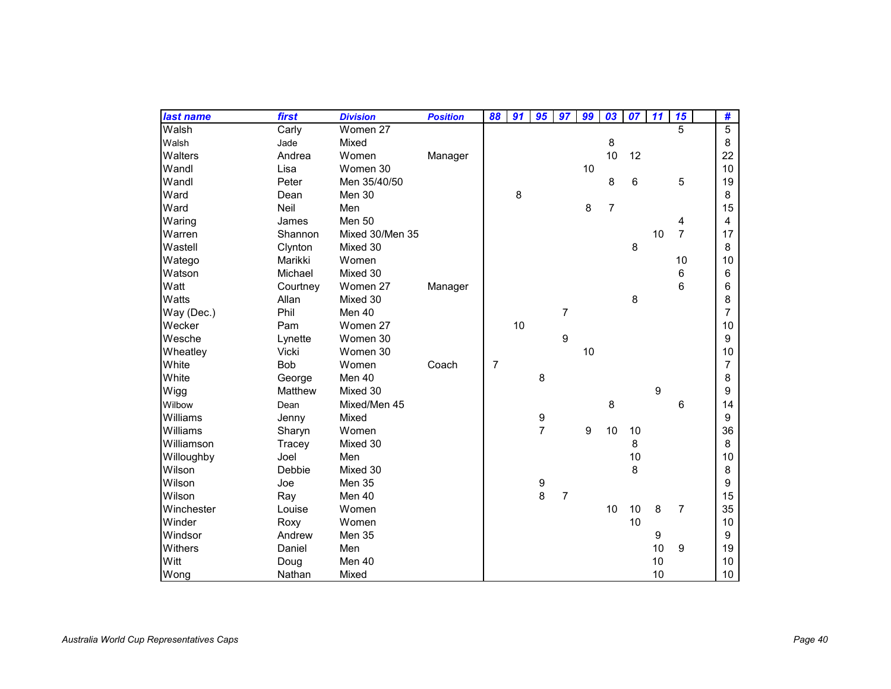| last name | first | Division | Position | 88 | 91 | 95 | 97 | 99 | 03 | 07 | 11 | 15 | | # |
|---|---|---|---|---|---|---|---|---|---|---|---|---|---|---|
| Walsh | Carly | Women 27 | | | | | | | | | | 5 | | 5 |
| Walsh | Jade | Mixed | | | | | | | 8 | | | | | 8 |
| Walters | Andrea | Women | Manager | | | | | | 10 | 12 | | | | 22 |
| Wandl | Lisa | Women 30 | | | | | | 10 | | | | | | 10 |
| Wandl | Peter | Men 35/40/50 | | | | | | | 8 | 6 | | 5 | | 19 |
| Ward | Dean | Men 30 | | | 8 | | | | | | | | | 8 |
| Ward | Neil | Men | | | | | | 8 | 7 | | | | | 15 |
| Waring | James | Men 50 | | | | | | | | | | 4 | | 4 |
| Warren | Shannon | Mixed 30/Men 35 | | | | | | | | | 10 | 7 | | 17 |
| Wastell | Clynton | Mixed 30 | | | | | | | | 8 | | | | 8 |
| Watego | Marikki | Women | | | | | | | | | | 10 | | 10 |
| Watson | Michael | Mixed 30 | | | | | | | | | | 6 | | 6 |
| Watt | Courtney | Women 27 | Manager | | | | | | | | | 6 | | 6 |
| Watts | Allan | Mixed 30 | | | | | | | | 8 | | | | 8 |
| Way (Dec.) | Phil | Men 40 | | | | | 7 | | | | | | | 7 |
| Wecker | Pam | Women 27 | | | 10 | | | | | | | | | 10 |
| Wesche | Lynette | Women 30 | | | | | 9 | | | | | | | 9 |
| Wheatley | Vicki | Women 30 | | | | | | 10 | | | | | | 10 |
| White | Bob | Women | Coach | 7 | | | | | | | | | | 7 |
| White | George | Men 40 | | | | 8 | | | | | | | | 8 |
| Wigg | Matthew | Mixed 30 | | | | | | | | | 9 | | | 9 |
| Wilbow | Dean | Mixed/Men 45 | | | | | | | 8 | | | 6 | | 14 |
| Williams | Jenny | Mixed | | | | 9 | | | | | | | | 9 |
| Williams | Sharyn | Women | | | | 7 | | 9 | 10 | 10 | | | | 36 |
| Williamson | Tracey | Mixed 30 | | | | | | | | 8 | | | | 8 |
| Willoughby | Joel | Men | | | | | | | | 10 | | | | 10 |
| Wilson | Debbie | Mixed 30 | | | | | | | | 8 | | | | 8 |
| Wilson | Joe | Men 35 | | | | 9 | | | | | | | | 9 |
| Wilson | Ray | Men 40 | | | | 8 | 7 | | | | | | | 15 |
| Winchester | Louise | Women | | | | | | | 10 | 10 | 8 | 7 | | 35 |
| Winder | Roxy | Women | | | | | | | | 10 | | | | 10 |
| Windsor | Andrew | Men 35 | | | | | | | | | 9 | | | 9 |
| Withers | Daniel | Men | | | | | | | | | 10 | 9 | | 19 |
| Witt | Doug | Men 40 | | | | | | | | | 10 | | | 10 |
| Wong | Nathan | Mixed | | | | | | | | | 10 | | | 10 |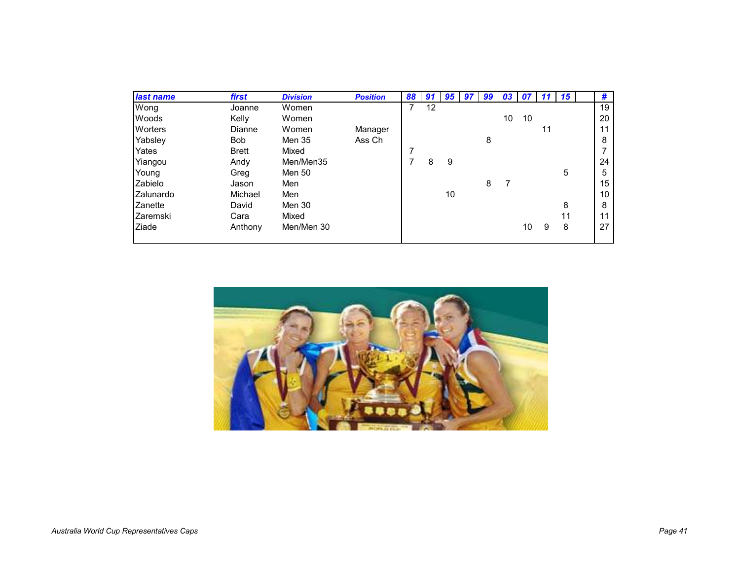| last name | first | Division | Position | 88 | 91 | 95 | 97 | 99 | 03 | 07 | 11 | 15 | | # |
|---|---|---|---|---|---|---|---|---|---|---|---|---|---|---|
| Wong | Joanne | Women | | 7 | 12 | | | | | | | | | 19 |
| Woods | Kelly | Women | | | | | | | 10 | 10 | | | | 20 |
| Worters | Dianne | Women | Manager | | | | | | | | 11 | | | 11 |
| Yabsley | Bob | Men 35 | Ass Ch | | | | | 8 | | | | | | 8 |
| Yates | Brett | Mixed | | 7 | | | | | | | | | | 7 |
| Yiangou | Andy | Men/Men35 | | 7 | 8 | 9 | | | | | | | | 24 |
| Young | Greg | Men 50 | | | | | | | | | | 5 | | 5 |
| Zabielo | Jason | Men | | | | | | 8 | 7 | | | | | 15 |
| Zalunardo | Michael | Men | | | | 10 | | | | | | | | 10 |
| Zanette | David | Men 30 | | | | | | | | | | 8 | | 8 |
| Zaremski | Cara | Mixed | | | | | | | | | | 11 | | 11 |
| Ziade | Anthony | Men/Men 30 | | | | | | | | 10 | 9 | 8 | | 27 |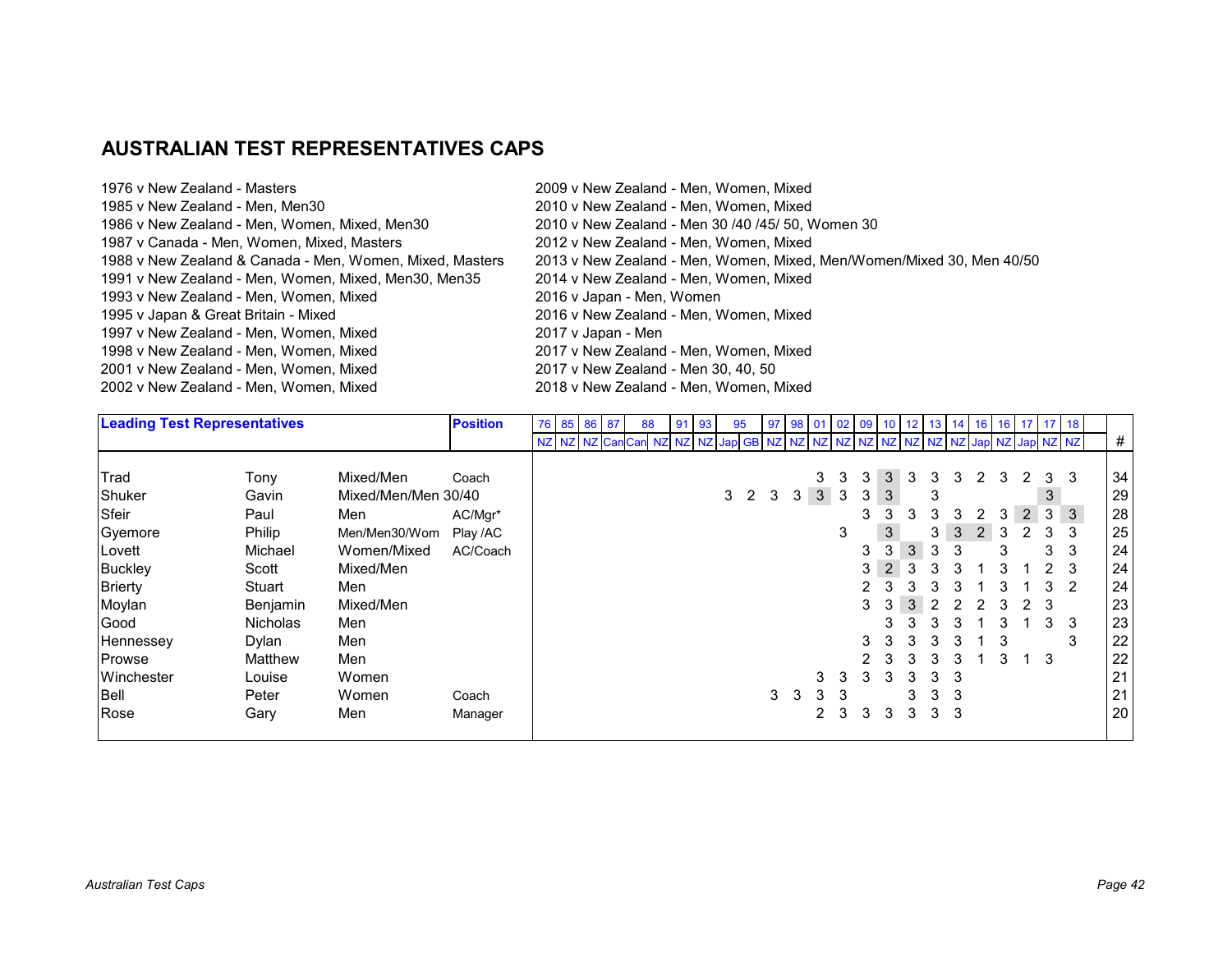## AUSTRALIAN TEST REPRESENTATIVES CAPS

1976 v New Zealand - Masters
1985 v New Zealand - Men, Men30
1986 v New Zealand - Men, Women, Mixed, Men30
1987 v Canada - Men, Women, Mixed, Masters
1988 v New Zealand & Canada - Men, Women, Mixed, Masters
1991 v New Zealand - Men, Women, Mixed, Men30, Men35
1993 v New Zealand - Men, Women, Mixed
1995 v Japan & Great Britain - Mixed
1997 v New Zealand - Men, Women, Mixed
1998 v New Zealand - Men, Women, Mixed
2001 v New Zealand - Men, Women, Mixed
2002 v New Zealand - Men, Women, Mixed
2009 v New Zealand - Men, Women, Mixed
2010 v New Zealand - Men, Women, Mixed
2010 v New Zealand - Men 30 /40 /45/ 50, Women 30
2012 v New Zealand - Men, Women, Mixed
2013 v New Zealand - Men, Women, Mixed, Men/Women/Mixed 30, Men 40/50
2014 v New Zealand - Men, Women, Mixed
2016 v Japan - Men, Women
2016 v New Zealand - Men, Women, Mixed
2017 v Japan - Men
2017 v New Zealand - Men, Women, Mixed
2017 v New Zealand - Men 30, 40, 50
2018 v New Zealand - Men, Women, Mixed

| **Leading Test Representatives** | | | **Position** | 76 | 85 | 86 | 87 | 88 | | 91 | 93 | 95 | | 97 | 98 | 01 | 02 | 09 | 10 | 12 | 13 | 14 | 16 | 16 | 17 | 17 | 18 | |
|---|---|---|---|---|---|---|---|---|---|---|---|---|---|---|---|---|---|---|---|---|---|---|---|---|---|---|---|---|
| | | | | NZ | NZ | NZ | Can | Can | NZ | NZ | NZ | Jap | GB | NZ | NZ | NZ | NZ | NZ | NZ | NZ | NZ | NZ | Jap | NZ | Jap | NZ | NZ | # |
| Trad | Tony | Mixed/Men | Coach | | | | | | | | | | | | | 3 | 3 | 3 | 3 | 3 | 3 | 3 | 2 | 3 | 2 | 3 | 3 | 34 |
| Shuker | Gavin | Mixed/Men/Men 30/40 | | | | | | | | | | 3 | 2 | 3 | 3 | 3 | 3 | 3 | 3 | | 3 | | | | | 3 | | 29 |
| Sfeir | Paul | Men | AC/Mgr* | | | | | | | | | | | | | | | 3 | 3 | 3 | 3 | 3 | 2 | 3 | 2 | 3 | 3 | 28 |
| Gyemore | Philip | Men/Men30/Wom | Play /AC | | | | | | | | | | | | | | 3 | | 3 | | 3 | 3 | 2 | 3 | 2 | 3 | 3 | 25 |
| Lovett | Michael | Women/Mixed | AC/Coach | | | | | | | | | | | | | | | 3 | 3 | 3 | 3 | 3 | | 3 | | 3 | 3 | 24 |
| Buckley | Scott | Mixed/Men | | | | | | | | | | | | | | | | 3 | 2 | 3 | 3 | 3 | 1 | 3 | 1 | 2 | 3 | 24 |
| Brierty | Stuart | Men | | | | | | | | | | | | | | | | 2 | 3 | 3 | 3 | 3 | 1 | 3 | 1 | 3 | 2 | 24 |
| Moylan | Benjamin | Mixed/Men | | | | | | | | | | | | | | | | 3 | 3 | 3 | 2 | 2 | 2 | 3 | 2 | 3 | | 23 |
| Good | Nicholas | Men | | | | | | | | | | | | | | | | | 3 | 3 | 3 | 3 | 1 | 3 | 1 | 3 | 3 | 23 |
| Hennessey | Dylan | Men | | | | | | | | | | | | | | | | 3 | 3 | 3 | 3 | 3 | 1 | 3 | | | 3 | 22 |
| Prowse | Matthew | Men | | | | | | | | | | | | | | | | 2 | 3 | 3 | 3 | 3 | 1 | 3 | 1 | 3 | | 22 |
| Winchester | Louise | Women | | | | | | | | | | | | | | 3 | 3 | 3 | 3 | 3 | 3 | 3 | | | | | | 21 |
| Bell | Peter | Women | Coach | | | | | | | | | | | 3 | 3 | 3 | 3 | | | 3 | 3 | 3 | | | | | | 21 |
| Rose | Gary | Men | Manager | | | | | | | | | | | | | 2 | 3 | 3 | 3 | 3 | 3 | 3 | | | | | | 20 |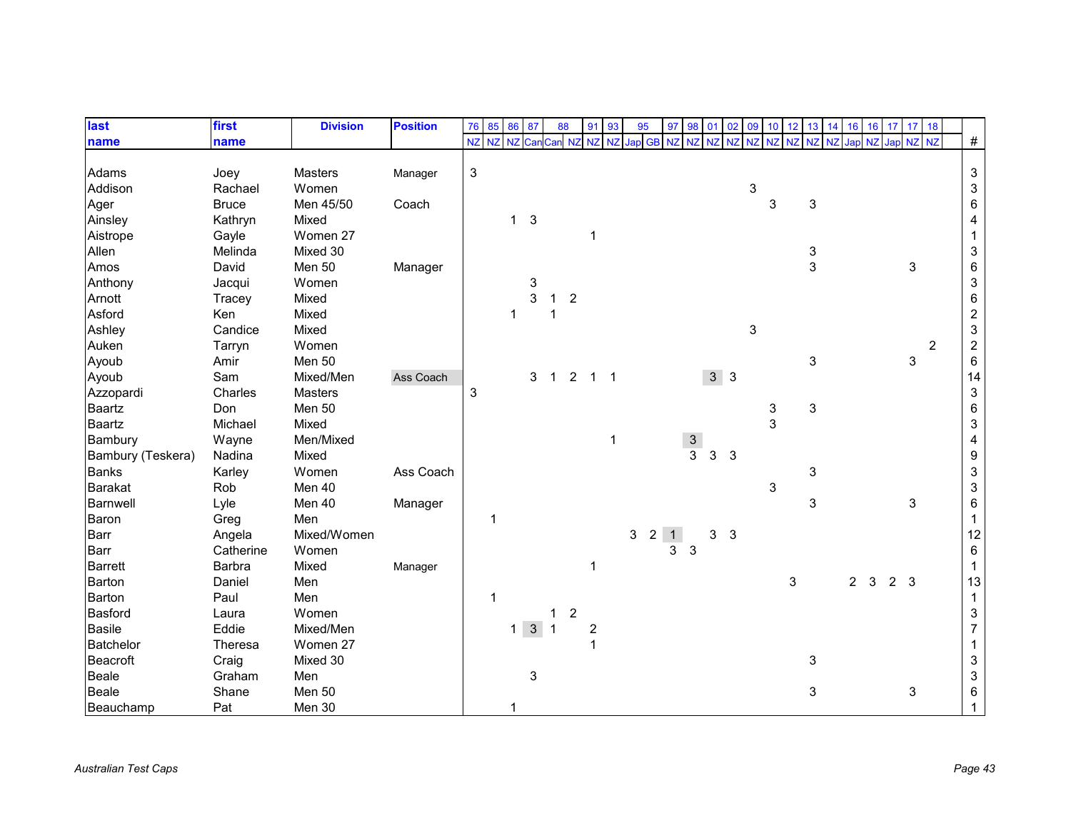| last name | first name | Division | Position | 76 | 85 | 86 | 87 | 88 | | 91 | 93 | 95 | | 97 | 98 | 01 | 02 | 09 | 10 | 12 | 13 | 14 | 16 | 16 | 17 | 17 | 18 | # |
|---|---|---|---|---|---|---|---|---|---|---|---|---|---|---|---|---|---|---|---|---|---|---|---|---|---|---|---|---|
| | | | | NZ | NZ | NZ | Can | Can | NZ | NZ | NZ | Jap | GB | NZ | NZ | NZ | NZ | NZ | NZ | NZ | NZ | NZ | Jap | NZ | Jap | NZ | NZ | |
| Adams | Joey | Masters | Manager | 3 | | | | | | | | | | | | | | | | | | | | | | | | 3 |
| Addison | Rachael | Women | | | | | | | | | | | | | | | | 3 | | | | | | | | | | 3 |
| Ager | Bruce | Men 45/50 | Coach | | | | | | | | | | | | | | | | 3 | | 3 | | | | | | | 6 |
| Ainsley | Kathryn | Mixed | | | | 1 | 3 | | | | | | | | | | | | | | | | | | | | | 4 |
| Aistrope | Gayle | Women 27 | | | | | | | | 1 | | | | | | | | | | | | | | | | | | 1 |
| Allen | Melinda | Mixed 30 | | | | | | | | | | | | | | | | | | | 3 | | | | | | | 3 |
| Amos | David | Men 50 | Manager | | | | | | | | | | | | | | | | | | 3 | | | | | 3 | | 6 |
| Anthony | Jacqui | Women | | | | | 3 | | | | | | | | | | | | | | | | | | | | | 3 |
| Arnott | Tracey | Mixed | | | | | 3 | 1 | 2 | | | | | | | | | | | | | | | | | | | 6 |
| Asford | Ken | Mixed | | | | 1 | | 1 | | | | | | | | | | | | | | | | | | | | 2 |
| Ashley | Candice | Mixed | | | | | | | | | | | | | | | | 3 | | | | | | | | | | 3 |
| Auken | Tarryn | Women | | | | | | | | | | | | | | | | | | | | | | | | | 2 | 2 |
| Ayoub | Amir | Men 50 | | | | | | | | | | | | | | | | | | | 3 | | | | | 3 | | 6 |
| Ayoub | Sam | Mixed/Men | Ass Coach | | | | 3 | 1 | 2 | 1 | 1 | | | | | 3 | 3 | | | | | | | | | | | 14 |
| Azzopardi | Charles | Masters | | 3 | | | | | | | | | | | | | | | | | | | | | | | | 3 |
| Baartz | Don | Men 50 | | | | | | | | | | | | | | | | | 3 | | 3 | | | | | | | 6 |
| Baartz | Michael | Mixed | | | | | | | | | | | | | | | | | 3 | | | | | | | | | 3 |
| Bambury | Wayne | Men/Mixed | | | | | | | | | 1 | | | | 3 | | | | | | | | | | | | | 4 |
| Bambury (Teskera) | Nadina | Mixed | | | | | | | | | | | | | 3 | 3 | 3 | | | | | | | | | | | 9 |
| Banks | Karley | Women | Ass Coach | | | | | | | | | | | | | | | | | | 3 | | | | | | | 3 |
| Barakat | Rob | Men 40 | | | | | | | | | | | | | | | | | 3 | | | | | | | | | 3 |
| Barnwell | Lyle | Men 40 | Manager | | | | | | | | | | | | | | | | | | 3 | | | | | 3 | | 6 |
| Baron | Greg | Men | | | 1 | | | | | | | | | | | | | | | | | | | | | | | 1 |
| Barr | Angela | Mixed/Women | | | | | | | | | | 3 | 2 | 1 | | 3 | 3 | | | | | | | | | | | 12 |
| Barr | Catherine | Women | | | | | | | | | | | | 3 | 3 | | | | | | | | | | | | | 6 |
| Barrett | Barbra | Mixed | Manager | | | | | | | 1 | | | | | | | | | | | | | | | | | | 1 |
| Barton | Daniel | Men | | | | | | | | | | | | | | | | | | 3 | | | 2 | 3 | 2 | 3 | | 13 |
| Barton | Paul | Men | | | 1 | | | | | | | | | | | | | | | | | | | | | | | 1 |
| Basford | Laura | Women | | | | | | 1 | 2 | | | | | | | | | | | | | | | | | | | 3 |
| Basile | Eddie | Mixed/Men | | | | 1 | 3 | 1 | | 2 | | | | | | | | | | | | | | | | | | 7 |
| Batchelor | Theresa | Women 27 | | | | | | | | 1 | | | | | | | | | | | | | | | | | | 1 |
| Beacroft | Craig | Mixed 30 | | | | | | | | | | | | | | | | | | | 3 | | | | | | | 3 |
| Beale | Graham | Men | | | | | 3 | | | | | | | | | | | | | | | | | | | | | 3 |
| Beale | Shane | Men 50 | | | | | | | | | | | | | | | | | | | 3 | | | | | 3 | | 6 |
| Beauchamp | Pat | Men 30 | | | | 1 | | | | | | | | | | | | | | | | | | | | | | 1 |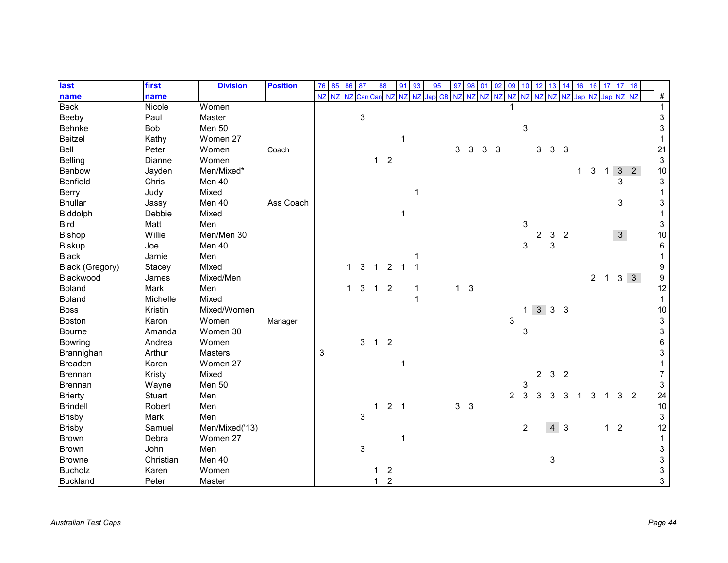| last name | first name | Division | Position | 76 | 85 | 86 | 87 | 88 | | 91 | 93 | 95 | | 97 | 98 | 01 | 02 | 09 | 10 | 12 | 13 | 14 | 16 | 16 | 17 | 17 | 18 | # |
|---|---|---|---|---|---|---|---|---|---|---|---|---|---|---|---|---|---|---|---|---|---|---|---|---|---|---|---|---|
| | | | | NZ | NZ | NZ | Can | Can | NZ | NZ | NZ | Jap | GB | NZ | NZ | NZ | NZ | NZ | NZ | NZ | NZ | NZ | Jap | NZ | Jap | NZ | NZ | |
| Beck | Nicole | Women | | | | | | | | | | | | | | | | 1 | | | | | | | | | | 1 |
| Beeby | Paul | Master | | | | | 3 | | | | | | | | | | | | | | | | | | | | | 3 |
| Behnke | Bob | Men 50 | | | | | | | | | | | | | | | | | 3 | | | | | | | | | 3 |
| Beitzel | Kathy | Women 27 | | | | | | | | 1 | | | | | | | | | | | | | | | | | | 1 |
| Bell | Peter | Women | Coach | | | | | | | | | | | 3 | 3 | 3 | 3 | | | 3 | 3 | 3 | | | | | | 21 |
| Belling | Dianne | Women | | | | | | 1 | 2 | | | | | | | | | | | | | | | | | | | 3 |
| Benbow | Jayden | Men/Mixed* | | | | | | | | | | | | | | | | | | | | | 1 | 3 | 1 | 3 | 2 | 10 |
| Benfield | Chris | Men 40 | | | | | | | | | | | | | | | | | | | | | | | | 3 | | 3 |
| Berry | Judy | Mixed | | | | | | | | | 1 | | | | | | | | | | | | | | | | | 1 |
| Bhullar | Jassy | Men 40 | Ass Coach | | | | | | | | | | | | | | | | | | | | | | | 3 | | 3 |
| Biddolph | Debbie | Mixed | | | | | | | | 1 | | | | | | | | | | | | | | | | | | 1 |
| Bird | Matt | Men | | | | | | | | | | | | | | | | | 3 | | | | | | | | | 3 |
| Bishop | Willie | Men/Men 30 | | | | | | | | | | | | | | | | | | 2 | 3 | 2 | | | | 3 | | 10 |
| Biskup | Joe | Men 40 | | | | | | | | | | | | | | | | | 3 | | 3 | | | | | | | 6 |
| Black | Jamie | Men | | | | | | | | | 1 | | | | | | | | | | | | | | | | | 1 |
| Black (Gregory) | Stacey | Mixed | | | | 1 | 3 | 1 | 2 | 1 | 1 | | | | | | | | | | | | | | | | | 9 |
| Blackwood | James | Mixed/Men | | | | | | | | | | | | | | | | | | | | | | 2 | 1 | 3 | 3 | 9 |
| Boland | Mark | Men | | | | 1 | 3 | 1 | 2 | | 1 | | | 1 | 3 | | | | | | | | | | | | | 12 |
| Boland | Michelle | Mixed | | | | | | | | | 1 | | | | | | | | | | | | | | | | | 1 |
| Boss | Kristin | Mixed/Women | | | | | | | | | | | | | | | | | 1 | 3 | 3 | 3 | | | | | | 10 |
| Boston | Karon | Women | Manager | | | | | | | | | | | | | | | 3 | | | | | | | | | | 3 |
| Bourne | Amanda | Women 30 | | | | | | | | | | | | | | | | | 3 | | | | | | | | | 3 |
| Bowring | Andrea | Women | | | | | 3 | 1 | 2 | | | | | | | | | | | | | | | | | | | 6 |
| Brannighan | Arthur | Masters | | 3 | | | | | | | | | | | | | | | | | | | | | | | | 3 |
| Breaden | Karen | Women 27 | | | | | | | | 1 | | | | | | | | | | | | | | | | | | 1 |
| Brennan | Kristy | Mixed | | | | | | | | | | | | | | | | | | 2 | 3 | 2 | | | | | | 7 |
| Brennan | Wayne | Men 50 | | | | | | | | | | | | | | | | | 3 | | | | | | | | | 3 |
| Brierty | Stuart | Men | | | | | | | | | | | | | | | | 2 | 3 | 3 | 3 | 3 | 1 | 3 | 1 | 3 | 2 | 24 |
| Brindell | Robert | Men | | | | | | 1 | 2 | 1 | | | | 3 | 3 | | | | | | | | | | | | | 10 |
| Brisby | Mark | Men | | | | | 3 | | | | | | | | | | | | | | | | | | | | | 3 |
| Brisby | Samuel | Men/Mixed('13) | | | | | | | | | | | | | | | | | 2 | | 4 | 3 | | | 1 | 2 | | 12 |
| Brown | Debra | Women 27 | | | | | | | | 1 | | | | | | | | | | | | | | | | | | 1 |
| Brown | John | Men | | | | | 3 | | | | | | | | | | | | | | | | | | | | | 3 |
| Browne | Christian | Men 40 | | | | | | | | | | | | | | | | | | | 3 | | | | | | | 3 |
| Bucholz | Karen | Women | | | | | | 1 | 2 | | | | | | | | | | | | | | | | | | | 3 |
| Buckland | Peter | Master | | | | | | 1 | 2 | | | | | | | | | | | | | | | | | | | 3 |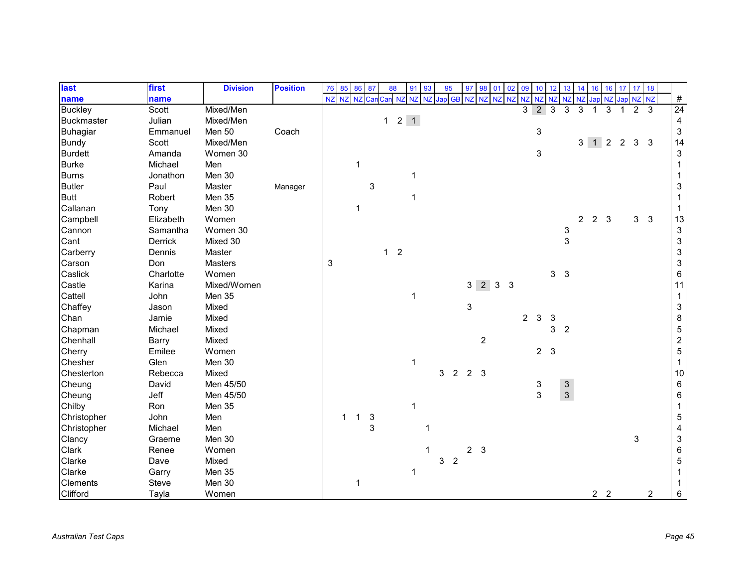| last | first | Division | Position | 76 | 85 | 86 | 87 | 88 | | 91 | 93 | 95 | | 97 | 98 | 01 | 02 | 09 | 10 | 12 | 13 | 14 | 16 | 16 | 17 | 17 | 18 | |
|---|---|---|---|---|---|---|---|---|---|---|---|---|---|---|---|---|---|---|---|---|---|---|---|---|---|---|---|---|
| name | name | | | NZ | NZ | NZ | Can | Can | NZ | NZ | NZ | Jap | GB | NZ | NZ | NZ | NZ | NZ | NZ | NZ | NZ | NZ | Jap | NZ | Jap | NZ | NZ | # |
| Buckley | Scott | Mixed/Men | | | | | | | | | | | | | | | | 3 | 2 | 3 | 3 | 3 | 1 | 3 | 1 | 2 | 3 | 24 |
| Buckmaster | Julian | Mixed/Men | | | | | | 1 | 2 | 1 | | | | | | | | | | | | | | | | | | 4 |
| Buhagiar | Emmanuel | Men 50 | Coach | | | | | | | | | | | | | | | | 3 | | | | | | | | | 3 |
| Bundy | Scott | Mixed/Men | | | | | | | | | | | | | | | | | | | | 3 | 1 | 2 | 2 | 3 | 3 | 14 |
| Burdett | Amanda | Women 30 | | | | | | | | | | | | | | | | | 3 | | | | | | | | | 3 |
| Burke | Michael | Men | | | | 1 | | | | | | | | | | | | | | | | | | | | | | 1 |
| Burns | Jonathon | Men 30 | | | | | | | | 1 | | | | | | | | | | | | | | | | | | 1 |
| Butler | Paul | Master | Manager | | | | 3 | | | | | | | | | | | | | | | | | | | | | 3 |
| Butt | Robert | Men 35 | | | | | | | | 1 | | | | | | | | | | | | | | | | | | 1 |
| Callanan | Tony | Men 30 | | | | 1 | | | | | | | | | | | | | | | | | | | | | | 1 |
| Campbell | Elizabeth | Women | | | | | | | | | | | | | | | | | | | | 2 | 2 | 3 | | 3 | 3 | 13 |
| Cannon | Samantha | Women 30 | | | | | | | | | | | | | | | | | | | 3 | | | | | | | 3 |
| Cant | Derrick | Mixed 30 | | | | | | | | | | | | | | | | | | | 3 | | | | | | | 3 |
| Carberry | Dennis | Master | | | | | | 1 | 2 | | | | | | | | | | | | | | | | | | | 3 |
| Carson | Don | Masters | | 3 | | | | | | | | | | | | | | | | | | | | | | | | 3 |
| Caslick | Charlotte | Women | | | | | | | | | | | | | | | | | | 3 | 3 | | | | | | | 6 |
| Castle | Karina | Mixed/Women | | | | | | | | | | | | 3 | 2 | 3 | 3 | | | | | | | | | | | 11 |
| Cattell | John | Men 35 | | | | | | | | 1 | | | | | | | | | | | | | | | | | | 1 |
| Chaffey | Jason | Mixed | | | | | | | | | | | | 3 | | | | | | | | | | | | | | 3 |
| Chan | Jamie | Mixed | | | | | | | | | | | | | | | | 2 | 3 | 3 | | | | | | | | 8 |
| Chapman | Michael | Mixed | | | | | | | | | | | | | | | | | | 3 | 2 | | | | | | | 5 |
| Chenhall | Barry | Mixed | | | | | | | | | | | | | 2 | | | | | | | | | | | | | 2 |
| Cherry | Emilee | Women | | | | | | | | | | | | | | | | | 2 | 3 | | | | | | | | 5 |
| Chesher | Glen | Men 30 | | | | | | | | 1 | | | | | | | | | | | | | | | | | | 1 |
| Chesterton | Rebecca | Mixed | | | | | | | | | | 3 | 2 | 2 | 3 | | | | | | | | | | | | | 10 |
| Cheung | David | Men 45/50 | | | | | | | | | | | | | | | | | 3 | | 3 | | | | | | | 6 |
| Cheung | Jeff | Men 45/50 | | | | | | | | | | | | | | | | | 3 | | 3 | | | | | | | 6 |
| Chilby | Ron | Men 35 | | | | | | | | 1 | | | | | | | | | | | | | | | | | | 1 |
| Christopher | John | Men | | | 1 | 1 | 3 | | | | | | | | | | | | | | | | | | | | | 5 |
| Christopher | Michael | Men | | | | | 3 | | | | 1 | | | | | | | | | | | | | | | | | 4 |
| Clancy | Graeme | Men 30 | | | | | | | | | | | | | | | | | | | | | | | | 3 | | 3 |
| Clark | Renee | Women | | | | | | | | | 1 | | | 2 | 3 | | | | | | | | | | | | | 6 |
| Clarke | Dave | Mixed | | | | | | | | | | 3 | 2 | | | | | | | | | | | | | | | 5 |
| Clarke | Garry | Men 35 | | | | | | | | 1 | | | | | | | | | | | | | | | | | | 1 |
| Clements | Steve | Men 30 | | | | 1 | | | | | | | | | | | | | | | | | | | | | | 1 |
| Clifford | Tayla | Women | | | | | | | | | | | | | | | | | | | | | 2 | 2 | | | 2 | 6 |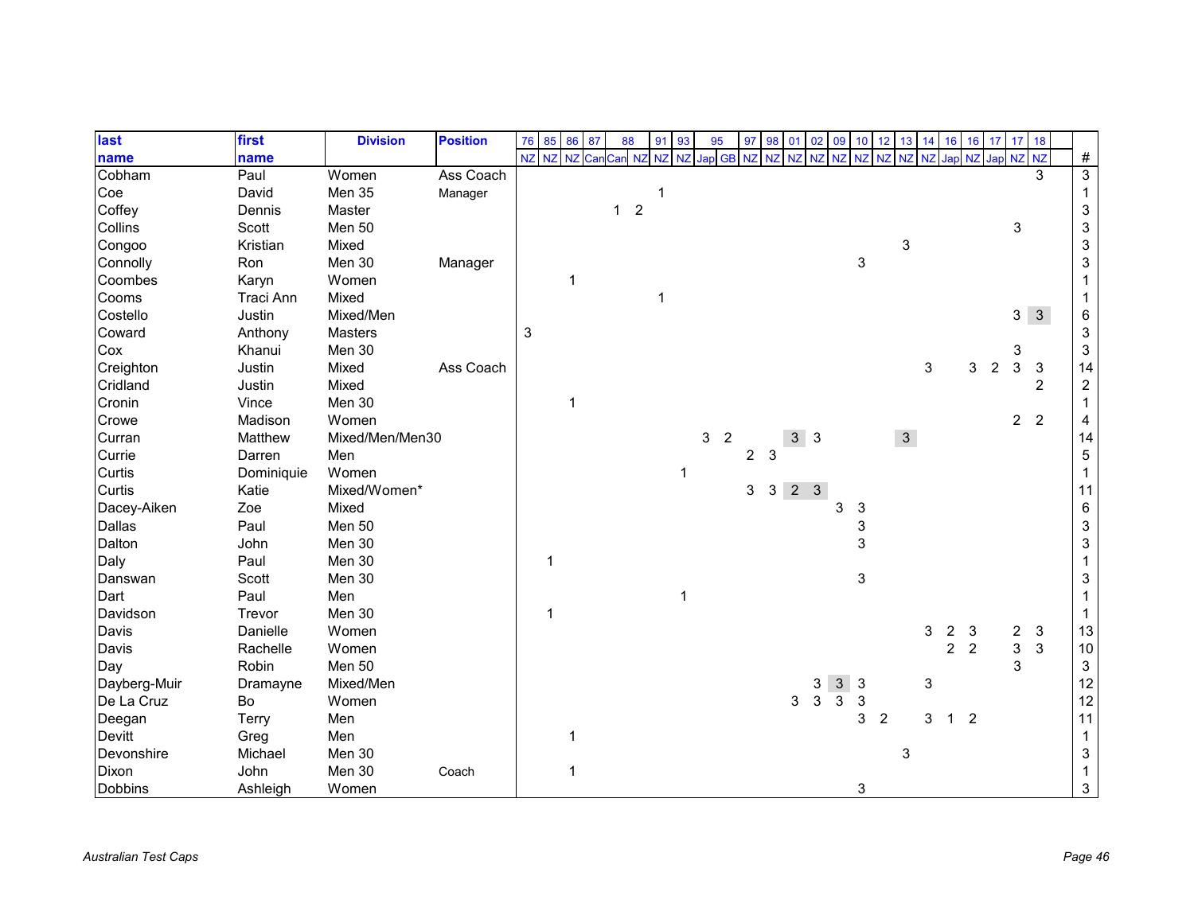| last name | first name | Division | Position | 76 NZ | 85 NZ | 86 NZ | 87 Can | 88 Can | 88 NZ | 91 NZ | 93 NZ | 95 Jap | 95 GB | 97 NZ | 98 NZ | 01 NZ | 02 NZ | 09 NZ | 10 NZ | 12 NZ | 13 NZ | 14 NZ | 16 Jap | 16 NZ | 17 Jap | 17 NZ | 18 NZ | # |
|---|---|---|---|---|---|---|---|---|---|---|---|---|---|---|---|---|---|---|---|---|---|---|---|---|---|---|---|---|
| Cobham | Paul | Women | Ass Coach | | | | | | | | | | | | | | | | | | | | | | | | 3 | 3 |
| Coe | David | Men 35 | Manager | | | | | | | 1 | | | | | | | | | | | | | | | | | | 1 |
| Coffey | Dennis | Master | | | | | | 1 | 2 | | | | | | | | | | | | | | | | | | | 3 |
| Collins | Scott | Men 50 | | | | | | | | | | | | | | | | | | | | | | | | 3 | | 3 |
| Congoo | Kristian | Mixed | | | | | | | | | | | | | | | | | | | 3 | | | | | | | 3 |
| Connolly | Ron | Men 30 | Manager | | | | | | | | | | | | | | | | 3 | | | | | | | | | 3 |
| Coombes | Karyn | Women | | | | 1 | | | | | | | | | | | | | | | | | | | | | | 1 |
| Cooms | Traci Ann | Mixed | | | | | | | | 1 | | | | | | | | | | | | | | | | | | 1 |
| Costello | Justin | Mixed/Men | | | | | | | | | | | | | | | | | | | | | | | | 3 | 3 | 6 |
| Coward | Anthony | Masters | | 3 | | | | | | | | | | | | | | | | | | | | | | | | 3 |
| Cox | Khanui | Men 30 | | | | | | | | | | | | | | | | | | | | | | | | 3 | | 3 |
| Creighton | Justin | Mixed | Ass Coach | | | | | | | | | | | | | | | | | | | 3 | | 3 | 2 | 3 | 3 | 14 |
| Cridland | Justin | Mixed | | | | | | | | | | | | | | | | | | | | | | | | | 2 | 2 |
| Cronin | Vince | Men 30 | | | | 1 | | | | | | | | | | | | | | | | | | | | | | 1 |
| Crowe | Madison | Women | | | | | | | | | | | | | | | | | | | | | | | | 2 | 2 | 4 |
| Curran | Matthew | Mixed/Men/Men30 | | | | | | | | | | 3 | 2 | | | 3 | 3 | | | | 3 | | | | | | | 14 |
| Currie | Darren | Men | | | | | | | | | | | | 2 | 3 | | | | | | | | | | | | | 5 |
| Curtis | Dominiquie | Women | | | | | | | | | 1 | | | | | | | | | | | | | | | | | 1 |
| Curtis | Katie | Mixed/Women* | | | | | | | | | | | | 3 | 3 | 2 | 3 | | | | | | | | | | | 11 |
| Dacey-Aiken | Zoe | Mixed | | | | | | | | | | | | | | | | 3 | 3 | | | | | | | | | 6 |
| Dallas | Paul | Men 50 | | | | | | | | | | | | | | | | | 3 | | | | | | | | | 3 |
| Dalton | John | Men 30 | | | | | | | | | | | | | | | | | 3 | | | | | | | | | 3 |
| Daly | Paul | Men 30 | | | 1 | | | | | | | | | | | | | | | | | | | | | | | 1 |
| Danswan | Scott | Men 30 | | | | | | | | | | | | | | | | | 3 | | | | | | | | | 3 |
| Dart | Paul | Men | | | | | | | | | 1 | | | | | | | | | | | | | | | | | 1 |
| Davidson | Trevor | Men 30 | | | 1 | | | | | | | | | | | | | | | | | | | | | | | 1 |
| Davis | Danielle | Women | | | | | | | | | | | | | | | | | | | | 3 | 2 | 3 | | 2 | 3 | 13 |
| Davis | Rachelle | Women | | | | | | | | | | | | | | | | | | | | | 2 | 2 | | 3 | 3 | 10 |
| Day | Robin | Men 50 | | | | | | | | | | | | | | | | | | | | | | | | 3 | | 3 |
| Dayberg-Muir | Dramayne | Mixed/Men | | | | | | | | | | | | | | | 3 | 3 | 3 | | | 3 | | | | | | 12 |
| De La Cruz | Bo | Women | | | | | | | | | | | | | | 3 | 3 | 3 | 3 | | | | | | | | | 12 |
| Deegan | Terry | Men | | | | | | | | | | | | | | | | | 3 | 2 | | 3 | 1 | 2 | | | | 11 |
| Devitt | Greg | Men | | | | 1 | | | | | | | | | | | | | | | | | | | | | | 1 |
| Devonshire | Michael | Men 30 | | | | | | | | | | | | | | | | | | | 3 | | | | | | | 3 |
| Dixon | John | Men 30 | Coach | | | 1 | | | | | | | | | | | | | | | | | | | | | | 1 |
| Dobbins | Ashleigh | Women | | | | | | | | | | | | | | | | | 3 | | | | | | | | | 3 |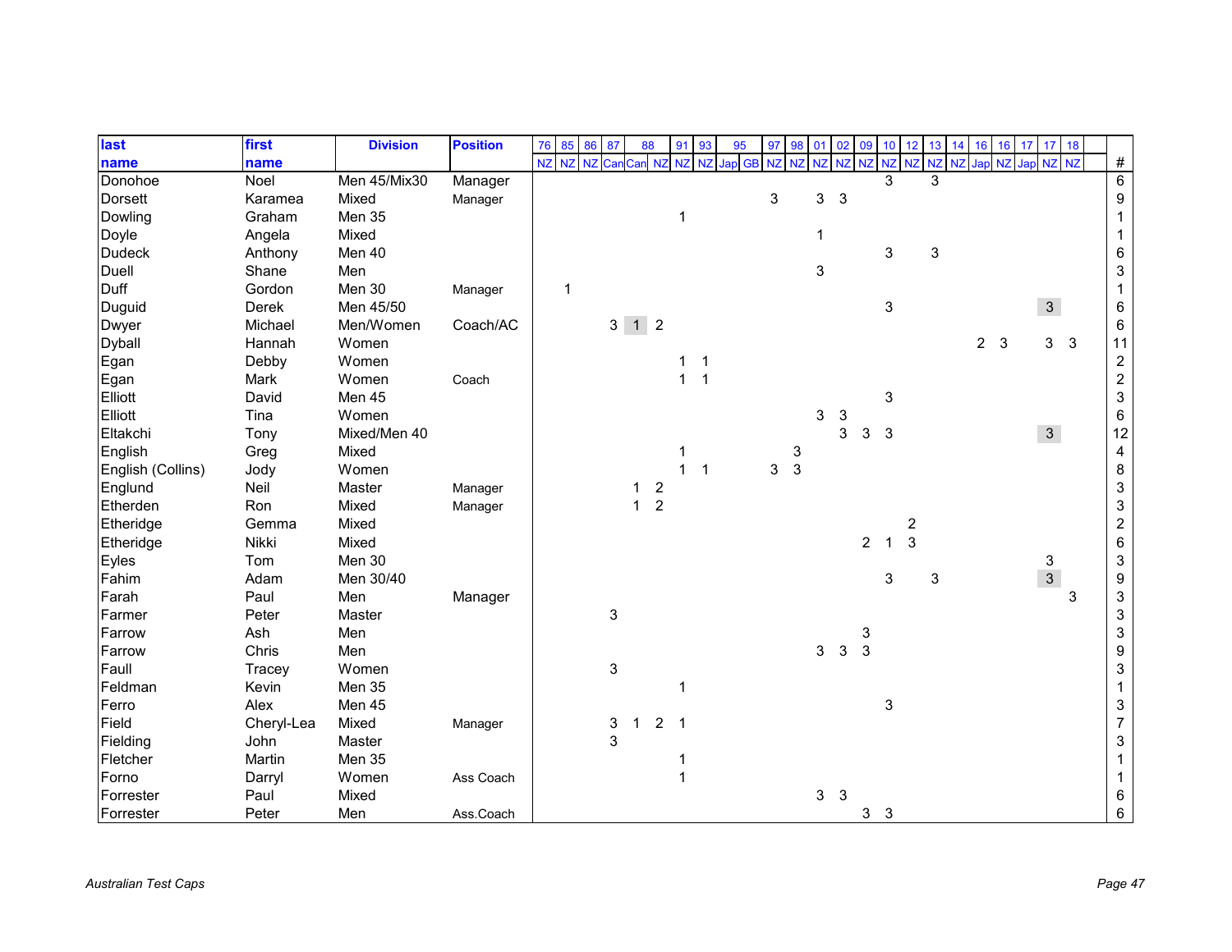| last name | first name | Division | Position | 76 | 85 | 86 | 87 | 88 | | 91 | 93 | 95 | | 97 | 98 | 01 | 02 | 09 | 10 | 12 | 13 | 14 | 16 | 16 | 17 | 17 | 18 | # |
|---|---|---|---|---|---|---|---|---|---|---|---|---|---|---|---|---|---|---|---|---|---|---|---|---|---|---|---|---|
| | | | | NZ | NZ | NZ | Can | Can | NZ | NZ | NZ | Jap | GB | NZ | NZ | NZ | NZ | NZ | NZ | NZ | NZ | NZ | Jap | NZ | Jap | NZ | NZ | |
| Donohoe | Noel | Men 45/Mix30 | Manager | | | | | | | | | | | | | | | | 3 | | 3 | | | | | | | 6 |
| Dorsett | Karamea | Mixed | Manager | | | | | | | | | | | 3 | | 3 | 3 | | | | | | | | | | | 9 |
| Dowling | Graham | Men 35 | | | | | | | | 1 | | | | | | | | | | | | | | | | | | 1 |
| Doyle | Angela | Mixed | | | | | | | | | | | | | | 1 | | | | | | | | | | | | 1 |
| Dudeck | Anthony | Men 40 | | | | | | | | | | | | | | | | | 3 | | 3 | | | | | | | 6 |
| Duell | Shane | Men | | | | | | | | | | | | | | 3 | | | | | | | | | | | | 3 |
| Duff | Gordon | Men 30 | Manager | | 1 | | | | | | | | | | | | | | | | | | | | | | | 1 |
| Duguid | Derek | Men 45/50 | | | | | | | | | | | | | | | | | 3 | | | | | | | 3 | | 6 |
| Dwyer | Michael | Men/Women | Coach/AC | | | | 3 | 1 | 2 | | | | | | | | | | | | | | | | | | | 6 |
| Dyball | Hannah | Women | | | | | | | | | | | | | | | | | | | | | 2 | 3 | | 3 | 3 | 11 |
| Egan | Debby | Women | | | | | | | | 1 | 1 | | | | | | | | | | | | | | | | | 2 |
| Egan | Mark | Women | Coach | | | | | | | 1 | 1 | | | | | | | | | | | | | | | | | 2 |
| Elliott | David | Men 45 | | | | | | | | | | | | | | | | | 3 | | | | | | | | | 3 |
| Elliott | Tina | Women | | | | | | | | | | | | | | 3 | 3 | | | | | | | | | | | 6 |
| Eltakchi | Tony | Mixed/Men 40 | | | | | | | | | | | | | | | 3 | 3 | 3 | | | | | | | 3 | | 12 |
| English | Greg | Mixed | | | | | | | | 1 | | | | | 3 | | | | | | | | | | | | | 4 |
| English (Collins) | Jody | Women | | | | | | | | 1 | 1 | | | 3 | 3 | | | | | | | | | | | | | 8 |
| Englund | Neil | Master | Manager | | | | | 1 | 2 | | | | | | | | | | | | | | | | | | | 3 |
| Etherden | Ron | Mixed | Manager | | | | | 1 | 2 | | | | | | | | | | | | | | | | | | | 3 |
| Etheridge | Gemma | Mixed | | | | | | | | | | | | | | | | | | 2 | | | | | | | | 2 |
| Etheridge | Nikki | Mixed | | | | | | | | | | | | | | | | 2 | 1 | 3 | | | | | | | | 6 |
| Eyles | Tom | Men 30 | | | | | | | | | | | | | | | | | | | | | | | | 3 | | 3 |
| Fahim | Adam | Men 30/40 | | | | | | | | | | | | | | | | | 3 | | 3 | | | | | 3 | | 9 |
| Farah | Paul | Men | Manager | | | | | | | | | | | | | | | | | | | | | | | | 3 | 3 |
| Farmer | Peter | Master | | | | | 3 | | | | | | | | | | | | | | | | | | | | | 3 |
| Farrow | Ash | Men | | | | | | | | | | | | | | | | 3 | | | | | | | | | | 3 |
| Farrow | Chris | Men | | | | | | | | | | | | | | 3 | 3 | 3 | | | | | | | | | | 9 |
| Faull | Tracey | Women | | | | | 3 | | | | | | | | | | | | | | | | | | | | | 3 |
| Feldman | Kevin | Men 35 | | | | | | | | 1 | | | | | | | | | | | | | | | | | | 1 |
| Ferro | Alex | Men 45 | | | | | | | | | | | | | | | | | 3 | | | | | | | | | 3 |
| Field | Cheryl-Lea | Mixed | Manager | | | | 3 | 1 | 2 | 1 | | | | | | | | | | | | | | | | | | 7 |
| Fielding | John | Master | | | | | 3 | | | | | | | | | | | | | | | | | | | | | 3 |
| Fletcher | Martin | Men 35 | | | | | | | | 1 | | | | | | | | | | | | | | | | | | 1 |
| Forno | Darryl | Women | Ass Coach | | | | | | | 1 | | | | | | | | | | | | | | | | | | 1 |
| Forrester | Paul | Mixed | | | | | | | | | | | | | | 3 | 3 | | | | | | | | | | | 6 |
| Forrester | Peter | Men | Ass.Coach | | | | | | | | | | | | | | | 3 | 3 | | | | | | | | | 6 |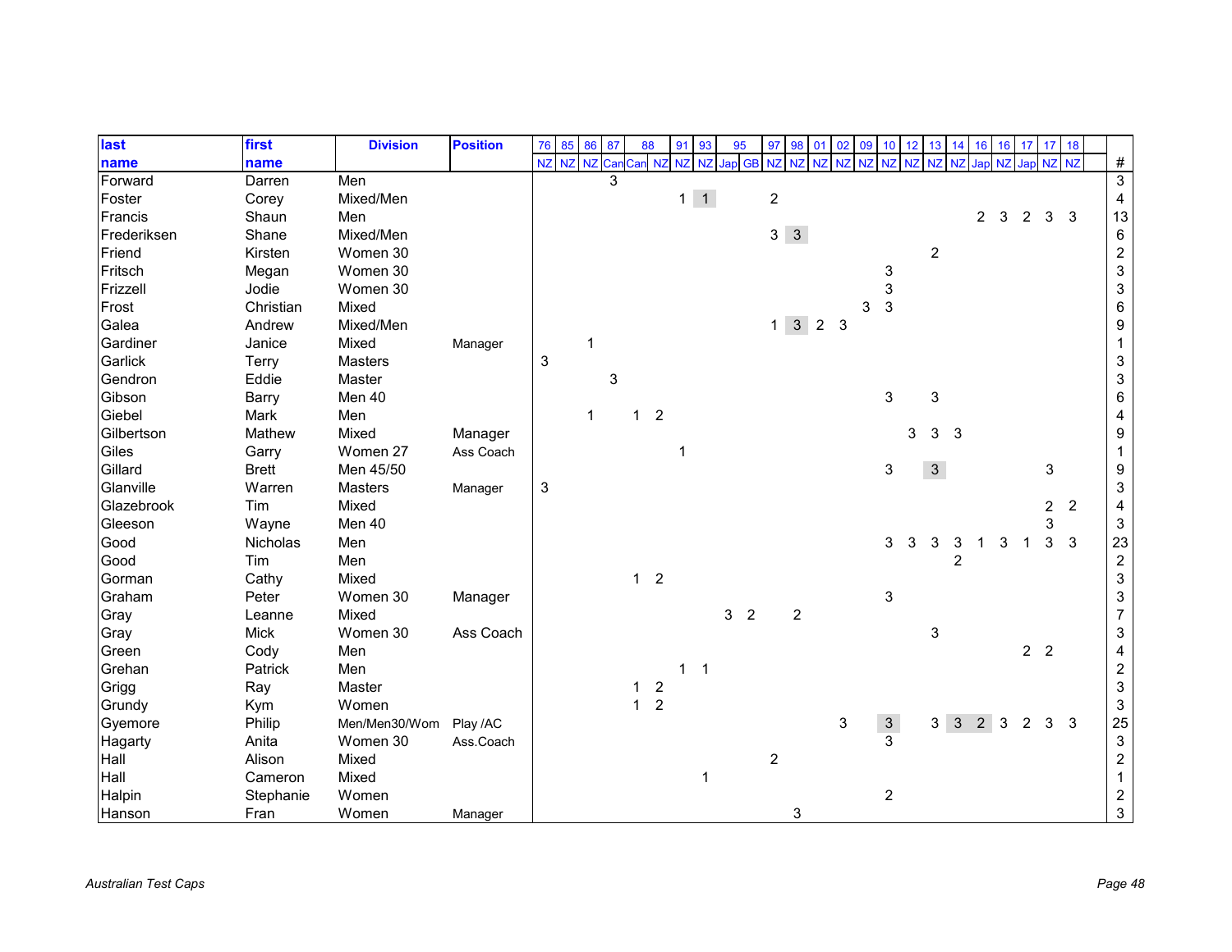| last | first | Division | Position | 76 | 85 | 86 | 87 | 88 | | 91 | 93 | 95 | | 97 | 98 | 01 | 02 | 09 | 10 | 12 | 13 | 14 | 16 | 16 | 17 | 17 | 18 | |
|---|---|---|---|---|---|---|---|---|---|---|---|---|---|---|---|---|---|---|---|---|---|---|---|---|---|---|---|---|
| **name** | **name** | | | NZ | NZ | NZ | Can | Can | NZ | NZ | NZ | Jap | GB | NZ | NZ | NZ | NZ | NZ | NZ | NZ | NZ | NZ | Jap | NZ | Jap | NZ | NZ | # |
| Forward | Darren | Men | | | | | 3 | | | | | | | | | | | | | | | | | | | | | 3 |
| Foster | Corey | Mixed/Men | | | | | | | | 1 | 1 | | | 2 | | | | | | | | | | | | | | 4 |
| Francis | Shaun | Men | | | | | | | | | | | | | | | | | | | | | 2 | 3 | 2 | 3 | 3 | 13 |
| Frederiksen | Shane | Mixed/Men | | | | | | | | | | | | 3 | 3 | | | | | | | | | | | | | 6 |
| Friend | Kirsten | Women 30 | | | | | | | | | | | | | | | | | | | 2 | | | | | | | 2 |
| Fritsch | Megan | Women 30 | | | | | | | | | | | | | | | | | 3 | | | | | | | | | 3 |
| Frizzell | Jodie | Women 30 | | | | | | | | | | | | | | | | | 3 | | | | | | | | | 3 |
| Frost | Christian | Mixed | | | | | | | | | | | | | | | | 3 | 3 | | | | | | | | | 6 |
| Galea | Andrew | Mixed/Men | | | | | | | | | | | | 1 | 3 | 2 | 3 | | | | | | | | | | | 9 |
| Gardiner | Janice | Mixed | Manager | | | 1 | | | | | | | | | | | | | | | | | | | | | | 1 |
| Garlick | Terry | Masters | | 3 | | | | | | | | | | | | | | | | | | | | | | | | 3 |
| Gendron | Eddie | Master | | | | | 3 | | | | | | | | | | | | | | | | | | | | | 3 |
| Gibson | Barry | Men 40 | | | | | | | | | | | | | | | | | 3 | | 3 | | | | | | | 6 |
| Giebel | Mark | Men | | | | 1 | | 1 | 2 | | | | | | | | | | | | | | | | | | | 4 |
| Gilbertson | Mathew | Mixed | Manager | | | | | | | | | | | | | | | | | 3 | 3 | 3 | | | | | | 9 |
| Giles | Garry | Women 27 | Ass Coach | | | | | | | 1 | | | | | | | | | | | | | | | | | | 1 |
| Gillard | Brett | Men 45/50 | | | | | | | | | | | | | | | | | 3 | | 3 | | | | | 3 | | 9 |
| Glanville | Warren | Masters | Manager | 3 | | | | | | | | | | | | | | | | | | | | | | | | 3 |
| Glazebrook | Tim | Mixed | | | | | | | | | | | | | | | | | | | | | | | | 2 | 2 | 4 |
| Gleeson | Wayne | Men 40 | | | | | | | | | | | | | | | | | | | | | | | | 3 | | 3 |
| Good | Nicholas | Men | | | | | | | | | | | | | | | | | 3 | 3 | 3 | 3 | 1 | 3 | 1 | 3 | 3 | 23 |
| Good | Tim | Men | | | | | | | | | | | | | | | | | | | | 2 | | | | | | 2 |
| Gorman | Cathy | Mixed | | | | | | 1 | 2 | | | | | | | | | | | | | | | | | | | 3 |
| Graham | Peter | Women 30 | Manager | | | | | | | | | | | | | | | | 3 | | | | | | | | | 3 |
| Gray | Leanne | Mixed | | | | | | | | | | 3 | 2 | | 2 | | | | | | | | | | | | | 7 |
| Gray | Mick | Women 30 | Ass Coach | | | | | | | | | | | | | | | | | | 3 | | | | | | | 3 |
| Green | Cody | Men | | | | | | | | | | | | | | | | | | | | | | | 2 | 2 | | 4 |
| Grehan | Patrick | Men | | | | | | | | 1 | 1 | | | | | | | | | | | | | | | | | 2 |
| Grigg | Ray | Master | | | | | | 1 | 2 | | | | | | | | | | | | | | | | | | | 3 |
| Grundy | Kym | Women | | | | | | 1 | 2 | | | | | | | | | | | | | | | | | | | 3 |
| Gyemore | Philip | Men/Men30/Wom | Play /AC | | | | | | | | | | | | | | 3 | | 3 | | 3 | 3 | 2 | 3 | 2 | 3 | 3 | 25 |
| Hagarty | Anita | Women 30 | Ass.Coach | | | | | | | | | | | | | | | | 3 | | | | | | | | | 3 |
| Hall | Alison | Mixed | | | | | | | | | | | | 2 | | | | | | | | | | | | | | 2 |
| Hall | Cameron | Mixed | | | | | | | | | 1 | | | | | | | | | | | | | | | | | 1 |
| Halpin | Stephanie | Women | | | | | | | | | | | | | | | | | 2 | | | | | | | | | 2 |
| Hanson | Fran | Women | Manager | | | | | | | | | | | | 3 | | | | | | | | | | | | | 3 |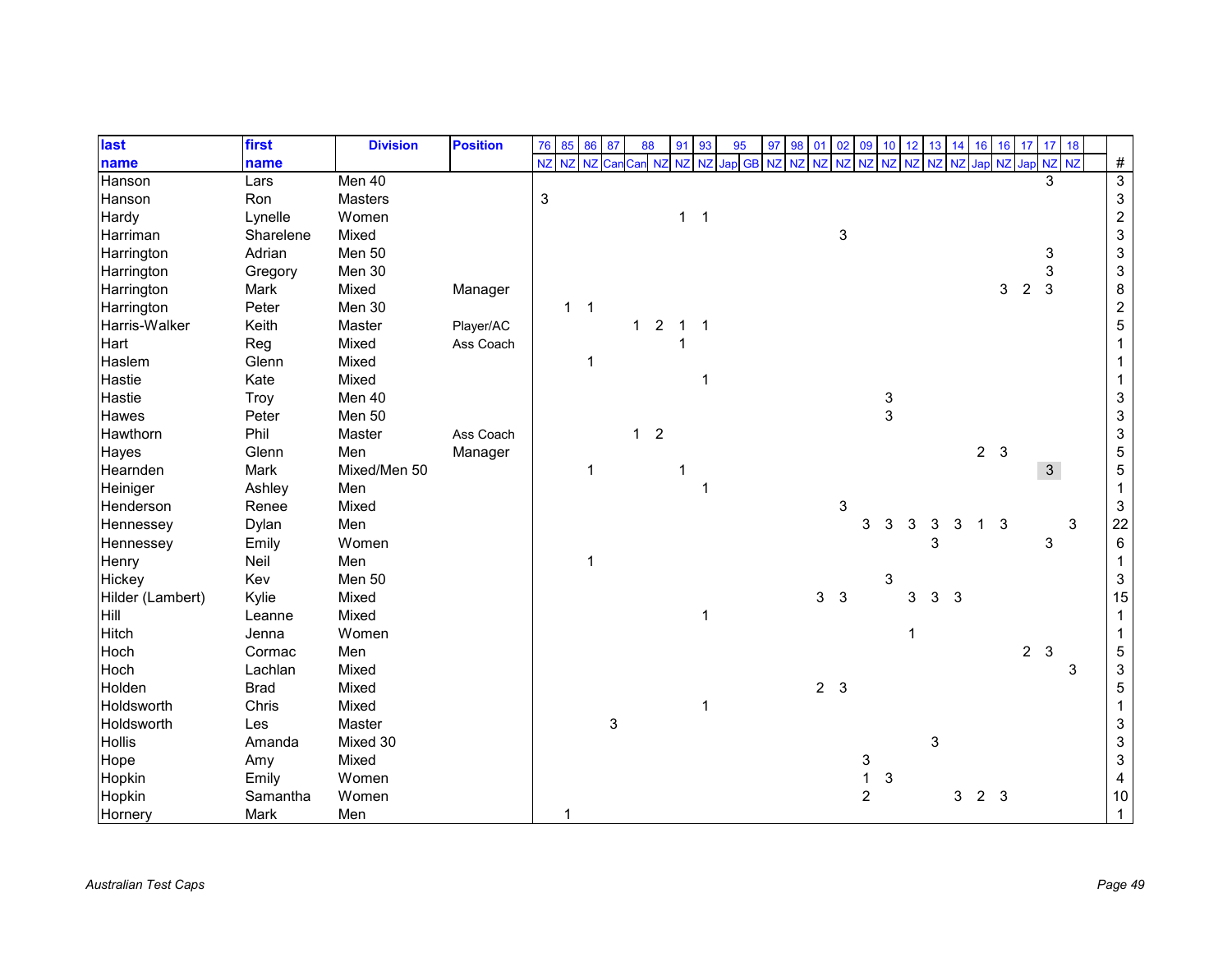| last | first | Division | Position | 76 | 85 | 86 | 87 | 88 | | 91 | 93 | 95 | | 97 | 98 | 01 | 02 | 09 | 10 | 12 | 13 | 14 | 16 | 16 | 17 | 17 | 18 | | |
|---|---|---|---|---|---|---|---|---|---|---|---|---|---|---|---|---|---|---|---|---|---|---|---|---|---|---|---|---|---|
| name | name | | | NZ | NZ | NZ | Can | Can | NZ | NZ | NZ | Jap | GB | NZ | NZ | NZ | NZ | NZ | NZ | NZ | NZ | NZ | Jap | NZ | Jap | NZ | NZ | | # |
| Hanson | Lars | Men 40 | | | | | | | | | | | | | | | | | | | | | | | | 3 | | | 3 |
| Hanson | Ron | Masters | | 3 | | | | | | | | | | | | | | | | | | | | | | | | | 3 |
| Hardy | Lynelle | Women | | | | | | | | 1 | 1 | | | | | | | | | | | | | | | | | | 2 |
| Harriman | Sharelene | Mixed | | | | | | | | | | | | | | | 3 | | | | | | | | | | | | 3 |
| Harrington | Adrian | Men 50 | | | | | | | | | | | | | | | | | | | | | | | | 3 | | | 3 |
| Harrington | Gregory | Men 30 | | | | | | | | | | | | | | | | | | | | | | | | 3 | | | 3 |
| Harrington | Mark | Mixed | Manager | | | | | | | | | | | | | | | | | | | | | 3 | 2 | 3 | | | 8 |
| Harrington | Peter | Men 30 | | | 1 | 1 | | | | | | | | | | | | | | | | | | | | | | | 2 |
| Harris-Walker | Keith | Master | Player/AC | | | | | 1 | 2 | 1 | 1 | | | | | | | | | | | | | | | | | | 5 |
| Hart | Reg | Mixed | Ass Coach | | | | | | | 1 | | | | | | | | | | | | | | | | | | | 1 |
| Haslem | Glenn | Mixed | | | | 1 | | | | | | | | | | | | | | | | | | | | | | | 1 |
| Hastie | Kate | Mixed | | | | | | | | | 1 | | | | | | | | | | | | | | | | | | 1 |
| Hastie | Troy | Men 40 | | | | | | | | | | | | | | | | | 3 | | | | | | | | | | 3 |
| Hawes | Peter | Men 50 | | | | | | | | | | | | | | | | | 3 | | | | | | | | | | 3 |
| Hawthorn | Phil | Master | Ass Coach | | | | | 1 | 2 | | | | | | | | | | | | | | | | | | | | 3 |
| Hayes | Glenn | Men | Manager | | | | | | | | | | | | | | | | | | | | 2 | 3 | | | | | 5 |
| Hearnden | Mark | Mixed/Men 50 | | | | 1 | | | | 1 | | | | | | | | | | | | | | | | 3 | | | 5 |
| Heiniger | Ashley | Men | | | | | | | | | 1 | | | | | | | | | | | | | | | | | | 1 |
| Henderson | Renee | Mixed | | | | | | | | | | | | | | | 3 | | | | | | | | | | | | 3 |
| Hennessey | Dylan | Men | | | | | | | | | | | | | | | | 3 | 3 | 3 | 3 | 3 | 1 | 3 | | | 3 | | 22 |
| Hennessey | Emily | Women | | | | | | | | | | | | | | | | | | | 3 | | | | | 3 | | | 6 |
| Henry | Neil | Men | | | | 1 | | | | | | | | | | | | | | | | | | | | | | | 1 |
| Hickey | Kev | Men 50 | | | | | | | | | | | | | | | | | 3 | | | | | | | | | | 3 |
| Hilder (Lambert) | Kylie | Mixed | | | | | | | | | | | | | | 3 | 3 | | | 3 | 3 | 3 | | | | | | | 15 |
| Hill | Leanne | Mixed | | | | | | | | | 1 | | | | | | | | | | | | | | | | | | 1 |
| Hitch | Jenna | Women | | | | | | | | | | | | | | | | | | 1 | | | | | | | | | 1 |
| Hoch | Cormac | Men | | | | | | | | | | | | | | | | | | | | | | | 2 | 3 | | | 5 |
| Hoch | Lachlan | Mixed | | | | | | | | | | | | | | | | | | | | | | | | | 3 | | 3 |
| Holden | Brad | Mixed | | | | | | | | | | | | | | 2 | 3 | | | | | | | | | | | | 5 |
| Holdsworth | Chris | Mixed | | | | | | | | | 1 | | | | | | | | | | | | | | | | | | 1 |
| Holdsworth | Les | Master | | | | | 3 | | | | | | | | | | | | | | | | | | | | | | 3 |
| Hollis | Amanda | Mixed 30 | | | | | | | | | | | | | | | | | | | 3 | | | | | | | | 3 |
| Hope | Amy | Mixed | | | | | | | | | | | | | | | | 3 | | | | | | | | | | | 3 |
| Hopkin | Emily | Women | | | | | | | | | | | | | | | | 1 | 3 | | | | | | | | | | 4 |
| Hopkin | Samantha | Women | | | | | | | | | | | | | | | | 2 | | | | 3 | 2 | 3 | | | | | 10 |
| Hornery | Mark | Men | | | 1 | | | | | | | | | | | | | | | | | | | | | | | | 1 |

*Australian Test Caps*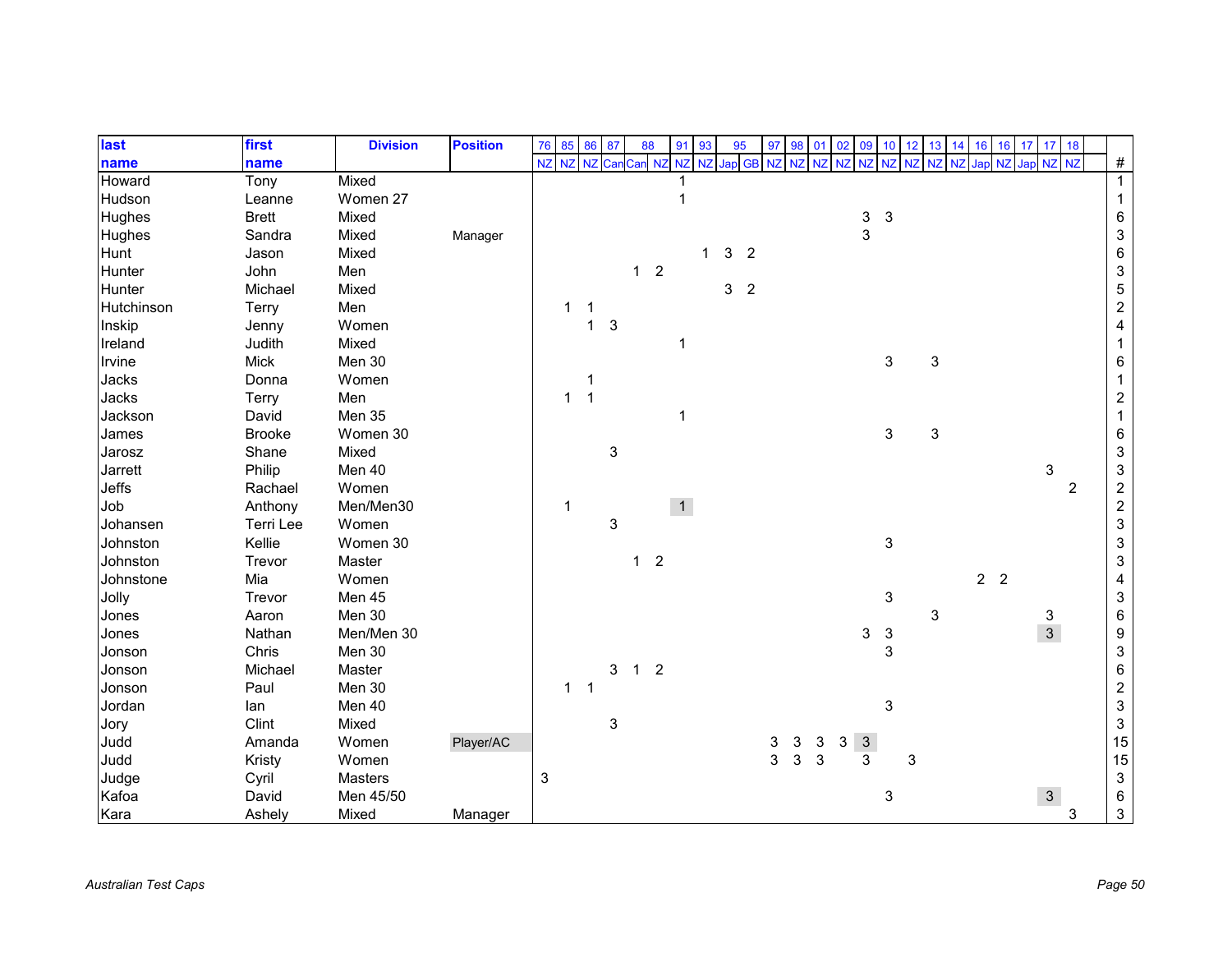| last name | first name | Division | Position | 76 | 85 | 86 | 87 | 88 | | 91 | 93 | 95 | | 97 | 98 | 01 | 02 | 09 | 10 | 12 | 13 | 14 | 16 | 16 | 17 | 17 | 18 | # |
|---|---|---|---|---|---|---|---|---|---|---|---|---|---|---|---|---|---|---|---|---|---|---|---|---|---|---|---|---|
| | | | | NZ | NZ | NZ | Can | Can | NZ | NZ | NZ | Jap | GB | NZ | NZ | NZ | NZ | NZ | NZ | NZ | NZ | NZ | Jap | NZ | Jap | NZ | NZ | |
| Howard | Tony | Mixed | | | | | | | | 1 | | | | | | | | | | | | | | | | | | 1 |
| Hudson | Leanne | Women 27 | | | | | | | | 1 | | | | | | | | | | | | | | | | | | 1 |
| Hughes | Brett | Mixed | | | | | | | | | | | | | | | | 3 | 3 | | | | | | | | | 6 |
| Hughes | Sandra | Mixed | Manager | | | | | | | | | | | | | | | 3 | | | | | | | | | | 3 |
| Hunt | Jason | Mixed | | | | | | | | | 1 | 3 | 2 | | | | | | | | | | | | | | | 6 |
| Hunter | John | Men | | | | | | 1 | 2 | | | | | | | | | | | | | | | | | | | 3 |
| Hunter | Michael | Mixed | | | | | | | | | | 3 | 2 | | | | | | | | | | | | | | | 5 |
| Hutchinson | Terry | Men | | | 1 | 1 | | | | | | | | | | | | | | | | | | | | | | 2 |
| Inskip | Jenny | Women | | | | 1 | 3 | | | | | | | | | | | | | | | | | | | | | 4 |
| Ireland | Judith | Mixed | | | | | | | | 1 | | | | | | | | | | | | | | | | | | 1 |
| Irvine | Mick | Men 30 | | | | | | | | | | | | | | | | | 3 | | 3 | | | | | | | 6 |
| Jacks | Donna | Women | | | | 1 | | | | | | | | | | | | | | | | | | | | | | 1 |
| Jacks | Terry | Men | | | 1 | 1 | | | | | | | | | | | | | | | | | | | | | | 2 |
| Jackson | David | Men 35 | | | | | | | | 1 | | | | | | | | | | | | | | | | | | 1 |
| James | Brooke | Women 30 | | | | | | | | | | | | | | | | | 3 | | 3 | | | | | | | 6 |
| Jarosz | Shane | Mixed | | | | | 3 | | | | | | | | | | | | | | | | | | | | | 3 |
| Jarrett | Philip | Men 40 | | | | | | | | | | | | | | | | | | | | | | | | 3 | | 3 |
| Jeffs | Rachael | Women | | | | | | | | | | | | | | | | | | | | | | | | | 2 | 2 |
| Job | Anthony | Men/Men30 | | | 1 | | | | | 1 | | | | | | | | | | | | | | | | | | 2 |
| Johansen | Terri Lee | Women | | | | | 3 | | | | | | | | | | | | | | | | | | | | | 3 |
| Johnston | Kellie | Women 30 | | | | | | | | | | | | | | | | | 3 | | | | | | | | | 3 |
| Johnston | Trevor | Master | | | | | | 1 | 2 | | | | | | | | | | | | | | | | | | | 3 |
| Johnstone | Mia | Women | | | | | | | | | | | | | | | | | | | | | 2 | 2 | | | | 4 |
| Jolly | Trevor | Men 45 | | | | | | | | | | | | | | | | | 3 | | | | | | | | | 3 |
| Jones | Aaron | Men 30 | | | | | | | | | | | | | | | | | | | 3 | | | | | 3 | | 6 |
| Jones | Nathan | Men/Men 30 | | | | | | | | | | | | | | | | 3 | 3 | | | | | | | 3 | | 9 |
| Jonson | Chris | Men 30 | | | | | | | | | | | | | | | | | 3 | | | | | | | | | 3 |
| Jonson | Michael | Master | | | | | 3 | 1 | 2 | | | | | | | | | | | | | | | | | | | 6 |
| Jonson | Paul | Men 30 | | | 1 | 1 | | | | | | | | | | | | | | | | | | | | | | 2 |
| Jordan | Ian | Men 40 | | | | | | | | | | | | | | | | | 3 | | | | | | | | | 3 |
| Jory | Clint | Mixed | | | | | 3 | | | | | | | | | | | | | | | | | | | | | 3 |
| Judd | Amanda | Women | Player/AC | | | | | | | | | | | 3 | 3 | 3 | 3 | 3 | | | | | | | | | | 15 |
| Judd | Kristy | Women | | | | | | | | | | | | 3 | 3 | 3 | | 3 | | 3 | | | | | | | | 15 |
| Judge | Cyril | Masters | | 3 | | | | | | | | | | | | | | | | | | | | | | | | 3 |
| Kafoa | David | Men 45/50 | | | | | | | | | | | | | | | | | 3 | | | | | | | 3 | | 6 |
| Kara | Ashely | Mixed | Manager | | | | | | | | | | | | | | | | | | | | | | | | 3 | 3 |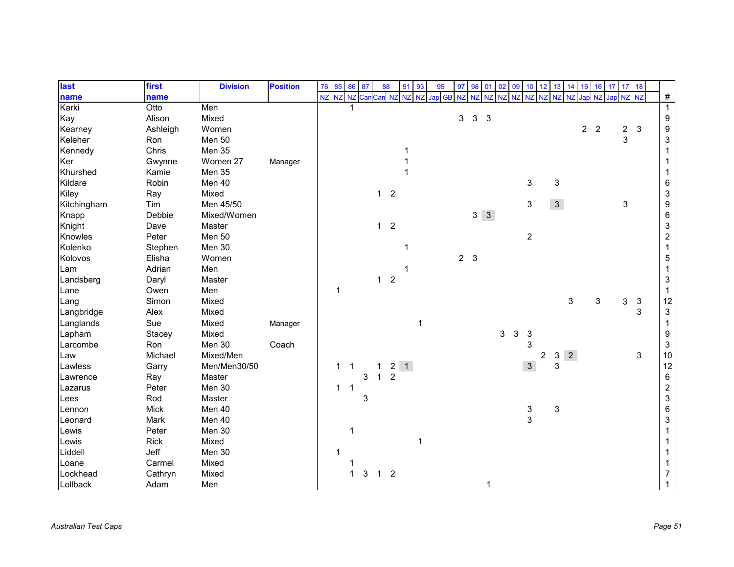| last name | first name | Division | Position | 76 NZ | 85 NZ | 86 NZ | 87 Can | 88 Can | 88 NZ | 91 NZ | 93 NZ | 95 Jap | 95 GB | 97 NZ | 98 NZ | 01 NZ | 02 NZ | 09 NZ | 10 NZ | 12 NZ | 13 NZ | 14 NZ | 16 Jap | 16 NZ | 17 Jap | 17 NZ | 18 NZ | # |
|---|---|---|---|---|---|---|---|---|---|---|---|---|---|---|---|---|---|---|---|---|---|---|---|---|---|---|---|---|
| Karki | Otto | Men | | | | 1 | | | | | | | | | | | | | | | | | | | | | | 1 |
| Kay | Alison | Mixed | | | | | | | | | | | | 3 | 3 | 3 | | | | | | | | | | | | 9 |
| Kearney | Ashleigh | Women | | | | | | | | | | | | | | | | | | | | | 2 | 2 | | 2 | 3 | 9 |
| Keleher | Ron | Men 50 | | | | | | | | | | | | | | | | | | | | | | | | 3 | | 3 |
| Kennedy | Chris | Men 35 | | | | | | | | 1 | | | | | | | | | | | | | | | | | | 1 |
| Ker | Gwynne | Women 27 | Manager | | | | | | | 1 | | | | | | | | | | | | | | | | | | 1 |
| Khurshed | Kamie | Men 35 | | | | | | | | 1 | | | | | | | | | | | | | | | | | | 1 |
| Kildare | Robin | Men 40 | | | | | | | | | | | | | | | | | 3 | | 3 | | | | | | | 6 |
| Kiley | Ray | Mixed | | | | | | 1 | 2 | | | | | | | | | | | | | | | | | | | 3 |
| Kitchingham | Tim | Men 45/50 | | | | | | | | | | | | | | | | | 3 | | 3 | | | | | 3 | | 9 |
| Knapp | Debbie | Mixed/Women | | | | | | | | | | | | | 3 | 3 | | | | | | | | | | | | 6 |
| Knight | Dave | Master | | | | | | 1 | 2 | | | | | | | | | | | | | | | | | | | 3 |
| Knowles | Peter | Men 50 | | | | | | | | | | | | | | | | | 2 | | | | | | | | | 2 |
| Kolenko | Stephen | Men 30 | | | | | | | | 1 | | | | | | | | | | | | | | | | | | 1 |
| Kolovos | Elisha | Women | | | | | | | | | | | | 2 | 3 | | | | | | | | | | | | | 5 |
| Lam | Adrian | Men | | | | | | | | 1 | | | | | | | | | | | | | | | | | | 1 |
| Landsberg | Daryl | Master | | | | | | 1 | 2 | | | | | | | | | | | | | | | | | | | 3 |
| Lane | Owen | Men | | | 1 | | | | | | | | | | | | | | | | | | | | | | | 1 |
| Lang | Simon | Mixed | | | | | | | | | | | | | | | | | | | | 3 | | 3 | | 3 | 3 | 12 |
| Langbridge | Alex | Mixed | | | | | | | | | | | | | | | | | | | | | | | | | 3 | 3 |
| Langlands | Sue | Mixed | Manager | | | | | | | | 1 | | | | | | | | | | | | | | | | | 1 |
| Lapham | Stacey | Mixed | | | | | | | | | | | | | | | 3 | 3 | 3 | | | | | | | | | 9 |
| Larcombe | Ron | Men 30 | Coach | | | | | | | | | | | | | | | | 3 | | | | | | | | | 3 |
| Law | Michael | Mixed/Men | | | | | | | | | | | | | | | | | | 2 | 3 | 2 | | | | | 3 | 10 |
| Lawless | Garry | Men/Men30/50 | | | 1 | 1 | | 1 | 2 | 1 | | | | | | | | | 3 | | 3 | | | | | | | 12 |
| Lawrence | Ray | Master | | | | | 3 | 1 | 2 | | | | | | | | | | | | | | | | | | | 6 |
| Lazarus | Peter | Men 30 | | | 1 | 1 | | | | | | | | | | | | | | | | | | | | | | 2 |
| Lees | Rod | Master | | | | | 3 | | | | | | | | | | | | | | | | | | | | | 3 |
| Lennon | Mick | Men 40 | | | | | | | | | | | | | | | | | 3 | | 3 | | | | | | | 6 |
| Leonard | Mark | Men 40 | | | | | | | | | | | | | | | | | 3 | | | | | | | | | 3 |
| Lewis | Peter | Men 30 | | | | 1 | | | | | | | | | | | | | | | | | | | | | | 1 |
| Lewis | Rick | Mixed | | | | | | | | | 1 | | | | | | | | | | | | | | | | | 1 |
| Liddell | Jeff | Men 30 | | | 1 | | | | | | | | | | | | | | | | | | | | | | | 1 |
| Loane | Carmel | Mixed | | | | 1 | | | | | | | | | | | | | | | | | | | | | | 1 |
| Lockhead | Cathryn | Mixed | | | | 1 | 3 | 1 | 2 | | | | | | | | | | | | | | | | | | | 7 |
| Lollback | Adam | Men | | | | | | | | | | | | | | 1 | | | | | | | | | | | | 1 |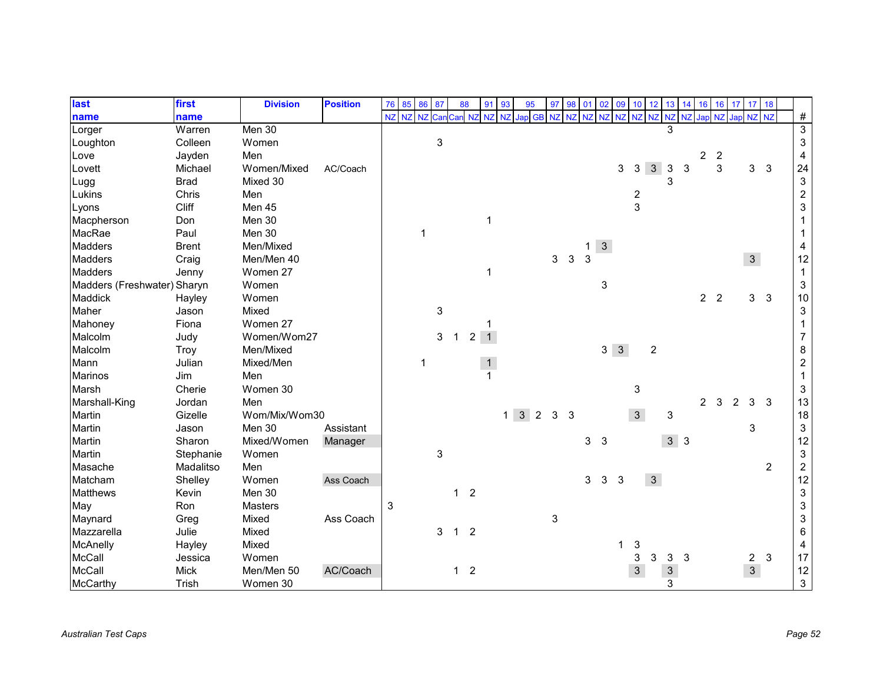| last name | first name | Division | Position | 76 | 85 | 86 | 87 | 88 | | 91 | 93 | 95 | | 97 | 98 | 01 | 02 | 09 | 10 | 12 | 13 | 14 | 16 | 16 | 17 | 17 | 18 | | # |
|---|---|---|---|---|---|---|---|---|---|---|---|---|---|---|---|---|---|---|---|---|---|---|---|---|---|---|---|---|---|
| | | | | NZ | NZ | NZ | Can | Can | NZ | NZ | NZ | Jap | GB | NZ | NZ | NZ | NZ | NZ | NZ | NZ | NZ | NZ | Jap | NZ | Jap | NZ | NZ | | |
| Lorger | Warren | Men 30 | | | | | | | | | | | | | | | | | | | 3 | | | | | | | | 3 |
| Loughton | Colleen | Women | | | | | 3 | | | | | | | | | | | | | | | | | | | | | | 3 |
| Love | Jayden | Men | | | | | | | | | | | | | | | | | | | | | 2 | 2 | | | | | 4 |
| Lovett | Michael | Women/Mixed | AC/Coach | | | | | | | | | | | | | | | 3 | 3 | 3 | 3 | 3 | | 3 | | 3 | 3 | | 24 |
| Lugg | Brad | Mixed 30 | | | | | | | | | | | | | | | | | | | 3 | | | | | | | | 3 |
| Lukins | Chris | Men | | | | | | | | | | | | | | | | | 2 | | | | | | | | | | 2 |
| Lyons | Cliff | Men 45 | | | | | | | | | | | | | | | | | 3 | | | | | | | | | | 3 |
| Macpherson | Don | Men 30 | | | | | | | | 1 | | | | | | | | | | | | | | | | | | | 1 |
| MacRae | Paul | Men 30 | | | | 1 | | | | | | | | | | | | | | | | | | | | | | | 1 |
| Madders | Brent | Men/Mixed | | | | | | | | | | | | | | 1 | 3 | | | | | | | | | | | | 4 |
| Madders | Craig | Men/Men 40 | | | | | | | | | | | | 3 | 3 | 3 | | | | | | | | | | 3 | | | 12 |
| Madders | Jenny | Women 27 | | | | | | | | 1 | | | | | | | | | | | | | | | | | | | 1 |
| Madders (Freshwater) | Sharyn | Women | | | | | | | | | | | | | | | 3 | | | | | | | | | | | | 3 |
| Maddick | Hayley | Women | | | | | | | | | | | | | | | | | | | | | 2 | 2 | | 3 | 3 | | 10 |
| Maher | Jason | Mixed | | | | | 3 | | | | | | | | | | | | | | | | | | | | | | 3 |
| Mahoney | Fiona | Women 27 | | | | | | | | 1 | | | | | | | | | | | | | | | | | | | 1 |
| Malcolm | Judy | Women/Wom27 | | | | | 3 | 1 | 2 | 1 | | | | | | | | | | | | | | | | | | | 7 |
| Malcolm | Troy | Men/Mixed | | | | | | | | | | | | | | | 3 | 3 | | 2 | | | | | | | | | 8 |
| Mann | Julian | Mixed/Men | | | | 1 | | | | 1 | | | | | | | | | | | | | | | | | | | 2 |
| Marinos | Jim | Men | | | | | | | | 1 | | | | | | | | | | | | | | | | | | | 1 |
| Marsh | Cherie | Women 30 | | | | | | | | | | | | | | | | | 3 | | | | | | | | | | 3 |
| Marshall-King | Jordan | Men | | | | | | | | | | | | | | | | | | | | | 2 | 3 | 2 | 3 | 3 | | 13 |
| Martin | Gizelle | Wom/Mix/Wom30 | | | | | | | | | 1 | 3 | 2 | 3 | 3 | | | | 3 | | 3 | | | | | | | | 18 |
| Martin | Jason | Men 30 | Assistant | | | | | | | | | | | | | | | | | | | | | | | 3 | | | 3 |
| Martin | Sharon | Mixed/Women | Manager | | | | | | | | | | | | | 3 | 3 | | | | 3 | 3 | | | | | | | 12 |
| Martin | Stephanie | Women | | | | | 3 | | | | | | | | | | | | | | | | | | | | | | 3 |
| Masache | Madalitso | Men | | | | | | | | | | | | | | | | | | | | | | | | | 2 | | 2 |
| Matcham | Shelley | Women | Ass Coach | | | | | | | | | | | | | 3 | 3 | 3 | | 3 | | | | | | | | | 12 |
| Matthews | Kevin | Men 30 | | | | | | 1 | 2 | | | | | | | | | | | | | | | | | | | | 3 |
| May | Ron | Masters | | 3 | | | | | | | | | | | | | | | | | | | | | | | | | 3 |
| Maynard | Greg | Mixed | Ass Coach | | | | | | | | | | | 3 | | | | | | | | | | | | | | | 3 |
| Mazzarella | Julie | Mixed | | | | | 3 | 1 | 2 | | | | | | | | | | | | | | | | | | | | 6 |
| McAnelly | Hayley | Mixed | | | | | | | | | | | | | | | | 1 | 3 | | | | | | | | | | 4 |
| McCall | Jessica | Women | | | | | | | | | | | | | | | | | 3 | 3 | 3 | 3 | | | | 2 | 3 | | 17 |
| McCall | Mick | Men/Men 50 | AC/Coach | | | | | 1 | 2 | | | | | | | | | | 3 | | 3 | | | | | 3 | | | 12 |
| McCarthy | Trish | Women 30 | | | | | | | | | | | | | | | | | | | 3 | | | | | | | | 3 |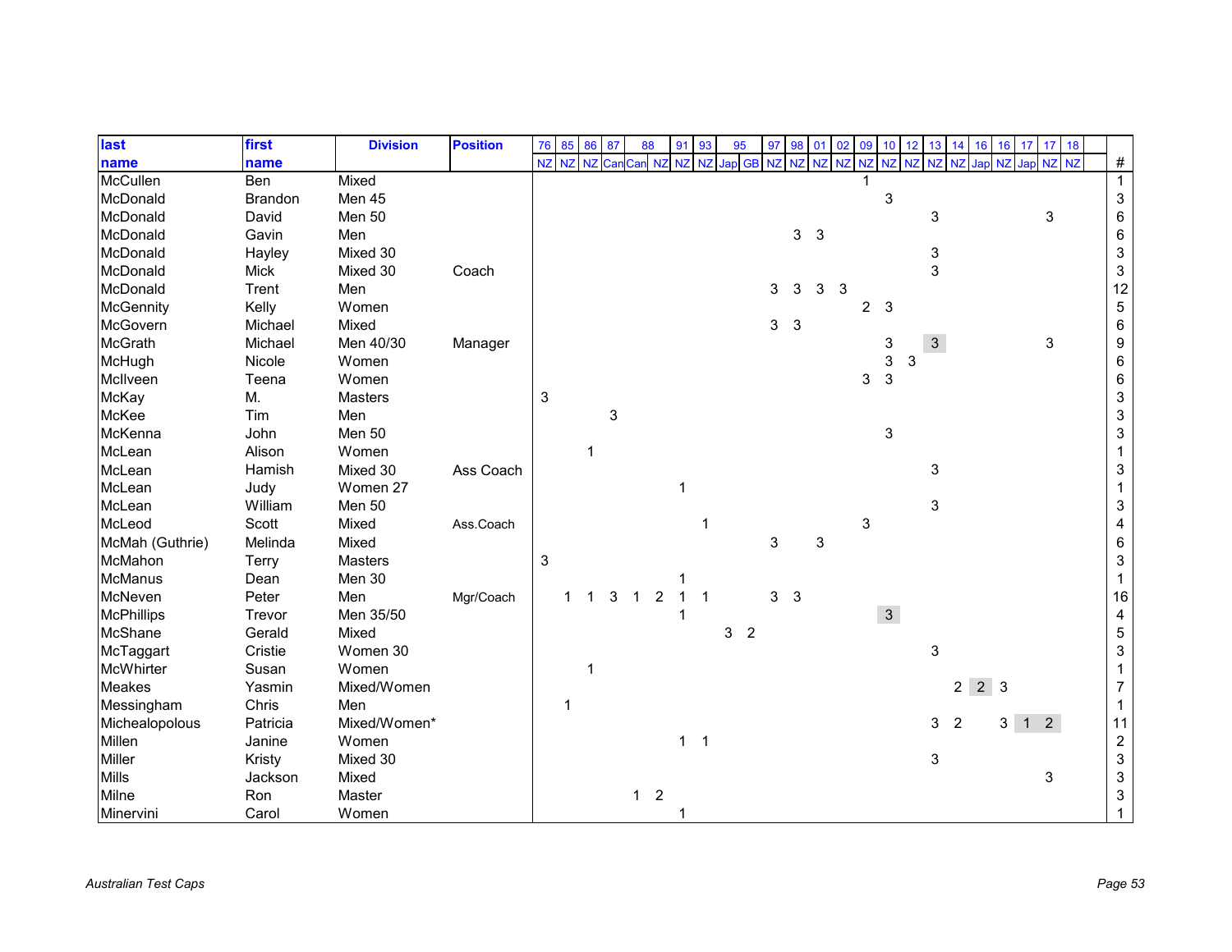| last name | first name | Division | Position | 76 | 85 | 86 | 87 | 88 | | 91 | 93 | 95 | | 97 | 98 | 01 | 02 | 09 | 10 | 12 | 13 | 14 | 16 | 16 | 17 | 17 | 18 | # |
|---|---|---|---|---|---|---|---|---|---|---|---|---|---|---|---|---|---|---|---|---|---|---|---|---|---|---|---|---|
| | | | | NZ | NZ | NZ | Can | Can | NZ | NZ | NZ | Jap | GB | NZ | NZ | NZ | NZ | NZ | NZ | NZ | NZ | NZ | Jap | NZ | Jap | NZ | NZ | |
| McCullen | Ben | Mixed | | | | | | | | | | | | | | | | 1 | | | | | | | | | | 1 |
| McDonald | Brandon | Men 45 | | | | | | | | | | | | | | | | | 3 | | | | | | | | | 3 |
| McDonald | David | Men 50 | | | | | | | | | | | | | | | | | | | 3 | | | | | 3 | | 6 |
| McDonald | Gavin | Men | | | | | | | | | | | | | 3 | 3 | | | | | | | | | | | | 6 |
| McDonald | Hayley | Mixed 30 | | | | | | | | | | | | | | | | | | | 3 | | | | | | | 3 |
| McDonald | Mick | Mixed 30 | Coach | | | | | | | | | | | | | | | | | | 3 | | | | | | | 3 |
| McDonald | Trent | Men | | | | | | | | | | | | 3 | 3 | 3 | 3 | | | | | | | | | | | 12 |
| McGennity | Kelly | Women | | | | | | | | | | | | | | | | 2 | 3 | | | | | | | | | 5 |
| McGovern | Michael | Mixed | | | | | | | | | | | | 3 | 3 | | | | | | | | | | | | | 6 |
| McGrath | Michael | Men 40/30 | Manager | | | | | | | | | | | | | | | | 3 | | 3 | | | | | 3 | | 9 |
| McHugh | Nicole | Women | | | | | | | | | | | | | | | | | 3 | 3 | | | | | | | | 6 |
| McIlveen | Teena | Women | | | | | | | | | | | | | | | | 3 | 3 | | | | | | | | | 6 |
| McKay | M. | Masters | | 3 | | | | | | | | | | | | | | | | | | | | | | | | 3 |
| McKee | Tim | Men | | | | | 3 | | | | | | | | | | | | | | | | | | | | | 3 |
| McKenna | John | Men 50 | | | | | | | | | | | | | | | | | 3 | | | | | | | | | 3 |
| McLean | Alison | Women | | | | 1 | | | | | | | | | | | | | | | | | | | | | | 1 |
| McLean | Hamish | Mixed 30 | Ass Coach | | | | | | | | | | | | | | | | | | 3 | | | | | | | 3 |
| McLean | Judy | Women 27 | | | | | | | | 1 | | | | | | | | | | | | | | | | | | 1 |
| McLean | William | Men 50 | | | | | | | | | | | | | | | | | | | 3 | | | | | | | 3 |
| McLeod | Scott | Mixed | Ass.Coach | | | | | | | | 1 | | | | | | | 3 | | | | | | | | | | 4 |
| McMah (Guthrie) | Melinda | Mixed | | | | | | | | | | | | 3 | | 3 | | | | | | | | | | | | 6 |
| McMahon | Terry | Masters | | 3 | | | | | | | | | | | | | | | | | | | | | | | | 3 |
| McManus | Dean | Men 30 | | | | | | | | 1 | | | | | | | | | | | | | | | | | | 1 |
| McNeven | Peter | Men | Mgr/Coach | | 1 | 1 | 3 | 1 | 2 | 1 | 1 | | | 3 | 3 | | | | | | | | | | | | | 16 |
| McPhillips | Trevor | Men 35/50 | | | | | | | | 1 | | | | | | | | | 3 | | | | | | | | | 4 |
| McShane | Gerald | Mixed | | | | | | | | | | 3 | 2 | | | | | | | | | | | | | | | 5 |
| McTaggart | Cristie | Women 30 | | | | | | | | | | | | | | | | | | | 3 | | | | | | | 3 |
| McWhirter | Susan | Women | | | | 1 | | | | | | | | | | | | | | | | | | | | | | 1 |
| Meakes | Yasmin | Mixed/Women | | | | | | | | | | | | | | | | | | | | 2 | 2 | 3 | | | | 7 |
| Messingham | Chris | Men | | | 1 | | | | | | | | | | | | | | | | | | | | | | | 1 |
| Michealopolous | Patricia | Mixed/Women* | | | | | | | | | | | | | | | | | | | 3 | 2 | | 3 | 1 | 2 | | 11 |
| Millen | Janine | Women | | | | | | | | 1 | 1 | | | | | | | | | | | | | | | | | 2 |
| Miller | Kristy | Mixed 30 | | | | | | | | | | | | | | | | | | | 3 | | | | | | | 3 |
| Mills | Jackson | Mixed | | | | | | | | | | | | | | | | | | | | | | | | 3 | | 3 |
| Milne | Ron | Master | | | | | | 1 | 2 | | | | | | | | | | | | | | | | | | | 3 |
| Minervini | Carol | Women | | | | | | | | 1 | | | | | | | | | | | | | | | | | | 1 |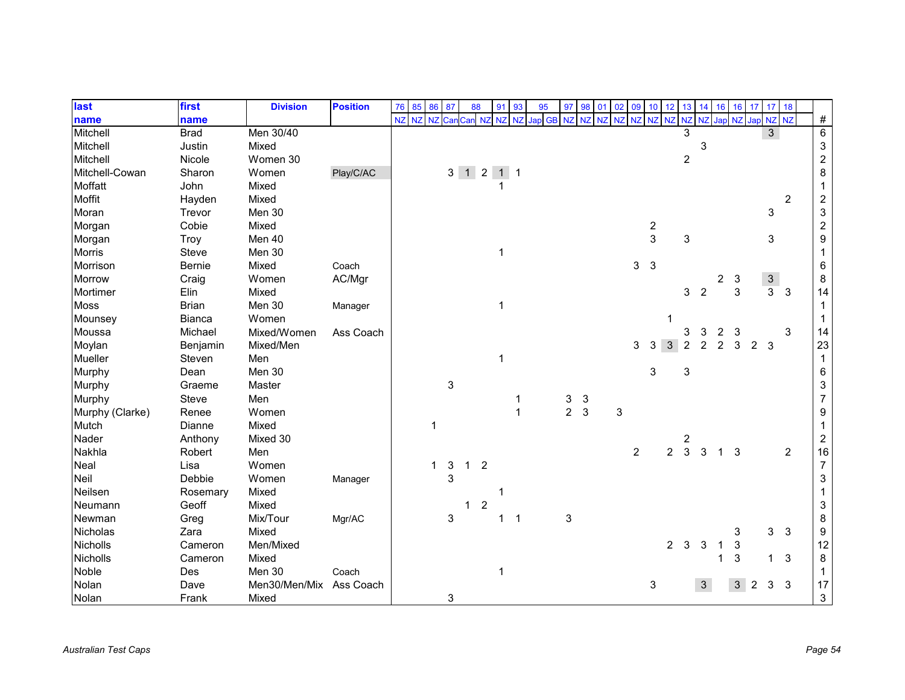| last name | first name | Division | Position | 76 | 85 | 86 | 87 | 88 | | 91 | 93 | 95 | | 97 | 98 | 01 | 02 | 09 | 10 | 12 | 13 | 14 | 16 | 16 | 17 | 17 | 18 | # |
|---|---|---|---|---|---|---|---|---|---|---|---|---|---|---|---|---|---|---|---|---|---|---|---|---|---|---|---|---|
| | | | | NZ | NZ | NZ | Can | Can | NZ | NZ | NZ | Jap | GB | NZ | NZ | NZ | NZ | NZ | NZ | NZ | NZ | NZ | Jap | NZ | Jap | NZ | NZ | |
| Mitchell | Brad | Men 30/40 | | | | | | | | | | | | | | | | | | | 3 | | | | | 3 | | 6 |
| Mitchell | Justin | Mixed | | | | | | | | | | | | | | | | | | | | 3 | | | | | | 3 |
| Mitchell | Nicole | Women 30 | | | | | | | | | | | | | | | | | | | 2 | | | | | | | 2 |
| Mitchell-Cowan | Sharon | Women | Play/C/AC | | | | 3 | 1 | 2 | 1 | 1 | | | | | | | | | | | | | | | | | 8 |
| Moffatt | John | Mixed | | | | | | | | 1 | | | | | | | | | | | | | | | | | | 1 |
| Moffit | Hayden | Mixed | | | | | | | | | | | | | | | | | | | | | | | | | 2 | 2 |
| Moran | Trevor | Men 30 | | | | | | | | | | | | | | | | | | | | | | | | 3 | | 3 |
| Morgan | Cobie | Mixed | | | | | | | | | | | | | | | | | 2 | | | | | | | | | 2 |
| Morgan | Troy | Men 40 | | | | | | | | | | | | | | | | | 3 | | 3 | | | | | 3 | | 9 |
| Morris | Steve | Men 30 | | | | | | | | 1 | | | | | | | | | | | | | | | | | | 1 |
| Morrison | Bernie | Mixed | Coach | | | | | | | | | | | | | | | 3 | 3 | | | | | | | | | 6 |
| Morrow | Craig | Women | AC/Mgr | | | | | | | | | | | | | | | | | | | | 2 | 3 | | 3 | | 8 |
| Mortimer | Elin | Mixed | | | | | | | | | | | | | | | | | | | 3 | 2 | | 3 | | 3 | 3 | 14 |
| Moss | Brian | Men 30 | Manager | | | | | | | 1 | | | | | | | | | | | | | | | | | | 1 |
| Mounsey | Bianca | Women | | | | | | | | | | | | | | | | | | 1 | | | | | | | | 1 |
| Moussa | Michael | Mixed/Women | Ass Coach | | | | | | | | | | | | | | | | | | 3 | 3 | 2 | 3 | | | 3 | 14 |
| Moylan | Benjamin | Mixed/Men | | | | | | | | | | | | | | | | 3 | 3 | 3 | 2 | 2 | 2 | 3 | 2 | 3 | | 23 |
| Mueller | Steven | Men | | | | | | | | 1 | | | | | | | | | | | | | | | | | | 1 |
| Murphy | Dean | Men 30 | | | | | | | | | | | | | | | | | 3 | | 3 | | | | | | | 6 |
| Murphy | Graeme | Master | | | | | 3 | | | | | | | | | | | | | | | | | | | | | 3 |
| Murphy | Steve | Men | | | | | | | | | 1 | | | 3 | 3 | | | | | | | | | | | | | 7 |
| Murphy (Clarke) | Renee | Women | | | | | | | | | 1 | | | 2 | 3 | | 3 | | | | | | | | | | | 9 |
| Mutch | Dianne | Mixed | | | | 1 | | | | | | | | | | | | | | | | | | | | | | 1 |
| Nader | Anthony | Mixed 30 | | | | | | | | | | | | | | | | | | | 2 | | | | | | | 2 |
| Nakhla | Robert | Men | | | | | | | | | | | | | | | | 2 | | 2 | 3 | 3 | 1 | 3 | | | 2 | 16 |
| Neal | Lisa | Women | | | | 1 | 3 | 1 | 2 | | | | | | | | | | | | | | | | | | | 7 |
| Neil | Debbie | Women | Manager | | | | 3 | | | | | | | | | | | | | | | | | | | | | 3 |
| Neilsen | Rosemary | Mixed | | | | | | | | 1 | | | | | | | | | | | | | | | | | | 1 |
| Neumann | Geoff | Mixed | | | | | | 1 | 2 | | | | | | | | | | | | | | | | | | | 3 |
| Newman | Greg | Mix/Tour | Mgr/AC | | | | 3 | | | 1 | 1 | | | 3 | | | | | | | | | | | | | | 8 |
| Nicholas | Zara | Mixed | | | | | | | | | | | | | | | | | | | | | | 3 | | 3 | 3 | 9 |
| Nicholls | Cameron | Men/Mixed | | | | | | | | | | | | | | | | | | 2 | 3 | 3 | 1 | 3 | | | | 12 |
| Nicholls | Cameron | Mixed | | | | | | | | | | | | | | | | | | | | | 1 | 3 | | 1 | 3 | 8 |
| Noble | Des | Men 30 | Coach | | | | | | | 1 | | | | | | | | | | | | | | | | | | 1 |
| Nolan | Dave | Men30/Men/Mix | Ass Coach | | | | | | | | | | | | | | | | 3 | | | 3 | | 3 | 2 | 3 | 3 | 17 |
| Nolan | Frank | Mixed | | | | | 3 | | | | | | | | | | | | | | | | | | | | | 3 |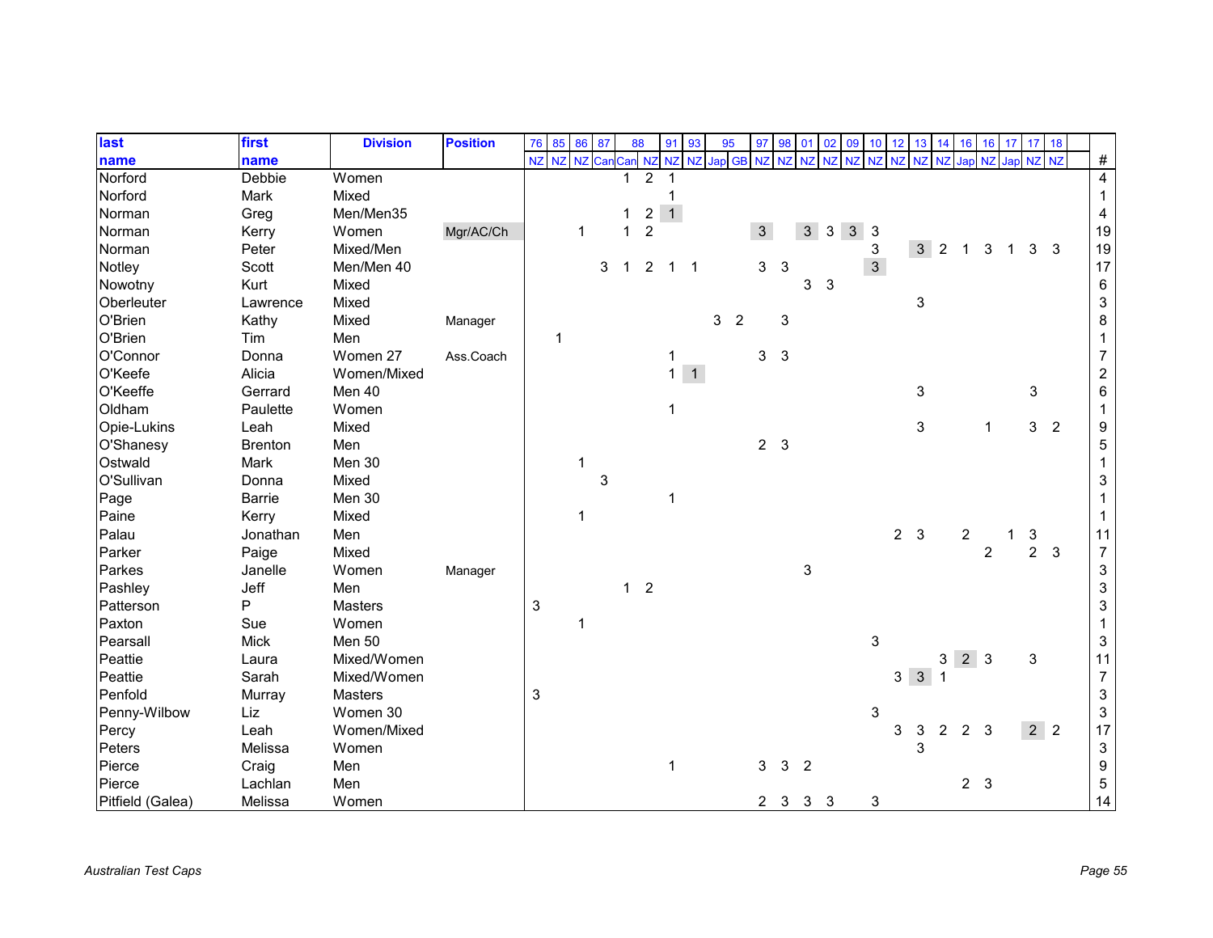| last name | first name | Division | Position | 76 | 85 | 86 | 87 | 88 | | 91 | 93 | 95 | | 97 | 98 | 01 | 02 | 09 | 10 | 12 | 13 | 14 | 16 | | 17 | | 18 | # |
|---|---|---|---|---|---|---|---|---|---|---|---|---|---|---|---|---|---|---|---|---|---|---|---|---|---|---|---|---|
| | | | | NZ | NZ | NZ | Can | Can | NZ | NZ | NZ | Jap | GB | NZ | NZ | NZ | NZ | NZ | NZ | NZ | NZ | NZ | Jap | NZ | Jap | NZ | NZ | |
| Norford | Debbie | Women | | | | | | 1 | 2 | 1 | | | | | | | | | | | | | | | | | | 4 |
| Norford | Mark | Mixed | | | | | | | | 1 | | | | | | | | | | | | | | | | | | 1 |
| Norman | Greg | Men/Men35 | | | | | | 1 | 2 | 1 | | | | | | | | | | | | | | | | | | 4 |
| Norman | Kerry | Women | Mgr/AC/Ch | | | 1 | | 1 | 2 | | | | | 3 | | 3 | 3 | 3 | 3 | | | | | | | | | 19 |
| Norman | Peter | Mixed/Men | | | | | | | | | | | | | | | | | 3 | | 3 | 2 | 1 | 3 | 1 | 3 | 3 | 19 |
| Notley | Scott | Men/Men 40 | | | | | 3 | 1 | 2 | 1 | 1 | | | 3 | 3 | | | | 3 | | | | | | | | | 17 |
| Nowotny | Kurt | Mixed | | | | | | | | | | | | | | 3 | 3 | | | | | | | | | | | 6 |
| Oberleuter | Lawrence | Mixed | | | | | | | | | | | | | | | | | | | 3 | | | | | | | 3 |
| O'Brien | Kathy | Mixed | Manager | | | | | | | | | 3 | 2 | | 3 | | | | | | | | | | | | | 8 |
| O'Brien | Tim | Men | | | 1 | | | | | | | | | | | | | | | | | | | | | | | 1 |
| O'Connor | Donna | Women 27 | Ass.Coach | | | | | | | 1 | | | | 3 | 3 | | | | | | | | | | | | | 7 |
| O'Keefe | Alicia | Women/Mixed | | | | | | | | 1 | 1 | | | | | | | | | | | | | | | | | 2 |
| O'Keeffe | Gerrard | Men 40 | | | | | | | | | | | | | | | | | | | 3 | | | | | 3 | | 6 |
| Oldham | Paulette | Women | | | | | | | | 1 | | | | | | | | | | | | | | | | | | 1 |
| Opie-Lukins | Leah | Mixed | | | | | | | | | | | | | | | | | | | 3 | | | 1 | | 3 | 2 | 9 |
| O'Shanesy | Brenton | Men | | | | | | | | | | | | 2 | 3 | | | | | | | | | | | | | 5 |
| Ostwald | Mark | Men 30 | | | | 1 | | | | | | | | | | | | | | | | | | | | | | 1 |
| O'Sullivan | Donna | Mixed | | | | | 3 | | | | | | | | | | | | | | | | | | | | | 3 |
| Page | Barrie | Men 30 | | | | | | | | 1 | | | | | | | | | | | | | | | | | | 1 |
| Paine | Kerry | Mixed | | | | 1 | | | | | | | | | | | | | | | | | | | | | | 1 |
| Palau | Jonathan | Men | | | | | | | | | | | | | | | | | | 2 | 3 | | 2 | | 1 | 3 | | 11 |
| Parker | Paige | Mixed | | | | | | | | | | | | | | | | | | | | | | 2 | | 2 | 3 | 7 |
| Parkes | Janelle | Women | Manager | | | | | | | | | | | | | 3 | | | | | | | | | | | | 3 |
| Pashley | Jeff | Men | | | | | | 1 | 2 | | | | | | | | | | | | | | | | | | | 3 |
| Patterson | P | Masters | | 3 | | | | | | | | | | | | | | | | | | | | | | | | 3 |
| Paxton | Sue | Women | | | | 1 | | | | | | | | | | | | | | | | | | | | | | 1 |
| Pearsall | Mick | Men 50 | | | | | | | | | | | | | | | | | 3 | | | | | | | | | 3 |
| Peattie | Laura | Mixed/Women | | | | | | | | | | | | | | | | | | | | 3 | 2 | 3 | | 3 | | 11 |
| Peattie | Sarah | Mixed/Women | | | | | | | | | | | | | | | | | | 3 | 3 | 1 | | | | | | 7 |
| Penfold | Murray | Masters | | 3 | | | | | | | | | | | | | | | | | | | | | | | | 3 |
| Penny-Wilbow | Liz | Women 30 | | | | | | | | | | | | | | | | | 3 | | | | | | | | | 3 |
| Percy | Leah | Women/Mixed | | | | | | | | | | | | | | | | | | 3 | 3 | 2 | 2 | 3 | | 2 | 2 | 17 |
| Peters | Melissa | Women | | | | | | | | | | | | | | | | | | | 3 | | | | | | | 3 |
| Pierce | Craig | Men | | | | | | | | 1 | | | | 3 | 3 | 2 | | | | | | | | | | | | 9 |
| Pierce | Lachlan | Men | | | | | | | | | | | | | | | | | | | | | 2 | 3 | | | | 5 |
| Pitfield (Galea) | Melissa | Women | | | | | | | | | | | | 2 | 3 | 3 | 3 | | 3 | | | | | | | | | 14 |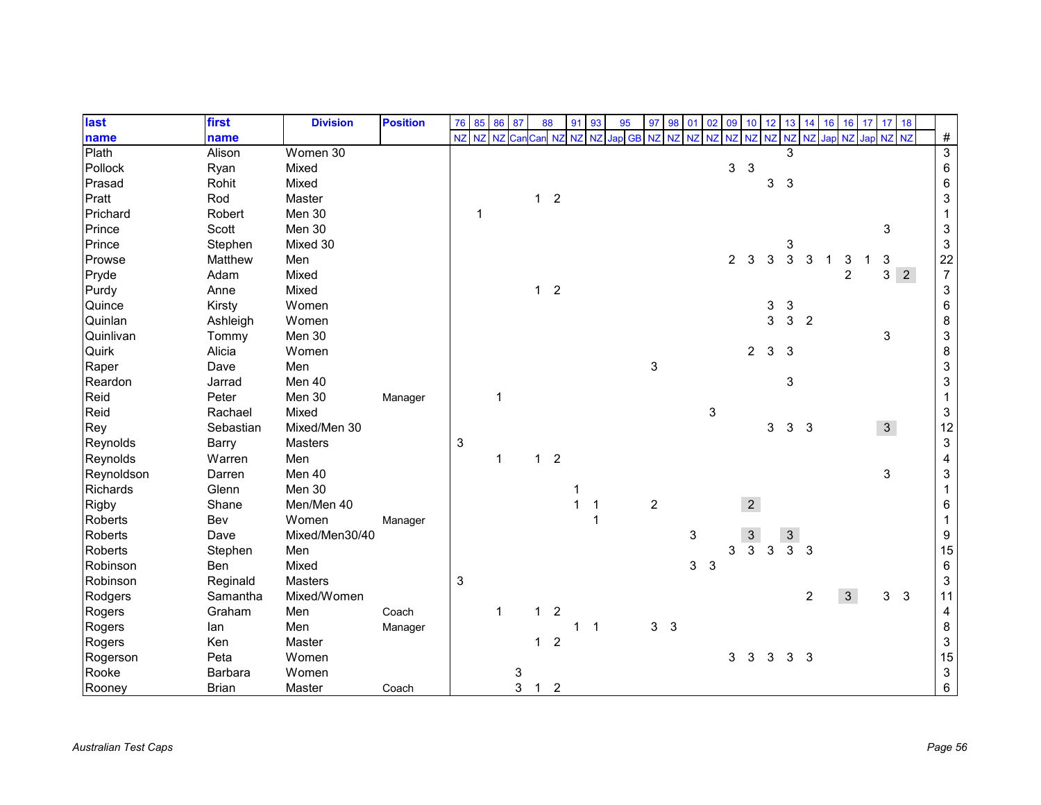| last | first | Division | Position | 76 | 85 | 86 | 87 | 88 | | 91 | 93 | 95 | | 97 | 98 | 01 | 02 | 09 | 10 | 12 | 13 | 14 | 16 | 16 | 17 | 17 | 18 | |
|---|---|---|---|---|---|---|---|---|---|---|---|---|---|---|---|---|---|---|---|---|---|---|---|---|---|---|---|---|
| name | name | | | NZ | NZ | NZ | Can | Can | NZ | NZ | NZ | Jap | GB | NZ | NZ | NZ | NZ | NZ | NZ | NZ | NZ | NZ | Jap | NZ | Jap | NZ | NZ | # |
| Plath | Alison | Women 30 | | | | | | | | | | | | | | | | | | | 3 | | | | | | | 3 |
| Pollock | Ryan | Mixed | | | | | | | | | | | | | | | | 3 | 3 | | | | | | | | | 6 |
| Prasad | Rohit | Mixed | | | | | | | | | | | | | | | | | | 3 | 3 | | | | | | | 6 |
| Pratt | Rod | Master | | | | | | 1 | 2 | | | | | | | | | | | | | | | | | | | 3 |
| Prichard | Robert | Men 30 | | | 1 | | | | | | | | | | | | | | | | | | | | | | | 1 |
| Prince | Scott | Men 30 | | | | | | | | | | | | | | | | | | | | | | | | 3 | | 3 |
| Prince | Stephen | Mixed 30 | | | | | | | | | | | | | | | | | | | 3 | | | | | | | 3 |
| Prowse | Matthew | Men | | | | | | | | | | | | | | | | 2 | 3 | 3 | 3 | 3 | 1 | 3 | 1 | 3 | | 22 |
| Pryde | Adam | Mixed | | | | | | | | | | | | | | | | | | | | | | 2 | | 3 | 2 | 7 |
| Purdy | Anne | Mixed | | | | | | 1 | 2 | | | | | | | | | | | | | | | | | | | 3 |
| Quince | Kirsty | Women | | | | | | | | | | | | | | | | | | 3 | 3 | | | | | | | 6 |
| Quinlan | Ashleigh | Women | | | | | | | | | | | | | | | | | | 3 | 3 | 2 | | | | | | 8 |
| Quinlivan | Tommy | Men 30 | | | | | | | | | | | | | | | | | | | | | | | | 3 | | 3 |
| Quirk | Alicia | Women | | | | | | | | | | | | | | | | | 2 | 3 | 3 | | | | | | | 8 |
| Raper | Dave | Men | | | | | | | | | | | | 3 | | | | | | | | | | | | | | 3 |
| Reardon | Jarrad | Men 40 | | | | | | | | | | | | | | | | | | | 3 | | | | | | | 3 |
| Reid | Peter | Men 30 | Manager | | | 1 | | | | | | | | | | | | | | | | | | | | | | 1 |
| Reid | Rachael | Mixed | | | | | | | | | | | | | | | 3 | | | | | | | | | | | 3 |
| Rey | Sebastian | Mixed/Men 30 | | | | | | | | | | | | | | | | | | 3 | 3 | 3 | | | | 3 | | 12 |
| Reynolds | Barry | Masters | | 3 | | | | | | | | | | | | | | | | | | | | | | | | 3 |
| Reynolds | Warren | Men | | | | 1 | | 1 | 2 | | | | | | | | | | | | | | | | | | | 4 |
| Reynoldson | Darren | Men 40 | | | | | | | | | | | | | | | | | | | | | | | | 3 | | 3 |
| Richards | Glenn | Men 30 | | | | | | | | 1 | | | | | | | | | | | | | | | | | | 1 |
| Rigby | Shane | Men/Men 40 | | | | | | | | 1 | 1 | | | 2 | | | | | 2 | | | | | | | | | 6 |
| Roberts | Bev | Women | Manager | | | | | | | | 1 | | | | | | | | | | | | | | | | | 1 |
| Roberts | Dave | Mixed/Men30/40 | | | | | | | | | | | | | | 3 | | | 3 | | 3 | | | | | | | 9 |
| Roberts | Stephen | Men | | | | | | | | | | | | | | | | 3 | 3 | 3 | 3 | 3 | | | | | | 15 |
| Robinson | Ben | Mixed | | | | | | | | | | | | | | 3 | 3 | | | | | | | | | | | 6 |
| Robinson | Reginald | Masters | | 3 | | | | | | | | | | | | | | | | | | | | | | | | 3 |
| Rodgers | Samantha | Mixed/Women | | | | | | | | | | | | | | | | | | | | 2 | | 3 | | 3 | 3 | 11 |
| Rogers | Graham | Men | Coach | | | 1 | | 1 | 2 | | | | | | | | | | | | | | | | | | | 4 |
| Rogers | Ian | Men | Manager | | | | | | | 1 | 1 | | | 3 | 3 | | | | | | | | | | | | | 8 |
| Rogers | Ken | Master | | | | | | 1 | 2 | | | | | | | | | | | | | | | | | | | 3 |
| Rogerson | Peta | Women | | | | | | | | | | | | | | | | 3 | 3 | 3 | 3 | 3 | | | | | | 15 |
| Rooke | Barbara | Women | | | | | 3 | | | | | | | | | | | | | | | | | | | | | 3 |
| Rooney | Brian | Master | Coach | | | | 3 | 1 | 2 | | | | | | | | | | | | | | | | | | | 6 |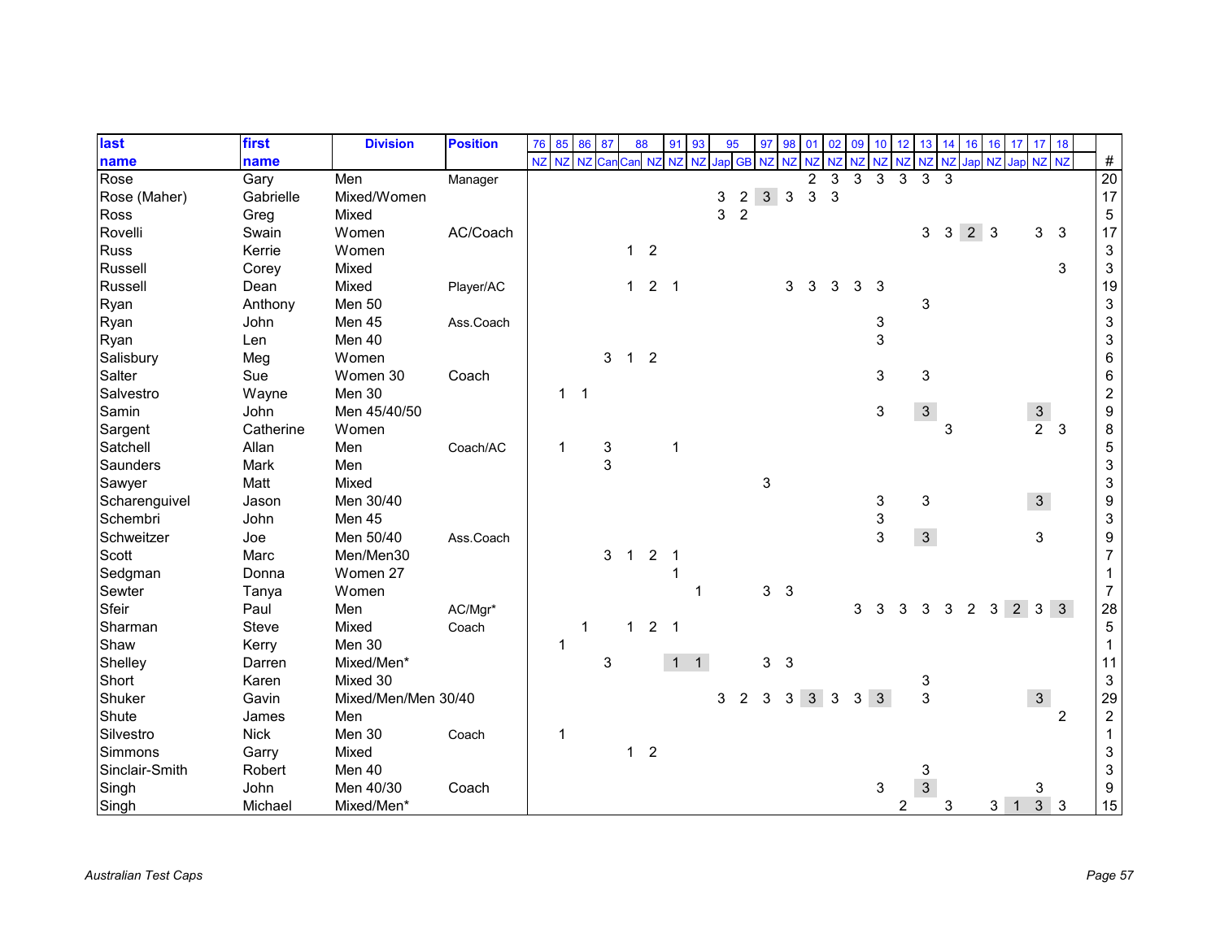| last name | first name | Division | Position | 76 NZ | 85 NZ | 86 NZ | 87 Can | 88 Can | 88 NZ | 91 NZ | 93 NZ | 95 Jap | 95 GB | 97 NZ | 98 NZ | 01 NZ | 02 NZ | 09 NZ | 10 NZ | 12 NZ | 13 NZ | 14 NZ | 16 Jap | 16 NZ | 17 Jap | 17 NZ | 18 NZ | # |
|---|---|---|---|---|---|---|---|---|---|---|---|---|---|---|---|---|---|---|---|---|---|---|---|---|---|---|---|---|
| Rose | Gary | Men | Manager | | | | | | | | | | | | | 2 | 3 | 3 | 3 | 3 | 3 | 3 | | | | | | 20 |
| Rose (Maher) | Gabrielle | Mixed/Women | | | | | | | | | | 3 | 2 | 3 | 3 | 3 | 3 | | | | | | | | | | | 17 |
| Ross | Greg | Mixed | | | | | | | | | | 3 | 2 | | | | | | | | | | | | | | | 5 |
| Rovelli | Swain | Women | AC/Coach | | | | | | | | | | | | | | | | | | 3 | 3 | 2 | 3 | | 3 | 3 | 17 |
| Russ | Kerrie | Women | | | | | | 1 | 2 | | | | | | | | | | | | | | | | | | | 3 |
| Russell | Corey | Mixed | | | | | | | | | | | | | | | | | | | | | | | | | 3 | 3 |
| Russell | Dean | Mixed | Player/AC | | | | | 1 | 2 | 1 | | | | | 3 | 3 | 3 | 3 | 3 | | | | | | | | | 19 |
| Ryan | Anthony | Men 50 | | | | | | | | | | | | | | | | | | | 3 | | | | | | | 3 |
| Ryan | John | Men 45 | Ass.Coach | | | | | | | | | | | | | | | | 3 | | | | | | | | | 3 |
| Ryan | Len | Men 40 | | | | | | | | | | | | | | | | | 3 | | | | | | | | | 3 |
| Salisbury | Meg | Women | | | | | 3 | 1 | 2 | | | | | | | | | | | | | | | | | | | 6 |
| Salter | Sue | Women 30 | Coach | | | | | | | | | | | | | | | | 3 | | 3 | | | | | | | 6 |
| Salvestro | Wayne | Men 30 | | | 1 | 1 | | | | | | | | | | | | | | | | | | | | | | 2 |
| Samin | John | Men 45/40/50 | | | | | | | | | | | | | | | | | 3 | | 3 | | | | | 3 | | 9 |
| Sargent | Catherine | Women | | | | | | | | | | | | | | | | | | | | 3 | | | | 2 | 3 | 8 |
| Satchell | Allan | Men | Coach/AC | | 1 | | 3 | | | 1 | | | | | | | | | | | | | | | | | | 5 |
| Saunders | Mark | Men | | | | | 3 | | | | | | | | | | | | | | | | | | | | | 3 |
| Sawyer | Matt | Mixed | | | | | | | | | | | | 3 | | | | | | | | | | | | | | 3 |
| Scharenguivel | Jason | Men 30/40 | | | | | | | | | | | | | | | | | 3 | | 3 | | | | | 3 | | 9 |
| Schembri | John | Men 45 | | | | | | | | | | | | | | | | | 3 | | | | | | | | | 3 |
| Schweitzer | Joe | Men 50/40 | Ass.Coach | | | | | | | | | | | | | | | | 3 | | 3 | | | | | 3 | | 9 |
| Scott | Marc | Men/Men30 | | | | | 3 | 1 | 2 | 1 | | | | | | | | | | | | | | | | | | 7 |
| Sedgman | Donna | Women 27 | | | | | | | | 1 | | | | | | | | | | | | | | | | | | 1 |
| Sewter | Tanya | Women | | | | | | | | | 1 | | | 3 | 3 | | | | | | | | | | | | | 7 |
| Sfeir | Paul | Men | AC/Mgr* | | | | | | | | | | | | | | | 3 | 3 | 3 | 3 | 3 | 2 | 3 | 2 | 3 | 3 | 28 |
| Sharman | Steve | Mixed | Coach | | | 1 | | 1 | 2 | 1 | | | | | | | | | | | | | | | | | | 5 |
| Shaw | Kerry | Men 30 | | | 1 | | | | | | | | | | | | | | | | | | | | | | | 1 |
| Shelley | Darren | Mixed/Men* | | | | | 3 | | | 1 | 1 | | | 3 | 3 | | | | | | | | | | | | | 11 |
| Short | Karen | Mixed 30 | | | | | | | | | | | | | | | | | | | 3 | | | | | | | 3 |
| Shuker | Gavin | Mixed/Men/Men 30/40 | | | | | | | | | | 3 | 2 | 3 | 3 | 3 | 3 | 3 | 3 | | 3 | | | | | 3 | | 29 |
| Shute | James | Men | | | | | | | | | | | | | | | | | | | | | | | | | 2 | 2 |
| Silvestro | Nick | Men 30 | Coach | | 1 | | | | | | | | | | | | | | | | | | | | | | | 1 |
| Simmons | Garry | Mixed | | | | | | 1 | 2 | | | | | | | | | | | | | | | | | | | 3 |
| Sinclair-Smith | Robert | Men 40 | | | | | | | | | | | | | | | | | | | 3 | | | | | | | 3 |
| Singh | John | Men 40/30 | Coach | | | | | | | | | | | | | | | | 3 | | 3 | | | | | 3 | | 9 |
| Singh | Michael | Mixed/Men* | | | | | | | | | | | | | | | | | | 2 | | 3 | | 3 | 1 | 3 | 3 | 15 |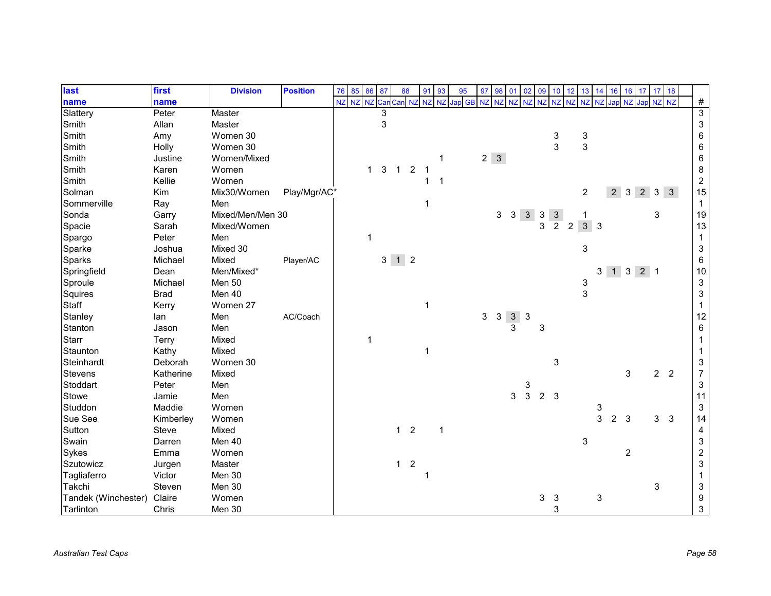| last name | first name | Division | Position | 76 | 85 | 86 | 87 | 88 | | 91 | 93 | 95 | | 97 | 98 | 01 | 02 | 09 | 10 | 12 | 13 | 14 | 16 | 16 | 17 | 17 | 18 | # |
|---|---|---|---|---|---|---|---|---|---|---|---|---|---|---|---|---|---|---|---|---|---|---|---|---|---|---|---|---|
| | | | | NZ | NZ | NZ | Can | Can | NZ | NZ | NZ | Jap | GB | NZ | NZ | NZ | NZ | NZ | NZ | NZ | NZ | NZ | Jap | NZ | Jap | NZ | NZ | |
| Slattery | Peter | Master | | | | | 3 | | | | | | | | | | | | | | | | | | | | | 3 |
| Smith | Allan | Master | | | | | 3 | | | | | | | | | | | | | | | | | | | | | 3 |
| Smith | Amy | Women 30 | | | | | | | | | | | | | | | | | 3 | | 3 | | | | | | | 6 |
| Smith | Holly | Women 30 | | | | | | | | | | | | | | | | | 3 | | 3 | | | | | | | 6 |
| Smith | Justine | Women/Mixed | | | | | | | | | 1 | | | 2 | 3 | | | | | | | | | | | | | 6 |
| Smith | Karen | Women | | | | 1 | 3 | 1 | 2 | 1 | | | | | | | | | | | | | | | | | | 8 |
| Smith | Kellie | Women | | | | | | | | 1 | 1 | | | | | | | | | | | | | | | | | 2 |
| Solman | Kim | Mix30/Women | Play/Mgr/AC* | | | | | | | | | | | | | | | | | | 2 | | 2 | 3 | 2 | 3 | 3 | 15 |
| Sommerville | Ray | Men | | | | | | | | 1 | | | | | | | | | | | | | | | | | | 1 |
| Sonda | Garry | Mixed/Men/Men 30 | | | | | | | | | | | | | 3 | 3 | 3 | 3 | 3 | | 1 | | | | | 3 | | 19 |
| Spacie | Sarah | Mixed/Women | | | | | | | | | | | | | | | | 3 | 2 | 2 | 3 | 3 | | | | | | 13 |
| Spargo | Peter | Men | | | | 1 | | | | | | | | | | | | | | | | | | | | | | 1 |
| Sparke | Joshua | Mixed 30 | | | | | | | | | | | | | | | | | | | 3 | | | | | | | 3 |
| Sparks | Michael | Mixed | Player/AC | | | | 3 | 1 | 2 | | | | | | | | | | | | | | | | | | | 6 |
| Springfield | Dean | Men/Mixed* | | | | | | | | | | | | | | | | | | | | 3 | 1 | 3 | 2 | 1 | | 10 |
| Sproule | Michael | Men 50 | | | | | | | | | | | | | | | | | | | 3 | | | | | | | 3 |
| Squires | Brad | Men 40 | | | | | | | | | | | | | | | | | | | 3 | | | | | | | 3 |
| Staff | Kerry | Women 27 | | | | | | | | 1 | | | | | | | | | | | | | | | | | | 1 |
| Stanley | Ian | Men | AC/Coach | | | | | | | | | | | 3 | 3 | 3 | 3 | | | | | | | | | | | 12 |
| Stanton | Jason | Men | | | | | | | | | | | | | | 3 | | 3 | | | | | | | | | | 6 |
| Starr | Terry | Mixed | | | | 1 | | | | | | | | | | | | | | | | | | | | | | 1 |
| Staunton | Kathy | Mixed | | | | | | | | 1 | | | | | | | | | | | | | | | | | | 1 |
| Steinhardt | Deborah | Women 30 | | | | | | | | | | | | | | | | | 3 | | | | | | | | | 3 |
| Stevens | Katherine | Mixed | | | | | | | | | | | | | | | | | | | | | | 3 | | 2 | 2 | 7 |
| Stoddart | Peter | Men | | | | | | | | | | | | | | | 3 | | | | | | | | | | | 3 |
| Stowe | Jamie | Men | | | | | | | | | | | | | | 3 | 3 | 2 | 3 | | | | | | | | | 11 |
| Studdon | Maddie | Women | | | | | | | | | | | | | | | | | | | | 3 | | | | | | 3 |
| Sue See | Kimberley | Women | | | | | | | | | | | | | | | | | | | | 3 | 2 | 3 | | 3 | 3 | 14 |
| Sutton | Steve | Mixed | | | | | | 1 | 2 | | 1 | | | | | | | | | | | | | | | | | 4 |
| Swain | Darren | Men 40 | | | | | | | | | | | | | | | | | | | 3 | | | | | | | 3 |
| Sykes | Emma | Women | | | | | | | | | | | | | | | | | | | | | | 2 | | | | 2 |
| Szutowicz | Jurgen | Master | | | | | | 1 | 2 | | | | | | | | | | | | | | | | | | | 3 |
| Tagliaferro | Victor | Men 30 | | | | | | | | 1 | | | | | | | | | | | | | | | | | | 1 |
| Takchi | Steven | Men 30 | | | | | | | | | | | | | | | | | | | | | | | | 3 | | 3 |
| Tandek (Winchester) | Claire | Women | | | | | | | | | | | | | | | | 3 | 3 | | | 3 | | | | | | 9 |
| Tarlinton | Chris | Men 30 | | | | | | | | | | | | | | | | | 3 | | | | | | | | | 3 |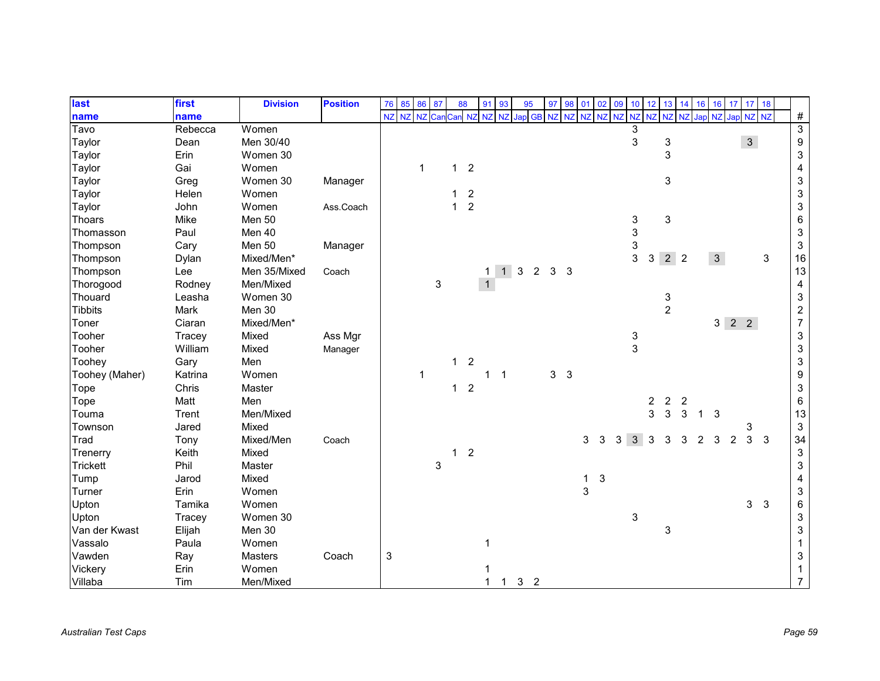| last name | first name | Division | Position | 76 | 85 | 86 | 87 | 88 | | 91 | 93 | 95 | | 97 | 98 | 01 | 02 | 09 | 10 | 12 | 13 | 14 | 16 | 16 | 17 | 17 | 18 | # |
|---|---|---|---|---|---|---|---|---|---|---|---|---|---|---|---|---|---|---|---|---|---|---|---|---|---|---|---|---|
| | | | | NZ | NZ | NZ | Can | Can | NZ | NZ | NZ | Jap | GB | NZ | NZ | NZ | NZ | NZ | NZ | NZ | NZ | NZ | Jap | NZ | Jap | NZ | NZ | |
| Tavo | Rebecca | Women | | | | | | | | | | | | | | | | | 3 | | | | | | | | | 3 |
| Taylor | Dean | Men 30/40 | | | | | | | | | | | | | | | | | 3 | | 3 | | | | | 3 | | 9 |
| Taylor | Erin | Women 30 | | | | | | | | | | | | | | | | | | | 3 | | | | | | | 3 |
| Taylor | Gai | Women | | | | 1 | | 1 | 2 | | | | | | | | | | | | | | | | | | | 4 |
| Taylor | Greg | Women 30 | Manager | | | | | | | | | | | | | | | | | | 3 | | | | | | | 3 |
| Taylor | Helen | Women | | | | | | 1 | 2 | | | | | | | | | | | | | | | | | | | 3 |
| Taylor | John | Women | Ass.Coach | | | | | 1 | 2 | | | | | | | | | | | | | | | | | | | 3 |
| Thoars | Mike | Men 50 | | | | | | | | | | | | | | | | | 3 | | 3 | | | | | | | 6 |
| Thomasson | Paul | Men 40 | | | | | | | | | | | | | | | | | 3 | | | | | | | | | 3 |
| Thompson | Cary | Men 50 | Manager | | | | | | | | | | | | | | | | 3 | | | | | | | | | 3 |
| Thompson | Dylan | Mixed/Men* | | | | | | | | | | | | | | | | | 3 | 3 | 2 | 2 | | 3 | | | 3 | 16 |
| Thompson | Lee | Men 35/Mixed | Coach | | | | | | | 1 | 1 | 3 | 2 | 3 | 3 | | | | | | | | | | | | | 13 |
| Thorogood | Rodney | Men/Mixed | | | | | 3 | | | 1 | | | | | | | | | | | | | | | | | | 4 |
| Thouard | Leasha | Women 30 | | | | | | | | | | | | | | | | | | | 3 | | | | | | | 3 |
| Tibbits | Mark | Men 30 | | | | | | | | | | | | | | | | | | | 2 | | | | | | | 2 |
| Toner | Ciaran | Mixed/Men* | | | | | | | | | | | | | | | | | | | | | | 3 | 2 | 2 | | 7 |
| Tooher | Tracey | Mixed | Ass Mgr | | | | | | | | | | | | | | | | 3 | | | | | | | | | 3 |
| Tooher | William | Mixed | Manager | | | | | | | | | | | | | | | | 3 | | | | | | | | | 3 |
| Toohey | Gary | Men | | | | | | 1 | 2 | | | | | | | | | | | | | | | | | | | 3 |
| Toohey (Maher) | Katrina | Women | | | | 1 | | | | 1 | 1 | | | 3 | 3 | | | | | | | | | | | | | 9 |
| Tope | Chris | Master | | | | | | 1 | 2 | | | | | | | | | | | | | | | | | | | 3 |
| Tope | Matt | Men | | | | | | | | | | | | | | | | | | 2 | 2 | 2 | | | | | | 6 |
| Touma | Trent | Men/Mixed | | | | | | | | | | | | | | | | | | 3 | 3 | 3 | 1 | 3 | | | | 13 |
| Townson | Jared | Mixed | | | | | | | | | | | | | | | | | | | | | | | | 3 | | 3 |
| Trad | Tony | Mixed/Men | Coach | | | | | | | | | | | | | 3 | 3 | 3 | 3 | 3 | 3 | 3 | 2 | 3 | 2 | 3 | 3 | 34 |
| Trenerry | Keith | Mixed | | | | | | 1 | 2 | | | | | | | | | | | | | | | | | | | 3 |
| Trickett | Phil | Master | | | | | 3 | | | | | | | | | | | | | | | | | | | | | 3 |
| Tump | Jarod | Mixed | | | | | | | | | | | | | | 1 | 3 | | | | | | | | | | | 4 |
| Turner | Erin | Women | | | | | | | | | | | | | | 3 | | | | | | | | | | | | 3 |
| Upton | Tamika | Women | | | | | | | | | | | | | | | | | | | | | | | | 3 | 3 | 6 |
| Upton | Tracey | Women 30 | | | | | | | | | | | | | | | | | 3 | | | | | | | | | 3 |
| Van der Kwast | Elijah | Men 30 | | | | | | | | | | | | | | | | | | | 3 | | | | | | | 3 |
| Vassalo | Paula | Women | | | | | | | | 1 | | | | | | | | | | | | | | | | | | 1 |
| Vawden | Ray | Masters | Coach | 3 | | | | | | | | | | | | | | | | | | | | | | | | 3 |
| Vickery | Erin | Women | | | | | | | | 1 | | | | | | | | | | | | | | | | | | 1 |
| Villaba | Tim | Men/Mixed | | | | | | | | 1 | 1 | 3 | 2 | | | | | | | | | | | | | | | 7 |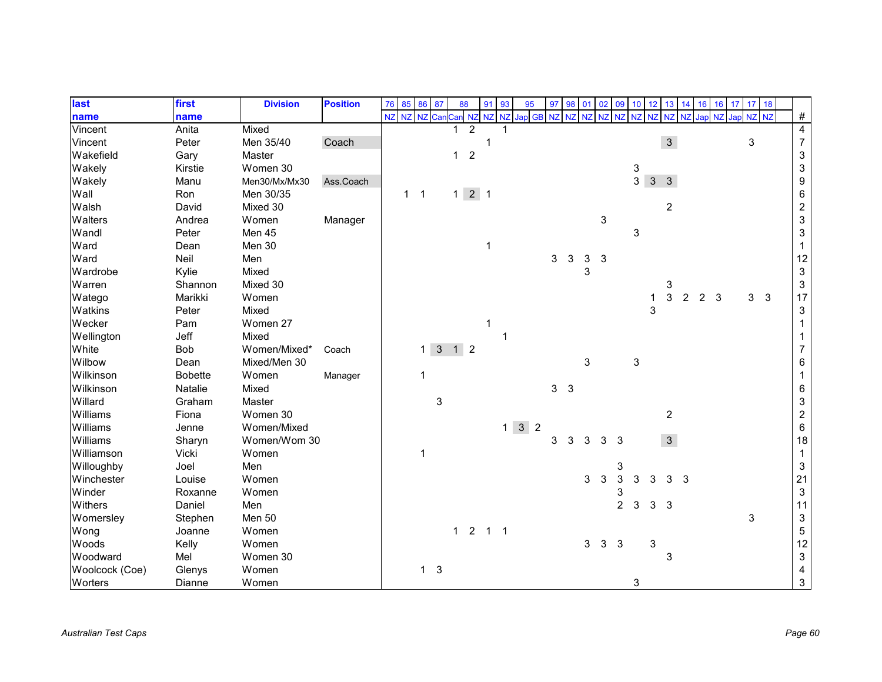| last name | first name | Division | Position | 76 | 85 | 86 | 87 | 88 | | 91 | 93 | 95 | | 97 | 98 | 01 | 02 | 09 | 10 | 12 | 13 | 14 | 16 | 16 | 17 | 17 | 18 | # |
|---|---|---|---|---|---|---|---|---|---|---|---|---|---|---|---|---|---|---|---|---|---|---|---|---|---|---|---|---|
| | | | | NZ | NZ | NZ | Can | Can | NZ | NZ | NZ | Jap | GB | NZ | NZ | NZ | NZ | NZ | NZ | NZ | NZ | NZ | Jap | NZ | Jap | NZ | NZ | |
| Vincent | Anita | Mixed | | | | | | 1 | 2 | | 1 | | | | | | | | | | | | | | | | | 4 |
| Vincent | Peter | Men 35/40 | Coach | | | | | | | 1 | | | | | | | | | | | 3 | | | | | 3 | | 7 |
| Wakefield | Gary | Master | | | | | | 1 | 2 | | | | | | | | | | | | | | | | | | | 3 |
| Wakely | Kirstie | Women 30 | | | | | | | | | | | | | | | | | 3 | | | | | | | | | 3 |
| Wakely | Manu | Men30/Mx/Mx30 | Ass.Coach | | | | | | | | | | | | | | | | 3 | 3 | 3 | | | | | | | 9 |
| Wall | Ron | Men 30/35 | | | 1 | 1 | | 1 | 2 | 1 | | | | | | | | | | | | | | | | | | 6 |
| Walsh | David | Mixed 30 | | | | | | | | | | | | | | | | | | | 2 | | | | | | | 2 |
| Walters | Andrea | Women | Manager | | | | | | | | | | | | | | 3 | | | | | | | | | | | 3 |
| Wandl | Peter | Men 45 | | | | | | | | | | | | | | | | | 3 | | | | | | | | | 3 |
| Ward | Dean | Men 30 | | | | | | | | 1 | | | | | | | | | | | | | | | | | | 1 |
| Ward | Neil | Men | | | | | | | | | | | | 3 | 3 | 3 | 3 | | | | | | | | | | | 12 |
| Wardrobe | Kylie | Mixed | | | | | | | | | | | | | | 3 | | | | | | | | | | | | 3 |
| Warren | Shannon | Mixed 30 | | | | | | | | | | | | | | | | | | | 3 | | | | | | | 3 |
| Watego | Marikki | Women | | | | | | | | | | | | | | | | | | 1 | 3 | 2 | 2 | 3 | | 3 | 3 | 17 |
| Watkins | Peter | Mixed | | | | | | | | | | | | | | | | | | 3 | | | | | | | | 3 |
| Wecker | Pam | Women 27 | | | | | | | | 1 | | | | | | | | | | | | | | | | | | 1 |
| Wellington | Jeff | Mixed | | | | | | | | | 1 | | | | | | | | | | | | | | | | | 1 |
| White | Bob | Women/Mixed* | Coach | | | 1 | 3 | 1 | 2 | | | | | | | | | | | | | | | | | | | 7 |
| Wilbow | Dean | Mixed/Men 30 | | | | | | | | | | | | | | 3 | | | 3 | | | | | | | | | 6 |
| Wilkinson | Bobette | Women | Manager | | | 1 | | | | | | | | | | | | | | | | | | | | | | 1 |
| Wilkinson | Natalie | Mixed | | | | | | | | | | | | 3 | 3 | | | | | | | | | | | | | 6 |
| Willard | Graham | Master | | | | | 3 | | | | | | | | | | | | | | | | | | | | | 3 |
| Williams | Fiona | Women 30 | | | | | | | | | | | | | | | | | | | 2 | | | | | | | 2 |
| Williams | Jenne | Women/Mixed | | | | | | | | | 1 | 3 | 2 | | | | | | | | | | | | | | | 6 |
| Williams | Sharyn | Women/Wom 30 | | | | | | | | | | | | 3 | 3 | 3 | 3 | 3 | | | 3 | | | | | | | 18 |
| Williamson | Vicki | Women | | | | 1 | | | | | | | | | | | | | | | | | | | | | | 1 |
| Willoughby | Joel | Men | | | | | | | | | | | | | | | | 3 | | | | | | | | | | 3 |
| Winchester | Louise | Women | | | | | | | | | | | | | | 3 | 3 | 3 | 3 | 3 | 3 | 3 | | | | | | 21 |
| Winder | Roxanne | Women | | | | | | | | | | | | | | | | 3 | | | | | | | | | | 3 |
| Withers | Daniel | Men | | | | | | | | | | | | | | | | 2 | 3 | 3 | 3 | | | | | | | 11 |
| Womersley | Stephen | Men 50 | | | | | | | | | | | | | | | | | | | | | | | | 3 | | 3 |
| Wong | Joanne | Women | | | | | | 1 | 2 | 1 | 1 | | | | | | | | | | | | | | | | | 5 |
| Woods | Kelly | Women | | | | | | | | | | | | | | 3 | 3 | 3 | | 3 | | | | | | | | 12 |
| Woodward | Mel | Women 30 | | | | | | | | | | | | | | | | | | | 3 | | | | | | | 3 |
| Woolcock (Coe) | Glenys | Women | | | | 1 | 3 | | | | | | | | | | | | | | | | | | | | | 4 |
| Worters | Dianne | Women | | | | | | | | | | | | | | | | | 3 | | | | | | | | | 3 |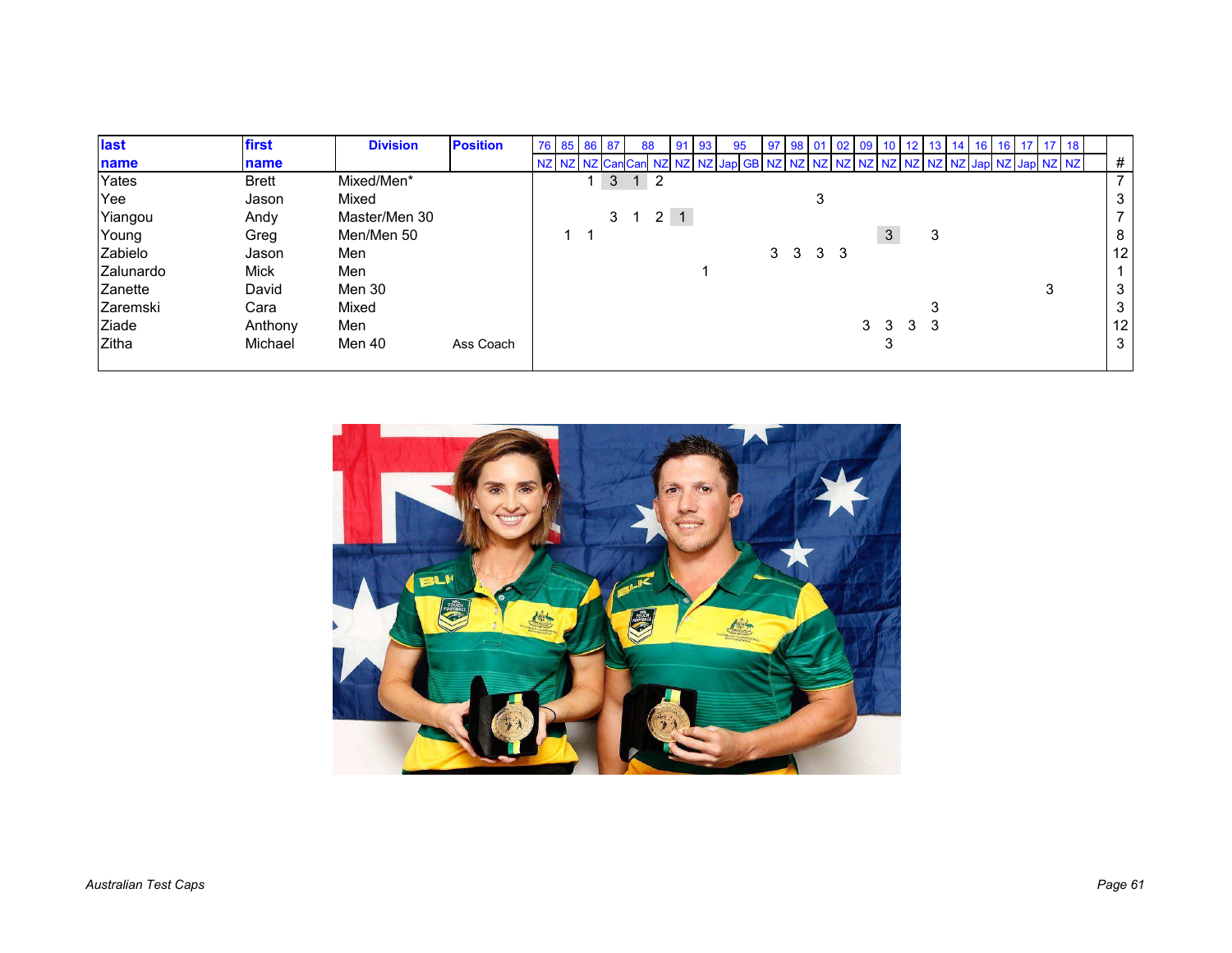| last name | first name | Division | Position | 76 | 85 | 86 | 87 | 88 | | 91 | 93 | 95 | | 97 | 98 | 01 | 02 | 09 | 10 | 12 | 13 | 14 | 16 | 16 | 17 | 17 | 18 | # |
|---|---|---|---|---|---|---|---|---|---|---|---|---|---|---|---|---|---|---|---|---|---|---|---|---|---|---|---|---|
| | | | | NZ | NZ | NZ | Can | Can | NZ | NZ | NZ | Jap | GB | NZ | NZ | NZ | NZ | NZ | NZ | NZ | NZ | NZ | Jap | NZ | Jap | NZ | NZ | |
| Yates | Brett | Mixed/Men* | | | | 1 | 3 | 1 | 2 | | | | | | | | | | | | | | | | | | | 7 |
| Yee | Jason | Mixed | | | | | | | | | | | | | | 3 | | | | | | | | | | | | 3 |
| Yiangou | Andy | Master/Men 30 | | | | | 3 | 1 | 2 | 1 | | | | | | | | | | | | | | | | | | 7 |
| Young | Greg | Men/Men 50 | | | 1 | 1 | | | | | | | | | | | | | 3 | | 3 | | | | | | | 8 |
| Zabielo | Jason | Men | | | | | | | | | | | | 3 | 3 | 3 | 3 | | | | | | | | | | | 12 |
| Zalunardo | Mick | Men | | | | | | | | | 1 | | | | | | | | | | | | | | | | | 1 |
| Zanette | David | Men 30 | | | | | | | | | | | | | | | | | | | | | | | | 3 | | 3 |
| Zaremski | Cara | Mixed | | | | | | | | | | | | | | | | | | | 3 | | | | | | | 3 |
| Ziade | Anthony | Men | | | | | | | | | | | | | | | | 3 | 3 | 3 | 3 | | | | | | | 12 |
| Zitha | Michael | Men 40 | Ass Coach | | | | | | | | | | | | | | | | 3 | | | | | | | | | 3 |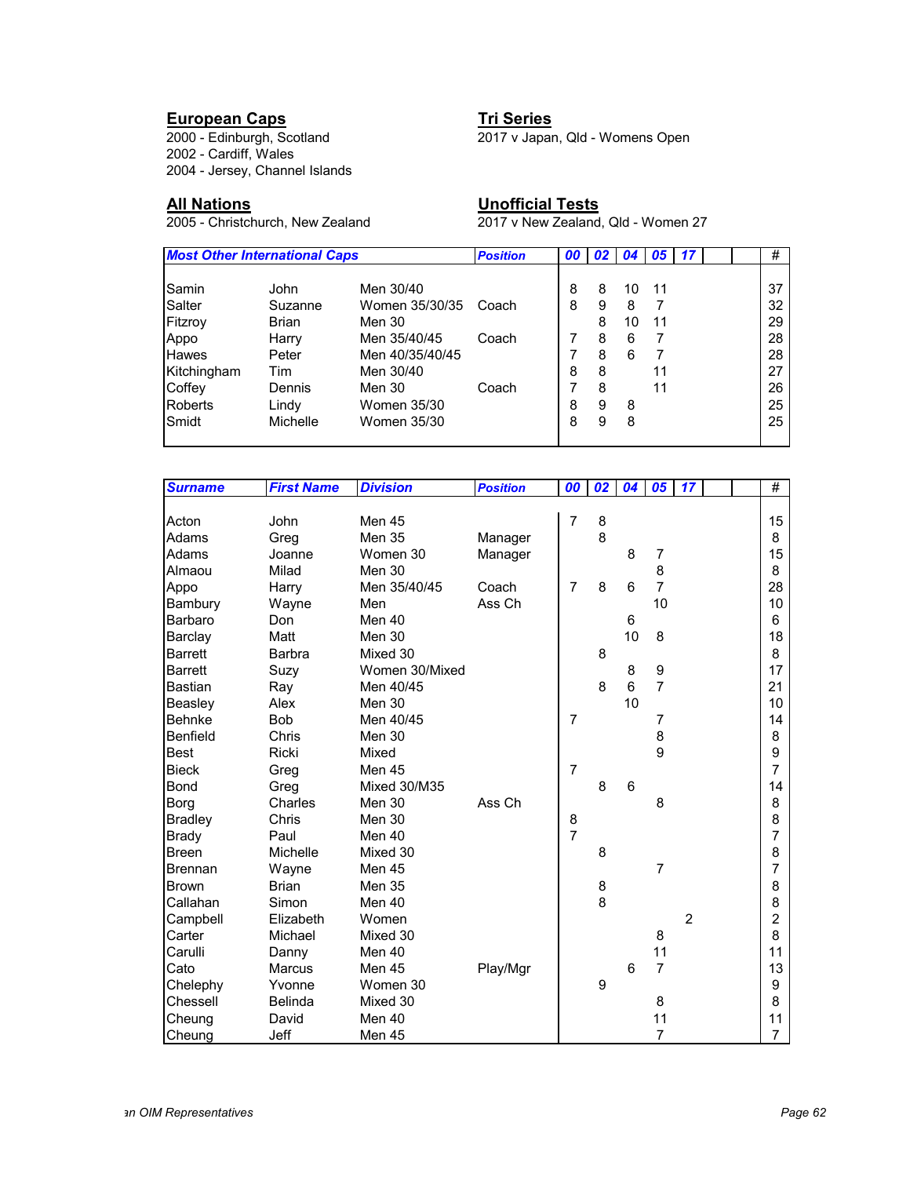## European Caps

2000 - Edinburgh, Scotland
2002 - Cardiff, Wales
2004 - Jersey, Channel Islands

## Tri Series

2017 v Japan, Qld - Womens Open

## All Nations

2005 - Christchurch, New Zealand

## Unofficial Tests

2017 v New Zealand, Qld - Women 27

| ***Most Other International Caps*** | | | ***Position*** | ***00*** | ***02*** | ***04*** | ***05*** | ***17*** | | | # |
|---|---|---|---|---|---|---|---|---|---|---|---|
| Samin | John | Men 30/40 | | 8 | 8 | 10 | 11 | | | | 37 |
| Salter | Suzanne | Women 35/30/35 | Coach | 8 | 9 | 8 | 7 | | | | 32 |
| Fitzroy | Brian | Men 30 | | | 8 | 10 | 11 | | | | 29 |
| Appo | Harry | Men 35/40/45 | Coach | 7 | 8 | 6 | 7 | | | | 28 |
| Hawes | Peter | Men 40/35/40/45 | | 7 | 8 | 6 | 7 | | | | 28 |
| Kitchingham | Tim | Men 30/40 | | 8 | 8 | | 11 | | | | 27 |
| Coffey | Dennis | Men 30 | Coach | 7 | 8 | | 11 | | | | 26 |
| Roberts | Lindy | Women 35/30 | | 8 | 9 | 8 | | | | | 25 |
| Smidt | Michelle | Women 35/30 | | 8 | 9 | 8 | | | | | 25 |

| ***Surname*** | ***First Name*** | ***Division*** | ***Position*** | ***00*** | ***02*** | ***04*** | ***05*** | ***17*** | | | # |
|---|---|---|---|---|---|---|---|---|---|---|---|
| Acton | John | Men 45 | | 7 | 8 | | | | | | 15 |
| Adams | Greg | Men 35 | Manager | | 8 | | | | | | 8 |
| Adams | Joanne | Women 30 | Manager | | | 8 | 7 | | | | 15 |
| Almaou | Milad | Men 30 | | | | | 8 | | | | 8 |
| Appo | Harry | Men 35/40/45 | Coach | 7 | 8 | 6 | 7 | | | | 28 |
| Bambury | Wayne | Men | Ass Ch | | | | 10 | | | | 10 |
| Barbaro | Don | Men 40 | | | | 6 | | | | | 6 |
| Barclay | Matt | Men 30 | | | | 10 | 8 | | | | 18 |
| Barrett | Barbra | Mixed 30 | | | 8 | | | | | | 8 |
| Barrett | Suzy | Women 30/Mixed | | | | 8 | 9 | | | | 17 |
| Bastian | Ray | Men 40/45 | | | 8 | 6 | 7 | | | | 21 |
| Beasley | Alex | Men 30 | | | | 10 | | | | | 10 |
| Behnke | Bob | Men 40/45 | | 7 | | | 7 | | | | 14 |
| Benfield | Chris | Men 30 | | | | | 8 | | | | 8 |
| Best | Ricki | Mixed | | | | | 9 | | | | 9 |
| Bieck | Greg | Men 45 | | 7 | | | | | | | 7 |
| Bond | Greg | Mixed 30/M35 | | | 8 | 6 | | | | | 14 |
| Borg | Charles | Men 30 | Ass Ch | | | | 8 | | | | 8 |
| Bradley | Chris | Men 30 | | 8 | | | | | | | 8 |
| Brady | Paul | Men 40 | | 7 | | | | | | | 7 |
| Breen | Michelle | Mixed 30 | | | 8 | | | | | | 8 |
| Brennan | Wayne | Men 45 | | | | | 7 | | | | 7 |
| Brown | Brian | Men 35 | | | 8 | | | | | | 8 |
| Callahan | Simon | Men 40 | | | 8 | | | | | | 8 |
| Campbell | Elizabeth | Women | | | | | | 2 | | | 2 |
| Carter | Michael | Mixed 30 | | | | | 8 | | | | 8 |
| Carulli | Danny | Men 40 | | | | | 11 | | | | 11 |
| Cato | Marcus | Men 45 | Play/Mgr | | | 6 | 7 | | | | 13 |
| Chelephy | Yvonne | Women 30 | | | 9 | | | | | | 9 |
| Chessell | Belinda | Mixed 30 | | | | | 8 | | | | 8 |
| Cheung | David | Men 40 | | | | | 11 | | | | 11 |
| Cheung | Jeff | Men 45 | | | | | 7 | | | | 7 |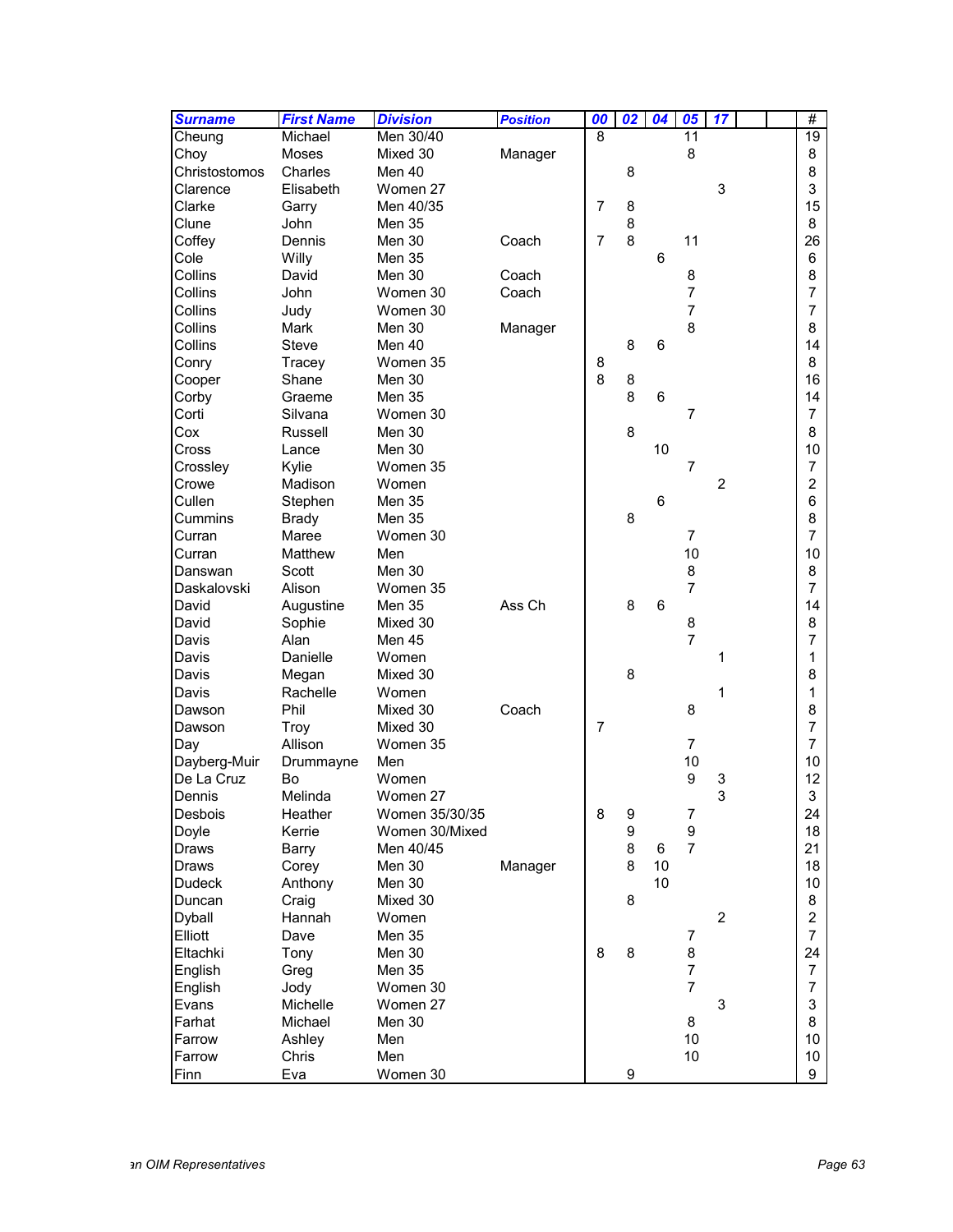| Surname | First Name | Division | Position | 00 | 02 | 04 | 05 | 17 | | | # |
|---|---|---|---|---|---|---|---|---|---|---|---|
| Cheung | Michael | Men 30/40 | | 8 | | | 11 | | | | 19 |
| Choy | Moses | Mixed 30 | Manager | | | | 8 | | | | 8 |
| Christostomos | Charles | Men 40 | | | 8 | | | | | | 8 |
| Clarence | Elisabeth | Women 27 | | | | | | 3 | | | 3 |
| Clarke | Garry | Men 40/35 | | 7 | 8 | | | | | | 15 |
| Clune | John | Men 35 | | | 8 | | | | | | 8 |
| Coffey | Dennis | Men 30 | Coach | 7 | 8 | | 11 | | | | 26 |
| Cole | Willy | Men 35 | | | | 6 | | | | | 6 |
| Collins | David | Men 30 | Coach | | | | 8 | | | | 8 |
| Collins | John | Women 30 | Coach | | | | 7 | | | | 7 |
| Collins | Judy | Women 30 | | | | | 7 | | | | 7 |
| Collins | Mark | Men 30 | Manager | | | | 8 | | | | 8 |
| Collins | Steve | Men 40 | | | 8 | 6 | | | | | 14 |
| Conry | Tracey | Women 35 | | 8 | | | | | | | 8 |
| Cooper | Shane | Men 30 | | 8 | 8 | | | | | | 16 |
| Corby | Graeme | Men 35 | | | 8 | 6 | | | | | 14 |
| Corti | Silvana | Women 30 | | | | | 7 | | | | 7 |
| Cox | Russell | Men 30 | | | 8 | | | | | | 8 |
| Cross | Lance | Men 30 | | | | 10 | | | | | 10 |
| Crossley | Kylie | Women 35 | | | | | 7 | | | | 7 |
| Crowe | Madison | Women | | | | | | 2 | | | 2 |
| Cullen | Stephen | Men 35 | | | | 6 | | | | | 6 |
| Cummins | Brady | Men 35 | | | 8 | | | | | | 8 |
| Curran | Maree | Women 30 | | | | | 7 | | | | 7 |
| Curran | Matthew | Men | | | | | 10 | | | | 10 |
| Danswan | Scott | Men 30 | | | | | 8 | | | | 8 |
| Daskalovski | Alison | Women 35 | | | | | 7 | | | | 7 |
| David | Augustine | Men 35 | Ass Ch | | 8 | 6 | | | | | 14 |
| David | Sophie | Mixed 30 | | | | | 8 | | | | 8 |
| Davis | Alan | Men 45 | | | | | 7 | | | | 7 |
| Davis | Danielle | Women | | | | | | 1 | | | 1 |
| Davis | Megan | Mixed 30 | | | 8 | | | | | | 8 |
| Davis | Rachelle | Women | | | | | | 1 | | | 1 |
| Dawson | Phil | Mixed 30 | Coach | | | | 8 | | | | 8 |
| Dawson | Troy | Mixed 30 | | 7 | | | | | | | 7 |
| Day | Allison | Women 35 | | | | | 7 | | | | 7 |
| Dayberg-Muir | Drummayne | Men | | | | | 10 | | | | 10 |
| De La Cruz | Bo | Women | | | | | 9 | 3 | | | 12 |
| Dennis | Melinda | Women 27 | | | | | | 3 | | | 3 |
| Desbois | Heather | Women 35/30/35 | | 8 | 9 | | 7 | | | | 24 |
| Doyle | Kerrie | Women 30/Mixed | | | 9 | | 9 | | | | 18 |
| Draws | Barry | Men 40/45 | | | 8 | 6 | 7 | | | | 21 |
| Draws | Corey | Men 30 | Manager | | 8 | 10 | | | | | 18 |
| Dudeck | Anthony | Men 30 | | | | 10 | | | | | 10 |
| Duncan | Craig | Mixed 30 | | | 8 | | | | | | 8 |
| Dyball | Hannah | Women | | | | | | 2 | | | 2 |
| Elliott | Dave | Men 35 | | | | | 7 | | | | 7 |
| Eltachki | Tony | Men 30 | | 8 | 8 | | 8 | | | | 24 |
| English | Greg | Men 35 | | | | | 7 | | | | 7 |
| English | Jody | Women 30 | | | | | 7 | | | | 7 |
| Evans | Michelle | Women 27 | | | | | | 3 | | | 3 |
| Farhat | Michael | Men 30 | | | | | 8 | | | | 8 |
| Farrow | Ashley | Men | | | | | 10 | | | | 10 |
| Farrow | Chris | Men | | | | | 10 | | | | 10 |
| Finn | Eva | Women 30 | | | 9 | | | | | | 9 |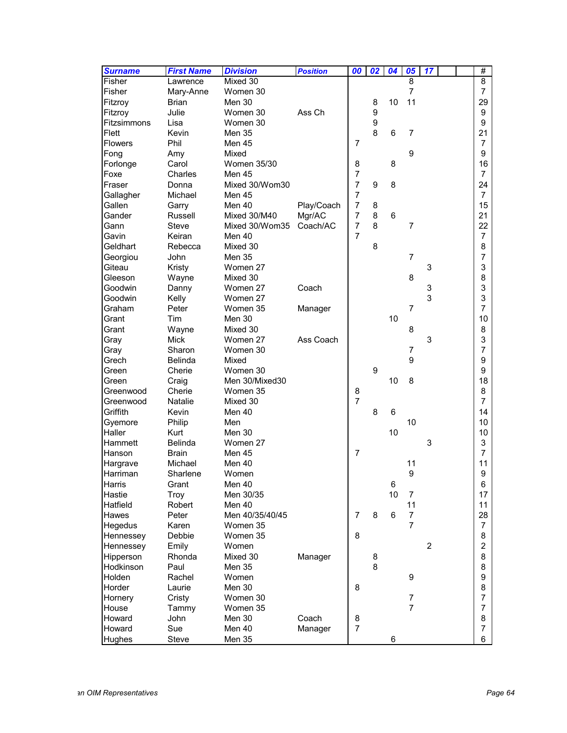| Surname | First Name | Division | Position | 00 | 02 | 04 | 05 | 17 | | | # |
|---|---|---|---|---|---|---|---|---|---|---|---|
| Fisher | Lawrence | Mixed 30 | | | | | 8 | | | | 8 |
| Fisher | Mary-Anne | Women 30 | | | | | 7 | | | | 7 |
| Fitzroy | Brian | Men 30 | | | 8 | 10 | 11 | | | | 29 |
| Fitzroy | Julie | Women 30 | Ass Ch | | 9 | | | | | | 9 |
| Fitzsimmons | Lisa | Women 30 | | | 9 | | | | | | 9 |
| Flett | Kevin | Men 35 | | | 8 | 6 | 7 | | | | 21 |
| Flowers | Phil | Men 45 | | 7 | | | | | | | 7 |
| Fong | Amy | Mixed | | | | | 9 | | | | 9 |
| Forlonge | Carol | Women 35/30 | | 8 | | 8 | | | | | 16 |
| Foxe | Charles | Men 45 | | 7 | | | | | | | 7 |
| Fraser | Donna | Mixed 30/Wom30 | | 7 | 9 | 8 | | | | | 24 |
| Gallagher | Michael | Men 45 | | 7 | | | | | | | 7 |
| Gallen | Garry | Men 40 | Play/Coach | 7 | 8 | | | | | | 15 |
| Gander | Russell | Mixed 30/M40 | Mgr/AC | 7 | 8 | 6 | | | | | 21 |
| Gann | Steve | Mixed 30/Wom35 | Coach/AC | 7 | 8 | | 7 | | | | 22 |
| Gavin | Keiran | Men 40 | | 7 | | | | | | | 7 |
| Geldhart | Rebecca | Mixed 30 | | | 8 | | | | | | 8 |
| Georgiou | John | Men 35 | | | | | 7 | | | | 7 |
| Giteau | Kristy | Women 27 | | | | | | 3 | | | 3 |
| Gleeson | Wayne | Mixed 30 | | | | | 8 | | | | 8 |
| Goodwin | Danny | Women 27 | Coach | | | | | 3 | | | 3 |
| Goodwin | Kelly | Women 27 | | | | | | 3 | | | 3 |
| Graham | Peter | Women 35 | Manager | | | | 7 | | | | 7 |
| Grant | Tim | Men 30 | | | | 10 | | | | | 10 |
| Grant | Wayne | Mixed 30 | | | | | 8 | | | | 8 |
| Gray | Mick | Women 27 | Ass Coach | | | | | 3 | | | 3 |
| Gray | Sharon | Women 30 | | | | | 7 | | | | 7 |
| Grech | Belinda | Mixed | | | | | 9 | | | | 9 |
| Green | Cherie | Women 30 | | | 9 | | | | | | 9 |
| Green | Craig | Men 30/Mixed30 | | | | 10 | 8 | | | | 18 |
| Greenwood | Cherie | Women 35 | | 8 | | | | | | | 8 |
| Greenwood | Natalie | Mixed 30 | | 7 | | | | | | | 7 |
| Griffith | Kevin | Men 40 | | | 8 | 6 | | | | | 14 |
| Gyemore | Philip | Men | | | | | 10 | | | | 10 |
| Haller | Kurt | Men 30 | | | | 10 | | | | | 10 |
| Hammett | Belinda | Women 27 | | | | | | 3 | | | 3 |
| Hanson | Brain | Men 45 | | 7 | | | | | | | 7 |
| Hargrave | Michael | Men 40 | | | | | 11 | | | | 11 |
| Harriman | Sharlene | Women | | | | | 9 | | | | 9 |
| Harris | Grant | Men 40 | | | | 6 | | | | | 6 |
| Hastie | Troy | Men 30/35 | | | | 10 | 7 | | | | 17 |
| Hatfield | Robert | Men 40 | | | | | 11 | | | | 11 |
| Hawes | Peter | Men 40/35/40/45 | | 7 | 8 | 6 | 7 | | | | 28 |
| Hegedus | Karen | Women 35 | | | | | 7 | | | | 7 |
| Hennessey | Debbie | Women 35 | | 8 | | | | | | | 8 |
| Hennessey | Emily | Women | | | | | | 2 | | | 2 |
| Hipperson | Rhonda | Mixed 30 | Manager | | 8 | | | | | | 8 |
| Hodkinson | Paul | Men 35 | | | 8 | | | | | | 8 |
| Holden | Rachel | Women | | | | | 9 | | | | 9 |
| Horder | Laurie | Men 30 | | 8 | | | | | | | 8 |
| Hornery | Cristy | Women 30 | | | | | 7 | | | | 7 |
| House | Tammy | Women 35 | | | | | 7 | | | | 7 |
| Howard | John | Men 30 | Coach | 8 | | | | | | | 8 |
| Howard | Sue | Men 40 | Manager | 7 | | | | | | | 7 |
| Hughes | Steve | Men 35 | | | | 6 | | | | | 6 |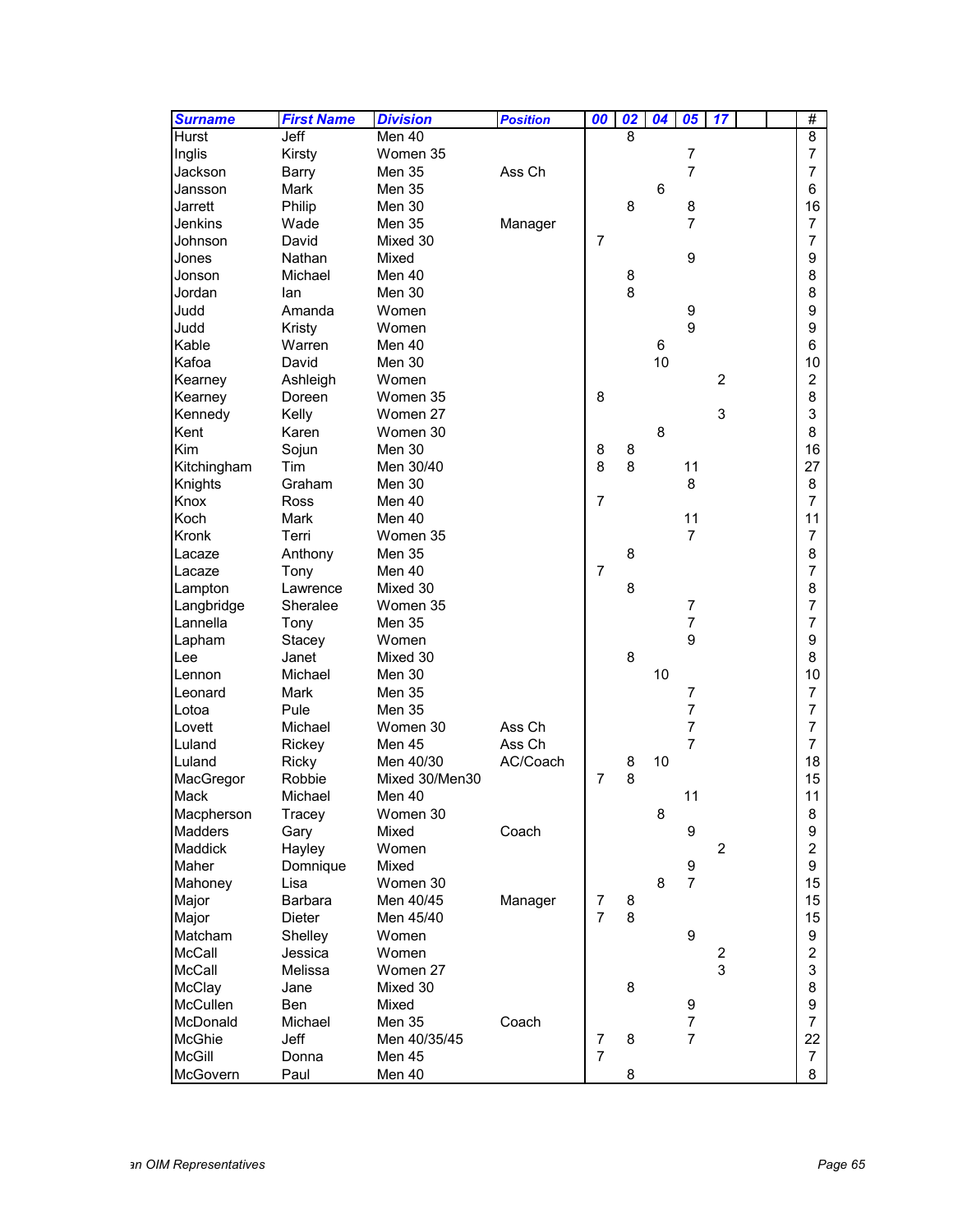| Surname | First Name | Division | Position | 00 | 02 | 04 | 05 | 17 | | | # |
|---|---|---|---|---|---|---|---|---|---|---|---|
| Hurst | Jeff | Men 40 | | | 8 | | | | | | 8 |
| Inglis | Kirsty | Women 35 | | | | | 7 | | | | 7 |
| Jackson | Barry | Men 35 | Ass Ch | | | | 7 | | | | 7 |
| Jansson | Mark | Men 35 | | | | 6 | | | | | 6 |
| Jarrett | Philip | Men 30 | | | 8 | | 8 | | | | 16 |
| Jenkins | Wade | Men 35 | Manager | | | | 7 | | | | 7 |
| Johnson | David | Mixed 30 | | 7 | | | | | | | 7 |
| Jones | Nathan | Mixed | | | | | 9 | | | | 9 |
| Jonson | Michael | Men 40 | | | 8 | | | | | | 8 |
| Jordan | Ian | Men 30 | | | 8 | | | | | | 8 |
| Judd | Amanda | Women | | | | | 9 | | | | 9 |
| Judd | Kristy | Women | | | | | 9 | | | | 9 |
| Kable | Warren | Men 40 | | | | 6 | | | | | 6 |
| Kafoa | David | Men 30 | | | | 10 | | | | | 10 |
| Kearney | Ashleigh | Women | | | | | | 2 | | | 2 |
| Kearney | Doreen | Women 35 | | 8 | | | | | | | 8 |
| Kennedy | Kelly | Women 27 | | | | | | 3 | | | 3 |
| Kent | Karen | Women 30 | | | | 8 | | | | | 8 |
| Kim | Sojun | Men 30 | | 8 | 8 | | | | | | 16 |
| Kitchingham | Tim | Men 30/40 | | 8 | 8 | | 11 | | | | 27 |
| Knights | Graham | Men 30 | | | | | 8 | | | | 8 |
| Knox | Ross | Men 40 | | 7 | | | | | | | 7 |
| Koch | Mark | Men 40 | | | | | 11 | | | | 11 |
| Kronk | Terri | Women 35 | | | | | 7 | | | | 7 |
| Lacaze | Anthony | Men 35 | | | 8 | | | | | | 8 |
| Lacaze | Tony | Men 40 | | 7 | | | | | | | 7 |
| Lampton | Lawrence | Mixed 30 | | | 8 | | | | | | 8 |
| Langbridge | Sheralee | Women 35 | | | | | 7 | | | | 7 |
| Lannella | Tony | Men 35 | | | | | 7 | | | | 7 |
| Lapham | Stacey | Women | | | | | 9 | | | | 9 |
| Lee | Janet | Mixed 30 | | | 8 | | | | | | 8 |
| Lennon | Michael | Men 30 | | | | 10 | | | | | 10 |
| Leonard | Mark | Men 35 | | | | | 7 | | | | 7 |
| Lotoa | Pule | Men 35 | | | | | 7 | | | | 7 |
| Lovett | Michael | Women 30 | Ass Ch | | | | 7 | | | | 7 |
| Luland | Rickey | Men 45 | Ass Ch | | | | 7 | | | | 7 |
| Luland | Ricky | Men 40/30 | AC/Coach | | 8 | 10 | | | | | 18 |
| MacGregor | Robbie | Mixed 30/Men30 | | 7 | 8 | | | | | | 15 |
| Mack | Michael | Men 40 | | | | | 11 | | | | 11 |
| Macpherson | Tracey | Women 30 | | | | 8 | | | | | 8 |
| Madders | Gary | Mixed | Coach | | | | 9 | | | | 9 |
| Maddick | Hayley | Women | | | | | | 2 | | | 2 |
| Maher | Domnique | Mixed | | | | | 9 | | | | 9 |
| Mahoney | Lisa | Women 30 | | | | 8 | 7 | | | | 15 |
| Major | Barbara | Men 40/45 | Manager | 7 | 8 | | | | | | 15 |
| Major | Dieter | Men 45/40 | | 7 | 8 | | | | | | 15 |
| Matcham | Shelley | Women | | | | | 9 | | | | 9 |
| McCall | Jessica | Women | | | | | | 2 | | | 2 |
| McCall | Melissa | Women 27 | | | | | | 3 | | | 3 |
| McClay | Jane | Mixed 30 | | | 8 | | | | | | 8 |
| McCullen | Ben | Mixed | | | | | 9 | | | | 9 |
| McDonald | Michael | Men 35 | Coach | | | | 7 | | | | 7 |
| McGhie | Jeff | Men 40/35/45 | | 7 | 8 | | 7 | | | | 22 |
| McGill | Donna | Men 45 | | 7 | | | | | | | 7 |
| McGovern | Paul | Men 40 | | | 8 | | | | | | 8 |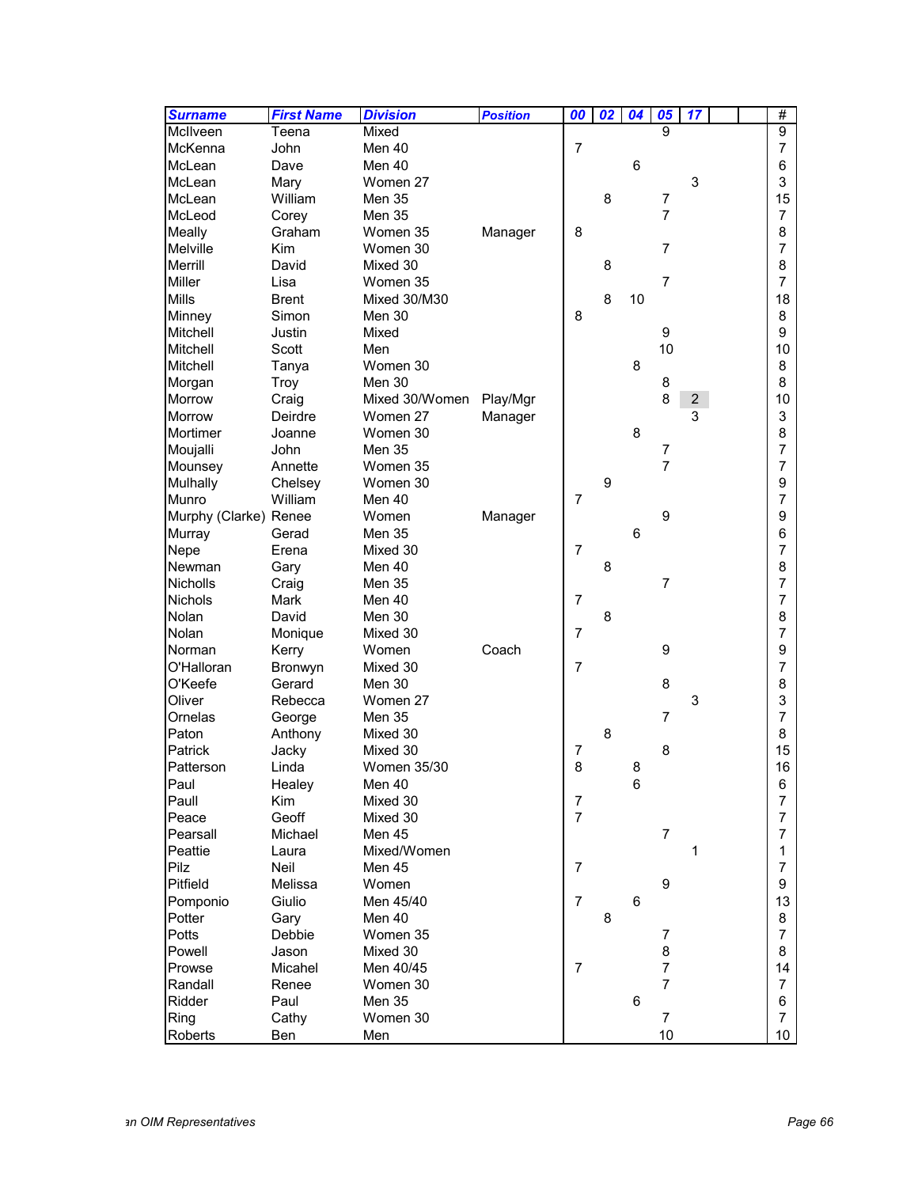| Surname | First Name | Division | Position | 00 | 02 | 04 | 05 | 17 | | | # |
|---|---|---|---|---|---|---|---|---|---|---|---|
| McIlveen | Teena | Mixed | | | | | 9 | | | | 9 |
| McKenna | John | Men 40 | | 7 | | | | | | | 7 |
| McLean | Dave | Men 40 | | | | 6 | | | | | 6 |
| McLean | Mary | Women 27 | | | | | | 3 | | | 3 |
| McLean | William | Men 35 | | | 8 | | 7 | | | | 15 |
| McLeod | Corey | Men 35 | | | | | 7 | | | | 7 |
| Meally | Graham | Women 35 | Manager | 8 | | | | | | | 8 |
| Melville | Kim | Women 30 | | | | | 7 | | | | 7 |
| Merrill | David | Mixed 30 | | | 8 | | | | | | 8 |
| Miller | Lisa | Women 35 | | | | | 7 | | | | 7 |
| Mills | Brent | Mixed 30/M30 | | | 8 | 10 | | | | | 18 |
| Minney | Simon | Men 30 | | 8 | | | | | | | 8 |
| Mitchell | Justin | Mixed | | | | | 9 | | | | 9 |
| Mitchell | Scott | Men | | | | | 10 | | | | 10 |
| Mitchell | Tanya | Women 30 | | | | 8 | | | | | 8 |
| Morgan | Troy | Men 30 | | | | | 8 | | | | 8 |
| Morrow | Craig | Mixed 30/Women | Play/Mgr | | | | 8 | 2 | | | 10 |
| Morrow | Deirdre | Women 27 | Manager | | | | | 3 | | | 3 |
| Mortimer | Joanne | Women 30 | | | | 8 | | | | | 8 |
| Moujalli | John | Men 35 | | | | | 7 | | | | 7 |
| Mounsey | Annette | Women 35 | | | | | 7 | | | | 7 |
| Mulhally | Chelsey | Women 30 | | | 9 | | | | | | 9 |
| Munro | William | Men 40 | | 7 | | | | | | | 7 |
| Murphy (Clarke) | Renee | Women | Manager | | | | 9 | | | | 9 |
| Murray | Gerad | Men 35 | | | | 6 | | | | | 6 |
| Nepe | Erena | Mixed 30 | | 7 | | | | | | | 7 |
| Newman | Gary | Men 40 | | | 8 | | | | | | 8 |
| Nicholls | Craig | Men 35 | | | | | 7 | | | | 7 |
| Nichols | Mark | Men 40 | | 7 | | | | | | | 7 |
| Nolan | David | Men 30 | | | 8 | | | | | | 8 |
| Nolan | Monique | Mixed 30 | | 7 | | | | | | | 7 |
| Norman | Kerry | Women | Coach | | | | 9 | | | | 9 |
| O'Halloran | Bronwyn | Mixed 30 | | 7 | | | | | | | 7 |
| O'Keefe | Gerard | Men 30 | | | | | 8 | | | | 8 |
| Oliver | Rebecca | Women 27 | | | | | | 3 | | | 3 |
| Ornelas | George | Men 35 | | | | | 7 | | | | 7 |
| Paton | Anthony | Mixed 30 | | | 8 | | | | | | 8 |
| Patrick | Jacky | Mixed 30 | | 7 | | | 8 | | | | 15 |
| Patterson | Linda | Women 35/30 | | 8 | | 8 | | | | | 16 |
| Paul | Healey | Men 40 | | | | 6 | | | | | 6 |
| Paull | Kim | Mixed 30 | | 7 | | | | | | | 7 |
| Peace | Geoff | Mixed 30 | | 7 | | | | | | | 7 |
| Pearsall | Michael | Men 45 | | | | | 7 | | | | 7 |
| Peattie | Laura | Mixed/Women | | | | | | 1 | | | 1 |
| Pilz | Neil | Men 45 | | 7 | | | | | | | 7 |
| Pitfield | Melissa | Women | | | | | 9 | | | | 9 |
| Pomponio | Giulio | Men 45/40 | | 7 | | 6 | | | | | 13 |
| Potter | Gary | Men 40 | | | 8 | | | | | | 8 |
| Potts | Debbie | Women 35 | | | | | 7 | | | | 7 |
| Powell | Jason | Mixed 30 | | | | | 8 | | | | 8 |
| Prowse | Micahel | Men 40/45 | | 7 | | | 7 | | | | 14 |
| Randall | Renee | Women 30 | | | | | 7 | | | | 7 |
| Ridder | Paul | Men 35 | | | | 6 | | | | | 6 |
| Ring | Cathy | Women 30 | | | | | 7 | | | | 7 |
| Roberts | Ben | Men | | | | | 10 | | | | 10 |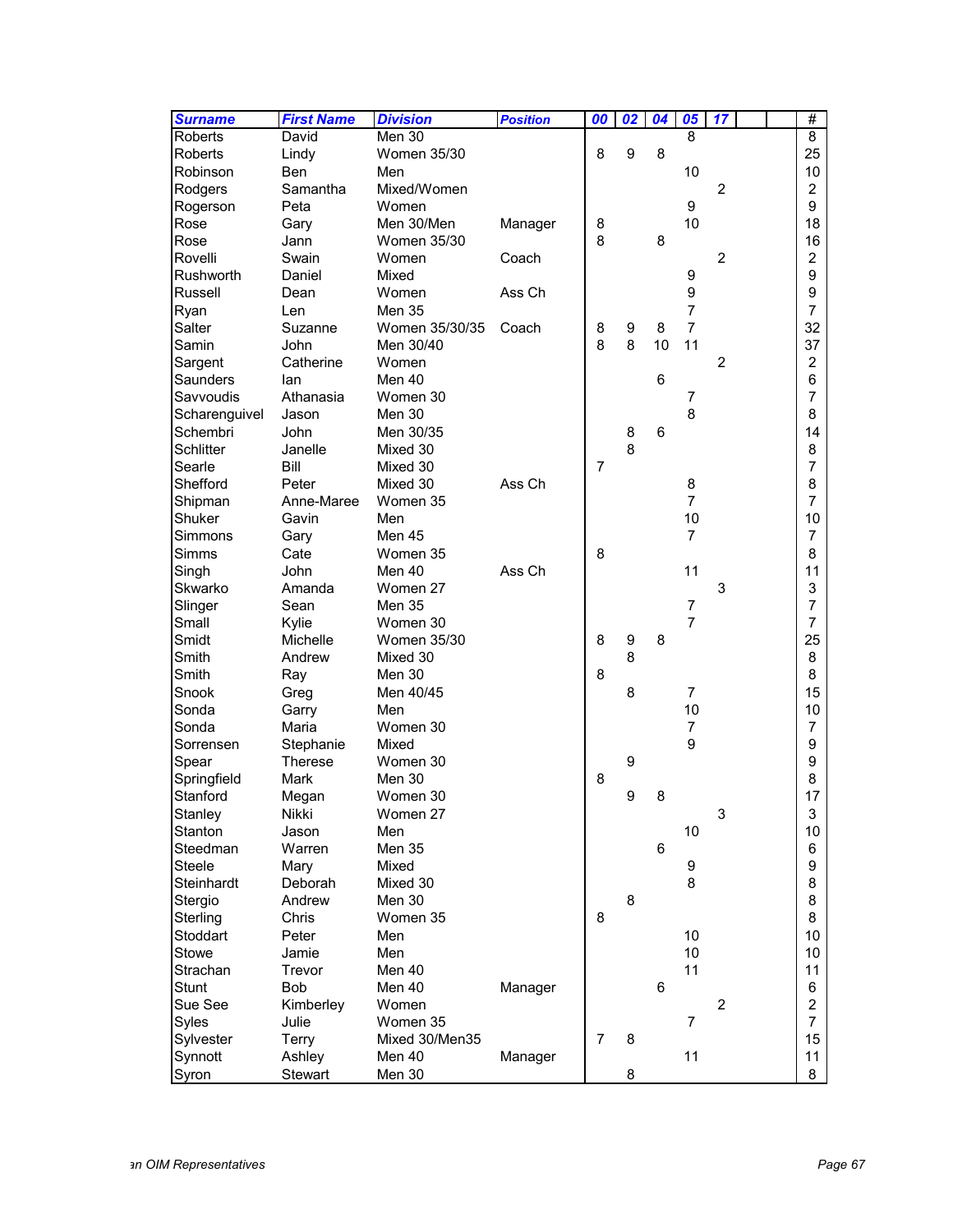| Surname | First Name | Division | Position | 00 | 02 | 04 | 05 | 17 | | | # |
|---|---|---|---|---|---|---|---|---|---|---|---|
| Roberts | David | Men 30 | | | | | 8 | | | | 8 |
| Roberts | Lindy | Women 35/30 | | 8 | 9 | 8 | | | | | 25 |
| Robinson | Ben | Men | | | | | 10 | | | | 10 |
| Rodgers | Samantha | Mixed/Women | | | | | | 2 | | | 2 |
| Rogerson | Peta | Women | | | | | 9 | | | | 9 |
| Rose | Gary | Men 30/Men | Manager | 8 | | | 10 | | | | 18 |
| Rose | Jann | Women 35/30 | | 8 | | 8 | | | | | 16 |
| Rovelli | Swain | Women | Coach | | | | | 2 | | | 2 |
| Rushworth | Daniel | Mixed | | | | | 9 | | | | 9 |
| Russell | Dean | Women | Ass Ch | | | | 9 | | | | 9 |
| Ryan | Len | Men 35 | | | | | 7 | | | | 7 |
| Salter | Suzanne | Women 35/30/35 | Coach | 8 | 9 | 8 | 7 | | | | 32 |
| Samin | John | Men 30/40 | | 8 | 8 | 10 | 11 | | | | 37 |
| Sargent | Catherine | Women | | | | | | 2 | | | 2 |
| Saunders | Ian | Men 40 | | | | 6 | | | | | 6 |
| Savvoudis | Athanasia | Women 30 | | | | | 7 | | | | 7 |
| Scharenguivel | Jason | Men 30 | | | | | 8 | | | | 8 |
| Schembri | John | Men 30/35 | | | 8 | 6 | | | | | 14 |
| Schlitter | Janelle | Mixed 30 | | | 8 | | | | | | 8 |
| Searle | Bill | Mixed 30 | | 7 | | | | | | | 7 |
| Shefford | Peter | Mixed 30 | Ass Ch | | | | 8 | | | | 8 |
| Shipman | Anne-Maree | Women 35 | | | | | 7 | | | | 7 |
| Shuker | Gavin | Men | | | | | 10 | | | | 10 |
| Simmons | Gary | Men 45 | | | | | 7 | | | | 7 |
| Simms | Cate | Women 35 | | 8 | | | | | | | 8 |
| Singh | John | Men 40 | Ass Ch | | | | 11 | | | | 11 |
| Skwarko | Amanda | Women 27 | | | | | | 3 | | | 3 |
| Slinger | Sean | Men 35 | | | | | 7 | | | | 7 |
| Small | Kylie | Women 30 | | | | | 7 | | | | 7 |
| Smidt | Michelle | Women 35/30 | | 8 | 9 | 8 | | | | | 25 |
| Smith | Andrew | Mixed 30 | | | 8 | | | | | | 8 |
| Smith | Ray | Men 30 | | 8 | | | | | | | 8 |
| Snook | Greg | Men 40/45 | | | 8 | | 7 | | | | 15 |
| Sonda | Garry | Men | | | | | 10 | | | | 10 |
| Sonda | Maria | Women 30 | | | | | 7 | | | | 7 |
| Sorrensen | Stephanie | Mixed | | | | | 9 | | | | 9 |
| Spear | Therese | Women 30 | | | 9 | | | | | | 9 |
| Springfield | Mark | Men 30 | | 8 | | | | | | | 8 |
| Stanford | Megan | Women 30 | | | 9 | 8 | | | | | 17 |
| Stanley | Nikki | Women 27 | | | | | | 3 | | | 3 |
| Stanton | Jason | Men | | | | | 10 | | | | 10 |
| Steedman | Warren | Men 35 | | | | 6 | | | | | 6 |
| Steele | Mary | Mixed | | | | | 9 | | | | 9 |
| Steinhardt | Deborah | Mixed 30 | | | | | 8 | | | | 8 |
| Stergio | Andrew | Men 30 | | | 8 | | | | | | 8 |
| Sterling | Chris | Women 35 | | 8 | | | | | | | 8 |
| Stoddart | Peter | Men | | | | | 10 | | | | 10 |
| Stowe | Jamie | Men | | | | | 10 | | | | 10 |
| Strachan | Trevor | Men 40 | | | | | 11 | | | | 11 |
| Stunt | Bob | Men 40 | Manager | | | 6 | | | | | 6 |
| Sue See | Kimberley | Women | | | | | | 2 | | | 2 |
| Syles | Julie | Women 35 | | | | | 7 | | | | 7 |
| Sylvester | Terry | Mixed 30/Men35 | | 7 | 8 | | | | | | 15 |
| Synnott | Ashley | Men 40 | Manager | | | | 11 | | | | 11 |
| Syron | Stewart | Men 30 | | | 8 | | | | | | 8 |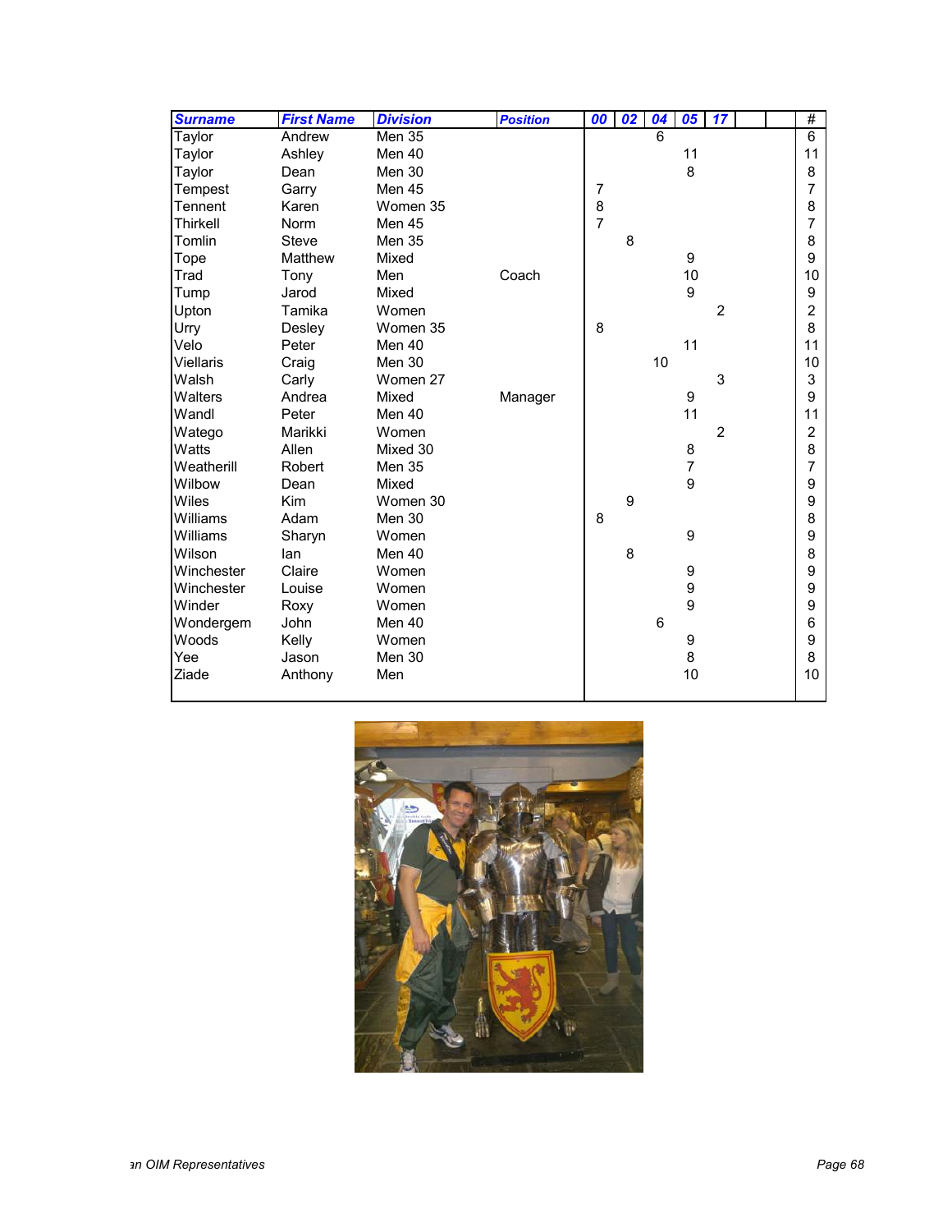| Surname | First Name | Division | Position | 00 | 02 | 04 | 05 | 17 | | | # |
|---|---|---|---|---|---|---|---|---|---|---|---|
| Taylor | Andrew | Men 35 | | | | 6 | | | | | 6 |
| Taylor | Ashley | Men 40 | | | | | 11 | | | | 11 |
| Taylor | Dean | Men 30 | | | | | 8 | | | | 8 |
| Tempest | Garry | Men 45 | | 7 | | | | | | | 7 |
| Tennent | Karen | Women 35 | | 8 | | | | | | | 8 |
| Thirkell | Norm | Men 45 | | 7 | | | | | | | 7 |
| Tomlin | Steve | Men 35 | | | 8 | | | | | | 8 |
| Tope | Matthew | Mixed | | | | | 9 | | | | 9 |
| Trad | Tony | Men | Coach | | | | 10 | | | | 10 |
| Tump | Jarod | Mixed | | | | | 9 | | | | 9 |
| Upton | Tamika | Women | | | | | | 2 | | | 2 |
| Urry | Desley | Women 35 | | 8 | | | | | | | 8 |
| Velo | Peter | Men 40 | | | | | 11 | | | | 11 |
| Viellaris | Craig | Men 30 | | | | 10 | | | | | 10 |
| Walsh | Carly | Women 27 | | | | | | 3 | | | 3 |
| Walters | Andrea | Mixed | Manager | | | | 9 | | | | 9 |
| Wandl | Peter | Men 40 | | | | | 11 | | | | 11 |
| Watego | Marikki | Women | | | | | | 2 | | | 2 |
| Watts | Allen | Mixed 30 | | | | | 8 | | | | 8 |
| Weatherill | Robert | Men 35 | | | | | 7 | | | | 7 |
| Wilbow | Dean | Mixed | | | | | 9 | | | | 9 |
| Wiles | Kim | Women 30 | | | 9 | | | | | | 9 |
| Williams | Adam | Men 30 | | 8 | | | | | | | 8 |
| Williams | Sharyn | Women | | | | | 9 | | | | 9 |
| Wilson | Ian | Men 40 | | | 8 | | | | | | 8 |
| Winchester | Claire | Women | | | | | 9 | | | | 9 |
| Winchester | Louise | Women | | | | | 9 | | | | 9 |
| Winder | Roxy | Women | | | | | 9 | | | | 9 |
| Wondergem | John | Men 40 | | | | 6 | | | | | 6 |
| Woods | Kelly | Women | | | | | 9 | | | | 9 |
| Yee | Jason | Men 30 | | | | | 8 | | | | 8 |
| Ziade | Anthony | Men | | | | | 10 | | | | 10 |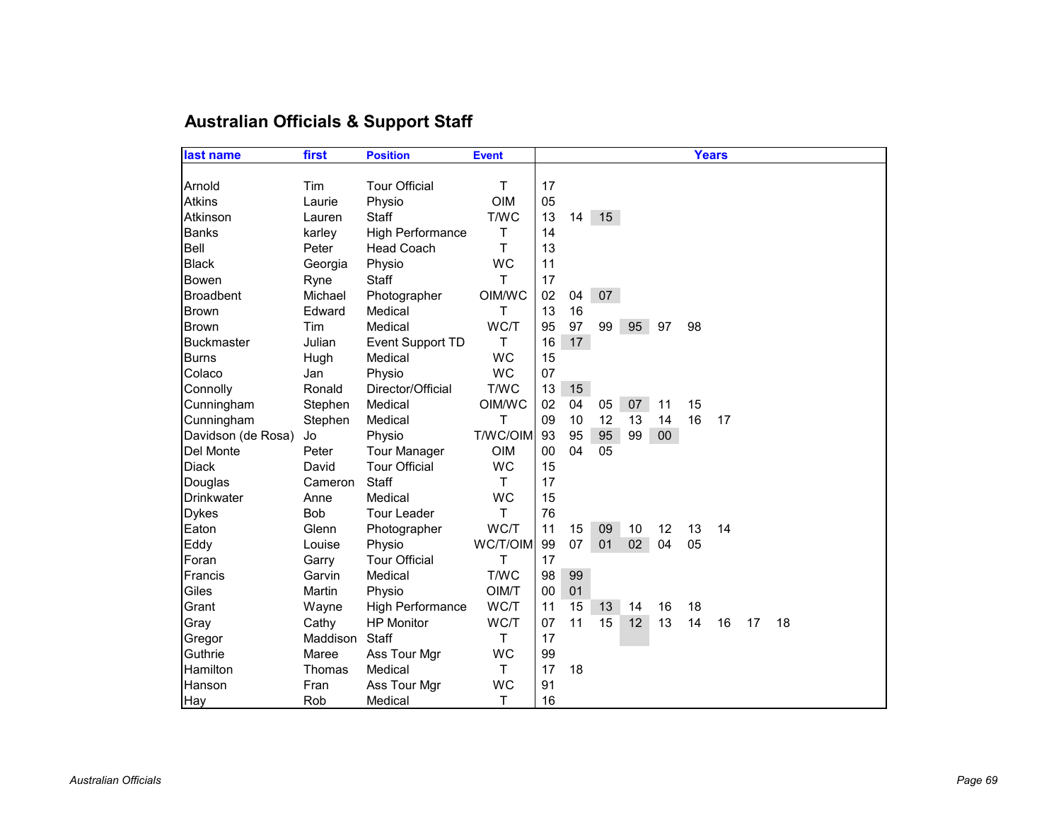## Australian Officials & Support Staff

| last name | first | Position | Event | Years | | | | | | | | |
|---|---|---|---|---|---|---|---|---|---|---|---|---|
| Arnold | Tim | Tour Official | T | 17 | | | | | | | | |
| Atkins | Laurie | Physio | OIM | 05 | | | | | | | | |
| Atkinson | Lauren | Staff | T/WC | 13 | 14 | 15 | | | | | | |
| Banks | karley | High Performance | T | 14 | | | | | | | | |
| Bell | Peter | Head Coach | T | 13 | | | | | | | | |
| Black | Georgia | Physio | WC | 11 | | | | | | | | |
| Bowen | Ryne | Staff | T | 17 | | | | | | | | |
| Broadbent | Michael | Photographer | OIM/WC | 02 | 04 | 07 | | | | | | |
| Brown | Edward | Medical | T | 13 | 16 | | | | | | | |
| Brown | Tim | Medical | WC/T | 95 | 97 | 99 | 95 | 97 | 98 | | | |
| Buckmaster | Julian | Event Support TD | T | 16 | 17 | | | | | | | |
| Burns | Hugh | Medical | WC | 15 | | | | | | | | |
| Colaco | Jan | Physio | WC | 07 | | | | | | | | |
| Connolly | Ronald | Director/Official | T/WC | 13 | 15 | | | | | | | |
| Cunningham | Stephen | Medical | OIM/WC | 02 | 04 | 05 | 07 | 11 | 15 | | | |
| Cunningham | Stephen | Medical | T | 09 | 10 | 12 | 13 | 14 | 16 | 17 | | |
| Davidson (de Rosa) | Jo | Physio | T/WC/OIM | 93 | 95 | 95 | 99 | 00 | | | | |
| Del Monte | Peter | Tour Manager | OIM | 00 | 04 | 05 | | | | | | |
| Diack | David | Tour Official | WC | 15 | | | | | | | | |
| Douglas | Cameron | Staff | T | 17 | | | | | | | | |
| Drinkwater | Anne | Medical | WC | 15 | | | | | | | | |
| Dykes | Bob | Tour Leader | T | 76 | | | | | | | | |
| Eaton | Glenn | Photographer | WC/T | 11 | 15 | 09 | 10 | 12 | 13 | 14 | | |
| Eddy | Louise | Physio | WC/T/OIM | 99 | 07 | 01 | 02 | 04 | 05 | | | |
| Foran | Garry | Tour Official | T | 17 | | | | | | | | |
| Francis | Garvin | Medical | T/WC | 98 | 99 | | | | | | | |
| Giles | Martin | Physio | OIM/T | 00 | 01 | | | | | | | |
| Grant | Wayne | High Performance | WC/T | 11 | 15 | 13 | 14 | 16 | 18 | | | |
| Gray | Cathy | HP Monitor | WC/T | 07 | 11 | 15 | 12 | 13 | 14 | 16 | 17 | 18 |
| Gregor | Maddison | Staff | T | 17 | | | | | | | | |
| Guthrie | Maree | Ass Tour Mgr | WC | 99 | | | | | | | | |
| Hamilton | Thomas | Medical | T | 17 | 18 | | | | | | | |
| Hanson | Fran | Ass Tour Mgr | WC | 91 | | | | | | | | |
| Hay | Rob | Medical | T | 16 | | | | | | | | |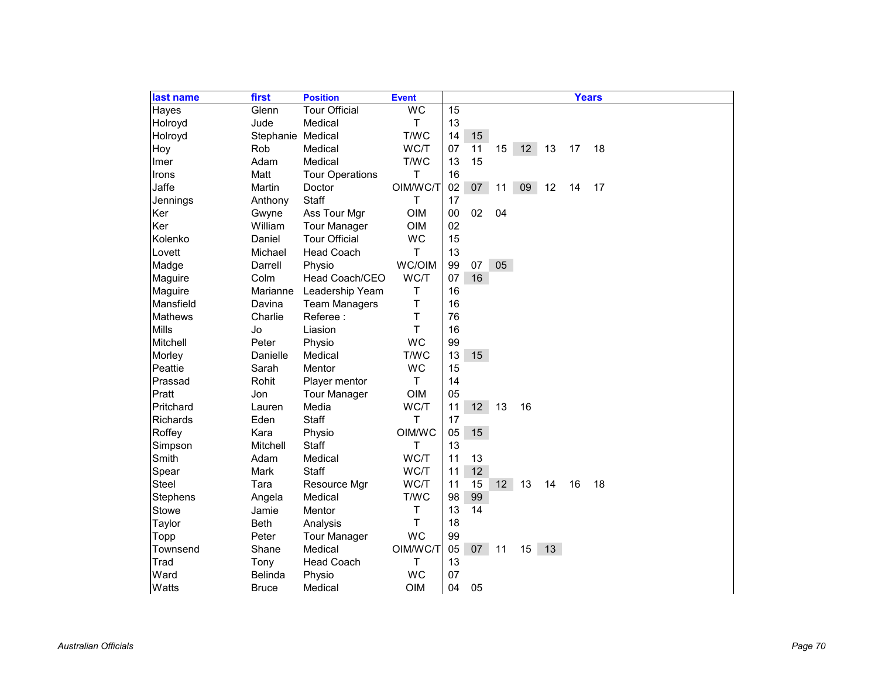| last name | first | Position | Event | Years | | | | | | |
|---|---|---|---|---|---|---|---|---|---|---|
| Hayes | Glenn | Tour Official | WC | 15 | | | | | | |
| Holroyd | Jude | Medical | T | 13 | | | | | | |
| Holroyd | Stephanie | Medical | T/WC | 14 | 15 | | | | | |
| Hoy | Rob | Medical | WC/T | 07 | 11 | 15 | 12 | 13 | 17 | 18 |
| Imer | Adam | Medical | T/WC | 13 | 15 | | | | | |
| Irons | Matt | Tour Operations | T | 16 | | | | | | |
| Jaffe | Martin | Doctor | OIM/WC/T | 02 | 07 | 11 | 09 | 12 | 14 | 17 |
| Jennings | Anthony | Staff | T | 17 | | | | | | |
| Ker | Gwyne | Ass Tour Mgr | OIM | 00 | 02 | 04 | | | | |
| Ker | William | Tour Manager | OIM | 02 | | | | | | |
| Kolenko | Daniel | Tour Official | WC | 15 | | | | | | |
| Lovett | Michael | Head Coach | T | 13 | | | | | | |
| Madge | Darrell | Physio | WC/OIM | 99 | 07 | 05 | | | | |
| Maguire | Colm | Head Coach/CEO | WC/T | 07 | 16 | | | | | |
| Maguire | Marianne | Leadership Yeam | T | 16 | | | | | | |
| Mansfield | Davina | Team Managers | T | 16 | | | | | | |
| Mathews | Charlie | Referee : | T | 76 | | | | | | |
| Mills | Jo | Liasion | T | 16 | | | | | | |
| Mitchell | Peter | Physio | WC | 99 | | | | | | |
| Morley | Danielle | Medical | T/WC | 13 | 15 | | | | | |
| Peattie | Sarah | Mentor | WC | 15 | | | | | | |
| Prassad | Rohit | Player mentor | T | 14 | | | | | | |
| Pratt | Jon | Tour Manager | OIM | 05 | | | | | | |
| Pritchard | Lauren | Media | WC/T | 11 | 12 | 13 | 16 | | | |
| Richards | Eden | Staff | T | 17 | | | | | | |
| Roffey | Kara | Physio | OIM/WC | 05 | 15 | | | | | |
| Simpson | Mitchell | Staff | T | 13 | | | | | | |
| Smith | Adam | Medical | WC/T | 11 | 13 | | | | | |
| Spear | Mark | Staff | WC/T | 11 | 12 | | | | | |
| Steel | Tara | Resource Mgr | WC/T | 11 | 15 | 12 | 13 | 14 | 16 | 18 |
| Stephens | Angela | Medical | T/WC | 98 | 99 | | | | | |
| Stowe | Jamie | Mentor | T | 13 | 14 | | | | | |
| Taylor | Beth | Analysis | T | 18 | | | | | | |
| Topp | Peter | Tour Manager | WC | 99 | | | | | | |
| Townsend | Shane | Medical | OIM/WC/T | 05 | 07 | 11 | 15 | 13 | | |
| Trad | Tony | Head Coach | T | 13 | | | | | | |
| Ward | Belinda | Physio | WC | 07 | | | | | | |
| Watts | Bruce | Medical | OIM | 04 | 05 | | | | | |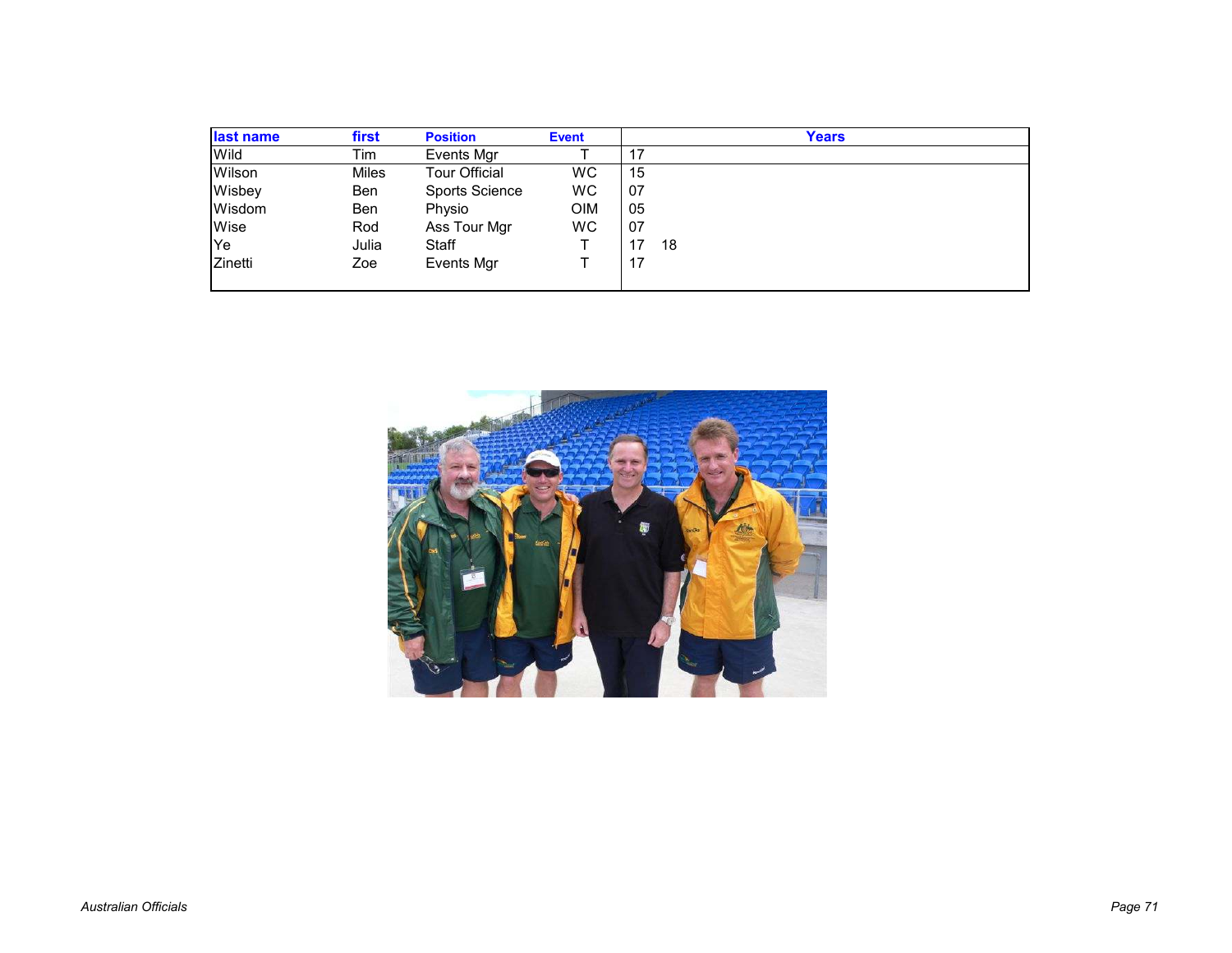| last name | first | Position | Event | Years |
|---|---|---|---|---|
| Wild | Tim | Events Mgr | T | 17 |
| Wilson | Miles | Tour Official | WC | 15 |
| Wisbey | Ben | Sports Science | WC | 07 |
| Wisdom | Ben | Physio | OIM | 05 |
| Wise | Rod | Ass Tour Mgr | WC | 07 |
| Ye | Julia | Staff | T | 17 18 |
| Zinetti | Zoe | Events Mgr | T | 17 |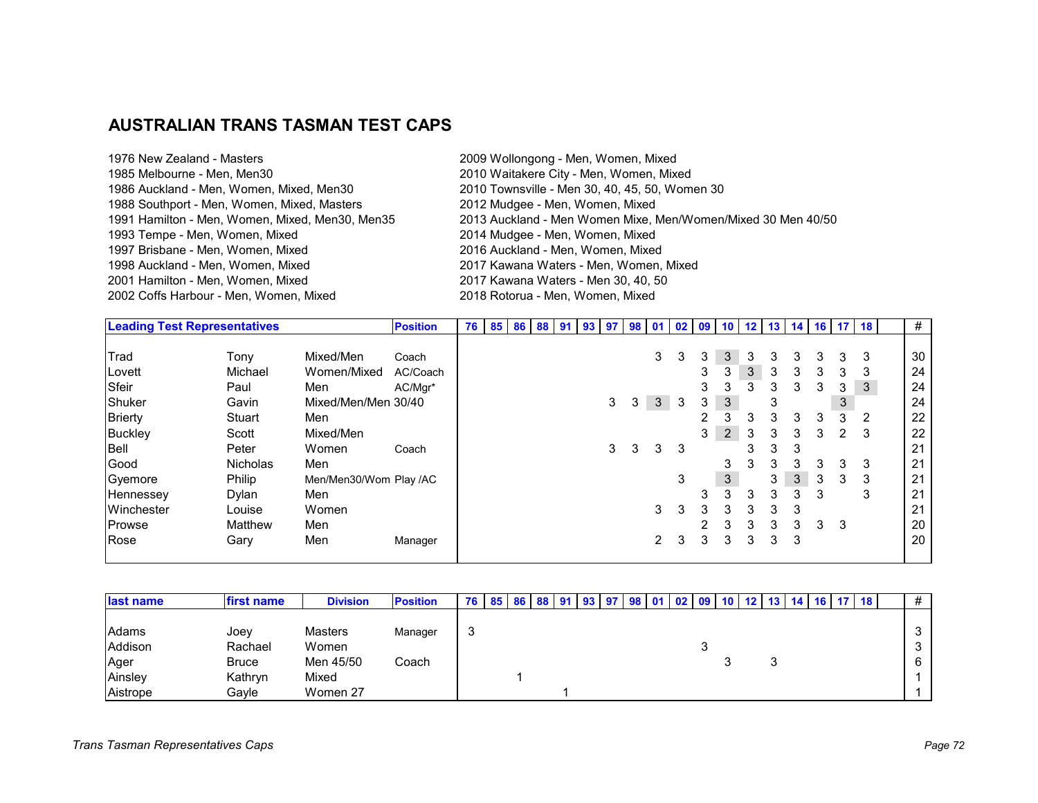## AUSTRALIAN TRANS TASMAN TEST CAPS

1976 New Zealand - Masters
1985 Melbourne - Men, Men30
1986 Auckland - Men, Women, Mixed, Men30
1988 Southport - Men, Women, Mixed, Masters
1991 Hamilton - Men, Women, Mixed, Men30, Men35
1993 Tempe - Men, Women, Mixed
1997 Brisbane - Men, Women, Mixed
1998 Auckland - Men, Women, Mixed
2001 Hamilton - Men, Women, Mixed
2002 Coffs Harbour - Men, Women, Mixed
2009 Wollongong - Men, Women, Mixed
2010 Waitakere City - Men, Women, Mixed
2010 Townsville - Men 30, 40, 45, 50, Women 30
2012 Mudgee - Men, Women, Mixed
2013 Auckland - Men Women Mixe, Men/Women/Mixed 30 Men 40/50
2014 Mudgee - Men, Women, Mixed
2016 Auckland - Men, Women, Mixed
2017 Kawana Waters - Men, Women, Mixed
2017 Kawana Waters - Men 30, 40, 50
2018 Rotorua - Men, Women, Mixed

| Leading Test Representatives | | | Position | 76 | 85 | 86 | 88 | 91 | 93 | 97 | 98 | 01 | 02 | 09 | 10 | 12 | 13 | 14 | 16 | 17 | 18 | | # |
|---|---|---|---|---|---|---|---|---|---|---|---|---|---|---|---|---|---|---|---|---|---|---|---|
| Trad | Tony | Mixed/Men | Coach | | | | | | | | | 3 | 3 | 3 | 3 | 3 | 3 | 3 | 3 | 3 | 3 | | 30 |
| Lovett | Michael | Women/Mixed | AC/Coach | | | | | | | | | | | 3 | 3 | 3 | 3 | 3 | 3 | 3 | 3 | | 24 |
| Sfeir | Paul | Men | AC/Mgr* | | | | | | | | | | | 3 | 3 | 3 | 3 | 3 | 3 | 3 | 3 | | 24 |
| Shuker | Gavin | Mixed/Men/Men 30/40 | | | | | | | | 3 | 3 | 3 | 3 | 3 | 3 | | 3 | | | 3 | | | 24 |
| Brierty | Stuart | Men | | | | | | | | | | | | 2 | 3 | 3 | 3 | 3 | 3 | 3 | 2 | | 22 |
| Buckley | Scott | Mixed/Men | | | | | | | | | | | | 3 | 2 | 3 | 3 | 3 | 3 | 2 | 3 | | 22 |
| Bell | Peter | Women | Coach | | | | | | | 3 | 3 | 3 | 3 | | | 3 | 3 | 3 | | | | | 21 |
| Good | Nicholas | Men | | | | | | | | | | | | | 3 | 3 | 3 | 3 | 3 | 3 | 3 | | 21 |
| Gyemore | Philip | Men/Men30/Wom | Play /AC | | | | | | | | | | 3 | | 3 | | 3 | 3 | 3 | 3 | 3 | | 21 |
| Hennessey | Dylan | Men | | | | | | | | | | | | 3 | 3 | 3 | 3 | 3 | 3 | | 3 | | 21 |
| Winchester | Louise | Women | | | | | | | | | | 3 | 3 | 3 | 3 | 3 | 3 | 3 | | | | | 21 |
| Prowse | Matthew | Men | | | | | | | | | | | | 2 | 3 | 3 | 3 | 3 | 3 | 3 | | | 20 |
| Rose | Gary | Men | Manager | | | | | | | | | 2 | 3 | 3 | 3 | 3 | 3 | 3 | | | | | 20 |

| last name | first name | Division | Position | 76 | 85 | 86 | 88 | 91 | 93 | 97 | 98 | 01 | 02 | 09 | 10 | 12 | 13 | 14 | 16 | 17 | 18 | | # |
|---|---|---|---|---|---|---|---|---|---|---|---|---|---|---|---|---|---|---|---|---|---|---|---|
| Adams | Joey | Masters | Manager | 3 | | | | | | | | | | | | | | | | | | | 3 |
| Addison | Rachael | Women | | | | | | | | | | | | 3 | | | | | | | | | 3 |
| Ager | Bruce | Men 45/50 | Coach | | | | | | | | | | | | 3 | | 3 | | | | | | 6 |
| Ainsley | Kathryn | Mixed | | | | 1 | | | | | | | | | | | | | | | | | 1 |
| Aistrope | Gayle | Women 27 | | | | | | 1 | | | | | | | | | | | | | | | 1 |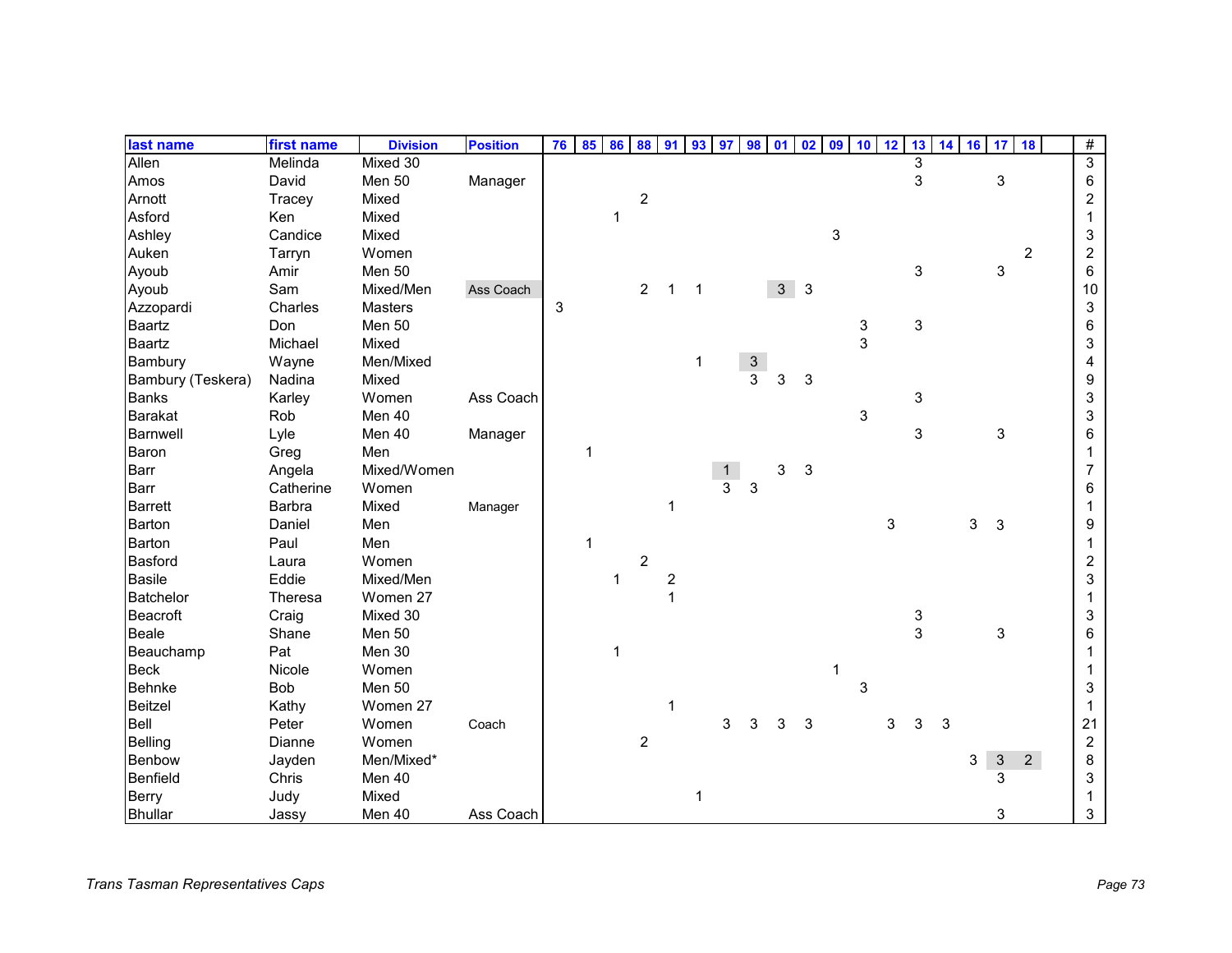| last name | first name | Division | Position | 76 | 85 | 86 | 88 | 91 | 93 | 97 | 98 | 01 | 02 | 09 | 10 | 12 | 13 | 14 | 16 | 17 | 18 | | # |
|---|---|---|---|---|---|---|---|---|---|---|---|---|---|---|---|---|---|---|---|---|---|---|---|
| Allen | Melinda | Mixed 30 | | | | | | | | | | | | | | | 3 | | | | | | 3 |
| Amos | David | Men 50 | Manager | | | | | | | | | | | | | | 3 | | | 3 | | | 6 |
| Arnott | Tracey | Mixed | | | | | 2 | | | | | | | | | | | | | | | | 2 |
| Asford | Ken | Mixed | | | | 1 | | | | | | | | | | | | | | | | | 1 |
| Ashley | Candice | Mixed | | | | | | | | | | | | 3 | | | | | | | | | 3 |
| Auken | Tarryn | Women | | | | | | | | | | | | | | | | | | | 2 | | 2 |
| Ayoub | Amir | Men 50 | | | | | | | | | | | | | | | 3 | | | 3 | | | 6 |
| Ayoub | Sam | Mixed/Men | Ass Coach | | | | 2 | 1 | 1 | | | 3 | 3 | | | | | | | | | | 10 |
| Azzopardi | Charles | Masters | | 3 | | | | | | | | | | | | | | | | | | | 3 |
| Baartz | Don | Men 50 | | | | | | | | | | | | | 3 | | 3 | | | | | | 6 |
| Baartz | Michael | Mixed | | | | | | | | | | | | | 3 | | | | | | | | 3 |
| Bambury | Wayne | Men/Mixed | | | | | | | 1 | | 3 | | | | | | | | | | | | 4 |
| Bambury (Teskera) | Nadina | Mixed | | | | | | | | | 3 | 3 | 3 | | | | | | | | | | 9 |
| Banks | Karley | Women | Ass Coach | | | | | | | | | | | | | | 3 | | | | | | 3 |
| Barakat | Rob | Men 40 | | | | | | | | | | | | | 3 | | | | | | | | 3 |
| Barnwell | Lyle | Men 40 | Manager | | | | | | | | | | | | | | 3 | | | 3 | | | 6 |
| Baron | Greg | Men | | | 1 | | | | | | | | | | | | | | | | | | 1 |
| Barr | Angela | Mixed/Women | | | | | | | | 1 | | 3 | 3 | | | | | | | | | | 7 |
| Barr | Catherine | Women | | | | | | | | 3 | 3 | | | | | | | | | | | | 6 |
| Barrett | Barbra | Mixed | Manager | | | | | 1 | | | | | | | | | | | | | | | 1 |
| Barton | Daniel | Men | | | | | | | | | | | | | | 3 | | | 3 | 3 | | | 9 |
| Barton | Paul | Men | | | 1 | | | | | | | | | | | | | | | | | | 1 |
| Basford | Laura | Women | | | | | 2 | | | | | | | | | | | | | | | | 2 |
| Basile | Eddie | Mixed/Men | | | | 1 | | 2 | | | | | | | | | | | | | | | 3 |
| Batchelor | Theresa | Women 27 | | | | | | 1 | | | | | | | | | | | | | | | 1 |
| Beacroft | Craig | Mixed 30 | | | | | | | | | | | | | | | 3 | | | | | | 3 |
| Beale | Shane | Men 50 | | | | | | | | | | | | | | | 3 | | | 3 | | | 6 |
| Beauchamp | Pat | Men 30 | | | | 1 | | | | | | | | | | | | | | | | | 1 |
| Beck | Nicole | Women | | | | | | | | | | | | 1 | | | | | | | | | 1 |
| Behnke | Bob | Men 50 | | | | | | | | | | | | | 3 | | | | | | | | 3 |
| Beitzel | Kathy | Women 27 | | | | | | 1 | | | | | | | | | | | | | | | 1 |
| Bell | Peter | Women | Coach | | | | | | | 3 | 3 | 3 | 3 | | | 3 | 3 | 3 | | | | | 21 |
| Belling | Dianne | Women | | | | | 2 | | | | | | | | | | | | | | | | 2 |
| Benbow | Jayden | Men/Mixed* | | | | | | | | | | | | | | | | | 3 | 3 | 2 | | 8 |
| Benfield | Chris | Men 40 | | | | | | | | | | | | | | | | | | 3 | | | 3 |
| Berry | Judy | Mixed | | | | | | | 1 | | | | | | | | | | | | | | 1 |
| Bhullar | Jassy | Men 40 | Ass Coach | | | | | | | | | | | | | | | | | 3 | | | 3 |

*Trans Tasman Representatives Caps*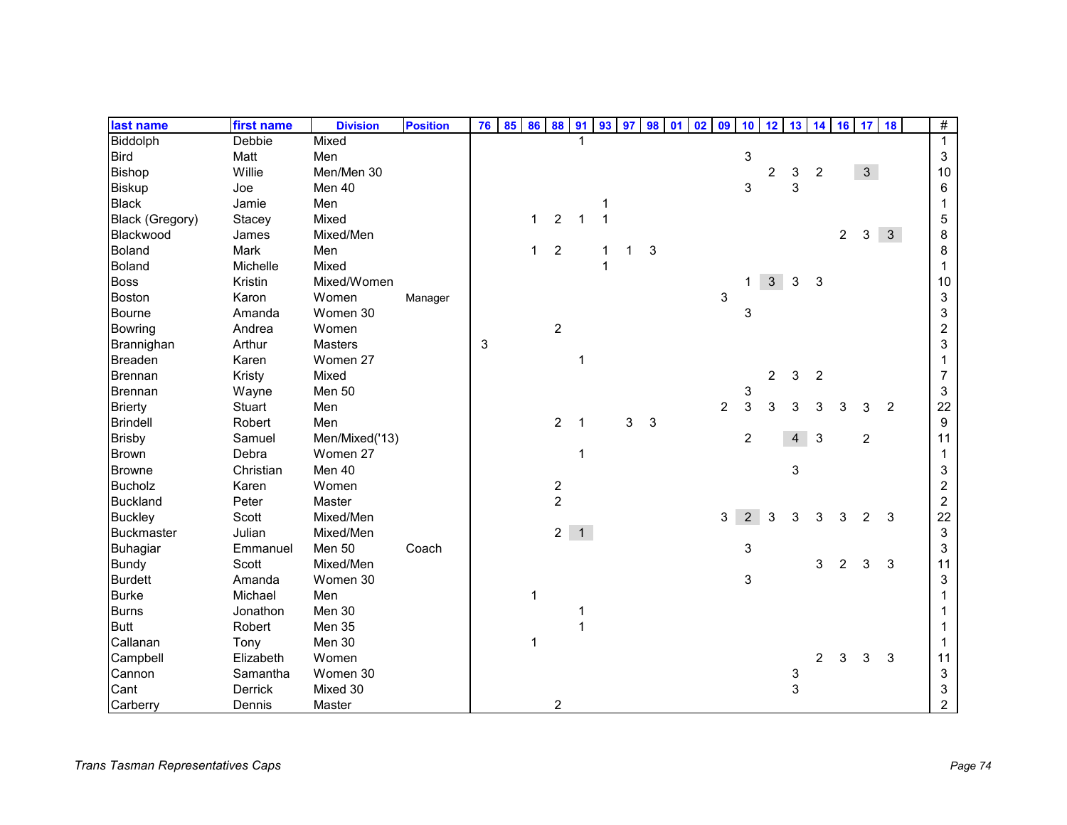| last name | first name | Division | Position | 76 | 85 | 86 | 88 | 91 | 93 | 97 | 98 | 01 | 02 | 09 | 10 | 12 | 13 | 14 | 16 | 17 | 18 | | # |
|---|---|---|---|---|---|---|---|---|---|---|---|---|---|---|---|---|---|---|---|---|---|---|---|
| Biddolph | Debbie | Mixed | | | | | | 1 | | | | | | | | | | | | | | | 1 |
| Bird | Matt | Men | | | | | | | | | | | | | 3 | | | | | | | | 3 |
| Bishop | Willie | Men/Men 30 | | | | | | | | | | | | | | 2 | 3 | 2 | | 3 | | | 10 |
| Biskup | Joe | Men 40 | | | | | | | | | | | | | 3 | | 3 | | | | | | 6 |
| Black | Jamie | Men | | | | | | | 1 | | | | | | | | | | | | | | 1 |
| Black (Gregory) | Stacey | Mixed | | | | 1 | 2 | 1 | 1 | | | | | | | | | | | | | | 5 |
| Blackwood | James | Mixed/Men | | | | | | | | | | | | | | | | | 2 | 3 | 3 | | 8 |
| Boland | Mark | Men | | | | 1 | 2 | | 1 | 1 | 3 | | | | | | | | | | | | 8 |
| Boland | Michelle | Mixed | | | | | | | 1 | | | | | | | | | | | | | | 1 |
| Boss | Kristin | Mixed/Women | | | | | | | | | | | | | 1 | 3 | 3 | 3 | | | | | 10 |
| Boston | Karon | Women | Manager | | | | | | | | | | | 3 | | | | | | | | | 3 |
| Bourne | Amanda | Women 30 | | | | | | | | | | | | | 3 | | | | | | | | 3 |
| Bowring | Andrea | Women | | | | | 2 | | | | | | | | | | | | | | | | 2 |
| Brannighan | Arthur | Masters | | 3 | | | | | | | | | | | | | | | | | | | 3 |
| Breaden | Karen | Women 27 | | | | | | 1 | | | | | | | | | | | | | | | 1 |
| Brennan | Kristy | Mixed | | | | | | | | | | | | | | 2 | 3 | 2 | | | | | 7 |
| Brennan | Wayne | Men 50 | | | | | | | | | | | | | 3 | | | | | | | | 3 |
| Brierty | Stuart | Men | | | | | | | | | | | | 2 | 3 | 3 | 3 | 3 | 3 | 3 | 2 | | 22 |
| Brindell | Robert | Men | | | | | 2 | 1 | | 3 | 3 | | | | | | | | | | | | 9 |
| Brisby | Samuel | Men/Mixed('13) | | | | | | | | | | | | | 2 | | 4 | 3 | | 2 | | | 11 |
| Brown | Debra | Women 27 | | | | | | 1 | | | | | | | | | | | | | | | 1 |
| Browne | Christian | Men 40 | | | | | | | | | | | | | | | 3 | | | | | | 3 |
| Bucholz | Karen | Women | | | | | 2 | | | | | | | | | | | | | | | | 2 |
| Buckland | Peter | Master | | | | | 2 | | | | | | | | | | | | | | | | 2 |
| Buckley | Scott | Mixed/Men | | | | | | | | | | | | 3 | 2 | 3 | 3 | 3 | 3 | 2 | 3 | | 22 |
| Buckmaster | Julian | Mixed/Men | | | | | 2 | 1 | | | | | | | | | | | | | | | 3 |
| Buhagiar | Emmanuel | Men 50 | Coach | | | | | | | | | | | | 3 | | | | | | | | 3 |
| Bundy | Scott | Mixed/Men | | | | | | | | | | | | | | | | 3 | 2 | 3 | 3 | | 11 |
| Burdett | Amanda | Women 30 | | | | | | | | | | | | | 3 | | | | | | | | 3 |
| Burke | Michael | Men | | | | 1 | | | | | | | | | | | | | | | | | 1 |
| Burns | Jonathon | Men 30 | | | | | | 1 | | | | | | | | | | | | | | | 1 |
| Butt | Robert | Men 35 | | | | | | 1 | | | | | | | | | | | | | | | 1 |
| Callanan | Tony | Men 30 | | | | 1 | | | | | | | | | | | | | | | | | 1 |
| Campbell | Elizabeth | Women | | | | | | | | | | | | | | | | 2 | 3 | 3 | 3 | | 11 |
| Cannon | Samantha | Women 30 | | | | | | | | | | | | | | | 3 | | | | | | 3 |
| Cant | Derrick | Mixed 30 | | | | | | | | | | | | | | | 3 | | | | | | 3 |
| Carberry | Dennis | Master | | | | | 2 | | | | | | | | | | | | | | | | 2 |

*Trans Tasman Representatives Caps*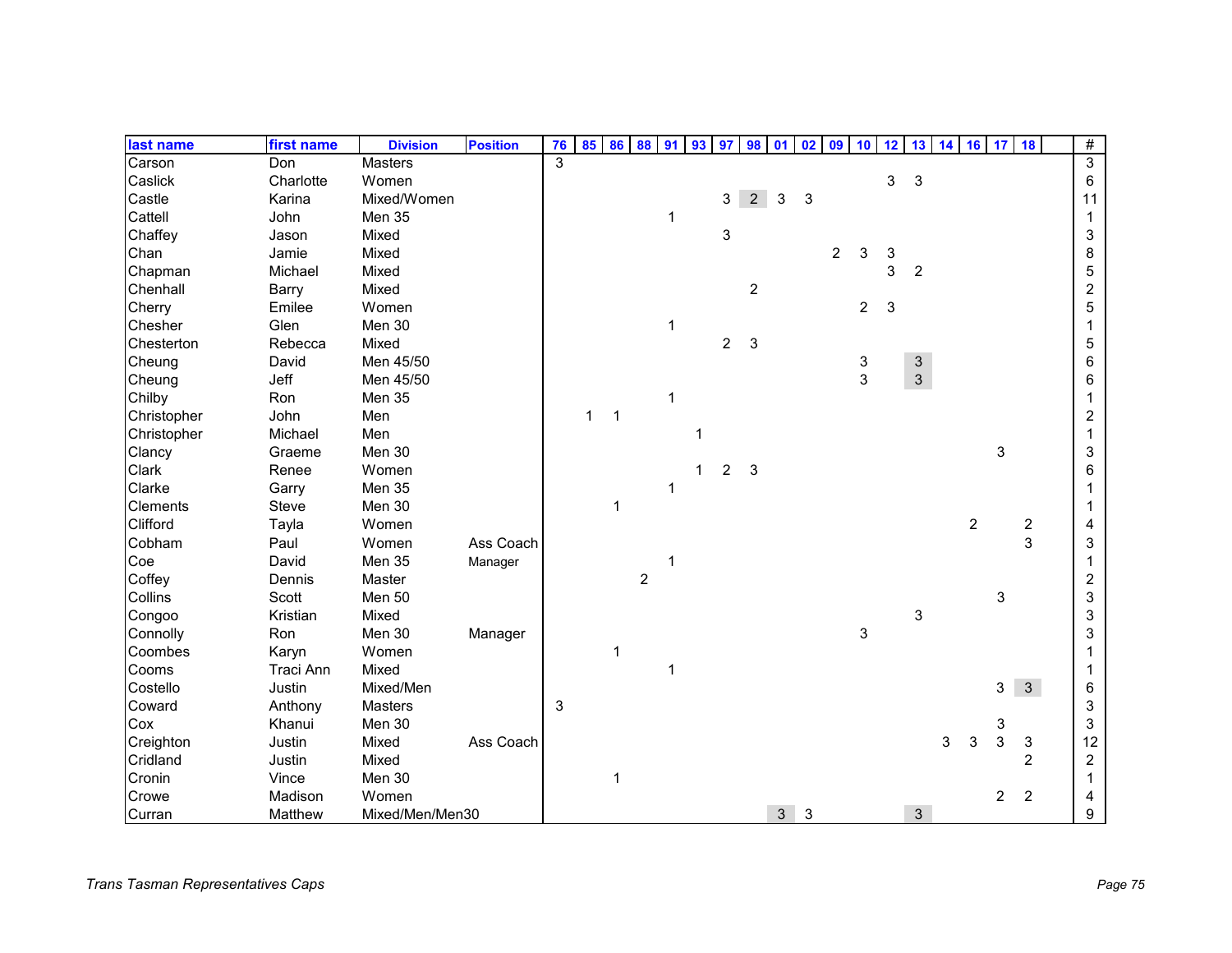| last name | first name | Division | Position | 76 | 85 | 86 | 88 | 91 | 93 | 97 | 98 | 01 | 02 | 09 | 10 | 12 | 13 | 14 | 16 | 17 | 18 | | # |
|---|---|---|---|---|---|---|---|---|---|---|---|---|---|---|---|---|---|---|---|---|---|---|---|
| Carson | Don | Masters | | 3 | | | | | | | | | | | | | | | | | | | 3 |
| Caslick | Charlotte | Women | | | | | | | | | | | | | | 3 | 3 | | | | | | 6 |
| Castle | Karina | Mixed/Women | | | | | | | | 3 | 2 | 3 | 3 | | | | | | | | | | 11 |
| Cattell | John | Men 35 | | | | | | 1 | | | | | | | | | | | | | | | 1 |
| Chaffey | Jason | Mixed | | | | | | | | 3 | | | | | | | | | | | | | 3 |
| Chan | Jamie | Mixed | | | | | | | | | | | | 2 | 3 | 3 | | | | | | | 8 |
| Chapman | Michael | Mixed | | | | | | | | | | | | | | 3 | 2 | | | | | | 5 |
| Chenhall | Barry | Mixed | | | | | | | | | 2 | | | | | | | | | | | | 2 |
| Cherry | Emilee | Women | | | | | | | | | | | | | 2 | 3 | | | | | | | 5 |
| Chesher | Glen | Men 30 | | | | | | 1 | | | | | | | | | | | | | | | 1 |
| Chesterton | Rebecca | Mixed | | | | | | | | 2 | 3 | | | | | | | | | | | | 5 |
| Cheung | David | Men 45/50 | | | | | | | | | | | | | 3 | | 3 | | | | | | 6 |
| Cheung | Jeff | Men 45/50 | | | | | | | | | | | | | 3 | | 3 | | | | | | 6 |
| Chilby | Ron | Men 35 | | | | | | 1 | | | | | | | | | | | | | | | 1 |
| Christopher | John | Men | | | 1 | 1 | | | | | | | | | | | | | | | | | 2 |
| Christopher | Michael | Men | | | | | | | 1 | | | | | | | | | | | | | | 1 |
| Clancy | Graeme | Men 30 | | | | | | | | | | | | | | | | | | 3 | | | 3 |
| Clark | Renee | Women | | | | | | | 1 | 2 | 3 | | | | | | | | | | | | 6 |
| Clarke | Garry | Men 35 | | | | | | 1 | | | | | | | | | | | | | | | 1 |
| Clements | Steve | Men 30 | | | | 1 | | | | | | | | | | | | | | | | | 1 |
| Clifford | Tayla | Women | | | | | | | | | | | | | | | | | 2 | | 2 | | 4 |
| Cobham | Paul | Women | Ass Coach | | | | | | | | | | | | | | | | | | 3 | | 3 |
| Coe | David | Men 35 | Manager | | | | | 1 | | | | | | | | | | | | | | | 1 |
| Coffey | Dennis | Master | | | | | 2 | | | | | | | | | | | | | | | | 2 |
| Collins | Scott | Men 50 | | | | | | | | | | | | | | | | | | 3 | | | 3 |
| Congoo | Kristian | Mixed | | | | | | | | | | | | | | | 3 | | | | | | 3 |
| Connolly | Ron | Men 30 | Manager | | | | | | | | | | | | 3 | | | | | | | | 3 |
| Coombes | Karyn | Women | | | | 1 | | | | | | | | | | | | | | | | | 1 |
| Cooms | Traci Ann | Mixed | | | | | | 1 | | | | | | | | | | | | | | | 1 |
| Costello | Justin | Mixed/Men | | | | | | | | | | | | | | | | | | 3 | 3 | | 6 |
| Coward | Anthony | Masters | | 3 | | | | | | | | | | | | | | | | | | | 3 |
| Cox | Khanui | Men 30 | | | | | | | | | | | | | | | | | | 3 | | | 3 |
| Creighton | Justin | Mixed | Ass Coach | | | | | | | | | | | | | | | 3 | 3 | 3 | 3 | | 12 |
| Cridland | Justin | Mixed | | | | | | | | | | | | | | | | | | | 2 | | 2 |
| Cronin | Vince | Men 30 | | | | 1 | | | | | | | | | | | | | | | | | 1 |
| Crowe | Madison | Women | | | | | | | | | | | | | | | | | | 2 | 2 | | 4 |
| Curran | Matthew | Mixed/Men/Men30 | | | | | | | | | | 3 | 3 | | | | 3 | | | | | | 9 |

*Trans Tasman Representatives Caps*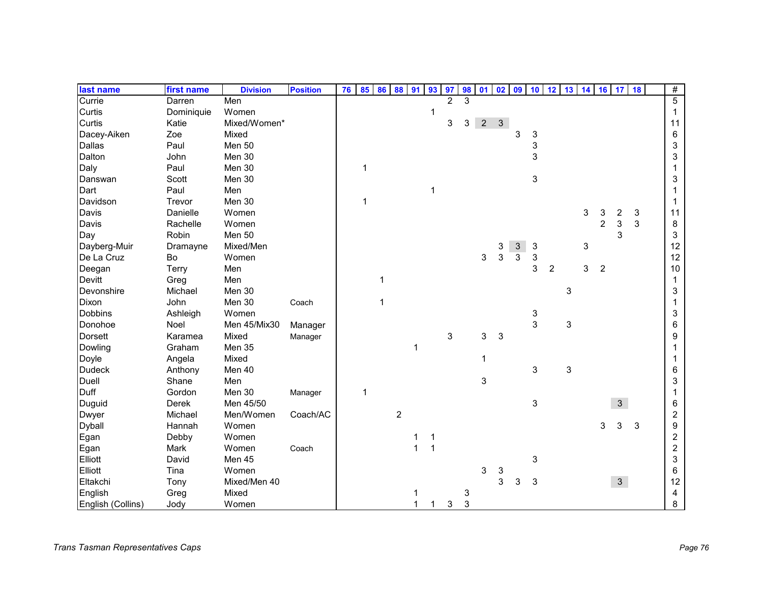| last name | first name | Division | Position | 76 | 85 | 86 | 88 | 91 | 93 | 97 | 98 | 01 | 02 | 09 | 10 | 12 | 13 | 14 | 16 | 17 | 18 | | # |
|---|---|---|---|---|---|---|---|---|---|---|---|---|---|---|---|---|---|---|---|---|---|---|---|
| Currie | Darren | Men | | | | | | | | 2 | 3 | | | | | | | | | | | | 5 |
| Curtis | Dominiquie | Women | | | | | | | 1 | | | | | | | | | | | | | | 1 |
| Curtis | Katie | Mixed/Women* | | | | | | | | 3 | 3 | 2 | 3 | | | | | | | | | | 11 |
| Dacey-Aiken | Zoe | Mixed | | | | | | | | | | | | 3 | 3 | | | | | | | | 6 |
| Dallas | Paul | Men 50 | | | | | | | | | | | | | 3 | | | | | | | | 3 |
| Dalton | John | Men 30 | | | | | | | | | | | | | 3 | | | | | | | | 3 |
| Daly | Paul | Men 30 | | | 1 | | | | | | | | | | | | | | | | | | 1 |
| Danswan | Scott | Men 30 | | | | | | | | | | | | | 3 | | | | | | | | 3 |
| Dart | Paul | Men | | | | | | | 1 | | | | | | | | | | | | | | 1 |
| Davidson | Trevor | Men 30 | | | 1 | | | | | | | | | | | | | | | | | | 1 |
| Davis | Danielle | Women | | | | | | | | | | | | | | | | 3 | 3 | 2 | 3 | | 11 |
| Davis | Rachelle | Women | | | | | | | | | | | | | | | | | 2 | 3 | 3 | | 8 |
| Day | Robin | Men 50 | | | | | | | | | | | | | | | | | | 3 | | | 3 |
| Dayberg-Muir | Dramayne | Mixed/Men | | | | | | | | | | | 3 | 3 | 3 | | | 3 | | | | | 12 |
| De La Cruz | Bo | Women | | | | | | | | | | 3 | 3 | 3 | 3 | | | | | | | | 12 |
| Deegan | Terry | Men | | | | | | | | | | | | | 3 | 2 | | 3 | 2 | | | | 10 |
| Devitt | Greg | Men | | | | 1 | | | | | | | | | | | | | | | | | 1 |
| Devonshire | Michael | Men 30 | | | | | | | | | | | | | | | 3 | | | | | | 3 |
| Dixon | John | Men 30 | Coach | | | 1 | | | | | | | | | | | | | | | | | 1 |
| Dobbins | Ashleigh | Women | | | | | | | | | | | | | 3 | | | | | | | | 3 |
| Donohoe | Noel | Men 45/Mix30 | Manager | | | | | | | | | | | | 3 | | 3 | | | | | | 6 |
| Dorsett | Karamea | Mixed | Manager | | | | | | | 3 | | 3 | 3 | | | | | | | | | | 9 |
| Dowling | Graham | Men 35 | | | | | | 1 | | | | | | | | | | | | | | | 1 |
| Doyle | Angela | Mixed | | | | | | | | | | 1 | | | | | | | | | | | 1 |
| Dudeck | Anthony | Men 40 | | | | | | | | | | | | | 3 | | 3 | | | | | | 6 |
| Duell | Shane | Men | | | | | | | | | | 3 | | | | | | | | | | | 3 |
| Duff | Gordon | Men 30 | Manager | | 1 | | | | | | | | | | | | | | | | | | 1 |
| Duguid | Derek | Men 45/50 | | | | | | | | | | | | | 3 | | | | | 3 | | | 6 |
| Dwyer | Michael | Men/Women | Coach/AC | | | | 2 | | | | | | | | | | | | | | | | 2 |
| Dyball | Hannah | Women | | | | | | | | | | | | | | | | | 3 | 3 | 3 | | 9 |
| Egan | Debby | Women | | | | | | 1 | 1 | | | | | | | | | | | | | | 2 |
| Egan | Mark | Women | Coach | | | | | 1 | 1 | | | | | | | | | | | | | | 2 |
| Elliott | David | Men 45 | | | | | | | | | | | | | 3 | | | | | | | | 3 |
| Elliott | Tina | Women | | | | | | | | | | 3 | 3 | | | | | | | | | | 6 |
| Eltakchi | Tony | Mixed/Men 40 | | | | | | | | | | | 3 | 3 | 3 | | | | | 3 | | | 12 |
| English | Greg | Mixed | | | | | | 1 | | | 3 | | | | | | | | | | | | 4 |
| English (Collins) | Jody | Women | | | | | | 1 | 1 | 3 | 3 | | | | | | | | | | | | 8 |

*Trans Tasman Representatives Caps*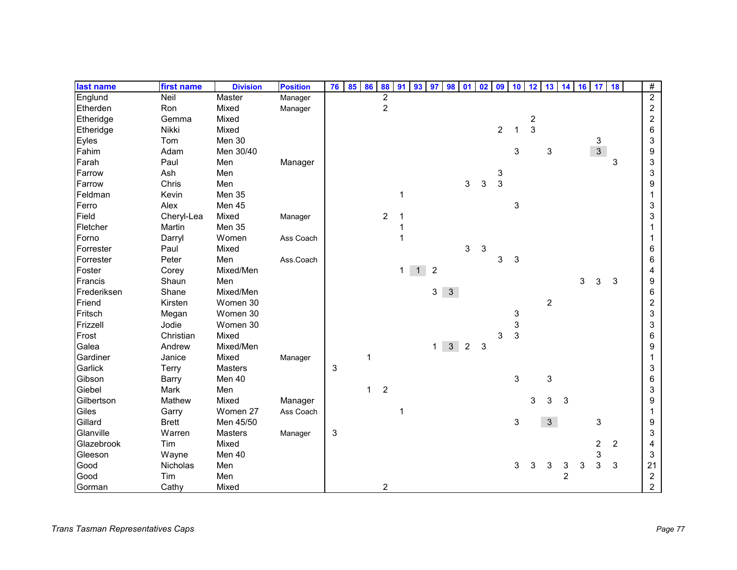| last name | first name | Division | Position | 76 | 85 | 86 | 88 | 91 | 93 | 97 | 98 | 01 | 02 | 09 | 10 | 12 | 13 | 14 | 16 | 17 | 18 | | # |
|---|---|---|---|---|---|---|---|---|---|---|---|---|---|---|---|---|---|---|---|---|---|---|---|
| Englund | Neil | Master | Manager | | | | 2 | | | | | | | | | | | | | | | | 2 |
| Etherden | Ron | Mixed | Manager | | | | 2 | | | | | | | | | | | | | | | | 2 |
| Etheridge | Gemma | Mixed | | | | | | | | | | | | | | 2 | | | | | | | 2 |
| Etheridge | Nikki | Mixed | | | | | | | | | | | | 2 | 1 | 3 | | | | | | | 6 |
| Eyles | Tom | Men 30 | | | | | | | | | | | | | | | | | | 3 | | | 3 |
| Fahim | Adam | Men 30/40 | | | | | | | | | | | | | 3 | | 3 | | | 3 | | | 9 |
| Farah | Paul | Men | Manager | | | | | | | | | | | | | | | | | | 3 | | 3 |
| Farrow | Ash | Men | | | | | | | | | | | | 3 | | | | | | | | | 3 |
| Farrow | Chris | Men | | | | | | | | | | 3 | 3 | 3 | | | | | | | | | 9 |
| Feldman | Kevin | Men 35 | | | | | | 1 | | | | | | | | | | | | | | | 1 |
| Ferro | Alex | Men 45 | | | | | | | | | | | | | 3 | | | | | | | | 3 |
| Field | Cheryl-Lea | Mixed | Manager | | | | 2 | 1 | | | | | | | | | | | | | | | 3 |
| Fletcher | Martin | Men 35 | | | | | | 1 | | | | | | | | | | | | | | | 1 |
| Forno | Darryl | Women | Ass Coach | | | | | 1 | | | | | | | | | | | | | | | 1 |
| Forrester | Paul | Mixed | | | | | | | | | | 3 | 3 | | | | | | | | | | 6 |
| Forrester | Peter | Men | Ass.Coach | | | | | | | | | | | 3 | 3 | | | | | | | | 6 |
| Foster | Corey | Mixed/Men | | | | | | 1 | 1 | 2 | | | | | | | | | | | | | 4 |
| Francis | Shaun | Men | | | | | | | | | | | | | | | | | 3 | 3 | 3 | | 9 |
| Frederiksen | Shane | Mixed/Men | | | | | | | | 3 | 3 | | | | | | | | | | | | 6 |
| Friend | Kirsten | Women 30 | | | | | | | | | | | | | | | 2 | | | | | | 2 |
| Fritsch | Megan | Women 30 | | | | | | | | | | | | | 3 | | | | | | | | 3 |
| Frizzell | Jodie | Women 30 | | | | | | | | | | | | | 3 | | | | | | | | 3 |
| Frost | Christian | Mixed | | | | | | | | | | | | 3 | 3 | | | | | | | | 6 |
| Galea | Andrew | Mixed/Men | | | | | | | | 1 | 3 | 2 | 3 | | | | | | | | | | 9 |
| Gardiner | Janice | Mixed | Manager | | | 1 | | | | | | | | | | | | | | | | | 1 |
| Garlick | Terry | Masters | | 3 | | | | | | | | | | | | | | | | | | | 3 |
| Gibson | Barry | Men 40 | | | | | | | | | | | | | 3 | | 3 | | | | | | 6 |
| Giebel | Mark | Men | | | | 1 | 2 | | | | | | | | | | | | | | | | 3 |
| Gilbertson | Mathew | Mixed | Manager | | | | | | | | | | | | | 3 | 3 | 3 | | | | | 9 |
| Giles | Garry | Women 27 | Ass Coach | | | | | 1 | | | | | | | | | | | | | | | 1 |
| Gillard | Brett | Men 45/50 | | | | | | | | | | | | | 3 | | 3 | | | 3 | | | 9 |
| Glanville | Warren | Masters | Manager | 3 | | | | | | | | | | | | | | | | | | | 3 |
| Glazebrook | Tim | Mixed | | | | | | | | | | | | | | | | | | 2 | 2 | | 4 |
| Gleeson | Wayne | Men 40 | | | | | | | | | | | | | | | | | | 3 | | | 3 |
| Good | Nicholas | Men | | | | | | | | | | | | | 3 | 3 | 3 | 3 | 3 | 3 | 3 | | 21 |
| Good | Tim | Men | | | | | | | | | | | | | | | | 2 | | | | | 2 |
| Gorman | Cathy | Mixed | | | | | 2 | | | | | | | | | | | | | | | | 2 |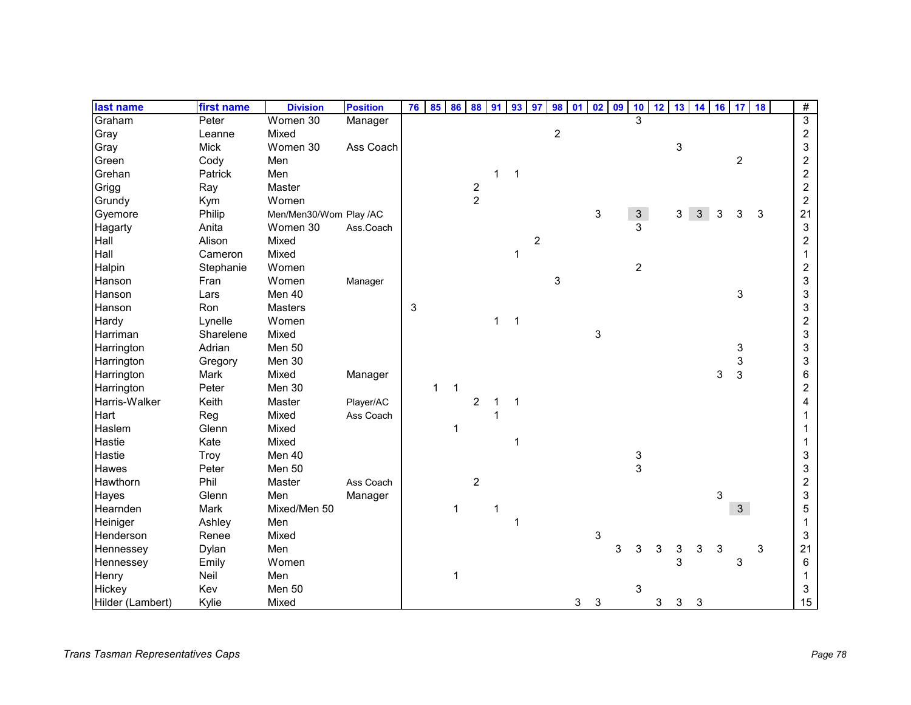| last name | first name | Division | Position | 76 | 85 | 86 | 88 | 91 | 93 | 97 | 98 | 01 | 02 | 09 | 10 | 12 | 13 | 14 | 16 | 17 | 18 | | # |
|---|---|---|---|---|---|---|---|---|---|---|---|---|---|---|---|---|---|---|---|---|---|---|---|
| Graham | Peter | Women 30 | Manager | | | | | | | | | | | | 3 | | | | | | | | 3 |
| Gray | Leanne | Mixed | | | | | | | | | 2 | | | | | | | | | | | | 2 |
| Gray | Mick | Women 30 | Ass Coach | | | | | | | | | | | | | | 3 | | | | | | 3 |
| Green | Cody | Men | | | | | | | | | | | | | | | | | | 2 | | | 2 |
| Grehan | Patrick | Men | | | | | | 1 | 1 | | | | | | | | | | | | | | 2 |
| Grigg | Ray | Master | | | | | 2 | | | | | | | | | | | | | | | | 2 |
| Grundy | Kym | Women | | | | | 2 | | | | | | | | | | | | | | | | 2 |
| Gyemore | Philip | Men/Men30/Wom | Play /AC | | | | | | | | | | 3 | | 3 | | 3 | 3 | 3 | 3 | 3 | | 21 |
| Hagarty | Anita | Women 30 | Ass.Coach | | | | | | | | | | | | 3 | | | | | | | | 3 |
| Hall | Alison | Mixed | | | | | | | | 2 | | | | | | | | | | | | | 2 |
| Hall | Cameron | Mixed | | | | | | | 1 | | | | | | | | | | | | | | 1 |
| Halpin | Stephanie | Women | | | | | | | | | | | | | 2 | | | | | | | | 2 |
| Hanson | Fran | Women | Manager | | | | | | | | 3 | | | | | | | | | | | | 3 |
| Hanson | Lars | Men 40 | | | | | | | | | | | | | | | | | | 3 | | | 3 |
| Hanson | Ron | Masters | | 3 | | | | | | | | | | | | | | | | | | | 3 |
| Hardy | Lynelle | Women | | | | | | 1 | 1 | | | | | | | | | | | | | | 2 |
| Harriman | Sharelene | Mixed | | | | | | | | | | | 3 | | | | | | | | | | 3 |
| Harrington | Adrian | Men 50 | | | | | | | | | | | | | | | | | | 3 | | | 3 |
| Harrington | Gregory | Men 30 | | | | | | | | | | | | | | | | | | 3 | | | 3 |
| Harrington | Mark | Mixed | Manager | | | | | | | | | | | | | | | | 3 | 3 | | | 6 |
| Harrington | Peter | Men 30 | | | 1 | 1 | | | | | | | | | | | | | | | | | 2 |
| Harris-Walker | Keith | Master | Player/AC | | | | 2 | 1 | 1 | | | | | | | | | | | | | | 4 |
| Hart | Reg | Mixed | Ass Coach | | | | | 1 | | | | | | | | | | | | | | | 1 |
| Haslem | Glenn | Mixed | | | | 1 | | | | | | | | | | | | | | | | | 1 |
| Hastie | Kate | Mixed | | | | | | | 1 | | | | | | | | | | | | | | 1 |
| Hastie | Troy | Men 40 | | | | | | | | | | | | | 3 | | | | | | | | 3 |
| Hawes | Peter | Men 50 | | | | | | | | | | | | | 3 | | | | | | | | 3 |
| Hawthorn | Phil | Master | Ass Coach | | | | 2 | | | | | | | | | | | | | | | | 2 |
| Hayes | Glenn | Men | Manager | | | | | | | | | | | | | | | | 3 | | | | 3 |
| Hearnden | Mark | Mixed/Men 50 | | | | 1 | | 1 | | | | | | | | | | | | 3 | | | 5 |
| Heiniger | Ashley | Men | | | | | | | 1 | | | | | | | | | | | | | | 1 |
| Henderson | Renee | Mixed | | | | | | | | | | | 3 | | | | | | | | | | 3 |
| Hennessey | Dylan | Men | | | | | | | | | | | | 3 | 3 | 3 | 3 | 3 | 3 | | 3 | | 21 |
| Hennessey | Emily | Women | | | | | | | | | | | | | | | 3 | | | 3 | | | 6 |
| Henry | Neil | Men | | | | 1 | | | | | | | | | | | | | | | | | 1 |
| Hickey | Kev | Men 50 | | | | | | | | | | | | | 3 | | | | | | | | 3 |
| Hilder (Lambert) | Kylie | Mixed | | | | | | | | | | 3 | 3 | | | 3 | 3 | 3 | | | | | 15 |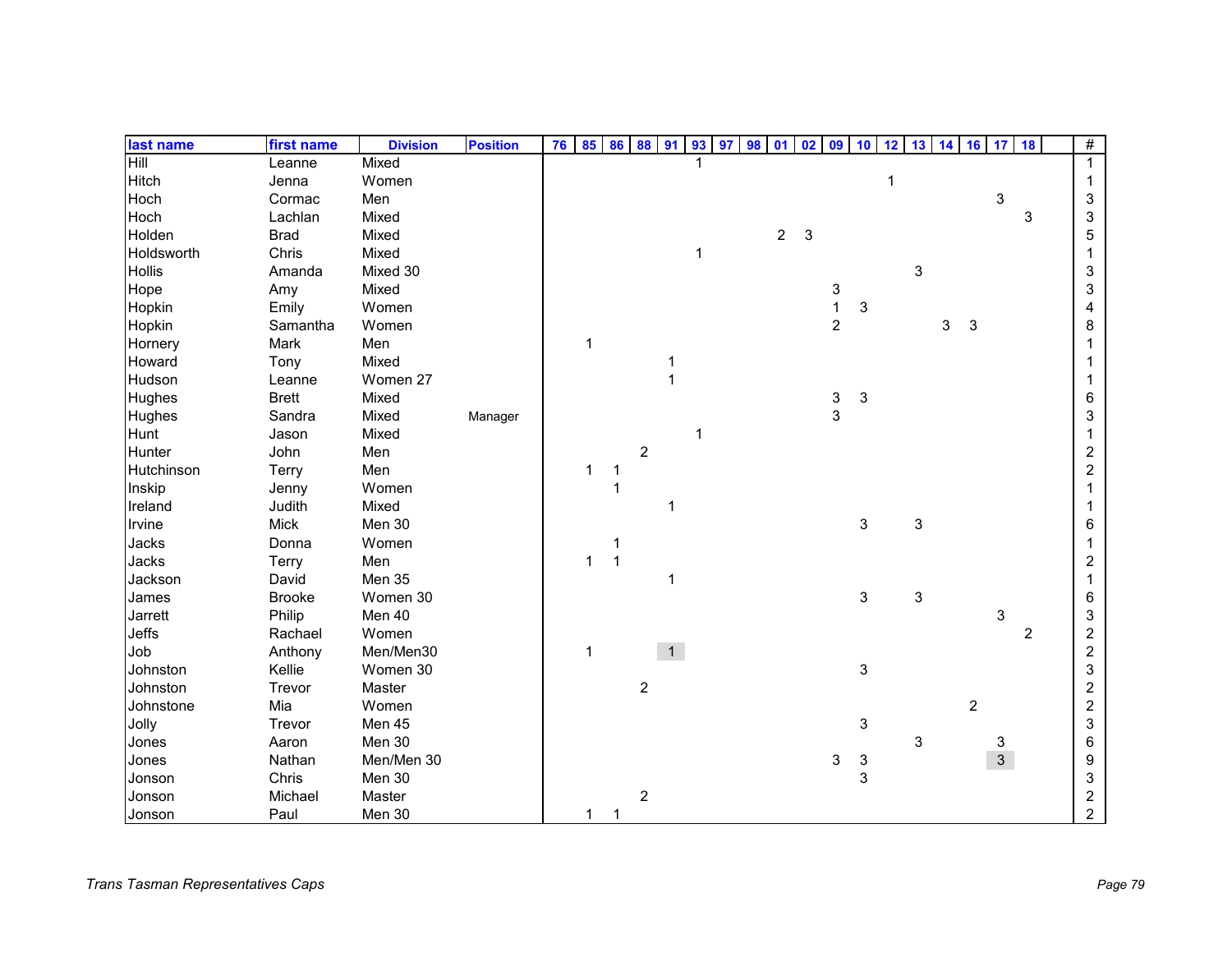| last name | first name | Division | Position | 76 | 85 | 86 | 88 | 91 | 93 | 97 | 98 | 01 | 02 | 09 | 10 | 12 | 13 | 14 | 16 | 17 | 18 | | # |
|---|---|---|---|---|---|---|---|---|---|---|---|---|---|---|---|---|---|---|---|---|---|---|---|
| Hill | Leanne | Mixed | | | | | | | 1 | | | | | | | | | | | | | | 1 |
| Hitch | Jenna | Women | | | | | | | | | | | | | | 1 | | | | | | | 1 |
| Hoch | Cormac | Men | | | | | | | | | | | | | | | | | | 3 | | | 3 |
| Hoch | Lachlan | Mixed | | | | | | | | | | | | | | | | | | | 3 | | 3 |
| Holden | Brad | Mixed | | | | | | | | | | 2 | 3 | | | | | | | | | | 5 |
| Holdsworth | Chris | Mixed | | | | | | | 1 | | | | | | | | | | | | | | 1 |
| Hollis | Amanda | Mixed 30 | | | | | | | | | | | | | | | 3 | | | | | | 3 |
| Hope | Amy | Mixed | | | | | | | | | | | | 3 | | | | | | | | | 3 |
| Hopkin | Emily | Women | | | | | | | | | | | | 1 | 3 | | | | | | | | 4 |
| Hopkin | Samantha | Women | | | | | | | | | | | | 2 | | | | 3 | 3 | | | | 8 |
| Hornery | Mark | Men | | | 1 | | | | | | | | | | | | | | | | | | 1 |
| Howard | Tony | Mixed | | | | | | 1 | | | | | | | | | | | | | | | 1 |
| Hudson | Leanne | Women 27 | | | | | | 1 | | | | | | | | | | | | | | | 1 |
| Hughes | Brett | Mixed | | | | | | | | | | | | 3 | 3 | | | | | | | | 6 |
| Hughes | Sandra | Mixed | Manager | | | | | | | | | | | 3 | | | | | | | | | 3 |
| Hunt | Jason | Mixed | | | | | | | 1 | | | | | | | | | | | | | | 1 |
| Hunter | John | Men | | | | | 2 | | | | | | | | | | | | | | | | 2 |
| Hutchinson | Terry | Men | | | 1 | 1 | | | | | | | | | | | | | | | | | 2 |
| Inskip | Jenny | Women | | | | 1 | | | | | | | | | | | | | | | | | 1 |
| Ireland | Judith | Mixed | | | | | | 1 | | | | | | | | | | | | | | | 1 |
| Irvine | Mick | Men 30 | | | | | | | | | | | | | 3 | | 3 | | | | | | 6 |
| Jacks | Donna | Women | | | | 1 | | | | | | | | | | | | | | | | | 1 |
| Jacks | Terry | Men | | | 1 | 1 | | | | | | | | | | | | | | | | | 2 |
| Jackson | David | Men 35 | | | | | | 1 | | | | | | | | | | | | | | | 1 |
| James | Brooke | Women 30 | | | | | | | | | | | | | 3 | | 3 | | | | | | 6 |
| Jarrett | Philip | Men 40 | | | | | | | | | | | | | | | | | | 3 | | | 3 |
| Jeffs | Rachael | Women | | | | | | | | | | | | | | | | | | | 2 | | 2 |
| Job | Anthony | Men/Men30 | | | 1 | | | 1 | | | | | | | | | | | | | | | 2 |
| Johnston | Kellie | Women 30 | | | | | | | | | | | | | 3 | | | | | | | | 3 |
| Johnston | Trevor | Master | | | | | 2 | | | | | | | | | | | | | | | | 2 |
| Johnstone | Mia | Women | | | | | | | | | | | | | | | | | 2 | | | | 2 |
| Jolly | Trevor | Men 45 | | | | | | | | | | | | | 3 | | | | | | | | 3 |
| Jones | Aaron | Men 30 | | | | | | | | | | | | | | | 3 | | | 3 | | | 6 |
| Jones | Nathan | Men/Men 30 | | | | | | | | | | | | 3 | 3 | | | | | 3 | | | 9 |
| Jonson | Chris | Men 30 | | | | | | | | | | | | | 3 | | | | | | | | 3 |
| Jonson | Michael | Master | | | | | 2 | | | | | | | | | | | | | | | | 2 |
| Jonson | Paul | Men 30 | | | 1 | 1 | | | | | | | | | | | | | | | | | 2 |

*Trans Tasman Representatives Caps*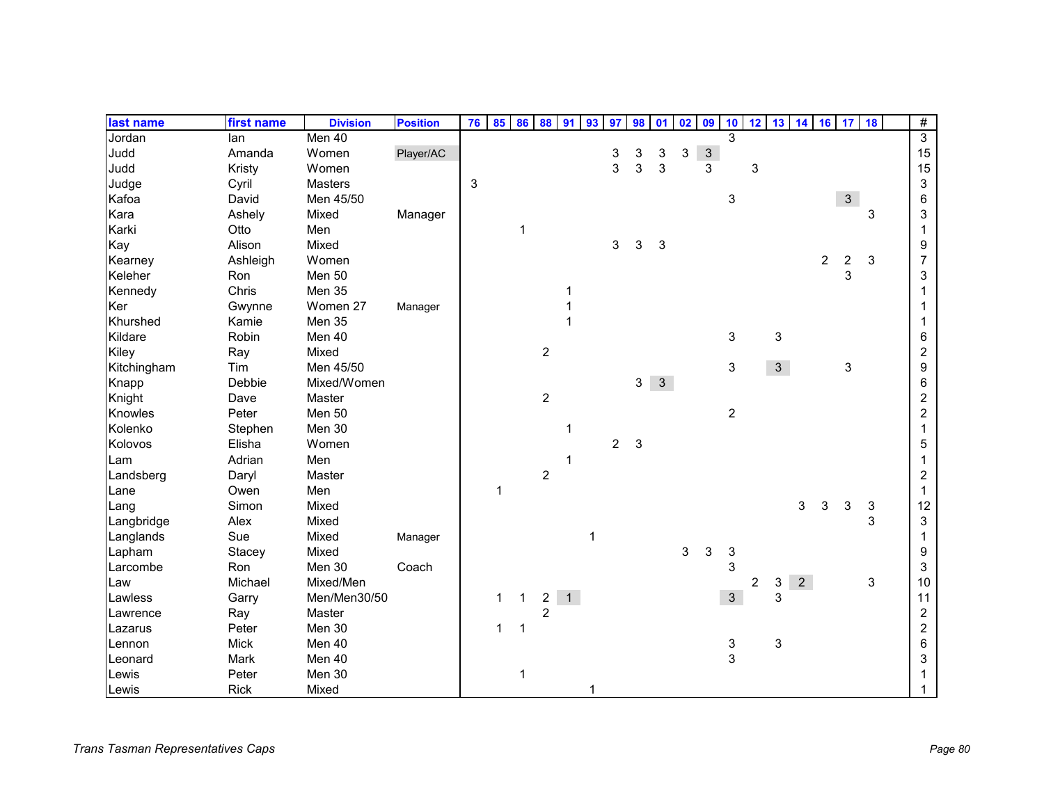| last name | first name | Division | Position | 76 | 85 | 86 | 88 | 91 | 93 | 97 | 98 | 01 | 02 | 09 | 10 | 12 | 13 | 14 | 16 | 17 | 18 | | # |
|---|---|---|---|---|---|---|---|---|---|---|---|---|---|---|---|---|---|---|---|---|---|---|---|
| Jordan | Ian | Men 40 | | | | | | | | | | | | | 3 | | | | | | | | 3 |
| Judd | Amanda | Women | Player/AC | | | | | | | 3 | 3 | 3 | 3 | 3 | | | | | | | | | 15 |
| Judd | Kristy | Women | | | | | | | | 3 | 3 | 3 | | 3 | | 3 | | | | | | | 15 |
| Judge | Cyril | Masters | | 3 | | | | | | | | | | | | | | | | | | | 3 |
| Kafoa | David | Men 45/50 | | | | | | | | | | | | | 3 | | | | | 3 | | | 6 |
| Kara | Ashely | Mixed | Manager | | | | | | | | | | | | | | | | | | 3 | | 3 |
| Karki | Otto | Men | | | | 1 | | | | | | | | | | | | | | | | | 1 |
| Kay | Alison | Mixed | | | | | | | | 3 | 3 | 3 | | | | | | | | | | | 9 |
| Kearney | Ashleigh | Women | | | | | | | | | | | | | | | | | 2 | 2 | 3 | | 7 |
| Keleher | Ron | Men 50 | | | | | | | | | | | | | | | | | | 3 | | | 3 |
| Kennedy | Chris | Men 35 | | | | | | 1 | | | | | | | | | | | | | | | 1 |
| Ker | Gwynne | Women 27 | Manager | | | | | 1 | | | | | | | | | | | | | | | 1 |
| Khurshed | Kamie | Men 35 | | | | | | 1 | | | | | | | | | | | | | | | 1 |
| Kildare | Robin | Men 40 | | | | | | | | | | | | | 3 | | 3 | | | | | | 6 |
| Kiley | Ray | Mixed | | | | | 2 | | | | | | | | | | | | | | | | 2 |
| Kitchingham | Tim | Men 45/50 | | | | | | | | | | | | | 3 | | 3 | | | 3 | | | 9 |
| Knapp | Debbie | Mixed/Women | | | | | | | | | 3 | 3 | | | | | | | | | | | 6 |
| Knight | Dave | Master | | | | | 2 | | | | | | | | | | | | | | | | 2 |
| Knowles | Peter | Men 50 | | | | | | | | | | | | | 2 | | | | | | | | 2 |
| Kolenko | Stephen | Men 30 | | | | | | 1 | | | | | | | | | | | | | | | 1 |
| Kolovos | Elisha | Women | | | | | | | | 2 | 3 | | | | | | | | | | | | 5 |
| Lam | Adrian | Men | | | | | | 1 | | | | | | | | | | | | | | | 1 |
| Landsberg | Daryl | Master | | | | | 2 | | | | | | | | | | | | | | | | 2 |
| Lane | Owen | Men | | | 1 | | | | | | | | | | | | | | | | | | 1 |
| Lang | Simon | Mixed | | | | | | | | | | | | | | | | 3 | 3 | 3 | 3 | | 12 |
| Langbridge | Alex | Mixed | | | | | | | | | | | | | | | | | | | 3 | | 3 |
| Langlands | Sue | Mixed | Manager | | | | | | 1 | | | | | | | | | | | | | | 1 |
| Lapham | Stacey | Mixed | | | | | | | | | | | 3 | 3 | 3 | | | | | | | | 9 |
| Larcombe | Ron | Men 30 | Coach | | | | | | | | | | | | 3 | | | | | | | | 3 |
| Law | Michael | Mixed/Men | | | | | | | | | | | | | | 2 | 3 | 2 | | | 3 | | 10 |
| Lawless | Garry | Men/Men30/50 | | | 1 | 1 | 2 | 1 | | | | | | | 3 | | 3 | | | | | | 11 |
| Lawrence | Ray | Master | | | | | 2 | | | | | | | | | | | | | | | | 2 |
| Lazarus | Peter | Men 30 | | | 1 | 1 | | | | | | | | | | | | | | | | | 2 |
| Lennon | Mick | Men 40 | | | | | | | | | | | | | 3 | | 3 | | | | | | 6 |
| Leonard | Mark | Men 40 | | | | | | | | | | | | | 3 | | | | | | | | 3 |
| Lewis | Peter | Men 30 | | | | 1 | | | | | | | | | | | | | | | | | 1 |
| Lewis | Rick | Mixed | | | | | | | 1 | | | | | | | | | | | | | | 1 |

*Trans Tasman Representatives Caps*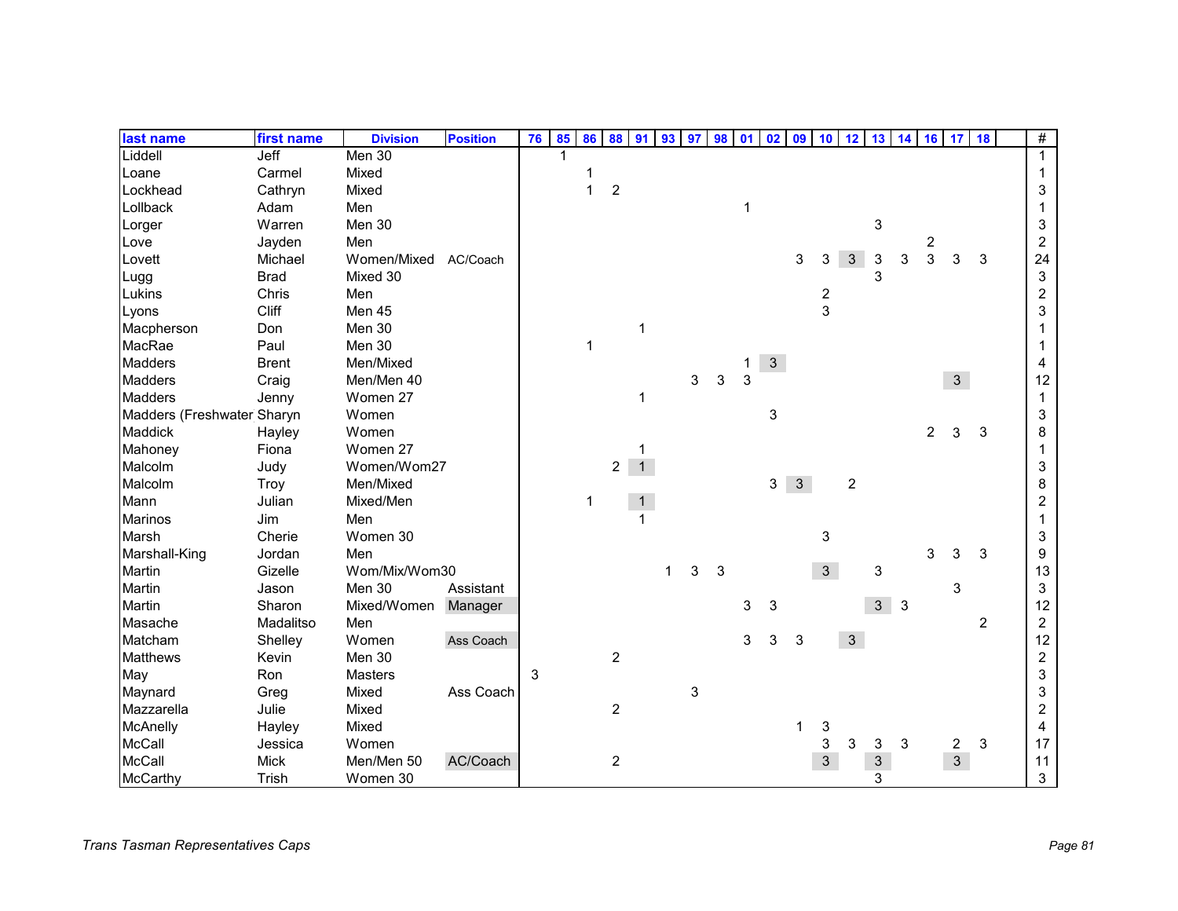| last name | first name | Division | Position | 76 | 85 | 86 | 88 | 91 | 93 | 97 | 98 | 01 | 02 | 09 | 10 | 12 | 13 | 14 | 16 | 17 | 18 | | # |
|---|---|---|---|---|---|---|---|---|---|---|---|---|---|---|---|---|---|---|---|---|---|---|---|
| Liddell | Jeff | Men 30 | | | 1 | | | | | | | | | | | | | | | | | | 1 |
| Loane | Carmel | Mixed | | | | 1 | | | | | | | | | | | | | | | | | 1 |
| Lockhead | Cathryn | Mixed | | | | 1 | 2 | | | | | | | | | | | | | | | | 3 |
| Lollback | Adam | Men | | | | | | | | | | 1 | | | | | | | | | | | 1 |
| Lorger | Warren | Men 30 | | | | | | | | | | | | | | | 3 | | | | | | 3 |
| Love | Jayden | Men | | | | | | | | | | | | | | | | | 2 | | | | 2 |
| Lovett | Michael | Women/Mixed | AC/Coach | | | | | | | | | | | 3 | 3 | 3 | 3 | 3 | 3 | 3 | 3 | | 24 |
| Lugg | Brad | Mixed 30 | | | | | | | | | | | | | | | 3 | | | | | | 3 |
| Lukins | Chris | Men | | | | | | | | | | | | | 2 | | | | | | | | 2 |
| Lyons | Cliff | Men 45 | | | | | | | | | | | | | 3 | | | | | | | | 3 |
| Macpherson | Don | Men 30 | | | | | | 1 | | | | | | | | | | | | | | | 1 |
| MacRae | Paul | Men 30 | | | | 1 | | | | | | | | | | | | | | | | | 1 |
| Madders | Brent | Men/Mixed | | | | | | | | | | 1 | 3 | | | | | | | | | | 4 |
| Madders | Craig | Men/Men 40 | | | | | | | | 3 | 3 | 3 | | | | | | | | 3 | | | 12 |
| Madders | Jenny | Women 27 | | | | | | 1 | | | | | | | | | | | | | | | 1 |
| Madders (Freshwater | Sharyn | Women | | | | | | | | | | | 3 | | | | | | | | | | 3 |
| Maddick | Hayley | Women | | | | | | | | | | | | | | | | | 2 | 3 | 3 | | 8 |
| Mahoney | Fiona | Women 27 | | | | | | 1 | | | | | | | | | | | | | | | 1 |
| Malcolm | Judy | Women/Wom27 | | | | | 2 | 1 | | | | | | | | | | | | | | | 3 |
| Malcolm | Troy | Men/Mixed | | | | | | | | | | | 3 | 3 | | 2 | | | | | | | 8 |
| Mann | Julian | Mixed/Men | | | | 1 | | 1 | | | | | | | | | | | | | | | 2 |
| Marinos | Jim | Men | | | | | | 1 | | | | | | | | | | | | | | | 1 |
| Marsh | Cherie | Women 30 | | | | | | | | | | | | | 3 | | | | | | | | 3 |
| Marshall-King | Jordan | Men | | | | | | | | | | | | | | | | | 3 | 3 | 3 | | 9 |
| Martin | Gizelle | Wom/Mix/Wom30 | | | | | | | 1 | 3 | 3 | | | | 3 | | 3 | | | | | | 13 |
| Martin | Jason | Men 30 | Assistant | | | | | | | | | | | | | | | | | 3 | | | 3 |
| Martin | Sharon | Mixed/Women | Manager | | | | | | | | | 3 | 3 | | | | 3 | 3 | | | | | 12 |
| Masache | Madalitso | Men | | | | | | | | | | | | | | | | | | | 2 | | 2 |
| Matcham | Shelley | Women | Ass Coach | | | | | | | | | 3 | 3 | 3 | | 3 | | | | | | | 12 |
| Matthews | Kevin | Men 30 | | | | | 2 | | | | | | | | | | | | | | | | 2 |
| May | Ron | Masters | | 3 | | | | | | | | | | | | | | | | | | | 3 |
| Maynard | Greg | Mixed | Ass Coach | | | | | | | 3 | | | | | | | | | | | | | 3 |
| Mazzarella | Julie | Mixed | | | | | 2 | | | | | | | | | | | | | | | | 2 |
| McAnelly | Hayley | Mixed | | | | | | | | | | | | 1 | 3 | | | | | | | | 4 |
| McCall | Jessica | Women | | | | | | | | | | | | | 3 | 3 | 3 | 3 | | 2 | 3 | | 17 |
| McCall | Mick | Men/Men 50 | AC/Coach | | | | 2 | | | | | | | | 3 | | 3 | | | 3 | | | 11 |
| McCarthy | Trish | Women 30 | | | | | | | | | | | | | | | 3 | | | | | | 3 |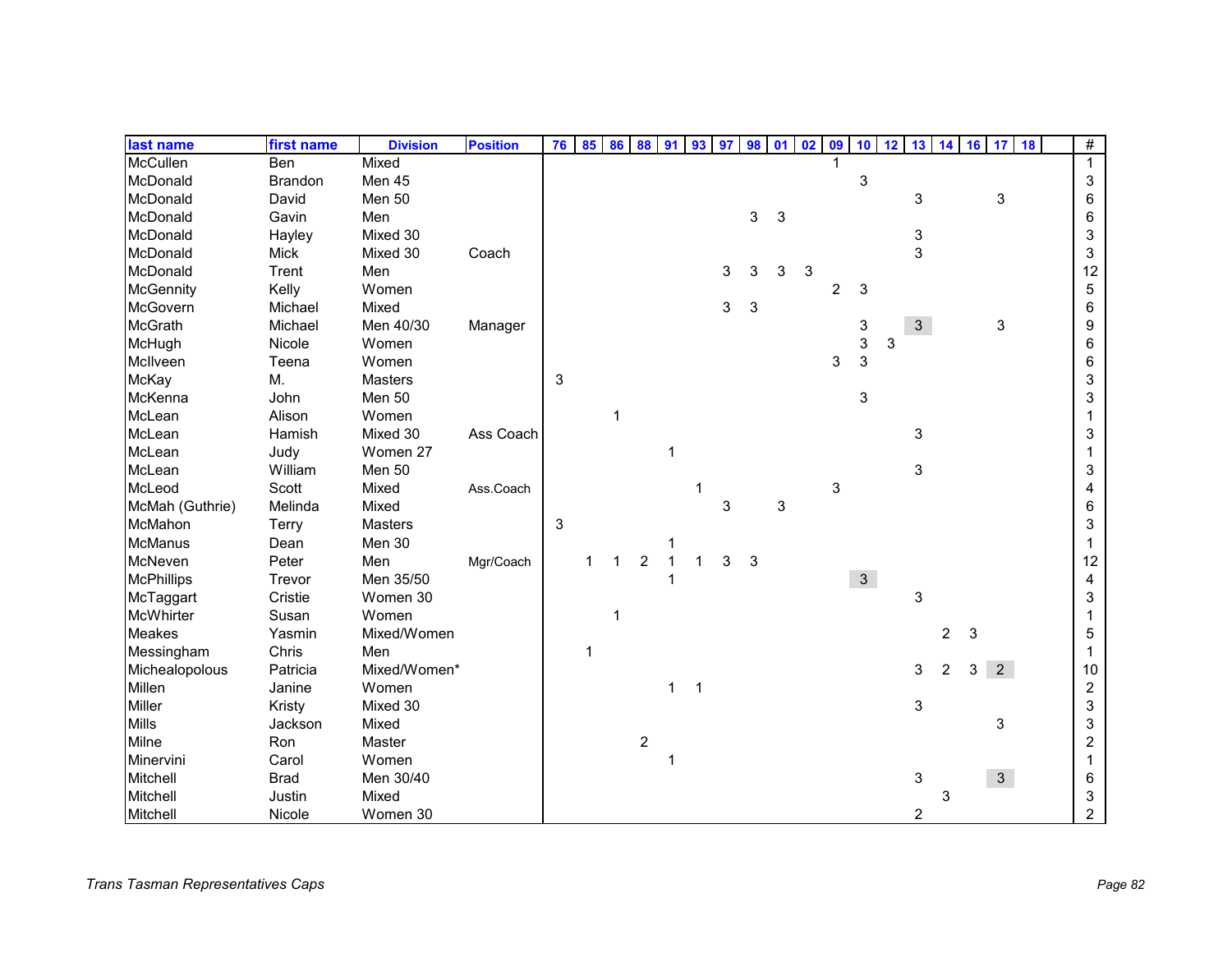| last name | first name | Division | Position | 76 | 85 | 86 | 88 | 91 | 93 | 97 | 98 | 01 | 02 | 09 | 10 | 12 | 13 | 14 | 16 | 17 | 18 | | # |
|---|---|---|---|---|---|---|---|---|---|---|---|---|---|---|---|---|---|---|---|---|---|---|---|
| McCullen | Ben | Mixed | | | | | | | | | | | | 1 | | | | | | | | | 1 |
| McDonald | Brandon | Men 45 | | | | | | | | | | | | | 3 | | | | | | | | 3 |
| McDonald | David | Men 50 | | | | | | | | | | | | | | | 3 | | | 3 | | | 6 |
| McDonald | Gavin | Men | | | | | | | | | 3 | 3 | | | | | | | | | | | 6 |
| McDonald | Hayley | Mixed 30 | | | | | | | | | | | | | | | 3 | | | | | | 3 |
| McDonald | Mick | Mixed 30 | Coach | | | | | | | | | | | | | | 3 | | | | | | 3 |
| McDonald | Trent | Men | | | | | | | | 3 | 3 | 3 | 3 | | | | | | | | | | 12 |
| McGennity | Kelly | Women | | | | | | | | | | | | 2 | 3 | | | | | | | | 5 |
| McGovern | Michael | Mixed | | | | | | | | 3 | 3 | | | | | | | | | | | | 6 |
| McGrath | Michael | Men 40/30 | Manager | | | | | | | | | | | | 3 | | 3 | | | 3 | | | 9 |
| McHugh | Nicole | Women | | | | | | | | | | | | | 3 | 3 | | | | | | | 6 |
| McIlveen | Teena | Women | | | | | | | | | | | | 3 | 3 | | | | | | | | 6 |
| McKay | M. | Masters | | 3 | | | | | | | | | | | | | | | | | | | 3 |
| McKenna | John | Men 50 | | | | | | | | | | | | | 3 | | | | | | | | 3 |
| McLean | Alison | Women | | | | 1 | | | | | | | | | | | | | | | | | 1 |
| McLean | Hamish | Mixed 30 | Ass Coach | | | | | | | | | | | | | | 3 | | | | | | 3 |
| McLean | Judy | Women 27 | | | | | | 1 | | | | | | | | | | | | | | | 1 |
| McLean | William | Men 50 | | | | | | | | | | | | | | | 3 | | | | | | 3 |
| McLeod | Scott | Mixed | Ass.Coach | | | | | | 1 | | | | | 3 | | | | | | | | | 4 |
| McMah (Guthrie) | Melinda | Mixed | | | | | | | | 3 | | 3 | | | | | | | | | | | 6 |
| McMahon | Terry | Masters | | 3 | | | | | | | | | | | | | | | | | | | 3 |
| McManus | Dean | Men 30 | | | | | | 1 | | | | | | | | | | | | | | | 1 |
| McNeven | Peter | Men | Mgr/Coach | | 1 | 1 | 2 | 1 | 1 | 3 | 3 | | | | | | | | | | | | 12 |
| McPhillips | Trevor | Men 35/50 | | | | | | 1 | | | | | | | 3 | | | | | | | | 4 |
| McTaggart | Cristie | Women 30 | | | | | | | | | | | | | | | 3 | | | | | | 3 |
| McWhirter | Susan | Women | | | | 1 | | | | | | | | | | | | | | | | | 1 |
| Meakes | Yasmin | Mixed/Women | | | | | | | | | | | | | | | | 2 | 3 | | | | 5 |
| Messingham | Chris | Men | | | 1 | | | | | | | | | | | | | | | | | | 1 |
| Michealopolous | Patricia | Mixed/Women* | | | | | | | | | | | | | | | 3 | 2 | 3 | 2 | | | 10 |
| Millen | Janine | Women | | | | | | 1 | 1 | | | | | | | | | | | | | | 2 |
| Miller | Kristy | Mixed 30 | | | | | | | | | | | | | | | 3 | | | | | | 3 |
| Mills | Jackson | Mixed | | | | | | | | | | | | | | | | | | 3 | | | 3 |
| Milne | Ron | Master | | | | | 2 | | | | | | | | | | | | | | | | 2 |
| Minervini | Carol | Women | | | | | | 1 | | | | | | | | | | | | | | | 1 |
| Mitchell | Brad | Men 30/40 | | | | | | | | | | | | | | | 3 | | | 3 | | | 6 |
| Mitchell | Justin | Mixed | | | | | | | | | | | | | | | | 3 | | | | | 3 |
| Mitchell | Nicole | Women 30 | | | | | | | | | | | | | | | 2 | | | | | | 2 |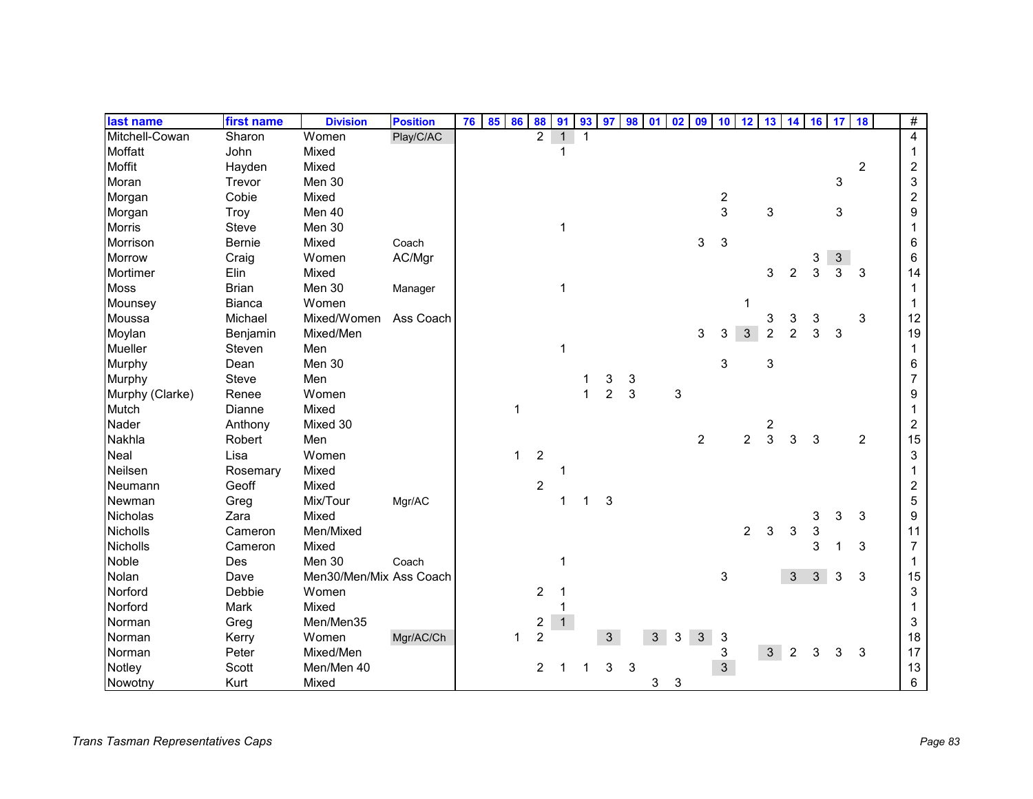| last name | first name | Division | Position | 76 | 85 | 86 | 88 | 91 | 93 | 97 | 98 | 01 | 02 | 09 | 10 | 12 | 13 | 14 | 16 | 17 | 18 | | # |
|---|---|---|---|---|---|---|---|---|---|---|---|---|---|---|---|---|---|---|---|---|---|---|---|
| Mitchell-Cowan | Sharon | Women | Play/C/AC | | | | 2 | 1 | 1 | | | | | | | | | | | | | | 4 |
| Moffatt | John | Mixed | | | | | | 1 | | | | | | | | | | | | | | | 1 |
| Moffit | Hayden | Mixed | | | | | | | | | | | | | | | | | | | 2 | | 2 |
| Moran | Trevor | Men 30 | | | | | | | | | | | | | | | | | | 3 | | | 3 |
| Morgan | Cobie | Mixed | | | | | | | | | | | | | 2 | | | | | | | | 2 |
| Morgan | Troy | Men 40 | | | | | | | | | | | | | 3 | | 3 | | | 3 | | | 9 |
| Morris | Steve | Men 30 | | | | | | 1 | | | | | | | | | | | | | | | 1 |
| Morrison | Bernie | Mixed | Coach | | | | | | | | | | | 3 | 3 | | | | | | | | 6 |
| Morrow | Craig | Women | AC/Mgr | | | | | | | | | | | | | | | | 3 | 3 | | | 6 |
| Mortimer | Elin | Mixed | | | | | | | | | | | | | | | 3 | 2 | 3 | 3 | 3 | | 14 |
| Moss | Brian | Men 30 | Manager | | | | | 1 | | | | | | | | | | | | | | | 1 |
| Mounsey | Bianca | Women | | | | | | | | | | | | | | 1 | | | | | | | 1 |
| Moussa | Michael | Mixed/Women | Ass Coach | | | | | | | | | | | | | | 3 | 3 | 3 | | 3 | | 12 |
| Moylan | Benjamin | Mixed/Men | | | | | | | | | | | | 3 | 3 | 3 | 2 | 2 | 3 | 3 | | | 19 |
| Mueller | Steven | Men | | | | | | 1 | | | | | | | | | | | | | | | 1 |
| Murphy | Dean | Men 30 | | | | | | | | | | | | | 3 | | 3 | | | | | | 6 |
| Murphy | Steve | Men | | | | | | | 1 | 3 | 3 | | | | | | | | | | | | 7 |
| Murphy (Clarke) | Renee | Women | | | | | | | 1 | 2 | 3 | | 3 | | | | | | | | | | 9 |
| Mutch | Dianne | Mixed | | | | 1 | | | | | | | | | | | | | | | | | 1 |
| Nader | Anthony | Mixed 30 | | | | | | | | | | | | | | | 2 | | | | | | 2 |
| Nakhla | Robert | Men | | | | | | | | | | | | 2 | | 2 | 3 | 3 | 3 | | 2 | | 15 |
| Neal | Lisa | Women | | | | 1 | 2 | | | | | | | | | | | | | | | | 3 |
| Neilsen | Rosemary | Mixed | | | | | | 1 | | | | | | | | | | | | | | | 1 |
| Neumann | Geoff | Mixed | | | | | 2 | | | | | | | | | | | | | | | | 2 |
| Newman | Greg | Mix/Tour | Mgr/AC | | | | | 1 | 1 | 3 | | | | | | | | | | | | | 5 |
| Nicholas | Zara | Mixed | | | | | | | | | | | | | | | | | 3 | 3 | 3 | | 9 |
| Nicholls | Cameron | Men/Mixed | | | | | | | | | | | | | | 2 | 3 | 3 | 3 | | | | 11 |
| Nicholls | Cameron | Mixed | | | | | | | | | | | | | | | | | 3 | 1 | 3 | | 7 |
| Noble | Des | Men 30 | Coach | | | | | 1 | | | | | | | | | | | | | | | 1 |
| Nolan | Dave | Men30/Men/Mix | Ass Coach | | | | | | | | | | | | 3 | | | 3 | 3 | 3 | 3 | | 15 |
| Norford | Debbie | Women | | | | | 2 | 1 | | | | | | | | | | | | | | | 3 |
| Norford | Mark | Mixed | | | | | | 1 | | | | | | | | | | | | | | | 1 |
| Norman | Greg | Men/Men35 | | | | | 2 | 1 | | | | | | | | | | | | | | | 3 |
| Norman | Kerry | Women | Mgr/AC/Ch | | | 1 | 2 | | | 3 | | 3 | 3 | 3 | 3 | | | | | | | | 18 |
| Norman | Peter | Mixed/Men | | | | | | | | | | | | | 3 | | 3 | 2 | 3 | 3 | 3 | | 17 |
| Notley | Scott | Men/Men 40 | | | | | 2 | 1 | 1 | 3 | 3 | | | | 3 | | | | | | | | 13 |
| Nowotny | Kurt | Mixed | | | | | | | | | | 3 | 3 | | | | | | | | | | 6 |

*Trans Tasman Representatives Caps*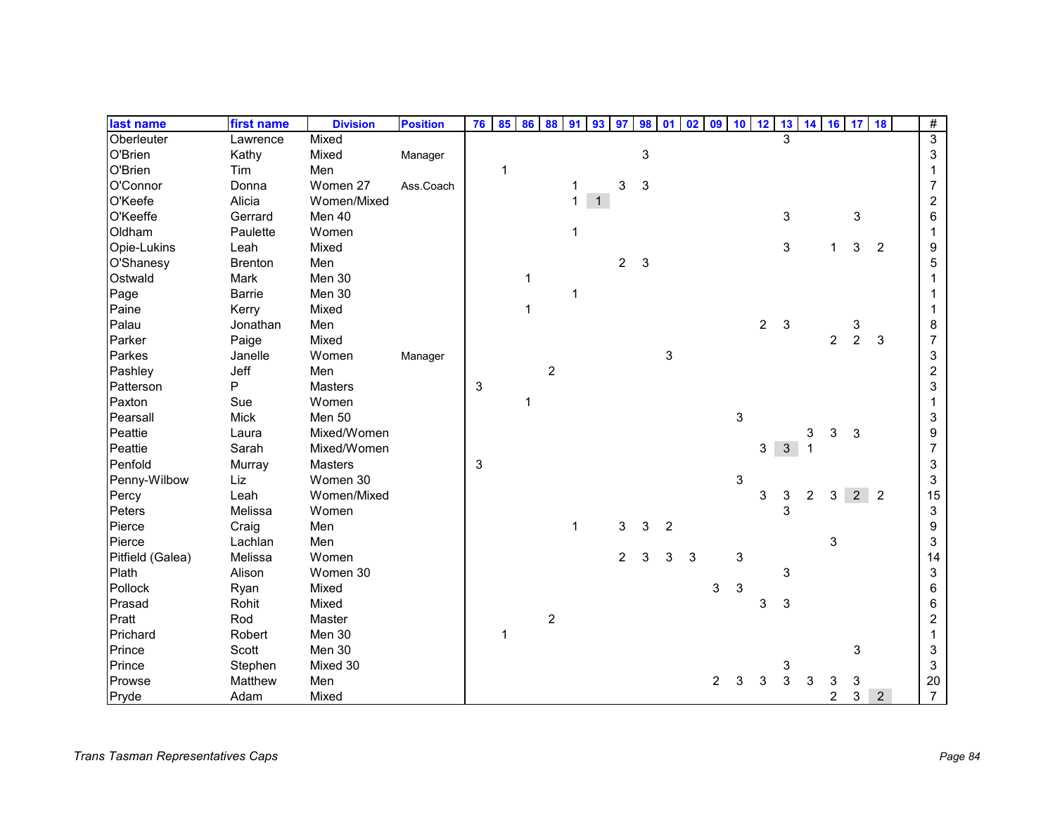| last name | first name | Division | Position | 76 | 85 | 86 | 88 | 91 | 93 | 97 | 98 | 01 | 02 | 09 | 10 | 12 | 13 | 14 | 16 | 17 | 18 | | # |
|---|---|---|---|---|---|---|---|---|---|---|---|---|---|---|---|---|---|---|---|---|---|---|---|
| Oberleuter | Lawrence | Mixed | | | | | | | | | | | | | | | 3 | | | | | | 3 |
| O'Brien | Kathy | Mixed | Manager | | | | | | | | 3 | | | | | | | | | | | | 3 |
| O'Brien | Tim | Men | | | 1 | | | | | | | | | | | | | | | | | | 1 |
| O'Connor | Donna | Women 27 | Ass.Coach | | | | | 1 | | 3 | 3 | | | | | | | | | | | | 7 |
| O'Keefe | Alicia | Women/Mixed | | | | | | 1 | 1 | | | | | | | | | | | | | | 2 |
| O'Keeffe | Gerrard | Men 40 | | | | | | | | | | | | | | | 3 | | | 3 | | | 6 |
| Oldham | Paulette | Women | | | | | | 1 | | | | | | | | | | | | | | | 1 |
| Opie-Lukins | Leah | Mixed | | | | | | | | | | | | | | | 3 | | 1 | 3 | 2 | | 9 |
| O'Shanesy | Brenton | Men | | | | | | | | 2 | 3 | | | | | | | | | | | | 5 |
| Ostwald | Mark | Men 30 | | | | 1 | | | | | | | | | | | | | | | | | 1 |
| Page | Barrie | Men 30 | | | | | | 1 | | | | | | | | | | | | | | | 1 |
| Paine | Kerry | Mixed | | | | 1 | | | | | | | | | | | | | | | | | 1 |
| Palau | Jonathan | Men | | | | | | | | | | | | | | 2 | 3 | | | 3 | | | 8 |
| Parker | Paige | Mixed | | | | | | | | | | | | | | | | | 2 | 2 | 3 | | 7 |
| Parkes | Janelle | Women | Manager | | | | | | | | | 3 | | | | | | | | | | | 3 |
| Pashley | Jeff | Men | | | | | 2 | | | | | | | | | | | | | | | | 2 |
| Patterson | P | Masters | | 3 | | | | | | | | | | | | | | | | | | | 3 |
| Paxton | Sue | Women | | | | 1 | | | | | | | | | | | | | | | | | 1 |
| Pearsall | Mick | Men 50 | | | | | | | | | | | | | 3 | | | | | | | | 3 |
| Peattie | Laura | Mixed/Women | | | | | | | | | | | | | | | | 3 | 3 | 3 | | | 9 |
| Peattie | Sarah | Mixed/Women | | | | | | | | | | | | | | 3 | 3 | 1 | | | | | 7 |
| Penfold | Murray | Masters | | 3 | | | | | | | | | | | | | | | | | | | 3 |
| Penny-Wilbow | Liz | Women 30 | | | | | | | | | | | | | 3 | | | | | | | | 3 |
| Percy | Leah | Women/Mixed | | | | | | | | | | | | | | 3 | 3 | 2 | 3 | 2 | 2 | | 15 |
| Peters | Melissa | Women | | | | | | | | | | | | | | | 3 | | | | | | 3 |
| Pierce | Craig | Men | | | | | | 1 | | 3 | 3 | 2 | | | | | | | | | | | 9 |
| Pierce | Lachlan | Men | | | | | | | | | | | | | | | | | 3 | | | | 3 |
| Pitfield (Galea) | Melissa | Women | | | | | | | | 2 | 3 | 3 | 3 | | 3 | | | | | | | | 14 |
| Plath | Alison | Women 30 | | | | | | | | | | | | | | | 3 | | | | | | 3 |
| Pollock | Ryan | Mixed | | | | | | | | | | | | 3 | 3 | | | | | | | | 6 |
| Prasad | Rohit | Mixed | | | | | | | | | | | | | | 3 | 3 | | | | | | 6 |
| Pratt | Rod | Master | | | | | 2 | | | | | | | | | | | | | | | | 2 |
| Prichard | Robert | Men 30 | | | 1 | | | | | | | | | | | | | | | | | | 1 |
| Prince | Scott | Men 30 | | | | | | | | | | | | | | | | | | 3 | | | 3 |
| Prince | Stephen | Mixed 30 | | | | | | | | | | | | | | | 3 | | | | | | 3 |
| Prowse | Matthew | Men | | | | | | | | | | | | 2 | 3 | 3 | 3 | 3 | 3 | 3 | | | 20 |
| Pryde | Adam | Mixed | | | | | | | | | | | | | | | | | 2 | 3 | 2 | | 7 |

*Trans Tasman Representatives Caps*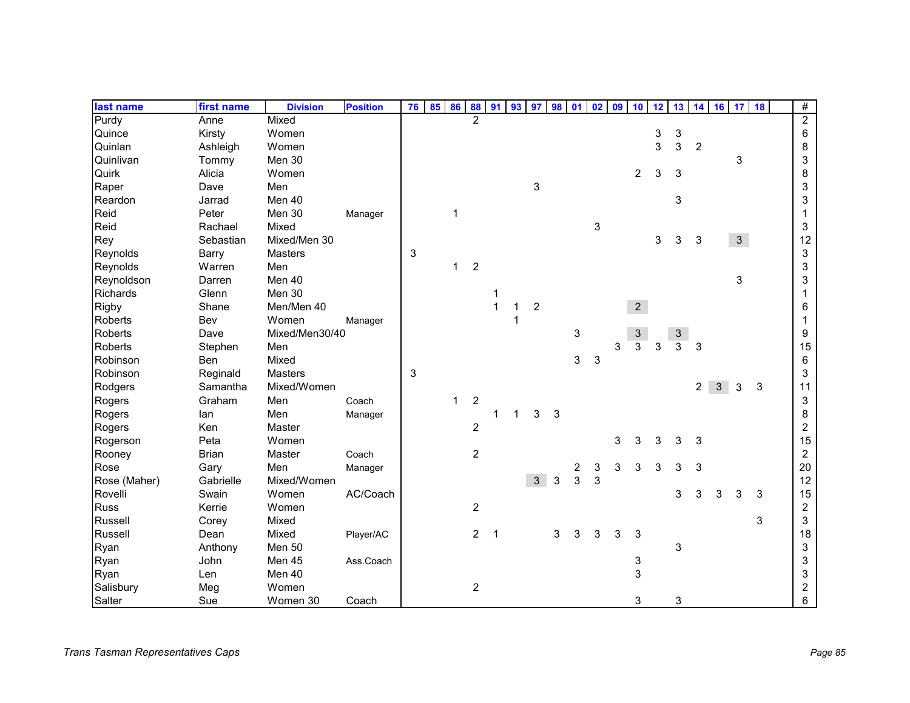| last name | first name | Division | Position | 76 | 85 | 86 | 88 | 91 | 93 | 97 | 98 | 01 | 02 | 09 | 10 | 12 | 13 | 14 | 16 | 17 | 18 | | # |
|---|---|---|---|---|---|---|---|---|---|---|---|---|---|---|---|---|---|---|---|---|---|---|---|
| Purdy | Anne | Mixed | | | | | 2 | | | | | | | | | | | | | | | | 2 |
| Quince | Kirsty | Women | | | | | | | | | | | | | | 3 | 3 | | | | | | 6 |
| Quinlan | Ashleigh | Women | | | | | | | | | | | | | | 3 | 3 | 2 | | | | | 8 |
| Quinlivan | Tommy | Men 30 | | | | | | | | | | | | | | | | | | 3 | | | 3 |
| Quirk | Alicia | Women | | | | | | | | | | | | | 2 | 3 | 3 | | | | | | 8 |
| Raper | Dave | Men | | | | | | | | 3 | | | | | | | | | | | | | 3 |
| Reardon | Jarrad | Men 40 | | | | | | | | | | | | | | | 3 | | | | | | 3 |
| Reid | Peter | Men 30 | Manager | | | 1 | | | | | | | | | | | | | | | | | 1 |
| Reid | Rachael | Mixed | | | | | | | | | | | 3 | | | | | | | | | | 3 |
| Rey | Sebastian | Mixed/Men 30 | | | | | | | | | | | | | | 3 | 3 | 3 | | 3 | | | 12 |
| Reynolds | Barry | Masters | | 3 | | | | | | | | | | | | | | | | | | | 3 |
| Reynolds | Warren | Men | | | | 1 | 2 | | | | | | | | | | | | | | | | 3 |
| Reynoldson | Darren | Men 40 | | | | | | | | | | | | | | | | | | 3 | | | 3 |
| Richards | Glenn | Men 30 | | | | | | 1 | | | | | | | | | | | | | | | 1 |
| Rigby | Shane | Men/Men 40 | | | | | | 1 | 1 | 2 | | | | | 2 | | | | | | | | 6 |
| Roberts | Bev | Women | Manager | | | | | | 1 | | | | | | | | | | | | | | 1 |
| Roberts | Dave | Mixed/Men30/40 | | | | | | | | | | 3 | | | 3 | | 3 | | | | | | 9 |
| Roberts | Stephen | Men | | | | | | | | | | | | 3 | 3 | 3 | 3 | 3 | | | | | 15 |
| Robinson | Ben | Mixed | | | | | | | | | | 3 | 3 | | | | | | | | | | 6 |
| Robinson | Reginald | Masters | | 3 | | | | | | | | | | | | | | | | | | | 3 |
| Rodgers | Samantha | Mixed/Women | | | | | | | | | | | | | | | | 2 | 3 | 3 | 3 | | 11 |
| Rogers | Graham | Men | Coach | | | 1 | 2 | | | | | | | | | | | | | | | | 3 |
| Rogers | Ian | Men | Manager | | | | | 1 | 1 | 3 | 3 | | | | | | | | | | | | 8 |
| Rogers | Ken | Master | | | | | 2 | | | | | | | | | | | | | | | | 2 |
| Rogerson | Peta | Women | | | | | | | | | | | | 3 | 3 | 3 | 3 | 3 | | | | | 15 |
| Rooney | Brian | Master | Coach | | | | 2 | | | | | | | | | | | | | | | | 2 |
| Rose | Gary | Men | Manager | | | | | | | | | 2 | 3 | 3 | 3 | 3 | 3 | 3 | | | | | 20 |
| Rose (Maher) | Gabrielle | Mixed/Women | | | | | | | | 3 | 3 | 3 | 3 | | | | | | | | | | 12 |
| Rovelli | Swain | Women | AC/Coach | | | | | | | | | | | | | | 3 | 3 | 3 | 3 | 3 | | 15 |
| Russ | Kerrie | Women | | | | | 2 | | | | | | | | | | | | | | | | 2 |
| Russell | Corey | Mixed | | | | | | | | | | | | | | | | | | | 3 | | 3 |
| Russell | Dean | Mixed | Player/AC | | | | 2 | 1 | | | 3 | 3 | 3 | 3 | 3 | | | | | | | | 18 |
| Ryan | Anthony | Men 50 | | | | | | | | | | | | | | | 3 | | | | | | 3 |
| Ryan | John | Men 45 | Ass.Coach | | | | | | | | | | | | 3 | | | | | | | | 3 |
| Ryan | Len | Men 40 | | | | | | | | | | | | | 3 | | | | | | | | 3 |
| Salisbury | Meg | Women | | | | | 2 | | | | | | | | | | | | | | | | 2 |
| Salter | Sue | Women 30 | Coach | | | | | | | | | | | | 3 | | 3 | | | | | | 6 |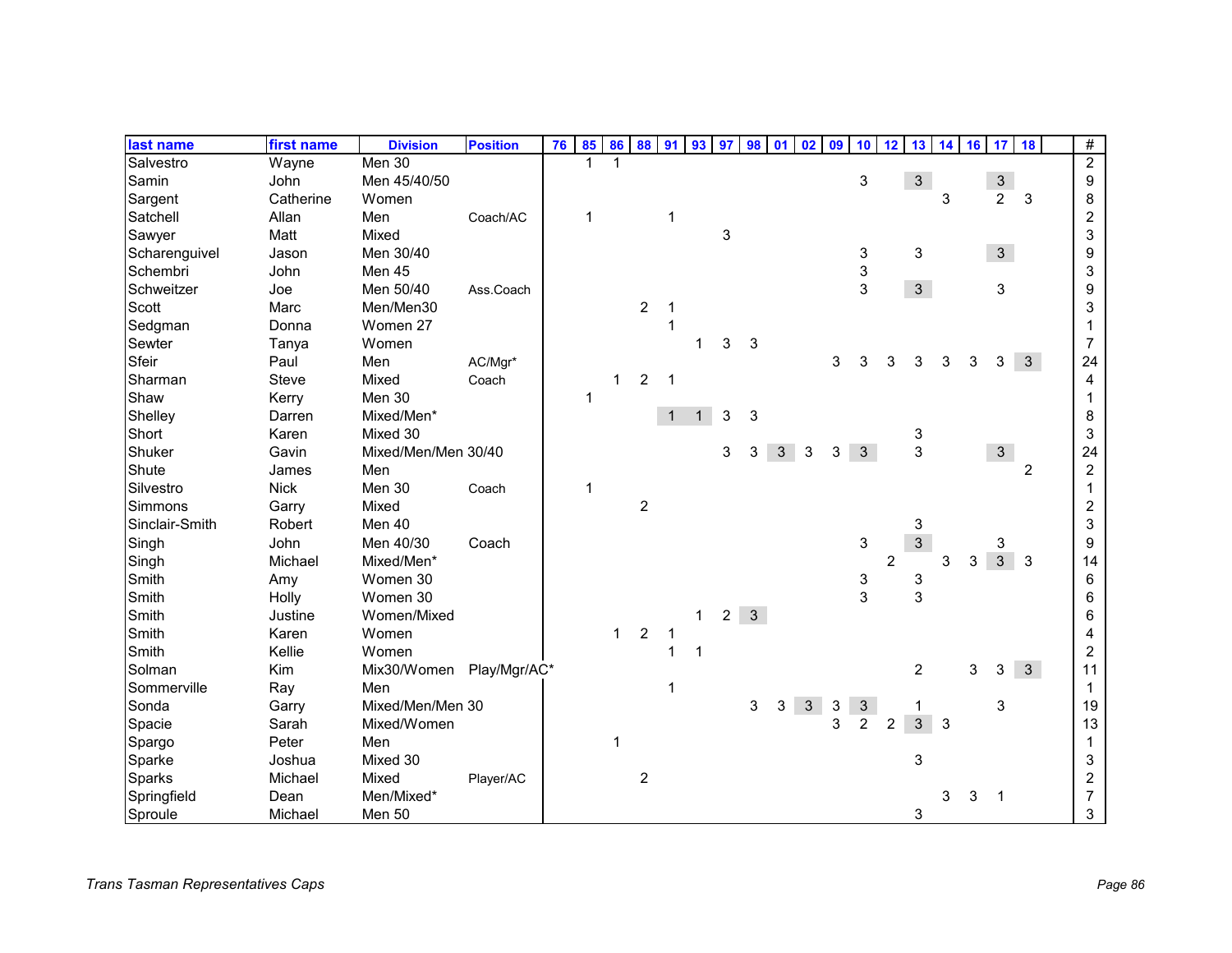| last name | first name | Division | Position | 76 | 85 | 86 | 88 | 91 | 93 | 97 | 98 | 01 | 02 | 09 | 10 | 12 | 13 | 14 | 16 | 17 | 18 | | # |
|---|---|---|---|---|---|---|---|---|---|---|---|---|---|---|---|---|---|---|---|---|---|---|---|
| Salvestro | Wayne | Men 30 | | | 1 | 1 | | | | | | | | | | | | | | | | | 2 |
| Samin | John | Men 45/40/50 | | | | | | | | | | | | | 3 | | 3 | | | 3 | | | 9 |
| Sargent | Catherine | Women | | | | | | | | | | | | | | | | 3 | | 2 | 3 | | 8 |
| Satchell | Allan | Men | Coach/AC | | 1 | | | 1 | | | | | | | | | | | | | | | 2 |
| Sawyer | Matt | Mixed | | | | | | | | 3 | | | | | | | | | | | | | 3 |
| Scharenguivel | Jason | Men 30/40 | | | | | | | | | | | | | 3 | | 3 | | | 3 | | | 9 |
| Schembri | John | Men 45 | | | | | | | | | | | | | 3 | | | | | | | | 3 |
| Schweitzer | Joe | Men 50/40 | Ass.Coach | | | | | | | | | | | | 3 | | 3 | | | 3 | | | 9 |
| Scott | Marc | Men/Men30 | | | | | 2 | 1 | | | | | | | | | | | | | | | 3 |
| Sedgman | Donna | Women 27 | | | | | | 1 | | | | | | | | | | | | | | | 1 |
| Sewter | Tanya | Women | | | | | | | 1 | 3 | 3 | | | | | | | | | | | | 7 |
| Sfeir | Paul | Men | AC/Mgr* | | | | | | | | | | | 3 | 3 | 3 | 3 | 3 | 3 | 3 | 3 | | 24 |
| Sharman | Steve | Mixed | Coach | | | 1 | 2 | 1 | | | | | | | | | | | | | | | 4 |
| Shaw | Kerry | Men 30 | | | 1 | | | | | | | | | | | | | | | | | | 1 |
| Shelley | Darren | Mixed/Men* | | | | | | 1 | 1 | 3 | 3 | | | | | | | | | | | | 8 |
| Short | Karen | Mixed 30 | | | | | | | | | | | | | | | 3 | | | | | | 3 |
| Shuker | Gavin | Mixed/Men/Men 30/40 | | | | | | | | 3 | 3 | 3 | 3 | 3 | 3 | | 3 | | | 3 | | | 24 |
| Shute | James | Men | | | | | | | | | | | | | | | | | | | 2 | | 2 |
| Silvestro | Nick | Men 30 | Coach | | 1 | | | | | | | | | | | | | | | | | | 1 |
| Simmons | Garry | Mixed | | | | | 2 | | | | | | | | | | | | | | | | 2 |
| Sinclair-Smith | Robert | Men 40 | | | | | | | | | | | | | | | 3 | | | | | | 3 |
| Singh | John | Men 40/30 | Coach | | | | | | | | | | | | 3 | | 3 | | | 3 | | | 9 |
| Singh | Michael | Mixed/Men* | | | | | | | | | | | | | | 2 | | 3 | 3 | 3 | 3 | | 14 |
| Smith | Amy | Women 30 | | | | | | | | | | | | | 3 | | 3 | | | | | | 6 |
| Smith | Holly | Women 30 | | | | | | | | | | | | | 3 | | 3 | | | | | | 6 |
| Smith | Justine | Women/Mixed | | | | | | | 1 | 2 | 3 | | | | | | | | | | | | 6 |
| Smith | Karen | Women | | | | 1 | 2 | 1 | | | | | | | | | | | | | | | 4 |
| Smith | Kellie | Women | | | | | | 1 | 1 | | | | | | | | | | | | | | 2 |
| Solman | Kim | Mix30/Women | Play/Mgr/AC* | | | | | | | | | | | | | | 2 | | 3 | 3 | 3 | | 11 |
| Sommerville | Ray | Men | | | | | | 1 | | | | | | | | | | | | | | | 1 |
| Sonda | Garry | Mixed/Men/Men 30 | | | | | | | | | 3 | 3 | 3 | 3 | 3 | | 1 | | | 3 | | | 19 |
| Spacie | Sarah | Mixed/Women | | | | | | | | | | | | 3 | 2 | 2 | 3 | 3 | | | | | 13 |
| Spargo | Peter | Men | | | | 1 | | | | | | | | | | | | | | | | | 1 |
| Sparke | Joshua | Mixed 30 | | | | | | | | | | | | | | | 3 | | | | | | 3 |
| Sparks | Michael | Mixed | Player/AC | | | | 2 | | | | | | | | | | | | | | | | 2 |
| Springfield | Dean | Men/Mixed* | | | | | | | | | | | | | | | | 3 | 3 | 1 | | | 7 |
| Sproule | Michael | Men 50 | | | | | | | | | | | | | | | 3 | | | | | | 3 |

*Trans Tasman Representatives Caps*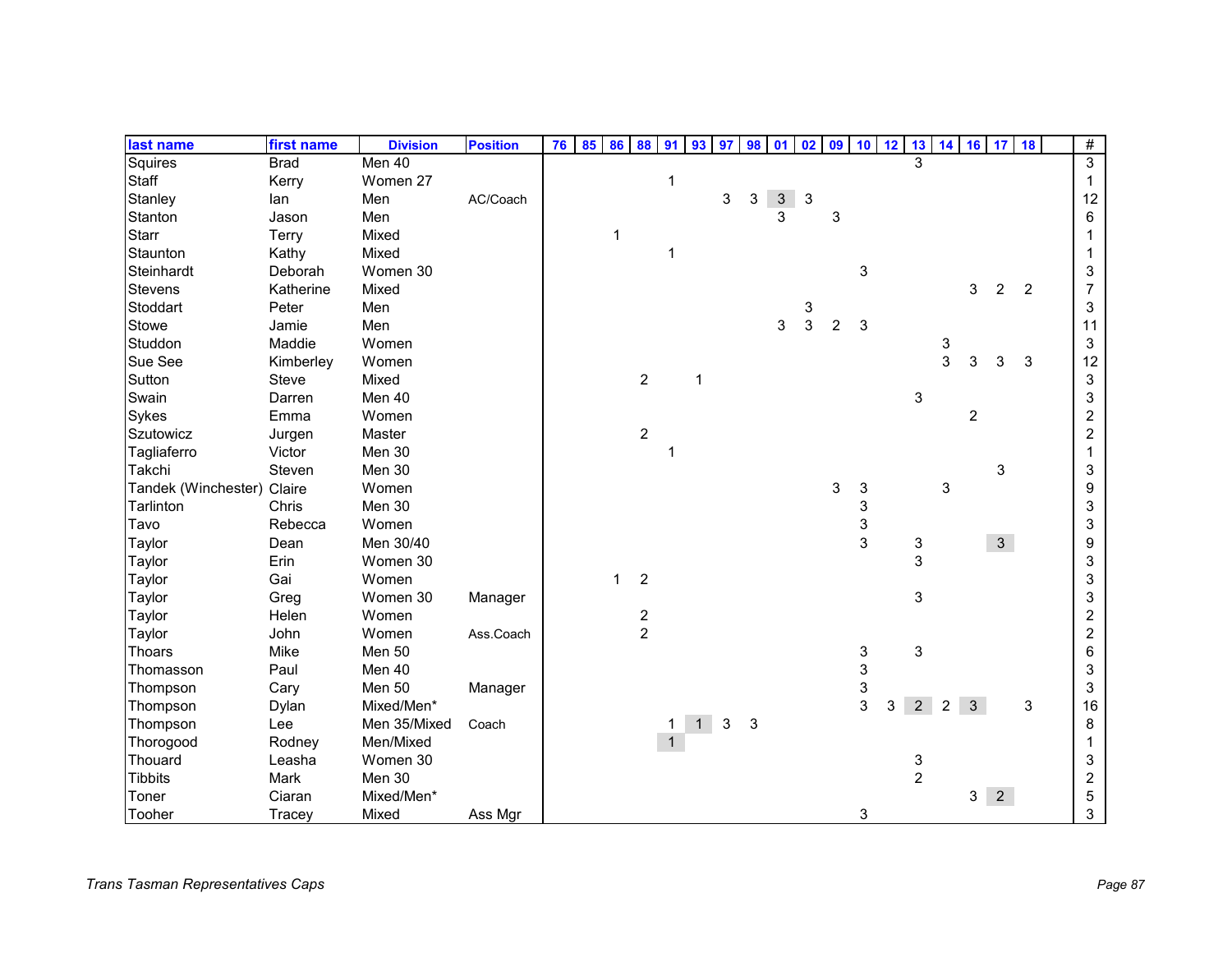| last name | first name | Division | Position | 76 | 85 | 86 | 88 | 91 | 93 | 97 | 98 | 01 | 02 | 09 | 10 | 12 | 13 | 14 | 16 | 17 | 18 | | # |
|---|---|---|---|---|---|---|---|---|---|---|---|---|---|---|---|---|---|---|---|---|---|---|---|
| Squires | Brad | Men 40 | | | | | | | | | | | | | | | 3 | | | | | | 3 |
| Staff | Kerry | Women 27 | | | | | | 1 | | | | | | | | | | | | | | | 1 |
| Stanley | Ian | Men | AC/Coach | | | | | | | 3 | 3 | 3 | 3 | | | | | | | | | | 12 |
| Stanton | Jason | Men | | | | | | | | | | 3 | | 3 | | | | | | | | | 6 |
| Starr | Terry | Mixed | | | | 1 | | | | | | | | | | | | | | | | | 1 |
| Staunton | Kathy | Mixed | | | | | | 1 | | | | | | | | | | | | | | | 1 |
| Steinhardt | Deborah | Women 30 | | | | | | | | | | | | | 3 | | | | | | | | 3 |
| Stevens | Katherine | Mixed | | | | | | | | | | | | | | | | | 3 | 2 | 2 | | 7 |
| Stoddart | Peter | Men | | | | | | | | | | | 3 | | | | | | | | | | 3 |
| Stowe | Jamie | Men | | | | | | | | | | 3 | 3 | 2 | 3 | | | | | | | | 11 |
| Studdon | Maddie | Women | | | | | | | | | | | | | | | | 3 | | | | | 3 |
| Sue See | Kimberley | Women | | | | | | | | | | | | | | | | 3 | 3 | 3 | 3 | | 12 |
| Sutton | Steve | Mixed | | | | | 2 | | 1 | | | | | | | | | | | | | | 3 |
| Swain | Darren | Men 40 | | | | | | | | | | | | | | | 3 | | | | | | 3 |
| Sykes | Emma | Women | | | | | | | | | | | | | | | | | 2 | | | | 2 |
| Szutowicz | Jurgen | Master | | | | | 2 | | | | | | | | | | | | | | | | 2 |
| Tagliaferro | Victor | Men 30 | | | | | | 1 | | | | | | | | | | | | | | | 1 |
| Takchi | Steven | Men 30 | | | | | | | | | | | | | | | | | | 3 | | | 3 |
| Tandek (Winchester) | Claire | Women | | | | | | | | | | | | 3 | 3 | | | 3 | | | | | 9 |
| Tarlinton | Chris | Men 30 | | | | | | | | | | | | | 3 | | | | | | | | 3 |
| Tavo | Rebecca | Women | | | | | | | | | | | | | 3 | | | | | | | | 3 |
| Taylor | Dean | Men 30/40 | | | | | | | | | | | | | 3 | | 3 | | | 3 | | | 9 |
| Taylor | Erin | Women 30 | | | | | | | | | | | | | | | 3 | | | | | | 3 |
| Taylor | Gai | Women | | | | 1 | 2 | | | | | | | | | | | | | | | | 3 |
| Taylor | Greg | Women 30 | Manager | | | | | | | | | | | | | | 3 | | | | | | 3 |
| Taylor | Helen | Women | | | | | 2 | | | | | | | | | | | | | | | | 2 |
| Taylor | John | Women | Ass.Coach | | | | 2 | | | | | | | | | | | | | | | | 2 |
| Thoars | Mike | Men 50 | | | | | | | | | | | | | 3 | | 3 | | | | | | 6 |
| Thomasson | Paul | Men 40 | | | | | | | | | | | | | 3 | | | | | | | | 3 |
| Thompson | Cary | Men 50 | Manager | | | | | | | | | | | | 3 | | | | | | | | 3 |
| Thompson | Dylan | Mixed/Men* | | | | | | | | | | | | | 3 | 3 | 2 | 2 | 3 | | 3 | | 16 |
| Thompson | Lee | Men 35/Mixed | Coach | | | | | 1 | 1 | 3 | 3 | | | | | | | | | | | | 8 |
| Thorogood | Rodney | Men/Mixed | | | | | | 1 | | | | | | | | | | | | | | | 1 |
| Thouard | Leasha | Women 30 | | | | | | | | | | | | | | | 3 | | | | | | 3 |
| Tibbits | Mark | Men 30 | | | | | | | | | | | | | | | 2 | | | | | | 2 |
| Toner | Ciaran | Mixed/Men* | | | | | | | | | | | | | | | | | 3 | 2 | | | 5 |
| Tooher | Tracey | Mixed | Ass Mgr | | | | | | | | | | | | 3 | | | | | | | | 3 |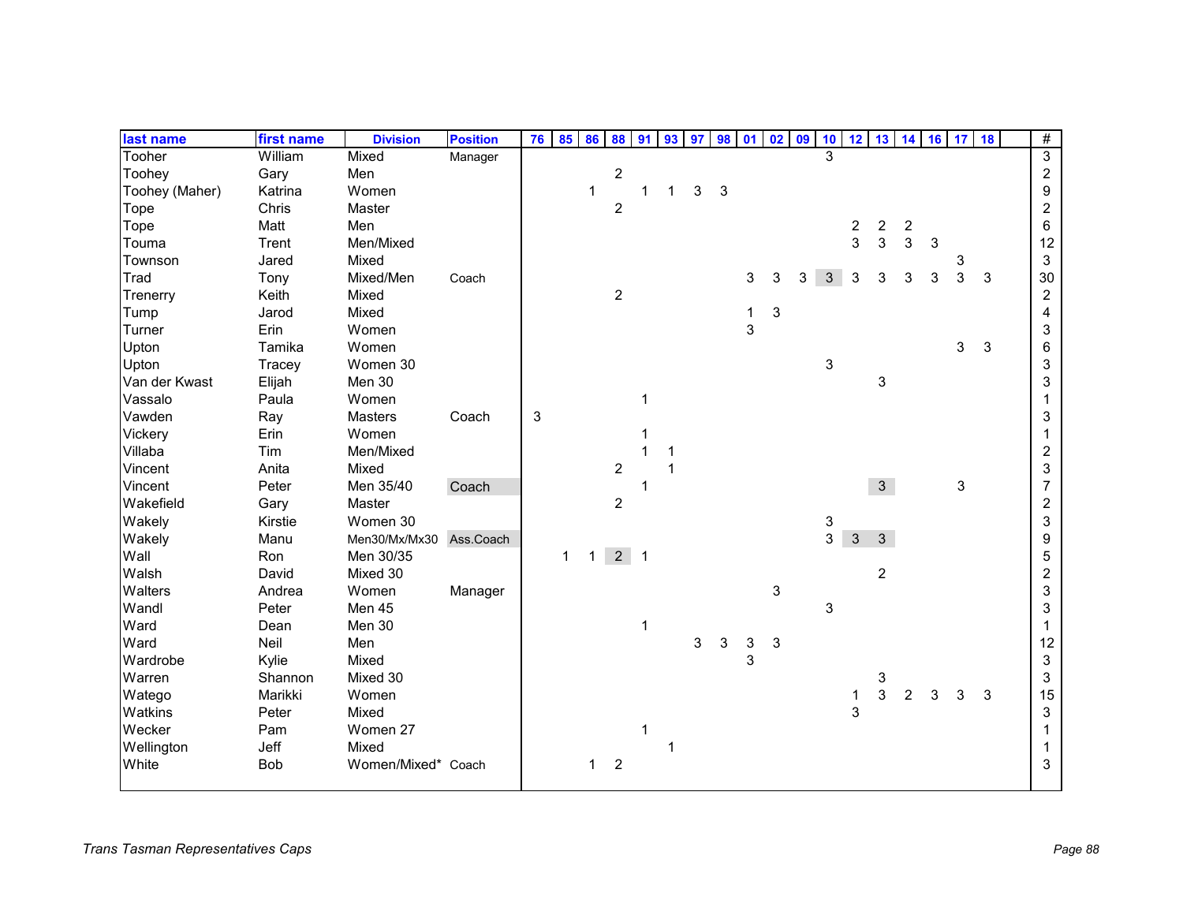| last name | first name | Division | Position | 76 | 85 | 86 | 88 | 91 | 93 | 97 | 98 | 01 | 02 | 09 | 10 | 12 | 13 | 14 | 16 | 17 | 18 | | # |
|---|---|---|---|---|---|---|---|---|---|---|---|---|---|---|---|---|---|---|---|---|---|---|---|
| Tooher | William | Mixed | Manager | | | | | | | | | | | | 3 | | | | | | | | 3 |
| Toohey | Gary | Men | | | | | 2 | | | | | | | | | | | | | | | | 2 |
| Toohey (Maher) | Katrina | Women | | | | 1 | | 1 | 1 | 3 | 3 | | | | | | | | | | | | 9 |
| Tope | Chris | Master | | | | | 2 | | | | | | | | | | | | | | | | 2 |
| Tope | Matt | Men | | | | | | | | | | | | | | 2 | 2 | 2 | | | | | 6 |
| Touma | Trent | Men/Mixed | | | | | | | | | | | | | | 3 | 3 | 3 | 3 | | | | 12 |
| Townson | Jared | Mixed | | | | | | | | | | | | | | | | | | 3 | | | 3 |
| Trad | Tony | Mixed/Men | Coach | | | | | | | | | 3 | 3 | 3 | 3 | 3 | 3 | 3 | 3 | 3 | 3 | | 30 |
| Trenerry | Keith | Mixed | | | | | 2 | | | | | | | | | | | | | | | | 2 |
| Tump | Jarod | Mixed | | | | | | | | | | 1 | 3 | | | | | | | | | | 4 |
| Turner | Erin | Women | | | | | | | | | | 3 | | | | | | | | | | | 3 |
| Upton | Tamika | Women | | | | | | | | | | | | | | | | | | 3 | 3 | | 6 |
| Upton | Tracey | Women 30 | | | | | | | | | | | | | 3 | | | | | | | | 3 |
| Van der Kwast | Elijah | Men 30 | | | | | | | | | | | | | | | 3 | | | | | | 3 |
| Vassalo | Paula | Women | | | | | | 1 | | | | | | | | | | | | | | | 1 |
| Vawden | Ray | Masters | Coach | 3 | | | | | | | | | | | | | | | | | | | 3 |
| Vickery | Erin | Women | | | | | | 1 | | | | | | | | | | | | | | | 1 |
| Villaba | Tim | Men/Mixed | | | | | | 1 | 1 | | | | | | | | | | | | | | 2 |
| Vincent | Anita | Mixed | | | | | 2 | | 1 | | | | | | | | | | | | | | 3 |
| Vincent | Peter | Men 35/40 | Coach | | | | | 1 | | | | | | | | | 3 | | | 3 | | | 7 |
| Wakefield | Gary | Master | | | | | 2 | | | | | | | | | | | | | | | | 2 |
| Wakely | Kirstie | Women 30 | | | | | | | | | | | | | 3 | | | | | | | | 3 |
| Wakely | Manu | Men30/Mx/Mx30 | Ass.Coach | | | | | | | | | | | | 3 | 3 | 3 | | | | | | 9 |
| Wall | Ron | Men 30/35 | | | 1 | 1 | 2 | 1 | | | | | | | | | | | | | | | 5 |
| Walsh | David | Mixed 30 | | | | | | | | | | | | | | | 2 | | | | | | 2 |
| Walters | Andrea | Women | Manager | | | | | | | | | | 3 | | | | | | | | | | 3 |
| Wandl | Peter | Men 45 | | | | | | | | | | | | | 3 | | | | | | | | 3 |
| Ward | Dean | Men 30 | | | | | | 1 | | | | | | | | | | | | | | | 1 |
| Ward | Neil | Men | | | | | | | | 3 | 3 | 3 | 3 | | | | | | | | | | 12 |
| Wardrobe | Kylie | Mixed | | | | | | | | | | 3 | | | | | | | | | | | 3 |
| Warren | Shannon | Mixed 30 | | | | | | | | | | | | | | | 3 | | | | | | 3 |
| Watego | Marikki | Women | | | | | | | | | | | | | | 1 | 3 | 2 | 3 | 3 | 3 | | 15 |
| Watkins | Peter | Mixed | | | | | | | | | | | | | | 3 | | | | | | | 3 |
| Wecker | Pam | Women 27 | | | | | | 1 | | | | | | | | | | | | | | | 1 |
| Wellington | Jeff | Mixed | | | | | | | 1 | | | | | | | | | | | | | | 1 |
| White | Bob | Women/Mixed* | Coach | | | 1 | 2 | | | | | | | | | | | | | | | | 3 |

*Trans Tasman Representatives Caps*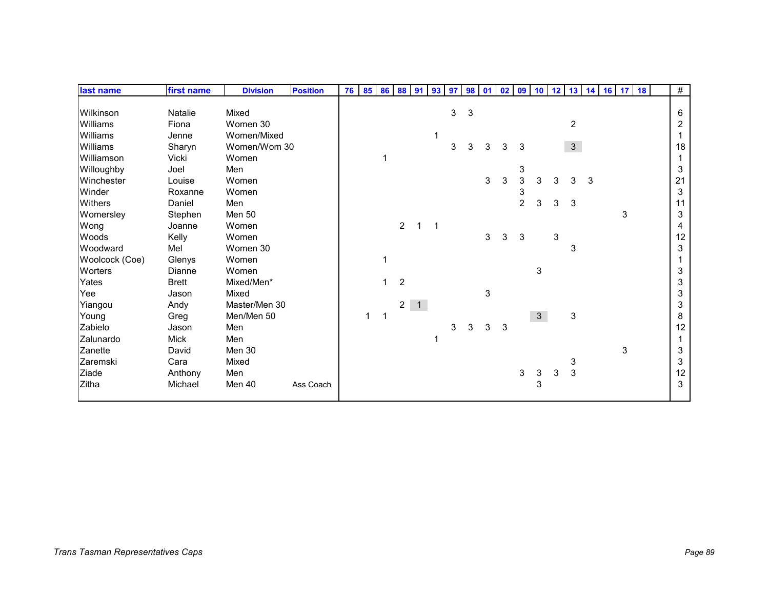| last name | first name | Division | Position | 76 | 85 | 86 | 88 | 91 | 93 | 97 | 98 | 01 | 02 | 09 | 10 | 12 | 13 | 14 | 16 | 17 | 18 | | # |
|---|---|---|---|---|---|---|---|---|---|---|---|---|---|---|---|---|---|---|---|---|---|---|---|
| Wilkinson | Natalie | Mixed | | | | | | | | 3 | 3 | | | | | | | | | | | | 6 |
| Williams | Fiona | Women 30 | | | | | | | | | | | | | | | 2 | | | | | | 2 |
| Williams | Jenne | Women/Mixed | | | | | | | 1 | | | | | | | | | | | | | | 1 |
| Williams | Sharyn | Women/Wom 30 | | | | | | | | 3 | 3 | 3 | 3 | 3 | | | 3 | | | | | | 18 |
| Williamson | Vicki | Women | | | | 1 | | | | | | | | | | | | | | | | | 1 |
| Willoughby | Joel | Men | | | | | | | | | | | | 3 | | | | | | | | | 3 |
| Winchester | Louise | Women | | | | | | | | | | 3 | 3 | 3 | 3 | 3 | 3 | 3 | | | | | 21 |
| Winder | Roxanne | Women | | | | | | | | | | | | 3 | | | | | | | | | 3 |
| Withers | Daniel | Men | | | | | | | | | | | | 2 | 3 | 3 | 3 | | | | | | 11 |
| Womersley | Stephen | Men 50 | | | | | | | | | | | | | | | | | | 3 | | | 3 |
| Wong | Joanne | Women | | | | | 2 | 1 | 1 | | | | | | | | | | | | | | 4 |
| Woods | Kelly | Women | | | | | | | | | | 3 | 3 | 3 | | 3 | | | | | | | 12 |
| Woodward | Mel | Women 30 | | | | | | | | | | | | | | | 3 | | | | | | 3 |
| Woolcock (Coe) | Glenys | Women | | | | 1 | | | | | | | | | | | | | | | | | 1 |
| Worters | Dianne | Women | | | | | | | | | | | | | 3 | | | | | | | | 3 |
| Yates | Brett | Mixed/Men* | | | | 1 | 2 | | | | | | | | | | | | | | | | 3 |
| Yee | Jason | Mixed | | | | | | | | | | 3 | | | | | | | | | | | 3 |
| Yiangou | Andy | Master/Men 30 | | | | | 2 | 1 | | | | | | | | | | | | | | | 3 |
| Young | Greg | Men/Men 50 | | | 1 | 1 | | | | | | | | | 3 | | 3 | | | | | | 8 |
| Zabielo | Jason | Men | | | | | | | | 3 | 3 | 3 | 3 | | | | | | | | | | 12 |
| Zalunardo | Mick | Men | | | | | | | 1 | | | | | | | | | | | | | | 1 |
| Zanette | David | Men 30 | | | | | | | | | | | | | | | | | | 3 | | | 3 |
| Zaremski | Cara | Mixed | | | | | | | | | | | | | | | 3 | | | | | | 3 |
| Ziade | Anthony | Men | | | | | | | | | | | | 3 | 3 | 3 | 3 | | | | | | 12 |
| Zitha | Michael | Men 40 | Ass Coach | | | | | | | | | | | | 3 | | | | | | | | 3 |